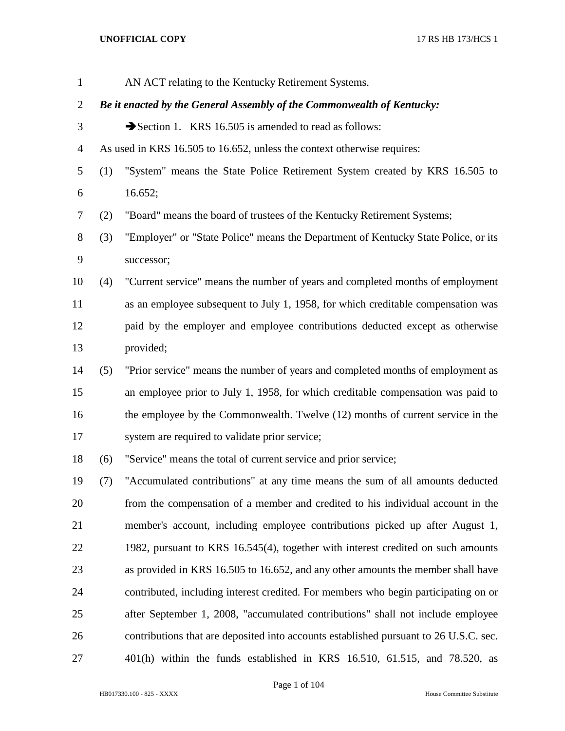AN ACT relating to the Kentucky Retirement Systems.

***Be it enacted by the General Assembly of the Commonwealth of Kentucky:***

➔Section 1. KRS 16.505 is amended to read as follows:

As used in KRS 16.505 to 16.652, unless the context otherwise requires:

(1) "System" means the State Police Retirement System created by KRS 16.505 to 16.652;

(2) "Board" means the board of trustees of the Kentucky Retirement Systems;

(3) "Employer" or "State Police" means the Department of Kentucky State Police, or its successor;

(4) "Current service" means the number of years and completed months of employment as an employee subsequent to July 1, 1958, for which creditable compensation was paid by the employer and employee contributions deducted except as otherwise provided;

(5) "Prior service" means the number of years and completed months of employment as an employee prior to July 1, 1958, for which creditable compensation was paid to the employee by the Commonwealth. Twelve (12) months of current service in the system are required to validate prior service;

(6) "Service" means the total of current service and prior service;

(7) "Accumulated contributions" at any time means the sum of all amounts deducted from the compensation of a member and credited to his individual account in the member's account, including employee contributions picked up after August 1, 1982, pursuant to KRS 16.545(4), together with interest credited on such amounts as provided in KRS 16.505 to 16.652, and any other amounts the member shall have contributed, including interest credited. For members who begin participating on or after September 1, 2008, "accumulated contributions" shall not include employee contributions that are deposited into accounts established pursuant to 26 U.S.C. sec. 401(h) within the funds established in KRS 16.510, 61.515, and 78.520, as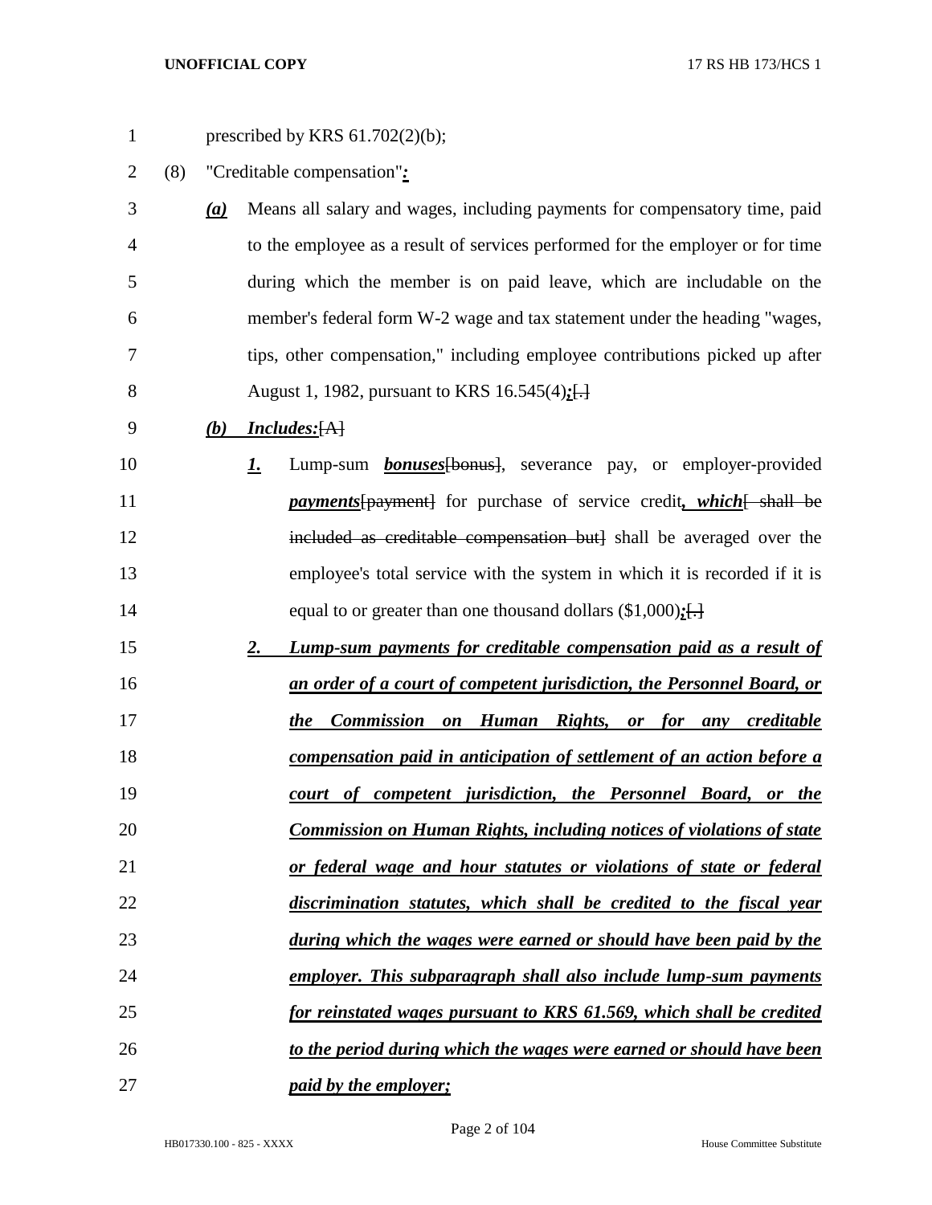prescribed by KRS 61.702(2)(b);

(8) "Creditable compensation"*:*

*(a)* Means all salary and wages, including payments for compensatory time, paid to the employee as a result of services performed for the employer or for time during which the member is on paid leave, which are includable on the member's federal form W-2 wage and tax statement under the heading "wages, tips, other compensation," including employee contributions picked up after August 1, 1982, pursuant to KRS 16.545(4)*;*~~[.]~~

*(b)* *Includes:*~~[A]~~

*1.* Lump-sum *bonuses*~~[bonus]~~, severance pay, or employer-provided *payments*~~[payment]~~ for purchase of service credit*, which*~~[ shall be included as creditable compensation but]~~ shall be averaged over the employee's total service with the system in which it is recorded if it is equal to or greater than one thousand dollars ($1,000)*;*~~[.]~~

*2. Lump-sum payments for creditable compensation paid as a result of an order of a court of competent jurisdiction, the Personnel Board, or the Commission on Human Rights, or for any creditable compensation paid in anticipation of settlement of an action before a court of competent jurisdiction, the Personnel Board, or the Commission on Human Rights, including notices of violations of state or federal wage and hour statutes or violations of state or federal discrimination statutes, which shall be credited to the fiscal year during which the wages were earned or should have been paid by the employer. This subparagraph shall also include lump-sum payments for reinstated wages pursuant to KRS 61.569, which shall be credited to the period during which the wages were earned or should have been paid by the employer;*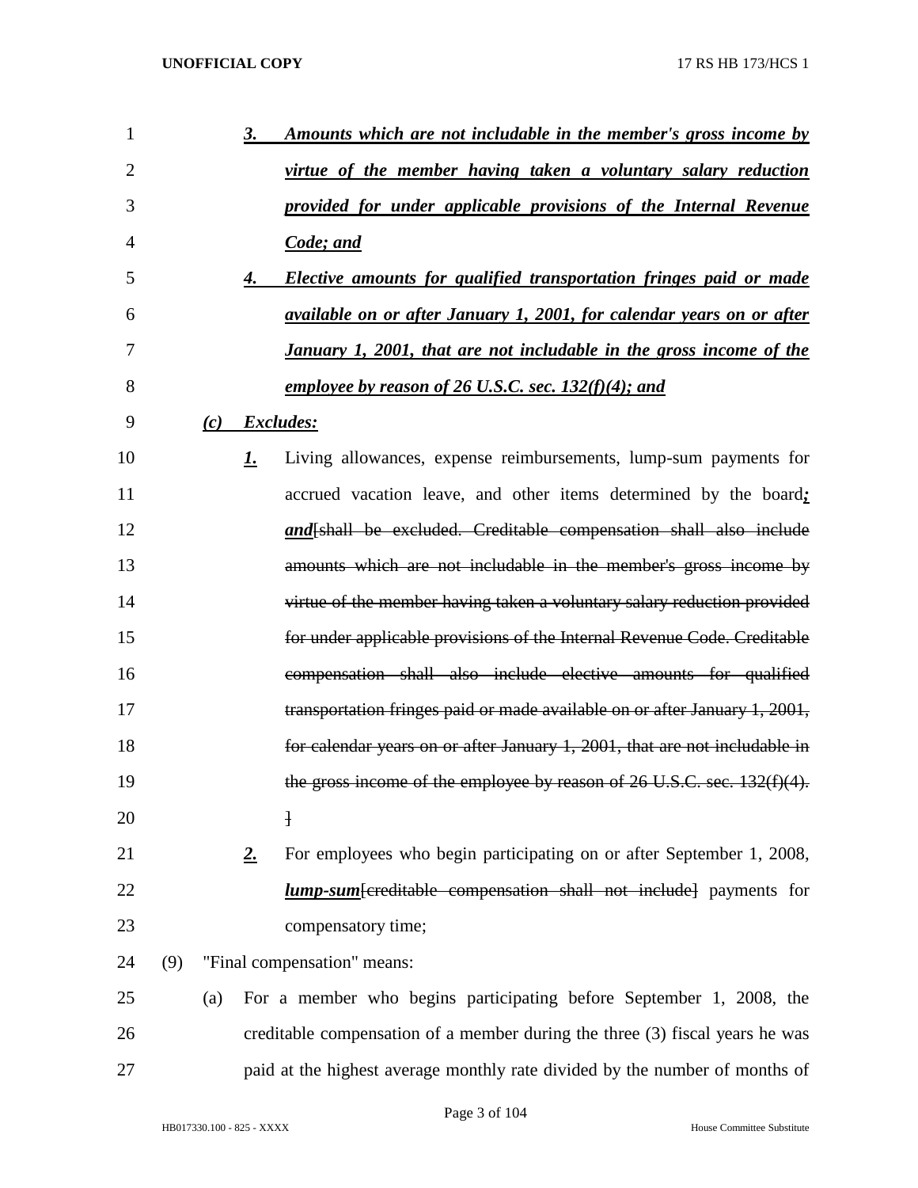3. *Amounts which are not includable in the member's gross income by virtue of the member having taken a voluntary salary reduction provided for under applicable provisions of the Internal Revenue Code; and*

4. *Elective amounts for qualified transportation fringes paid or made available on or after January 1, 2001, for calendar years on or after January 1, 2001, that are not includable in the gross income of the employee by reason of 26 U.S.C. sec. 132(f)(4); and*

(c) *Excludes:*

1. Living allowances, expense reimbursements, lump-sum payments for accrued vacation leave, and other items determined by the board*; and*~~[shall be excluded. Creditable compensation shall also include amounts which are not includable in the member's gross income by virtue of the member having taken a voluntary salary reduction provided for under applicable provisions of the Internal Revenue Code. Creditable compensation shall also include elective amounts for qualified transportation fringes paid or made available on or after January 1, 2001, for calendar years on or after January 1, 2001, that are not includable in the gross income of the employee by reason of 26 U.S.C. sec. 132(f)(4). ]~~

2. For employees who begin participating on or after September 1, 2008, *lump-sum*~~[creditable compensation shall not include]~~ payments for compensatory time;

(9) "Final compensation" means:

(a) For a member who begins participating before September 1, 2008, the creditable compensation of a member during the three (3) fiscal years he was paid at the highest average monthly rate divided by the number of months of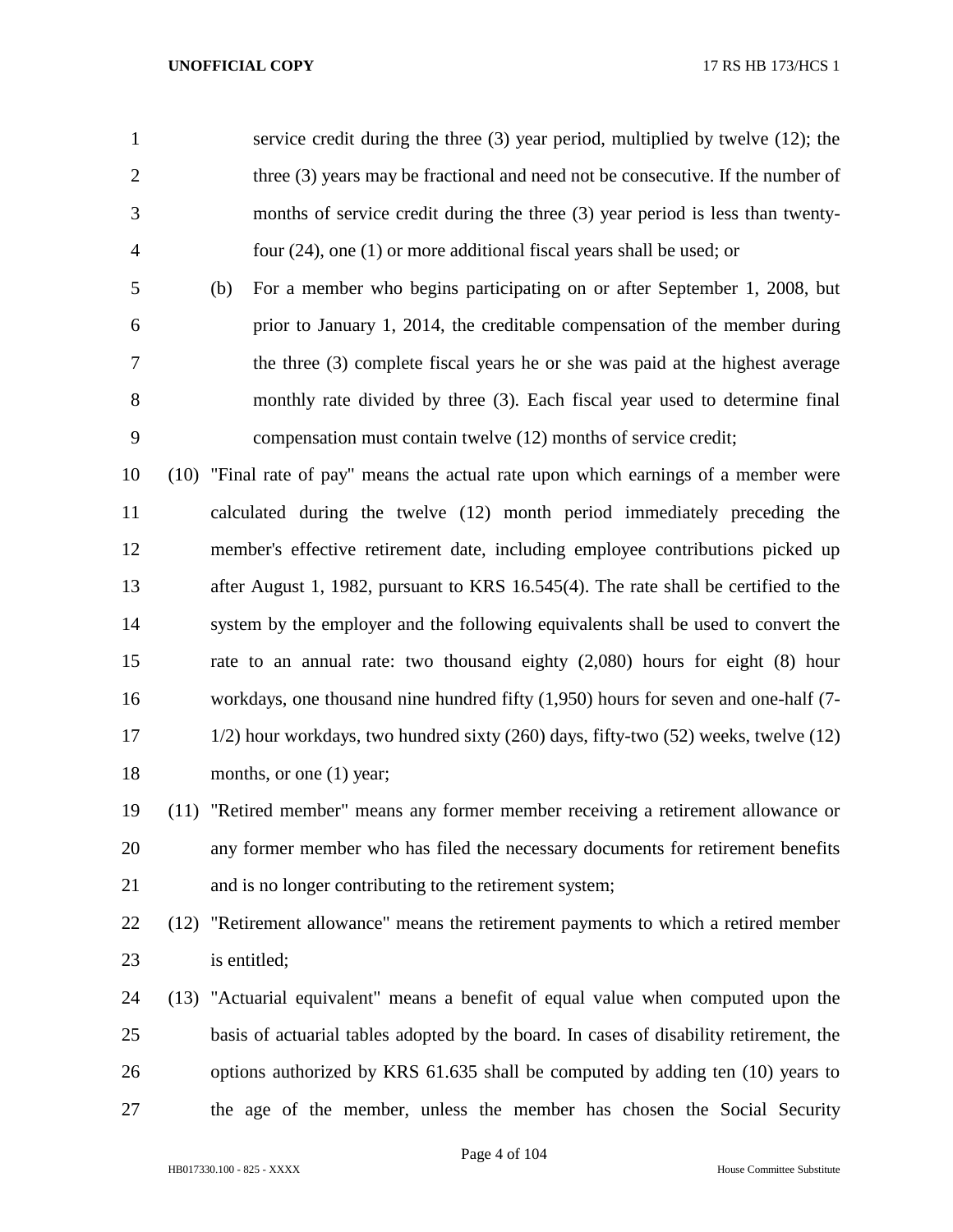service credit during the three (3) year period, multiplied by twelve (12); the three (3) years may be fractional and need not be consecutive. If the number of months of service credit during the three (3) year period is less than twenty-four (24), one (1) or more additional fiscal years shall be used; or

(b) For a member who begins participating on or after September 1, 2008, but prior to January 1, 2014, the creditable compensation of the member during the three (3) complete fiscal years he or she was paid at the highest average monthly rate divided by three (3). Each fiscal year used to determine final compensation must contain twelve (12) months of service credit;

(10) "Final rate of pay" means the actual rate upon which earnings of a member were calculated during the twelve (12) month period immediately preceding the member's effective retirement date, including employee contributions picked up after August 1, 1982, pursuant to KRS 16.545(4). The rate shall be certified to the system by the employer and the following equivalents shall be used to convert the rate to an annual rate: two thousand eighty (2,080) hours for eight (8) hour workdays, one thousand nine hundred fifty (1,950) hours for seven and one-half (7-1/2) hour workdays, two hundred sixty (260) days, fifty-two (52) weeks, twelve (12) months, or one (1) year;

(11) "Retired member" means any former member receiving a retirement allowance or any former member who has filed the necessary documents for retirement benefits and is no longer contributing to the retirement system;

(12) "Retirement allowance" means the retirement payments to which a retired member is entitled;

(13) "Actuarial equivalent" means a benefit of equal value when computed upon the basis of actuarial tables adopted by the board. In cases of disability retirement, the options authorized by KRS 61.635 shall be computed by adding ten (10) years to the age of the member, unless the member has chosen the Social Security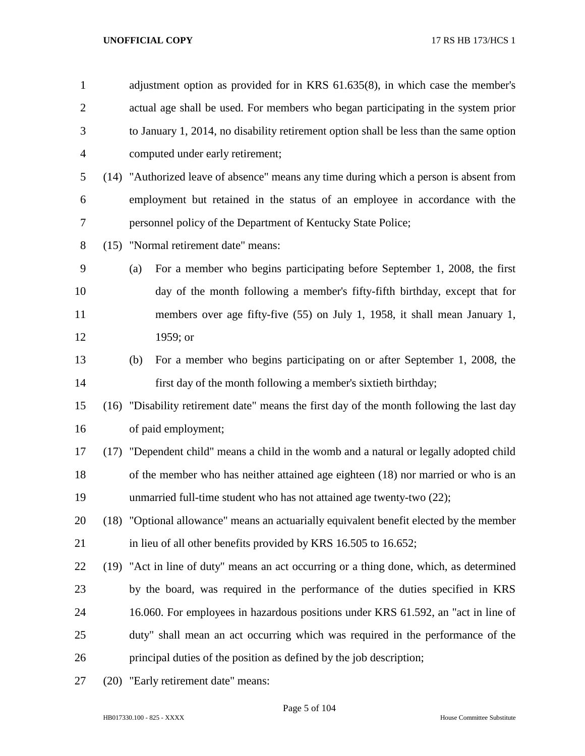adjustment option as provided for in KRS 61.635(8), in which case the member's actual age shall be used. For members who began participating in the system prior to January 1, 2014, no disability retirement option shall be less than the same option computed under early retirement;

(14) "Authorized leave of absence" means any time during which a person is absent from employment but retained in the status of an employee in accordance with the personnel policy of the Department of Kentucky State Police;

(15) "Normal retirement date" means:

(a) For a member who begins participating before September 1, 2008, the first day of the month following a member's fifty-fifth birthday, except that for members over age fifty-five (55) on July 1, 1958, it shall mean January 1, 1959; or

(b) For a member who begins participating on or after September 1, 2008, the first day of the month following a member's sixtieth birthday;

(16) "Disability retirement date" means the first day of the month following the last day of paid employment;

(17) "Dependent child" means a child in the womb and a natural or legally adopted child of the member who has neither attained age eighteen (18) nor married or who is an unmarried full-time student who has not attained age twenty-two (22);

(18) "Optional allowance" means an actuarially equivalent benefit elected by the member in lieu of all other benefits provided by KRS 16.505 to 16.652;

(19) "Act in line of duty" means an act occurring or a thing done, which, as determined by the board, was required in the performance of the duties specified in KRS 16.060. For employees in hazardous positions under KRS 61.592, an "act in line of duty" shall mean an act occurring which was required in the performance of the principal duties of the position as defined by the job description;

(20) "Early retirement date" means: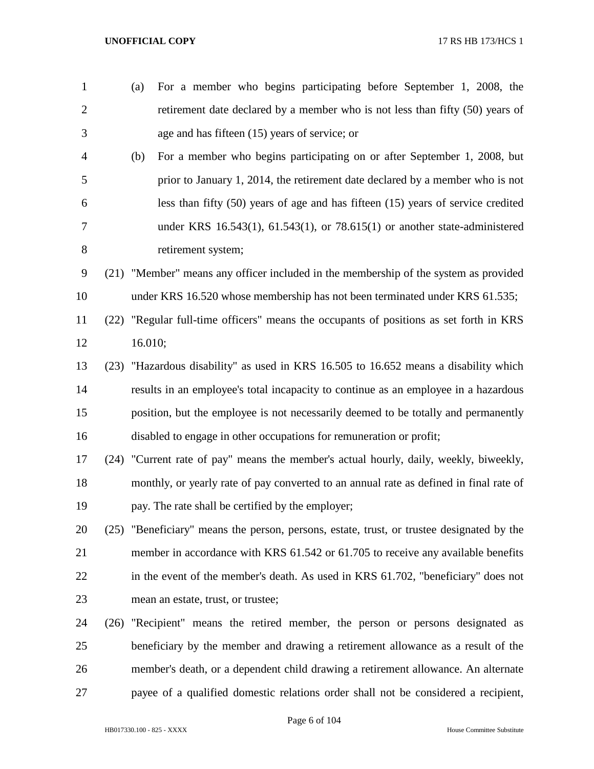(a) For a member who begins participating before September 1, 2008, the retirement date declared by a member who is not less than fifty (50) years of age and has fifteen (15) years of service; or

(b) For a member who begins participating on or after September 1, 2008, but prior to January 1, 2014, the retirement date declared by a member who is not less than fifty (50) years of age and has fifteen (15) years of service credited under KRS 16.543(1), 61.543(1), or 78.615(1) or another state-administered retirement system;

(21) "Member" means any officer included in the membership of the system as provided under KRS 16.520 whose membership has not been terminated under KRS 61.535;

(22) "Regular full-time officers" means the occupants of positions as set forth in KRS 16.010;

(23) "Hazardous disability" as used in KRS 16.505 to 16.652 means a disability which results in an employee's total incapacity to continue as an employee in a hazardous position, but the employee is not necessarily deemed to be totally and permanently disabled to engage in other occupations for remuneration or profit;

(24) "Current rate of pay" means the member's actual hourly, daily, weekly, biweekly, monthly, or yearly rate of pay converted to an annual rate as defined in final rate of pay. The rate shall be certified by the employer;

(25) "Beneficiary" means the person, persons, estate, trust, or trustee designated by the member in accordance with KRS 61.542 or 61.705 to receive any available benefits in the event of the member's death. As used in KRS 61.702, "beneficiary" does not mean an estate, trust, or trustee;

(26) "Recipient" means the retired member, the person or persons designated as beneficiary by the member and drawing a retirement allowance as a result of the member's death, or a dependent child drawing a retirement allowance. An alternate payee of a qualified domestic relations order shall not be considered a recipient,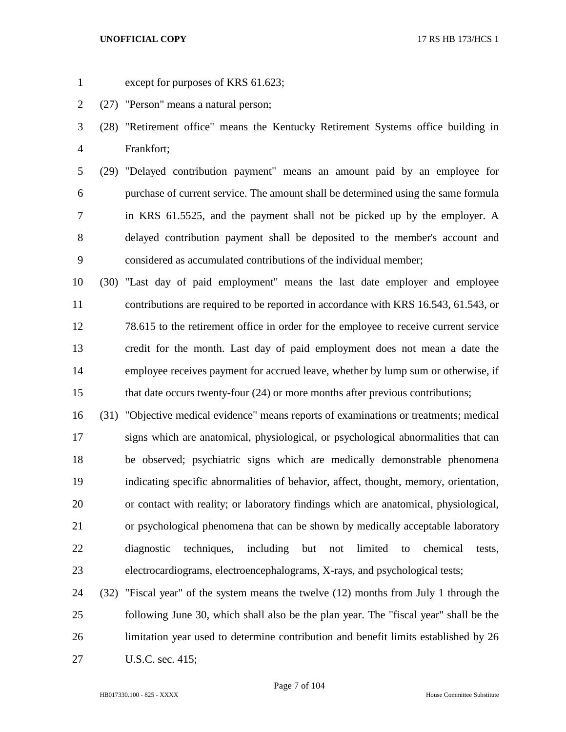except for purposes of KRS 61.623;

(27) "Person" means a natural person;

(28) "Retirement office" means the Kentucky Retirement Systems office building in Frankfort;

(29) "Delayed contribution payment" means an amount paid by an employee for purchase of current service. The amount shall be determined using the same formula in KRS 61.5525, and the payment shall not be picked up by the employer. A delayed contribution payment shall be deposited to the member's account and considered as accumulated contributions of the individual member;

(30) "Last day of paid employment" means the last date employer and employee contributions are required to be reported in accordance with KRS 16.543, 61.543, or 78.615 to the retirement office in order for the employee to receive current service credit for the month. Last day of paid employment does not mean a date the employee receives payment for accrued leave, whether by lump sum or otherwise, if that date occurs twenty-four (24) or more months after previous contributions;

(31) "Objective medical evidence" means reports of examinations or treatments; medical signs which are anatomical, physiological, or psychological abnormalities that can be observed; psychiatric signs which are medically demonstrable phenomena indicating specific abnormalities of behavior, affect, thought, memory, orientation, or contact with reality; or laboratory findings which are anatomical, physiological, or psychological phenomena that can be shown by medically acceptable laboratory diagnostic techniques, including but not limited to chemical tests, electrocardiograms, electroencephalograms, X-rays, and psychological tests;

(32) "Fiscal year" of the system means the twelve (12) months from July 1 through the following June 30, which shall also be the plan year. The "fiscal year" shall be the limitation year used to determine contribution and benefit limits established by 26 U.S.C. sec. 415;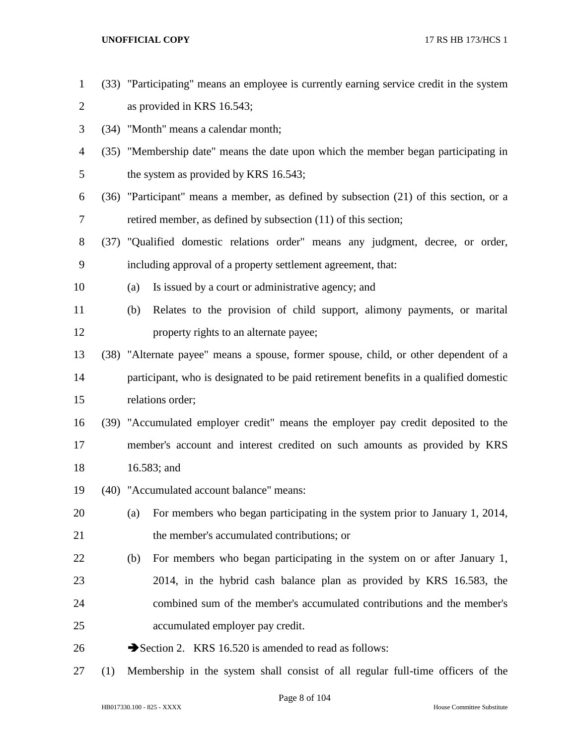(33) "Participating" means an employee is currently earning service credit in the system as provided in KRS 16.543;

(34) "Month" means a calendar month;

(35) "Membership date" means the date upon which the member began participating in the system as provided by KRS 16.543;

(36) "Participant" means a member, as defined by subsection (21) of this section, or a retired member, as defined by subsection (11) of this section;

(37) "Qualified domestic relations order" means any judgment, decree, or order, including approval of a property settlement agreement, that:

(a) Is issued by a court or administrative agency; and

(b) Relates to the provision of child support, alimony payments, or marital property rights to an alternate payee;

(38) "Alternate payee" means a spouse, former spouse, child, or other dependent of a participant, who is designated to be paid retirement benefits in a qualified domestic relations order;

(39) "Accumulated employer credit" means the employer pay credit deposited to the member's account and interest credited on such amounts as provided by KRS 16.583; and

(40) "Accumulated account balance" means:

(a) For members who began participating in the system prior to January 1, 2014, the member's accumulated contributions; or

(b) For members who began participating in the system on or after January 1, 2014, in the hybrid cash balance plan as provided by KRS 16.583, the combined sum of the member's accumulated contributions and the member's accumulated employer pay credit.

➔Section 2. KRS 16.520 is amended to read as follows:

(1) Membership in the system shall consist of all regular full-time officers of the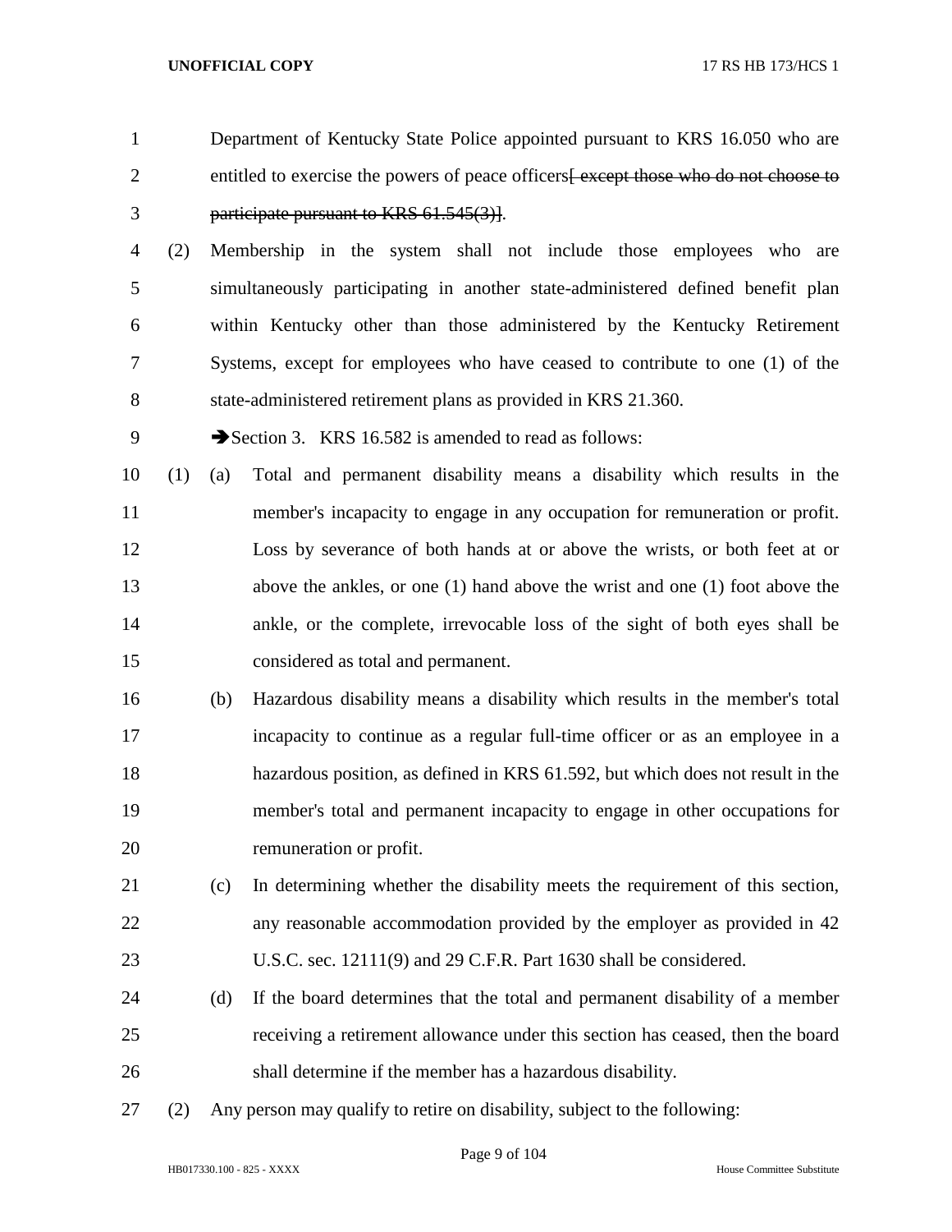Department of Kentucky State Police appointed pursuant to KRS 16.050 who are entitled to exercise the powers of peace officers~~[ except those who do not choose to participate pursuant to KRS 61.545(3)]~~.

(2) Membership in the system shall not include those employees who are simultaneously participating in another state-administered defined benefit plan within Kentucky other than those administered by the Kentucky Retirement Systems, except for employees who have ceased to contribute to one (1) of the state-administered retirement plans as provided in KRS 21.360.

➔Section 3. KRS 16.582 is amended to read as follows:

(1) (a) Total and permanent disability means a disability which results in the member's incapacity to engage in any occupation for remuneration or profit. Loss by severance of both hands at or above the wrists, or both feet at or above the ankles, or one (1) hand above the wrist and one (1) foot above the ankle, or the complete, irrevocable loss of the sight of both eyes shall be considered as total and permanent.

(b) Hazardous disability means a disability which results in the member's total incapacity to continue as a regular full-time officer or as an employee in a hazardous position, as defined in KRS 61.592, but which does not result in the member's total and permanent incapacity to engage in other occupations for remuneration or profit.

(c) In determining whether the disability meets the requirement of this section, any reasonable accommodation provided by the employer as provided in 42 U.S.C. sec. 12111(9) and 29 C.F.R. Part 1630 shall be considered.

(d) If the board determines that the total and permanent disability of a member receiving a retirement allowance under this section has ceased, then the board shall determine if the member has a hazardous disability.

(2) Any person may qualify to retire on disability, subject to the following: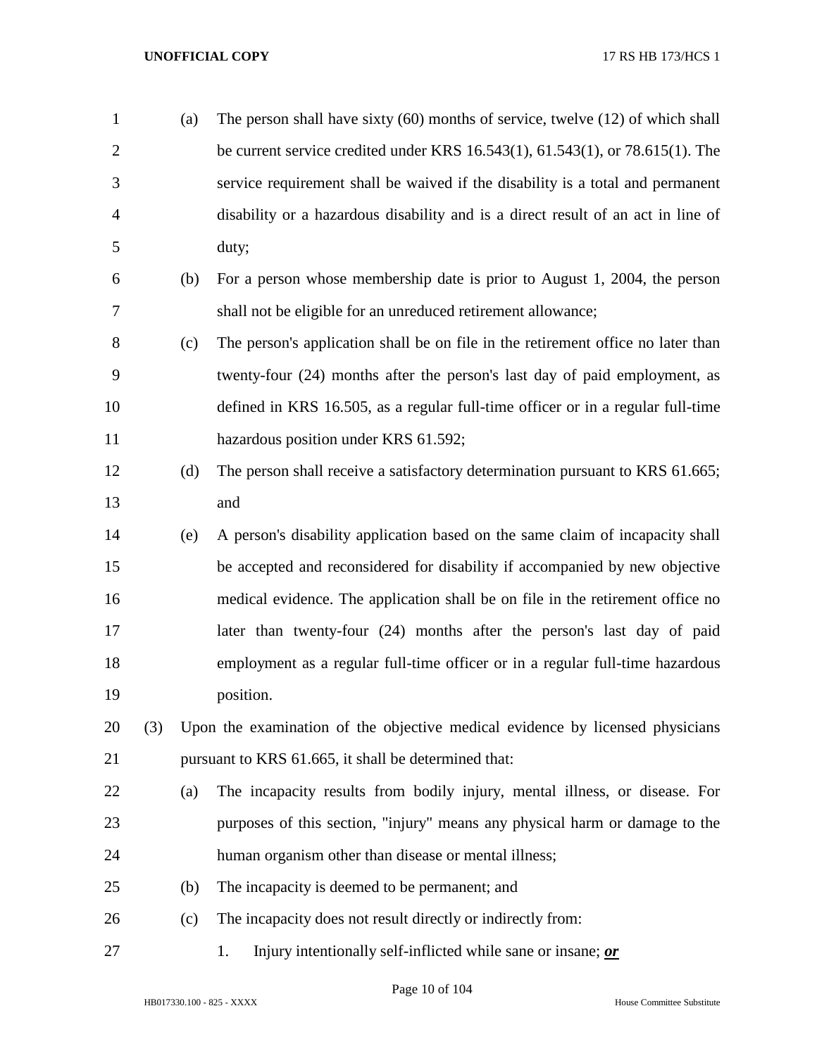(a) The person shall have sixty (60) months of service, twelve (12) of which shall be current service credited under KRS 16.543(1), 61.543(1), or 78.615(1). The service requirement shall be waived if the disability is a total and permanent disability or a hazardous disability and is a direct result of an act in line of duty;

(b) For a person whose membership date is prior to August 1, 2004, the person shall not be eligible for an unreduced retirement allowance;

(c) The person's application shall be on file in the retirement office no later than twenty-four (24) months after the person's last day of paid employment, as defined in KRS 16.505, as a regular full-time officer or in a regular full-time hazardous position under KRS 61.592;

(d) The person shall receive a satisfactory determination pursuant to KRS 61.665; and

(e) A person's disability application based on the same claim of incapacity shall be accepted and reconsidered for disability if accompanied by new objective medical evidence. The application shall be on file in the retirement office no later than twenty-four (24) months after the person's last day of paid employment as a regular full-time officer or in a regular full-time hazardous position.

(3) Upon the examination of the objective medical evidence by licensed physicians pursuant to KRS 61.665, it shall be determined that:

(a) The incapacity results from bodily injury, mental illness, or disease. For purposes of this section, "injury" means any physical harm or damage to the human organism other than disease or mental illness;

(b) The incapacity is deemed to be permanent; and

(c) The incapacity does not result directly or indirectly from:

1. Injury intentionally self-inflicted while sane or insane; ***or***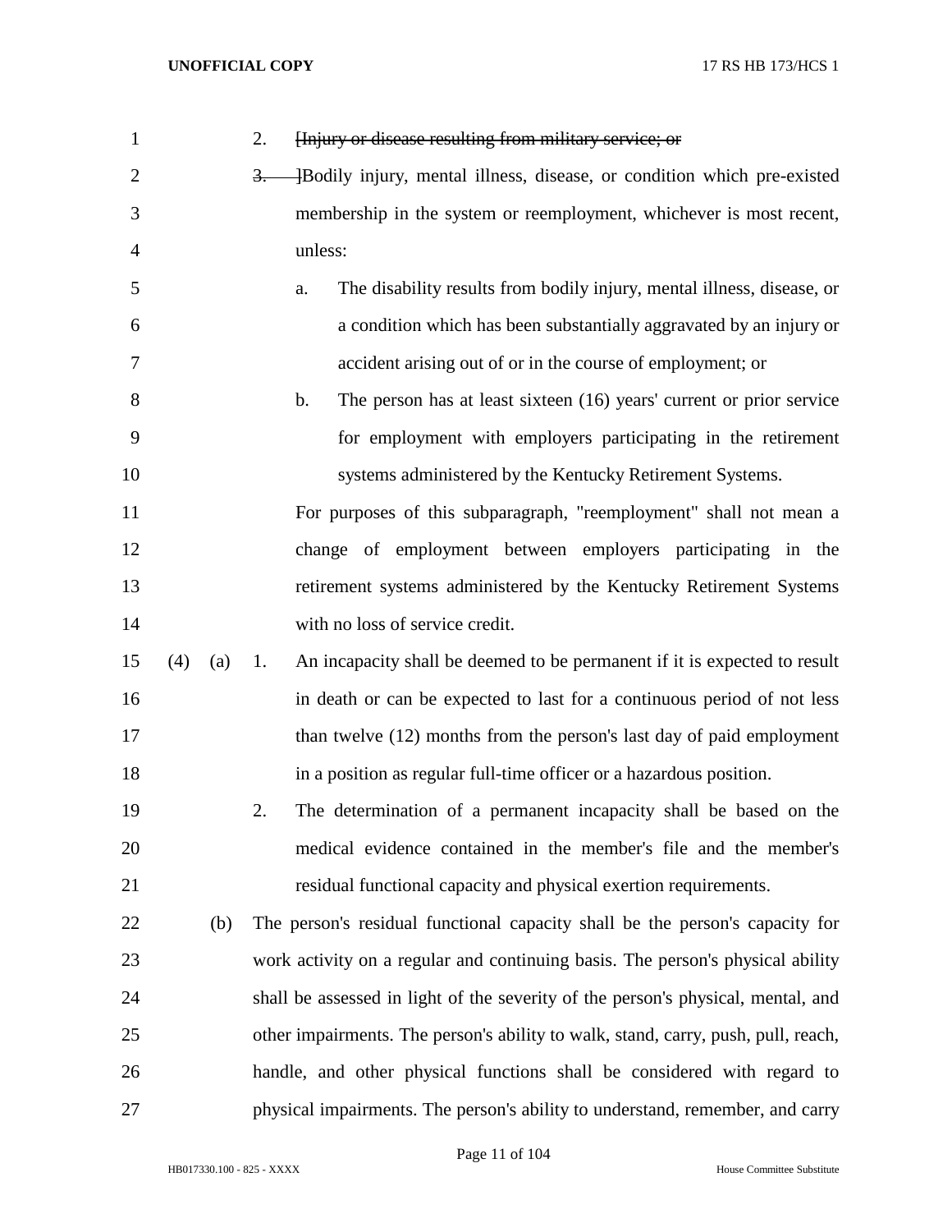2. ~~[Injury or disease resulting from military service; or~~

~~3.~~ ]Bodily injury, mental illness, disease, or condition which pre-existed membership in the system or reemployment, whichever is most recent, unless:

a. The disability results from bodily injury, mental illness, disease, or a condition which has been substantially aggravated by an injury or accident arising out of or in the course of employment; or

b. The person has at least sixteen (16) years' current or prior service for employment with employers participating in the retirement systems administered by the Kentucky Retirement Systems.

For purposes of this subparagraph, "reemployment" shall not mean a change of employment between employers participating in the retirement systems administered by the Kentucky Retirement Systems with no loss of service credit.

(4) (a) 1. An incapacity shall be deemed to be permanent if it is expected to result in death or can be expected to last for a continuous period of not less than twelve (12) months from the person's last day of paid employment in a position as regular full-time officer or a hazardous position.

2. The determination of a permanent incapacity shall be based on the medical evidence contained in the member's file and the member's residual functional capacity and physical exertion requirements.

(b) The person's residual functional capacity shall be the person's capacity for work activity on a regular and continuing basis. The person's physical ability shall be assessed in light of the severity of the person's physical, mental, and other impairments. The person's ability to walk, stand, carry, push, pull, reach, handle, and other physical functions shall be considered with regard to physical impairments. The person's ability to understand, remember, and carry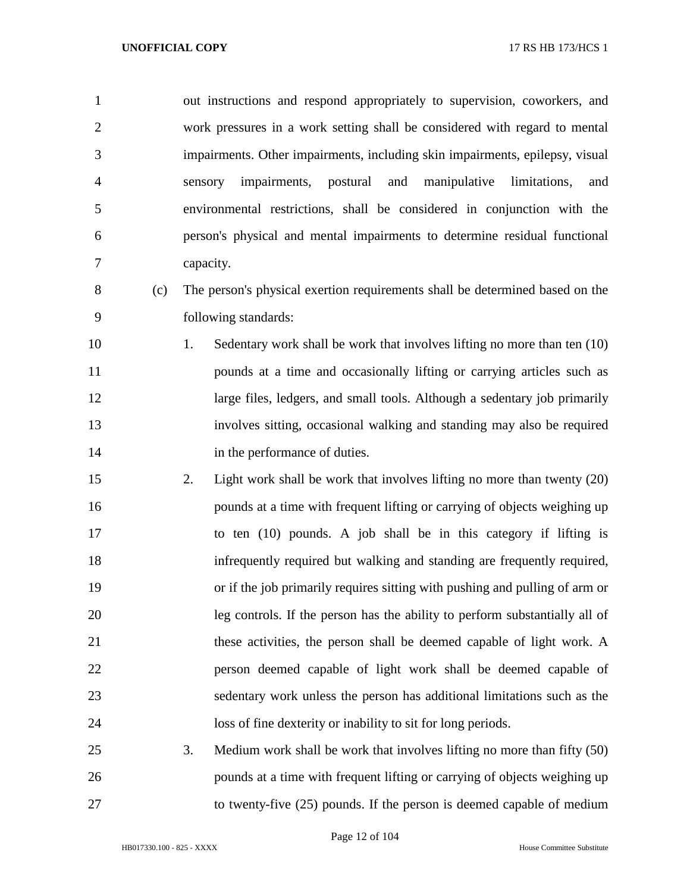out instructions and respond appropriately to supervision, coworkers, and work pressures in a work setting shall be considered with regard to mental impairments. Other impairments, including skin impairments, epilepsy, visual sensory impairments, postural and manipulative limitations, and environmental restrictions, shall be considered in conjunction with the person's physical and mental impairments to determine residual functional capacity.

(c) The person's physical exertion requirements shall be determined based on the following standards:

1. Sedentary work shall be work that involves lifting no more than ten (10) pounds at a time and occasionally lifting or carrying articles such as large files, ledgers, and small tools. Although a sedentary job primarily involves sitting, occasional walking and standing may also be required in the performance of duties.

2. Light work shall be work that involves lifting no more than twenty (20) pounds at a time with frequent lifting or carrying of objects weighing up to ten (10) pounds. A job shall be in this category if lifting is infrequently required but walking and standing are frequently required, or if the job primarily requires sitting with pushing and pulling of arm or leg controls. If the person has the ability to perform substantially all of these activities, the person shall be deemed capable of light work. A person deemed capable of light work shall be deemed capable of sedentary work unless the person has additional limitations such as the loss of fine dexterity or inability to sit for long periods.

3. Medium work shall be work that involves lifting no more than fifty (50) pounds at a time with frequent lifting or carrying of objects weighing up to twenty-five (25) pounds. If the person is deemed capable of medium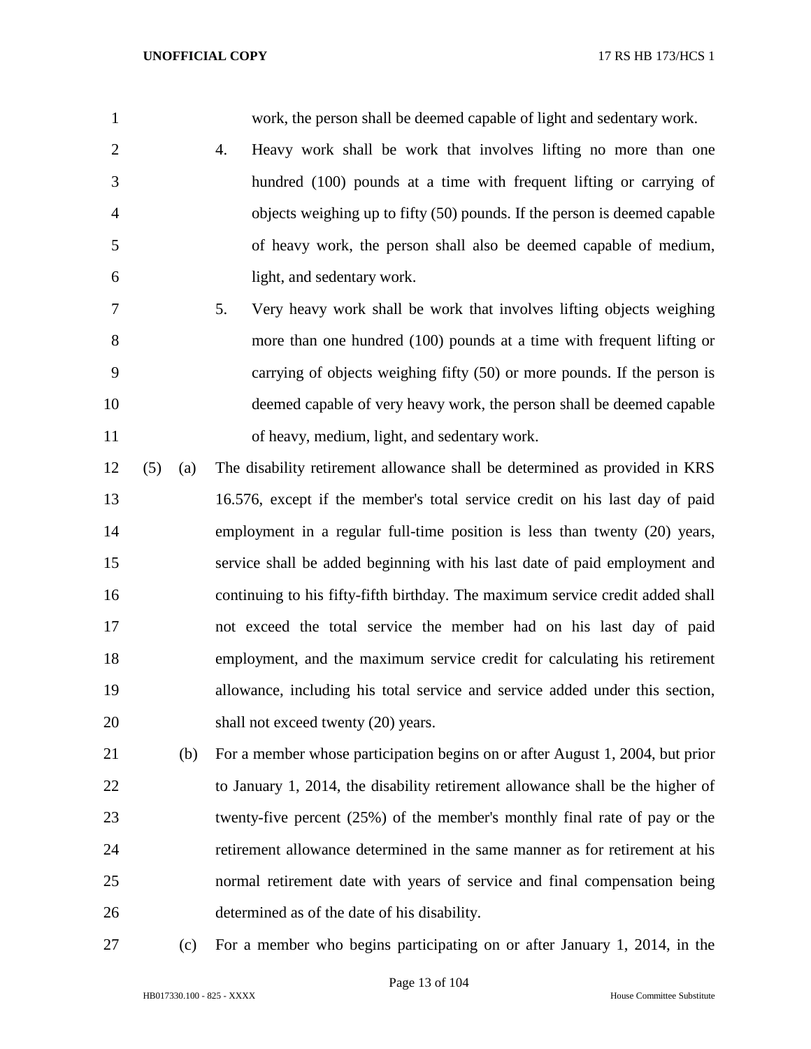work, the person shall be deemed capable of light and sedentary work.

4. Heavy work shall be work that involves lifting no more than one hundred (100) pounds at a time with frequent lifting or carrying of objects weighing up to fifty (50) pounds. If the person is deemed capable of heavy work, the person shall also be deemed capable of medium, light, and sedentary work.

5. Very heavy work shall be work that involves lifting objects weighing more than one hundred (100) pounds at a time with frequent lifting or carrying of objects weighing fifty (50) or more pounds. If the person is deemed capable of very heavy work, the person shall be deemed capable of heavy, medium, light, and sedentary work.

(5) (a) The disability retirement allowance shall be determined as provided in KRS 16.576, except if the member's total service credit on his last day of paid employment in a regular full-time position is less than twenty (20) years, service shall be added beginning with his last date of paid employment and continuing to his fifty-fifth birthday. The maximum service credit added shall not exceed the total service the member had on his last day of paid employment, and the maximum service credit for calculating his retirement allowance, including his total service and service added under this section, shall not exceed twenty (20) years.

(b) For a member whose participation begins on or after August 1, 2004, but prior to January 1, 2014, the disability retirement allowance shall be the higher of twenty-five percent (25%) of the member's monthly final rate of pay or the retirement allowance determined in the same manner as for retirement at his normal retirement date with years of service and final compensation being determined as of the date of his disability.

(c) For a member who begins participating on or after January 1, 2014, in the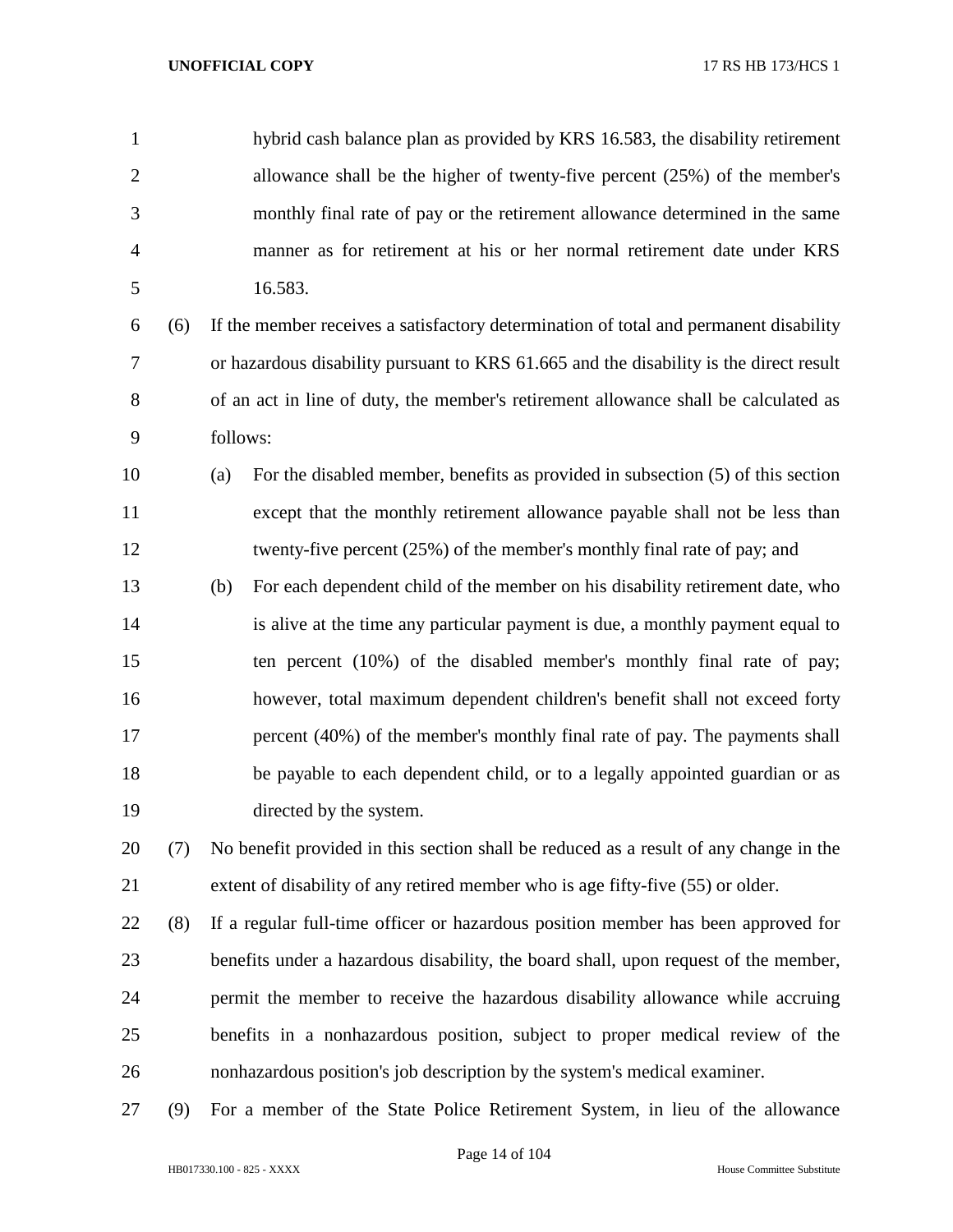hybrid cash balance plan as provided by KRS 16.583, the disability retirement allowance shall be the higher of twenty-five percent (25%) of the member's monthly final rate of pay or the retirement allowance determined in the same manner as for retirement at his or her normal retirement date under KRS 16.583.

(6) If the member receives a satisfactory determination of total and permanent disability or hazardous disability pursuant to KRS 61.665 and the disability is the direct result of an act in line of duty, the member's retirement allowance shall be calculated as follows:

(a) For the disabled member, benefits as provided in subsection (5) of this section except that the monthly retirement allowance payable shall not be less than twenty-five percent (25%) of the member's monthly final rate of pay; and

(b) For each dependent child of the member on his disability retirement date, who is alive at the time any particular payment is due, a monthly payment equal to ten percent (10%) of the disabled member's monthly final rate of pay; however, total maximum dependent children's benefit shall not exceed forty percent (40%) of the member's monthly final rate of pay. The payments shall be payable to each dependent child, or to a legally appointed guardian or as directed by the system.

(7) No benefit provided in this section shall be reduced as a result of any change in the extent of disability of any retired member who is age fifty-five (55) or older.

(8) If a regular full-time officer or hazardous position member has been approved for benefits under a hazardous disability, the board shall, upon request of the member, permit the member to receive the hazardous disability allowance while accruing benefits in a nonhazardous position, subject to proper medical review of the nonhazardous position's job description by the system's medical examiner.

(9) For a member of the State Police Retirement System, in lieu of the allowance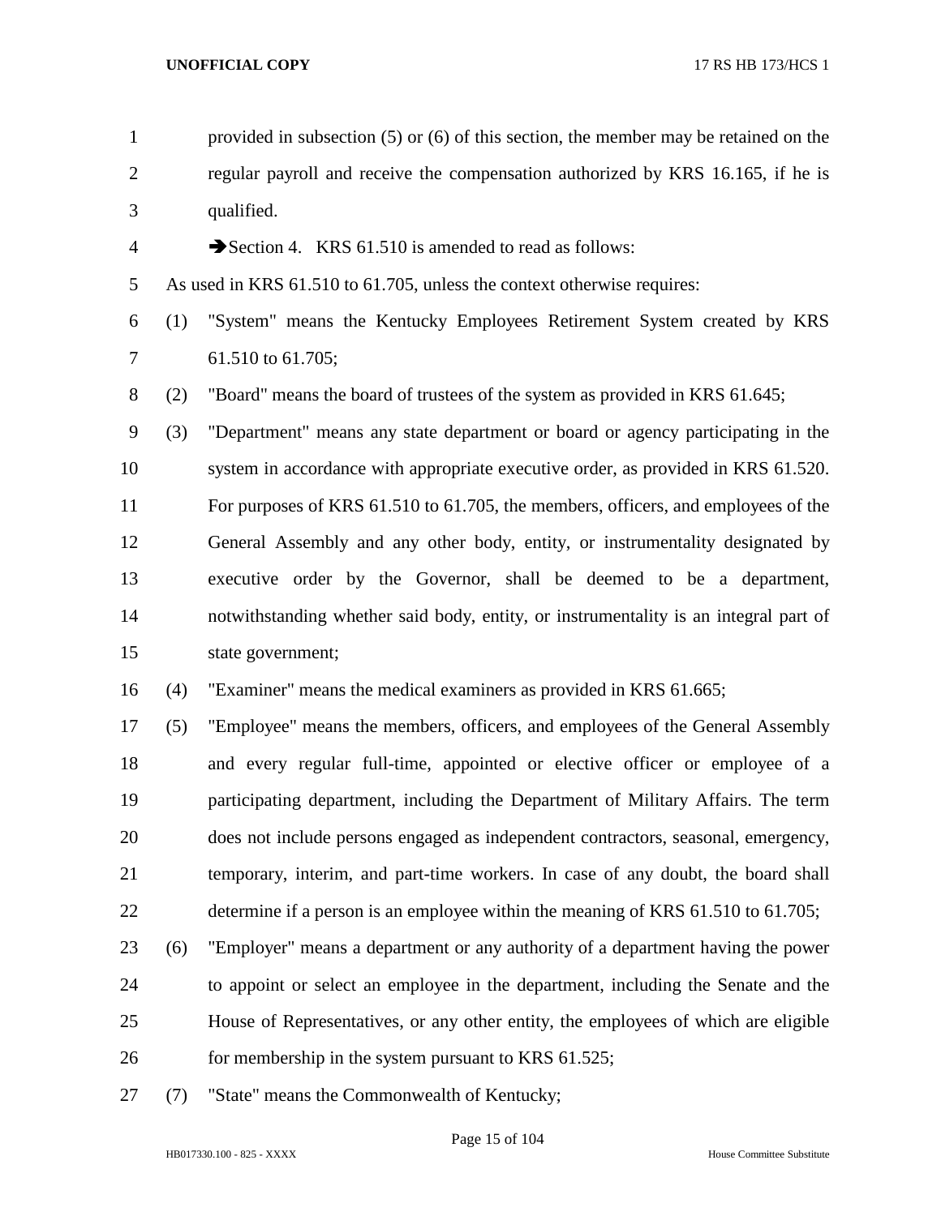provided in subsection (5) or (6) of this section, the member may be retained on the regular payroll and receive the compensation authorized by KRS 16.165, if he is qualified.

➔Section 4. KRS 61.510 is amended to read as follows:

As used in KRS 61.510 to 61.705, unless the context otherwise requires:

(1) "System" means the Kentucky Employees Retirement System created by KRS 61.510 to 61.705;

(2) "Board" means the board of trustees of the system as provided in KRS 61.645;

(3) "Department" means any state department or board or agency participating in the system in accordance with appropriate executive order, as provided in KRS 61.520. For purposes of KRS 61.510 to 61.705, the members, officers, and employees of the General Assembly and any other body, entity, or instrumentality designated by executive order by the Governor, shall be deemed to be a department, notwithstanding whether said body, entity, or instrumentality is an integral part of state government;

(4) "Examiner" means the medical examiners as provided in KRS 61.665;

(5) "Employee" means the members, officers, and employees of the General Assembly and every regular full-time, appointed or elective officer or employee of a participating department, including the Department of Military Affairs. The term does not include persons engaged as independent contractors, seasonal, emergency, temporary, interim, and part-time workers. In case of any doubt, the board shall determine if a person is an employee within the meaning of KRS 61.510 to 61.705;

(6) "Employer" means a department or any authority of a department having the power to appoint or select an employee in the department, including the Senate and the House of Representatives, or any other entity, the employees of which are eligible for membership in the system pursuant to KRS 61.525;

(7) "State" means the Commonwealth of Kentucky;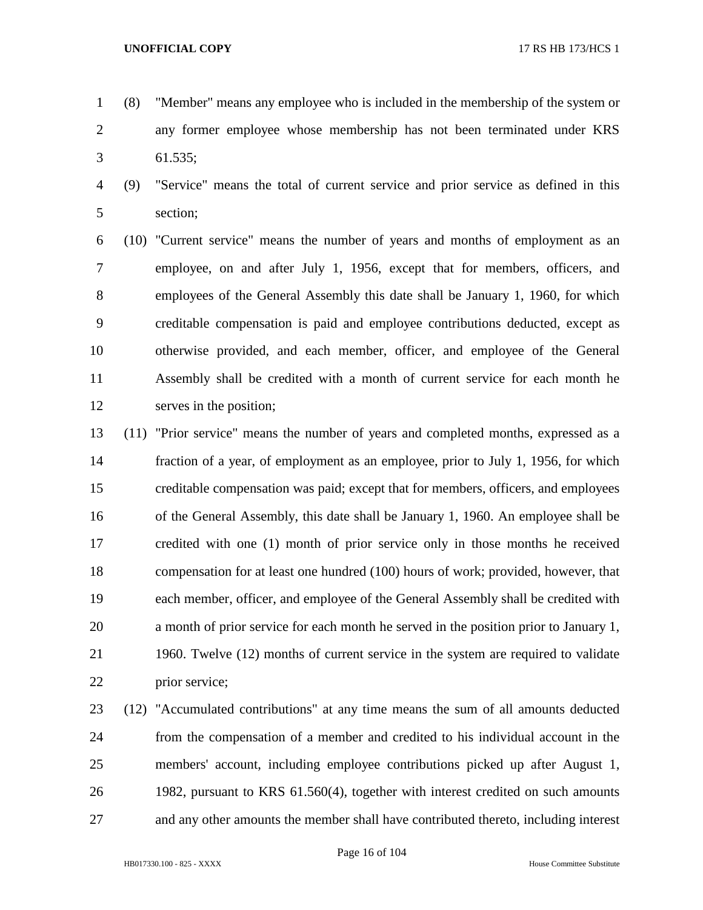(8) "Member" means any employee who is included in the membership of the system or any former employee whose membership has not been terminated under KRS 61.535;

(9) "Service" means the total of current service and prior service as defined in this section;

(10) "Current service" means the number of years and months of employment as an employee, on and after July 1, 1956, except that for members, officers, and employees of the General Assembly this date shall be January 1, 1960, for which creditable compensation is paid and employee contributions deducted, except as otherwise provided, and each member, officer, and employee of the General Assembly shall be credited with a month of current service for each month he serves in the position;

(11) "Prior service" means the number of years and completed months, expressed as a fraction of a year, of employment as an employee, prior to July 1, 1956, for which creditable compensation was paid; except that for members, officers, and employees of the General Assembly, this date shall be January 1, 1960. An employee shall be credited with one (1) month of prior service only in those months he received compensation for at least one hundred (100) hours of work; provided, however, that each member, officer, and employee of the General Assembly shall be credited with a month of prior service for each month he served in the position prior to January 1, 1960. Twelve (12) months of current service in the system are required to validate prior service;

(12) "Accumulated contributions" at any time means the sum of all amounts deducted from the compensation of a member and credited to his individual account in the members' account, including employee contributions picked up after August 1, 1982, pursuant to KRS 61.560(4), together with interest credited on such amounts and any other amounts the member shall have contributed thereto, including interest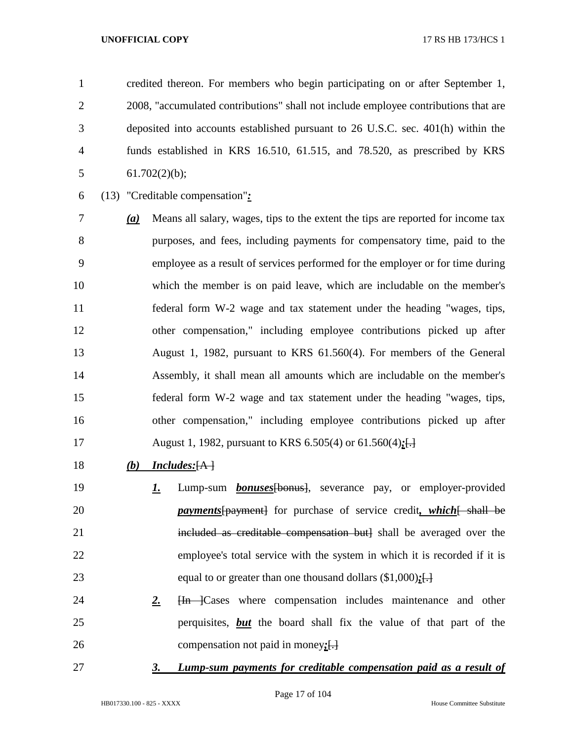credited thereon. For members who begin participating on or after September 1, 2008, "accumulated contributions" shall not include employee contributions that are deposited into accounts established pursuant to 26 U.S.C. sec. 401(h) within the funds established in KRS 16.510, 61.515, and 78.520, as prescribed by KRS 61.702(2)(b);

(13) "Creditable compensation"***:***

***(a)*** Means all salary, wages, tips to the extent the tips are reported for income tax purposes, and fees, including payments for compensatory time, paid to the employee as a result of services performed for the employer or for time during which the member is on paid leave, which are includable on the member's federal form W-2 wage and tax statement under the heading "wages, tips, other compensation," including employee contributions picked up after August 1, 1982, pursuant to KRS 61.560(4). For members of the General Assembly, it shall mean all amounts which are includable on the member's federal form W-2 wage and tax statement under the heading "wages, tips, other compensation," including employee contributions picked up after August 1, 1982, pursuant to KRS 6.505(4) or 61.560(4)***;***~~[.]~~

***(b) Includes:***~~[A ]~~

***1.*** Lump-sum ***bonuses***~~[bonus]~~, severance pay, or employer-provided ***payments***~~[payment]~~ for purchase of service credit***, which***~~[ shall be included as creditable compensation but]~~ shall be averaged over the employee's total service with the system in which it is recorded if it is equal to or greater than one thousand dollars ($1,000)***;***~~[.]~~

***2.*** ~~[In ]~~Cases where compensation includes maintenance and other perquisites, ***but*** the board shall fix the value of that part of the compensation not paid in money***;***~~[.]~~

***3. Lump-sum payments for creditable compensation paid as a result of***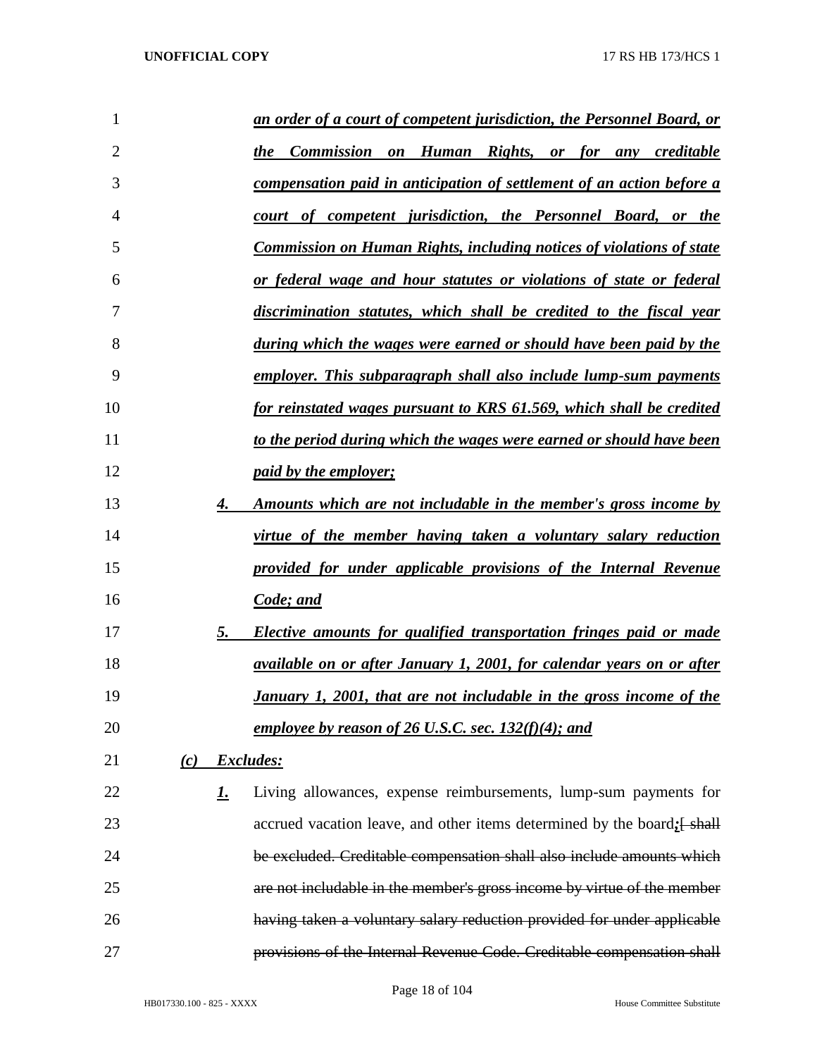*an order of a court of competent jurisdiction, the Personnel Board, or the Commission on Human Rights, or for any creditable compensation paid in anticipation of settlement of an action before a court of competent jurisdiction, the Personnel Board, or the Commission on Human Rights, including notices of violations of state or federal wage and hour statutes or violations of state or federal discrimination statutes, which shall be credited to the fiscal year during which the wages were earned or should have been paid by the employer. This subparagraph shall also include lump-sum payments for reinstated wages pursuant to KRS 61.569, which shall be credited to the period during which the wages were earned or should have been paid by the employer;*

*4. Amounts which are not includable in the member's gross income by virtue of the member having taken a voluntary salary reduction provided for under applicable provisions of the Internal Revenue Code; and*

*5. Elective amounts for qualified transportation fringes paid or made available on or after January 1, 2001, for calendar years on or after January 1, 2001, that are not includable in the gross income of the employee by reason of 26 U.S.C. sec. 132(f)(4); and*

*(c) Excludes:*

*1.* Living allowances, expense reimbursements, lump-sum payments for accrued vacation leave, and other items determined by the board*;*~~[ shall be excluded. Creditable compensation shall also include amounts which are not includable in the member's gross income by virtue of the member having taken a voluntary salary reduction provided for under applicable provisions of the Internal Revenue Code. Creditable compensation shall~~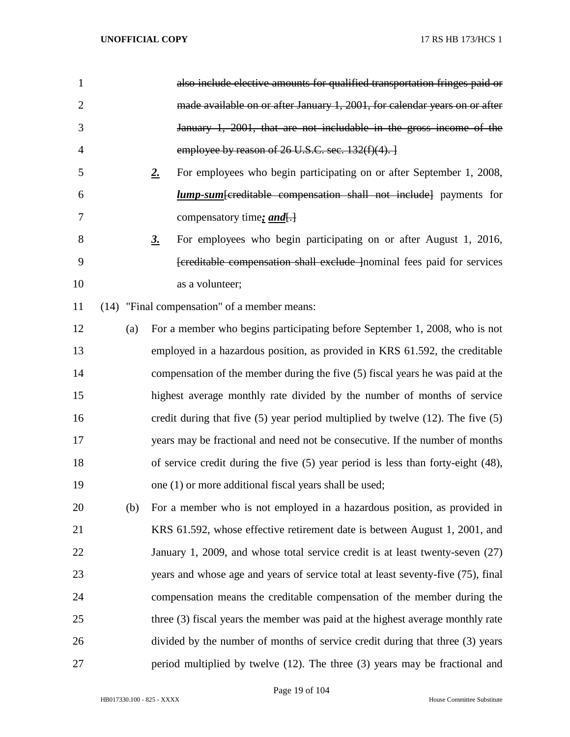~~also include elective amounts for qualified transportation fringes paid or made available on or after January 1, 2001, for calendar years on or after January 1, 2001, that are not includable in the gross income of the employee by reason of 26 U.S.C. sec. 132(f)(4). ]~~

***2.*** For employees who begin participating on or after September 1, 2008, ***lump-sum***[~~creditable compensation shall not include~~] payments for compensatory time***; and***[.]

***3.*** For employees who begin participating on or after August 1, 2016, [~~creditable compensation shall exclude~~ ]nominal fees paid for services as a volunteer;

(14) "Final compensation" of a member means:

(a) For a member who begins participating before September 1, 2008, who is not employed in a hazardous position, as provided in KRS 61.592, the creditable compensation of the member during the five (5) fiscal years he was paid at the highest average monthly rate divided by the number of months of service credit during that five (5) year period multiplied by twelve (12). The five (5) years may be fractional and need not be consecutive. If the number of months of service credit during the five (5) year period is less than forty-eight (48), one (1) or more additional fiscal years shall be used;

(b) For a member who is not employed in a hazardous position, as provided in KRS 61.592, whose effective retirement date is between August 1, 2001, and January 1, 2009, and whose total service credit is at least twenty-seven (27) years and whose age and years of service total at least seventy-five (75), final compensation means the creditable compensation of the member during the three (3) fiscal years the member was paid at the highest average monthly rate divided by the number of months of service credit during that three (3) years period multiplied by twelve (12). The three (3) years may be fractional and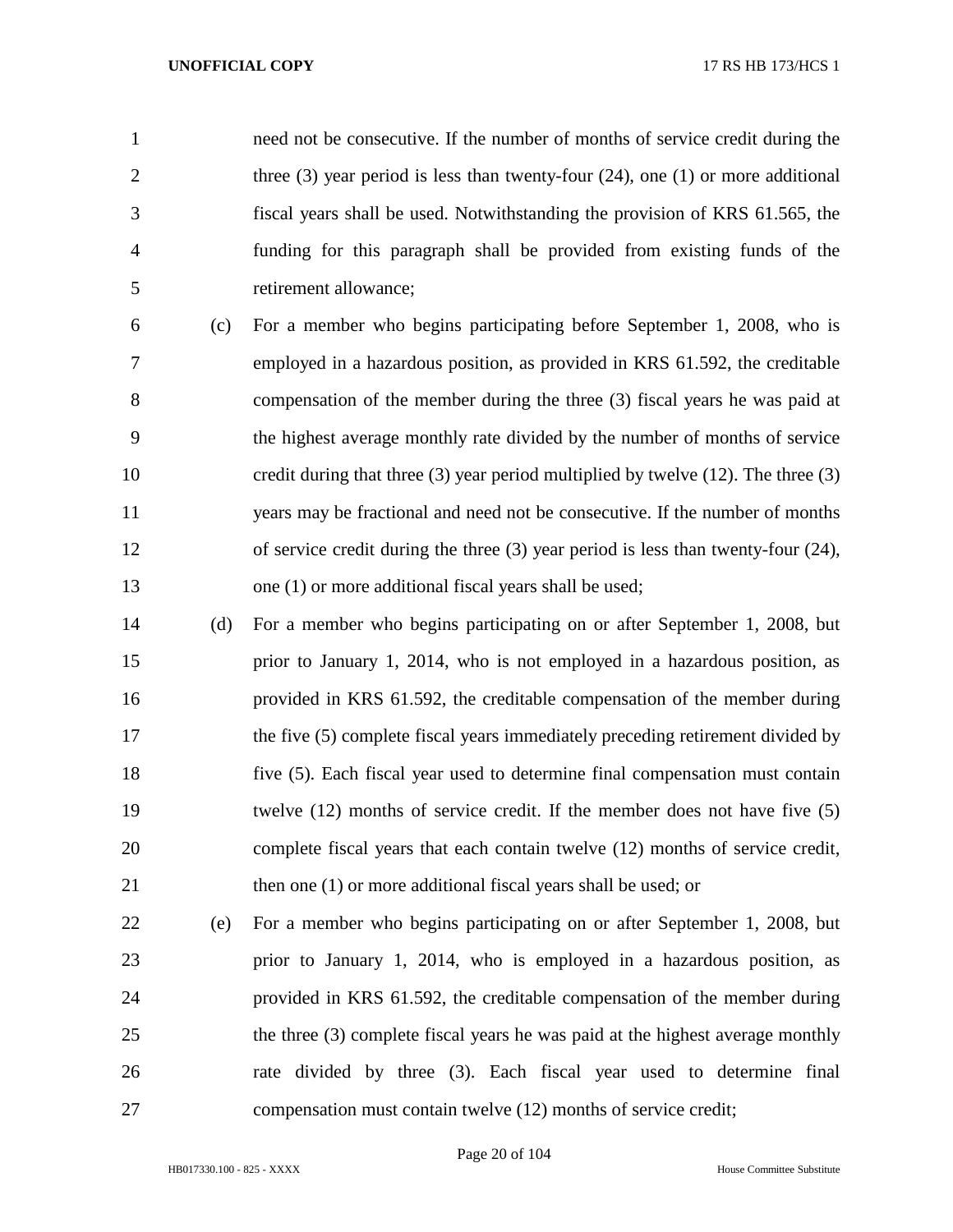need not be consecutive. If the number of months of service credit during the three (3) year period is less than twenty-four (24), one (1) or more additional fiscal years shall be used. Notwithstanding the provision of KRS 61.565, the funding for this paragraph shall be provided from existing funds of the retirement allowance;

(c) For a member who begins participating before September 1, 2008, who is employed in a hazardous position, as provided in KRS 61.592, the creditable compensation of the member during the three (3) fiscal years he was paid at the highest average monthly rate divided by the number of months of service credit during that three (3) year period multiplied by twelve (12). The three (3) years may be fractional and need not be consecutive. If the number of months of service credit during the three (3) year period is less than twenty-four (24), one (1) or more additional fiscal years shall be used;

(d) For a member who begins participating on or after September 1, 2008, but prior to January 1, 2014, who is not employed in a hazardous position, as provided in KRS 61.592, the creditable compensation of the member during the five (5) complete fiscal years immediately preceding retirement divided by five (5). Each fiscal year used to determine final compensation must contain twelve (12) months of service credit. If the member does not have five (5) complete fiscal years that each contain twelve (12) months of service credit, then one (1) or more additional fiscal years shall be used; or

(e) For a member who begins participating on or after September 1, 2008, but prior to January 1, 2014, who is employed in a hazardous position, as provided in KRS 61.592, the creditable compensation of the member during the three (3) complete fiscal years he was paid at the highest average monthly rate divided by three (3). Each fiscal year used to determine final compensation must contain twelve (12) months of service credit;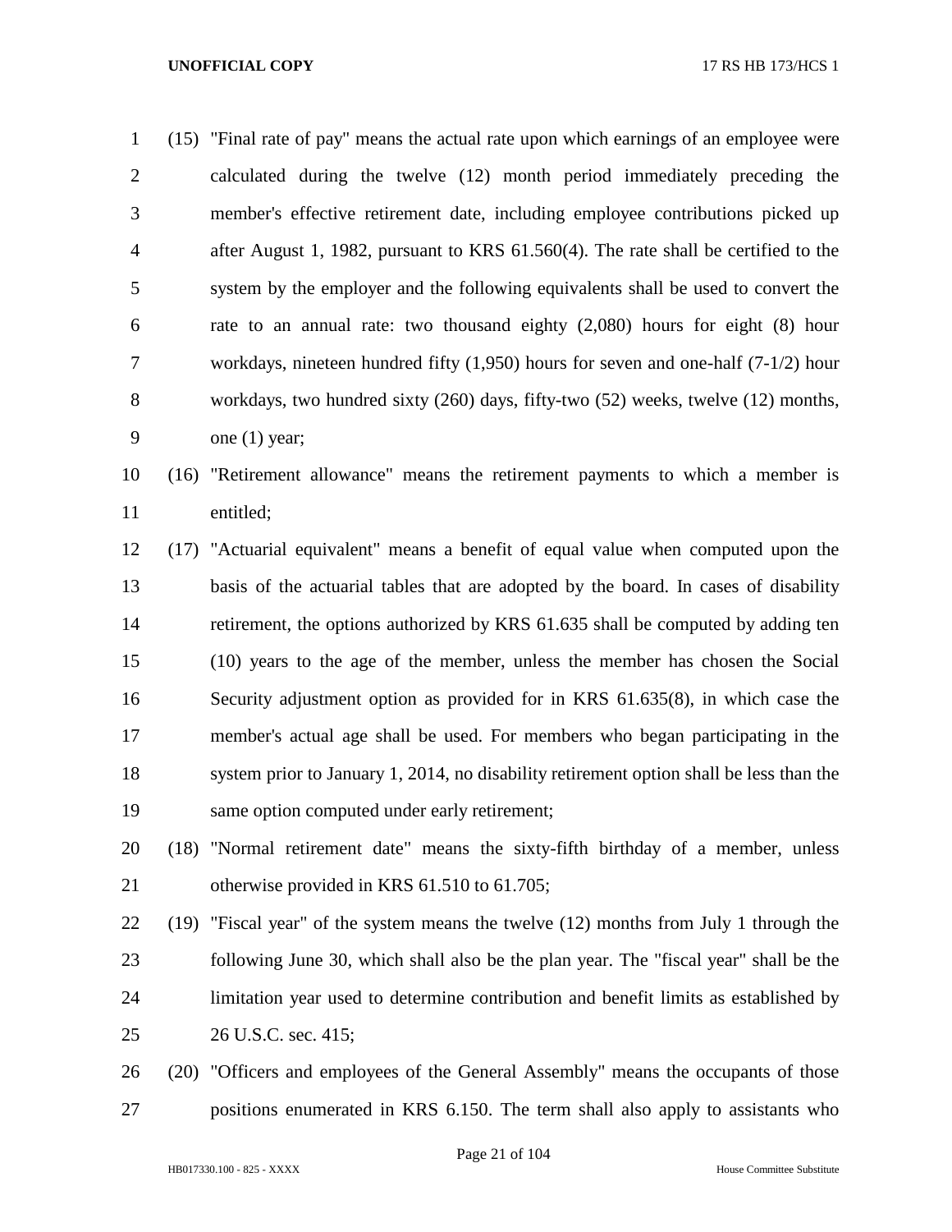(15) "Final rate of pay" means the actual rate upon which earnings of an employee were calculated during the twelve (12) month period immediately preceding the member's effective retirement date, including employee contributions picked up after August 1, 1982, pursuant to KRS 61.560(4). The rate shall be certified to the system by the employer and the following equivalents shall be used to convert the rate to an annual rate: two thousand eighty (2,080) hours for eight (8) hour workdays, nineteen hundred fifty (1,950) hours for seven and one-half (7-1/2) hour workdays, two hundred sixty (260) days, fifty-two (52) weeks, twelve (12) months, one (1) year;

(16) "Retirement allowance" means the retirement payments to which a member is entitled;

(17) "Actuarial equivalent" means a benefit of equal value when computed upon the basis of the actuarial tables that are adopted by the board. In cases of disability retirement, the options authorized by KRS 61.635 shall be computed by adding ten (10) years to the age of the member, unless the member has chosen the Social Security adjustment option as provided for in KRS 61.635(8), in which case the member's actual age shall be used. For members who began participating in the system prior to January 1, 2014, no disability retirement option shall be less than the same option computed under early retirement;

(18) "Normal retirement date" means the sixty-fifth birthday of a member, unless otherwise provided in KRS 61.510 to 61.705;

(19) "Fiscal year" of the system means the twelve (12) months from July 1 through the following June 30, which shall also be the plan year. The "fiscal year" shall be the limitation year used to determine contribution and benefit limits as established by 26 U.S.C. sec. 415;

(20) "Officers and employees of the General Assembly" means the occupants of those positions enumerated in KRS 6.150. The term shall also apply to assistants who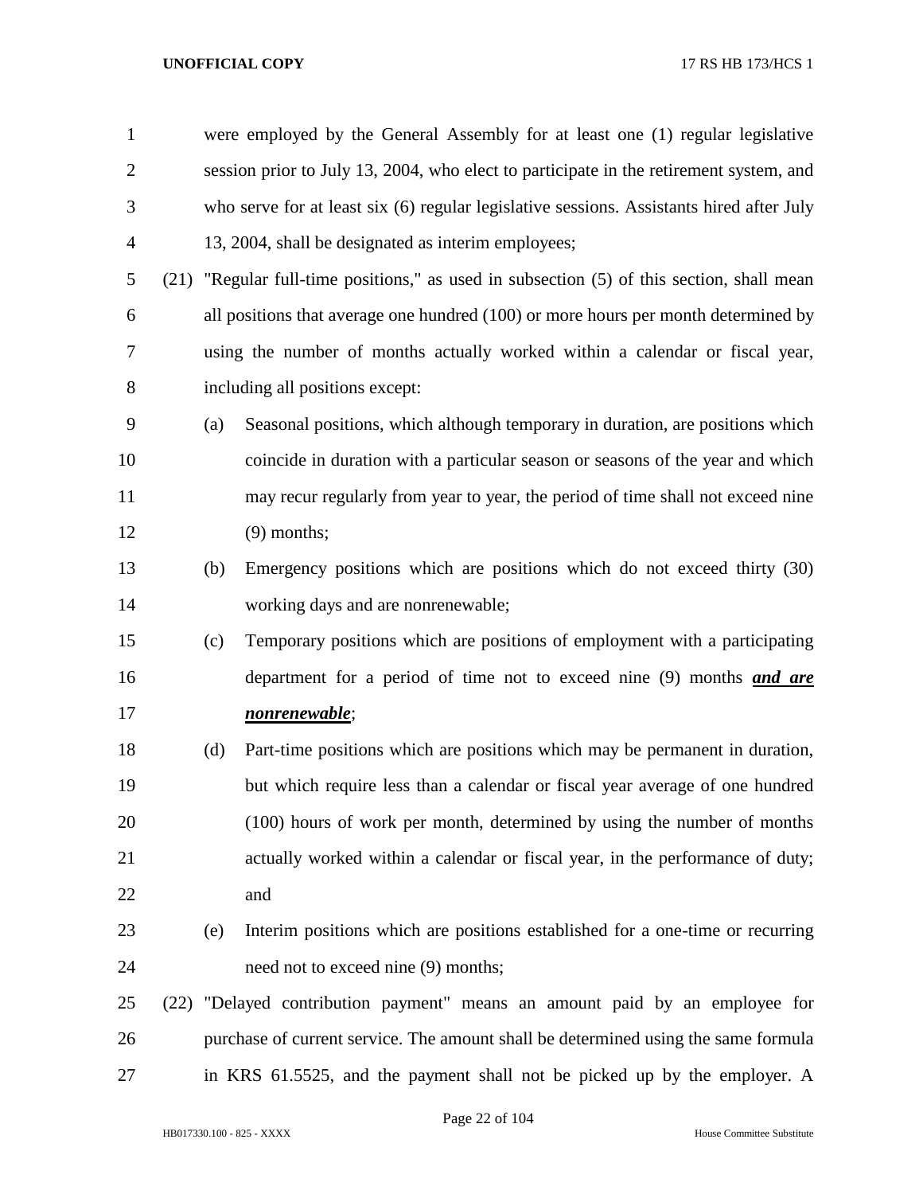were employed by the General Assembly for at least one (1) regular legislative session prior to July 13, 2004, who elect to participate in the retirement system, and who serve for at least six (6) regular legislative sessions. Assistants hired after July 13, 2004, shall be designated as interim employees;

(21) "Regular full-time positions," as used in subsection (5) of this section, shall mean all positions that average one hundred (100) or more hours per month determined by using the number of months actually worked within a calendar or fiscal year, including all positions except:

(a) Seasonal positions, which although temporary in duration, are positions which coincide in duration with a particular season or seasons of the year and which may recur regularly from year to year, the period of time shall not exceed nine (9) months;

(b) Emergency positions which are positions which do not exceed thirty (30) working days and are nonrenewable;

(c) Temporary positions which are positions of employment with a participating department for a period of time not to exceed nine (9) months ***and are nonrenewable***;

(d) Part-time positions which are positions which may be permanent in duration, but which require less than a calendar or fiscal year average of one hundred (100) hours of work per month, determined by using the number of months actually worked within a calendar or fiscal year, in the performance of duty; and

(e) Interim positions which are positions established for a one-time or recurring need not to exceed nine (9) months;

(22) "Delayed contribution payment" means an amount paid by an employee for purchase of current service. The amount shall be determined using the same formula in KRS 61.5525, and the payment shall not be picked up by the employer. A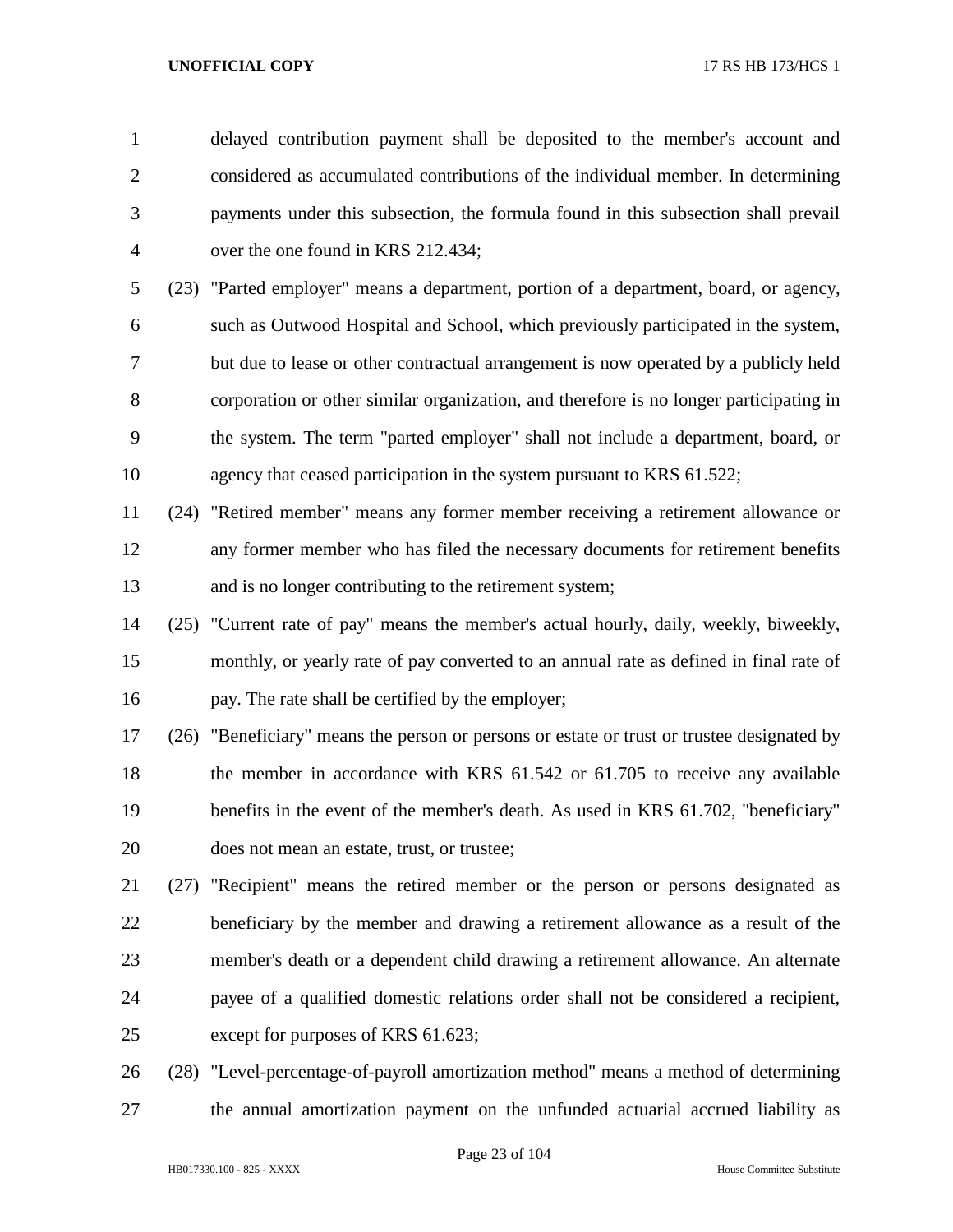delayed contribution payment shall be deposited to the member's account and considered as accumulated contributions of the individual member. In determining payments under this subsection, the formula found in this subsection shall prevail over the one found in KRS 212.434;

(23) "Parted employer" means a department, portion of a department, board, or agency, such as Outwood Hospital and School, which previously participated in the system, but due to lease or other contractual arrangement is now operated by a publicly held corporation or other similar organization, and therefore is no longer participating in the system. The term "parted employer" shall not include a department, board, or agency that ceased participation in the system pursuant to KRS 61.522;

(24) "Retired member" means any former member receiving a retirement allowance or any former member who has filed the necessary documents for retirement benefits and is no longer contributing to the retirement system;

(25) "Current rate of pay" means the member's actual hourly, daily, weekly, biweekly, monthly, or yearly rate of pay converted to an annual rate as defined in final rate of pay. The rate shall be certified by the employer;

(26) "Beneficiary" means the person or persons or estate or trust or trustee designated by the member in accordance with KRS 61.542 or 61.705 to receive any available benefits in the event of the member's death. As used in KRS 61.702, "beneficiary" does not mean an estate, trust, or trustee;

(27) "Recipient" means the retired member or the person or persons designated as beneficiary by the member and drawing a retirement allowance as a result of the member's death or a dependent child drawing a retirement allowance. An alternate payee of a qualified domestic relations order shall not be considered a recipient, except for purposes of KRS 61.623;

(28) "Level-percentage-of-payroll amortization method" means a method of determining the annual amortization payment on the unfunded actuarial accrued liability as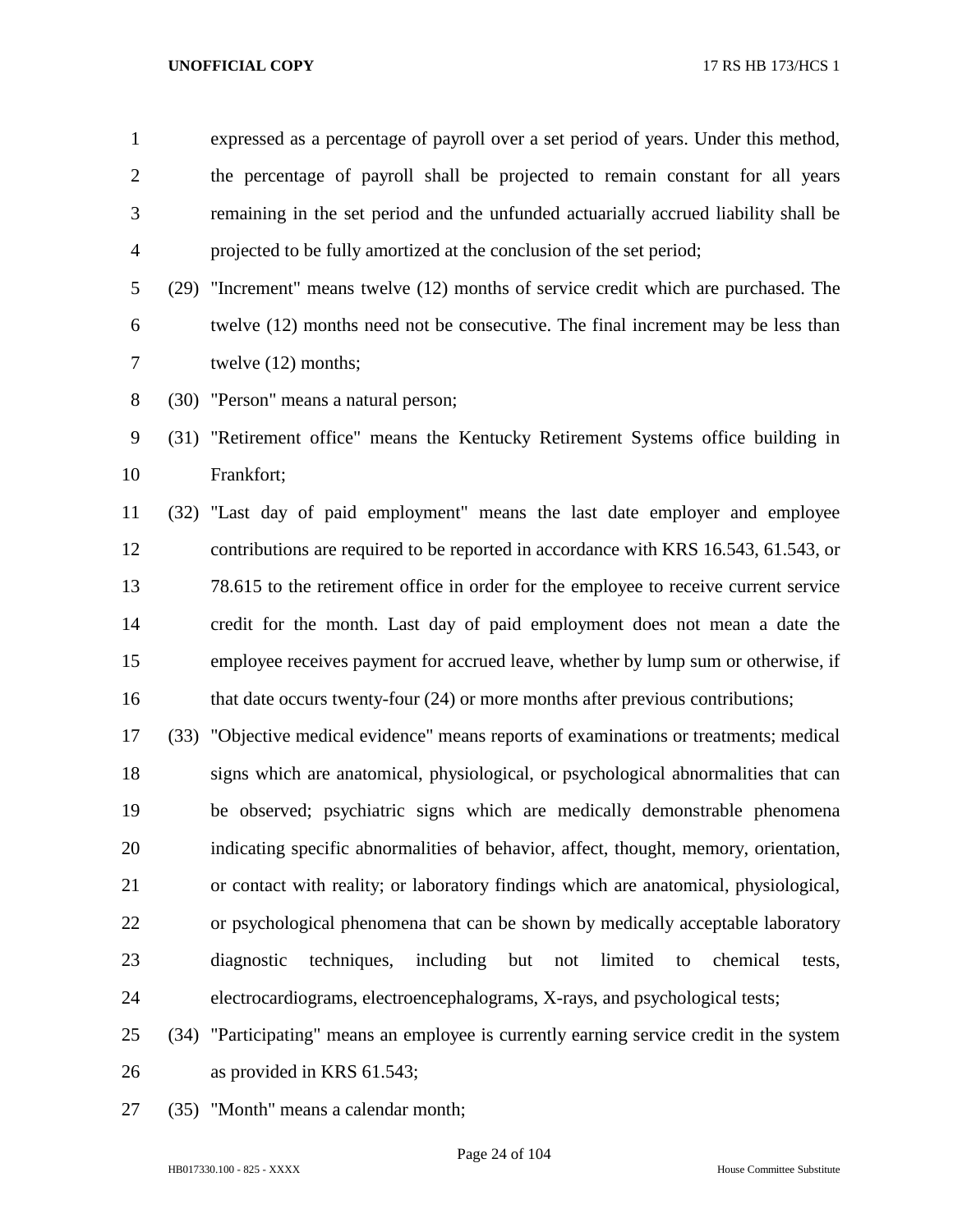expressed as a percentage of payroll over a set period of years. Under this method, the percentage of payroll shall be projected to remain constant for all years remaining in the set period and the unfunded actuarially accrued liability shall be projected to be fully amortized at the conclusion of the set period;

(29) "Increment" means twelve (12) months of service credit which are purchased. The twelve (12) months need not be consecutive. The final increment may be less than twelve (12) months;

(30) "Person" means a natural person;

(31) "Retirement office" means the Kentucky Retirement Systems office building in Frankfort;

(32) "Last day of paid employment" means the last date employer and employee contributions are required to be reported in accordance with KRS 16.543, 61.543, or 78.615 to the retirement office in order for the employee to receive current service credit for the month. Last day of paid employment does not mean a date the employee receives payment for accrued leave, whether by lump sum or otherwise, if that date occurs twenty-four (24) or more months after previous contributions;

(33) "Objective medical evidence" means reports of examinations or treatments; medical signs which are anatomical, physiological, or psychological abnormalities that can be observed; psychiatric signs which are medically demonstrable phenomena indicating specific abnormalities of behavior, affect, thought, memory, orientation, or contact with reality; or laboratory findings which are anatomical, physiological, or psychological phenomena that can be shown by medically acceptable laboratory diagnostic techniques, including but not limited to chemical tests, electrocardiograms, electroencephalograms, X-rays, and psychological tests;

(34) "Participating" means an employee is currently earning service credit in the system as provided in KRS 61.543;

(35) "Month" means a calendar month;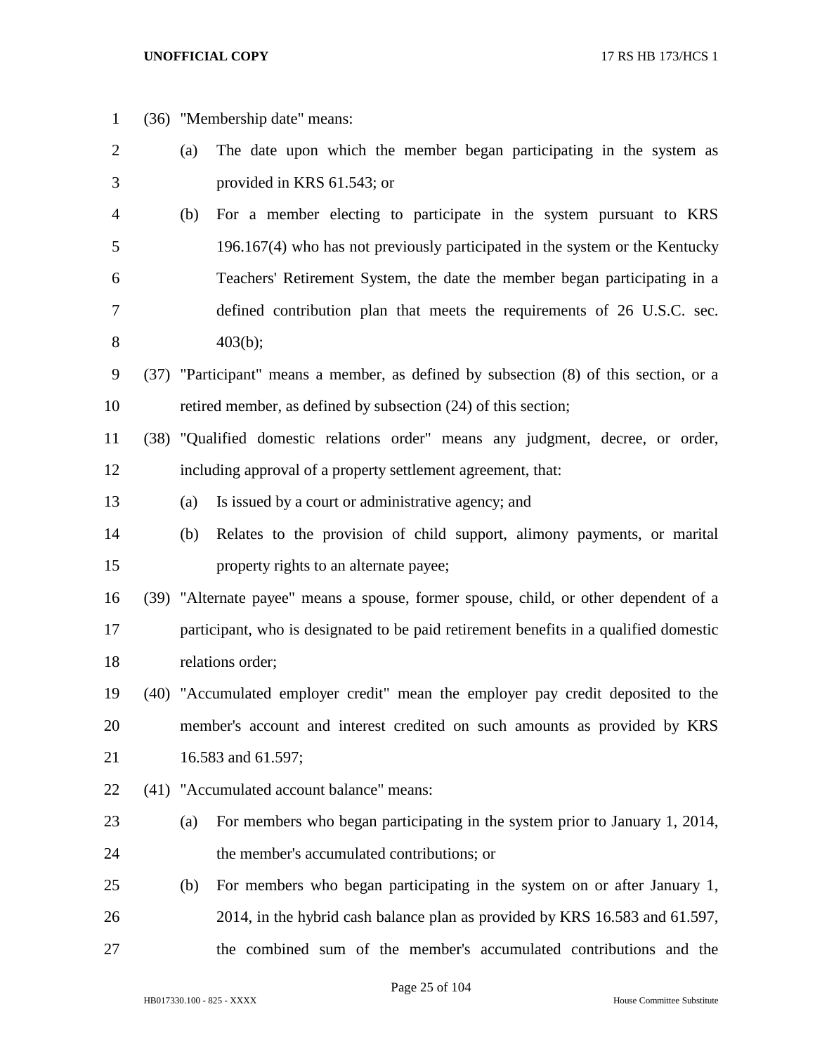(36) "Membership date" means:

(a) The date upon which the member began participating in the system as provided in KRS 61.543; or

(b) For a member electing to participate in the system pursuant to KRS 196.167(4) who has not previously participated in the system or the Kentucky Teachers' Retirement System, the date the member began participating in a defined contribution plan that meets the requirements of 26 U.S.C. sec. 403(b);

(37) "Participant" means a member, as defined by subsection (8) of this section, or a retired member, as defined by subsection (24) of this section;

(38) "Qualified domestic relations order" means any judgment, decree, or order, including approval of a property settlement agreement, that:

(a) Is issued by a court or administrative agency; and

(b) Relates to the provision of child support, alimony payments, or marital property rights to an alternate payee;

(39) "Alternate payee" means a spouse, former spouse, child, or other dependent of a participant, who is designated to be paid retirement benefits in a qualified domestic relations order;

(40) "Accumulated employer credit" mean the employer pay credit deposited to the member's account and interest credited on such amounts as provided by KRS 16.583 and 61.597;

(41) "Accumulated account balance" means:

(a) For members who began participating in the system prior to January 1, 2014, the member's accumulated contributions; or

(b) For members who began participating in the system on or after January 1, 2014, in the hybrid cash balance plan as provided by KRS 16.583 and 61.597, the combined sum of the member's accumulated contributions and the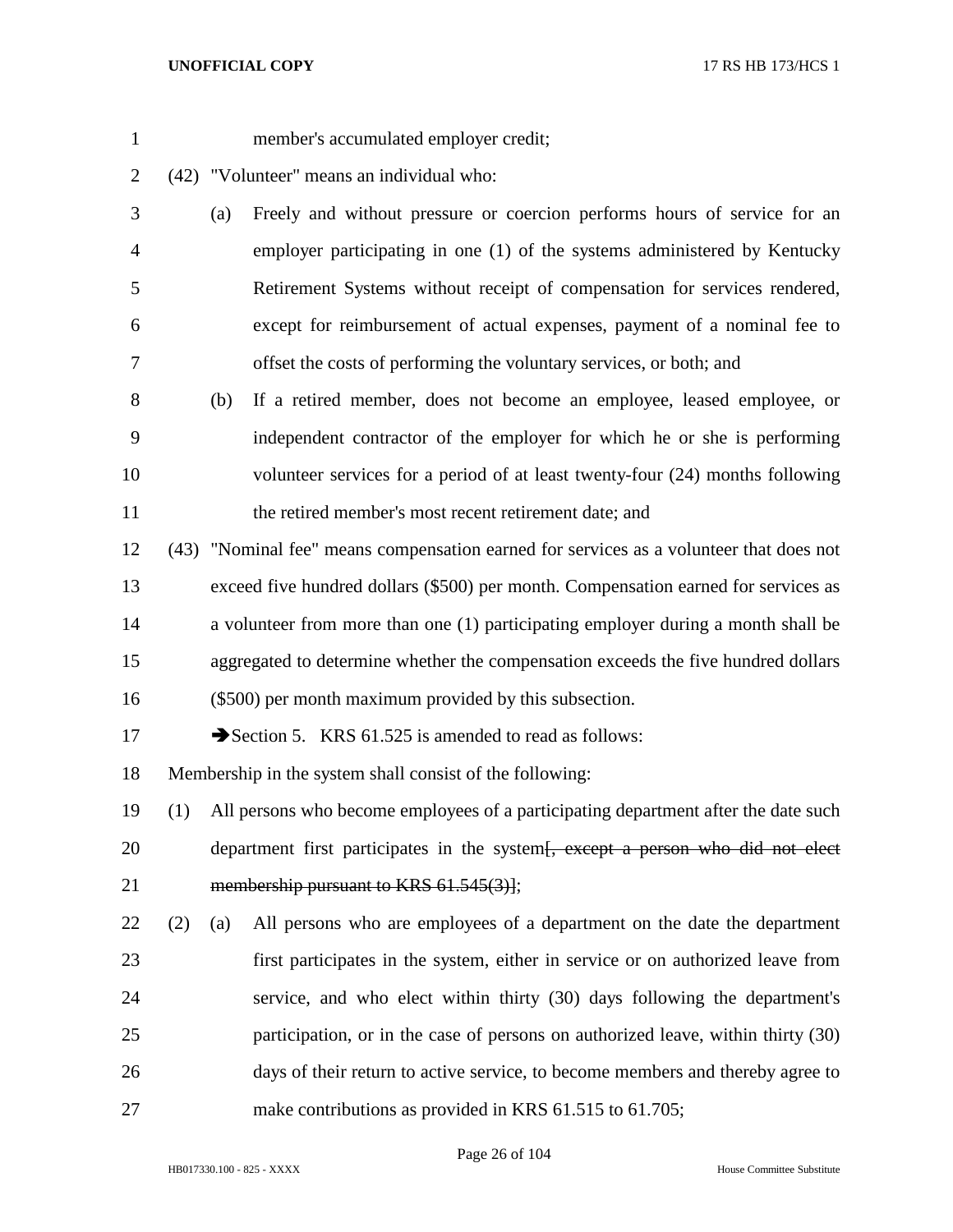member's accumulated employer credit;

(42) "Volunteer" means an individual who:

(a) Freely and without pressure or coercion performs hours of service for an employer participating in one (1) of the systems administered by Kentucky Retirement Systems without receipt of compensation for services rendered, except for reimbursement of actual expenses, payment of a nominal fee to offset the costs of performing the voluntary services, or both; and

(b) If a retired member, does not become an employee, leased employee, or independent contractor of the employer for which he or she is performing volunteer services for a period of at least twenty-four (24) months following the retired member's most recent retirement date; and

(43) "Nominal fee" means compensation earned for services as a volunteer that does not exceed five hundred dollars ($500) per month. Compensation earned for services as a volunteer from more than one (1) participating employer during a month shall be aggregated to determine whether the compensation exceeds the five hundred dollars ($500) per month maximum provided by this subsection.

➔Section 5. KRS 61.525 is amended to read as follows:

Membership in the system shall consist of the following:

(1) All persons who become employees of a participating department after the date such department first participates in the system[~~, except a person who did not elect membership pursuant to KRS 61.545(3)~~];

(2) (a) All persons who are employees of a department on the date the department first participates in the system, either in service or on authorized leave from service, and who elect within thirty (30) days following the department's participation, or in the case of persons on authorized leave, within thirty (30) days of their return to active service, to become members and thereby agree to make contributions as provided in KRS 61.515 to 61.705;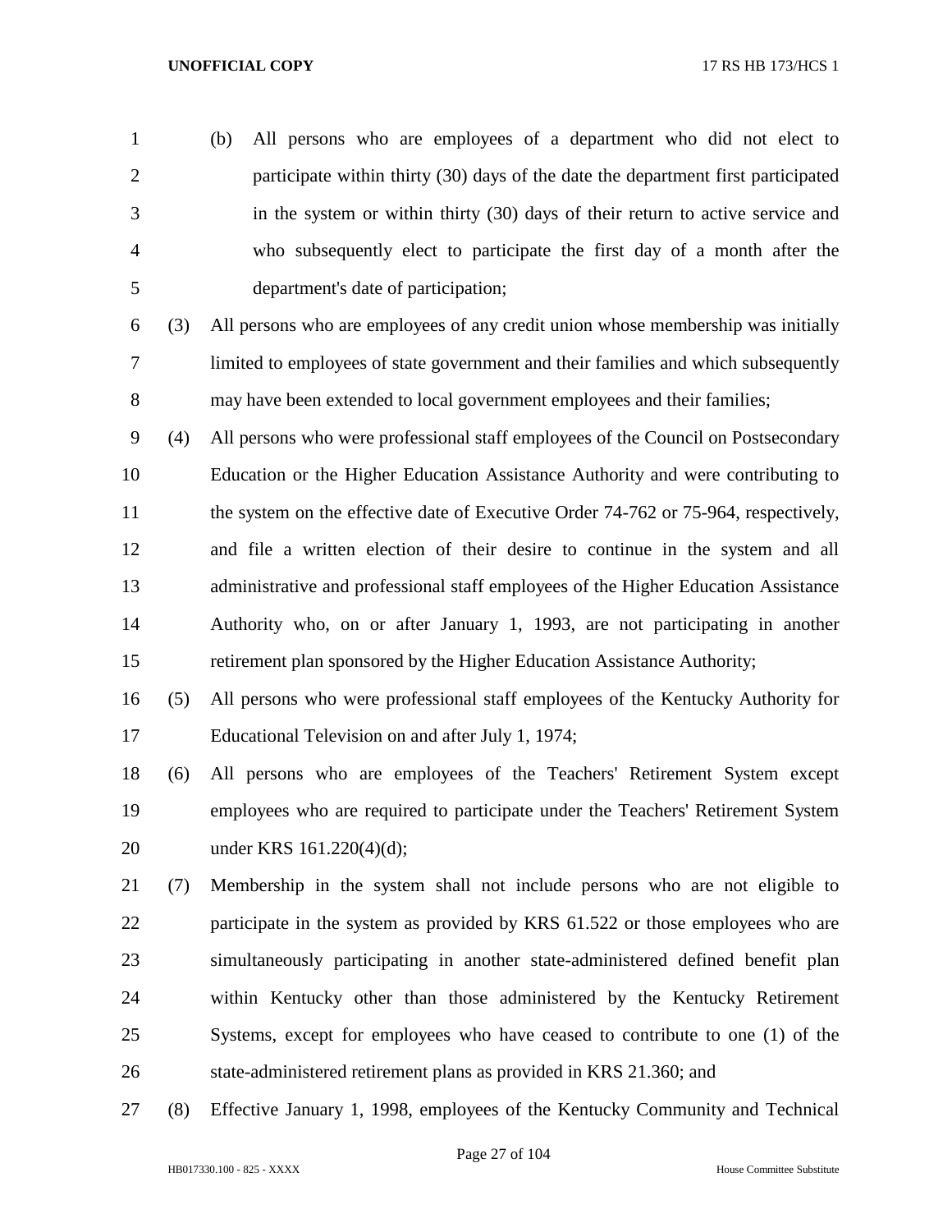(b) All persons who are employees of a department who did not elect to participate within thirty (30) days of the date the department first participated in the system or within thirty (30) days of their return to active service and who subsequently elect to participate the first day of a month after the department's date of participation;

(3) All persons who are employees of any credit union whose membership was initially limited to employees of state government and their families and which subsequently may have been extended to local government employees and their families;

(4) All persons who were professional staff employees of the Council on Postsecondary Education or the Higher Education Assistance Authority and were contributing to the system on the effective date of Executive Order 74-762 or 75-964, respectively, and file a written election of their desire to continue in the system and all administrative and professional staff employees of the Higher Education Assistance Authority who, on or after January 1, 1993, are not participating in another retirement plan sponsored by the Higher Education Assistance Authority;

(5) All persons who were professional staff employees of the Kentucky Authority for Educational Television on and after July 1, 1974;

(6) All persons who are employees of the Teachers' Retirement System except employees who are required to participate under the Teachers' Retirement System under KRS 161.220(4)(d);

(7) Membership in the system shall not include persons who are not eligible to participate in the system as provided by KRS 61.522 or those employees who are simultaneously participating in another state-administered defined benefit plan within Kentucky other than those administered by the Kentucky Retirement Systems, except for employees who have ceased to contribute to one (1) of the state-administered retirement plans as provided in KRS 21.360; and

(8) Effective January 1, 1998, employees of the Kentucky Community and Technical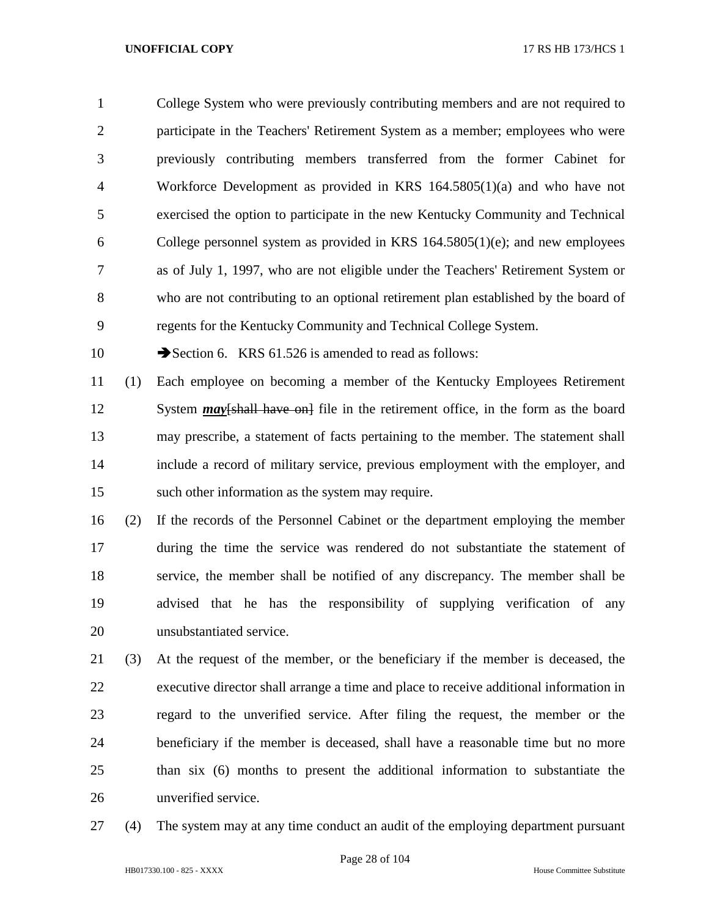College System who were previously contributing members and are not required to participate in the Teachers' Retirement System as a member; employees who were previously contributing members transferred from the former Cabinet for Workforce Development as provided in KRS 164.5805(1)(a) and who have not exercised the option to participate in the new Kentucky Community and Technical College personnel system as provided in KRS 164.5805(1)(e); and new employees as of July 1, 1997, who are not eligible under the Teachers' Retirement System or who are not contributing to an optional retirement plan established by the board of regents for the Kentucky Community and Technical College System.

➔Section 6. KRS 61.526 is amended to read as follows:

(1) Each employee on becoming a member of the Kentucky Employees Retirement System ***may***[~~shall have on~~] file in the retirement office, in the form as the board may prescribe, a statement of facts pertaining to the member. The statement shall include a record of military service, previous employment with the employer, and such other information as the system may require.

(2) If the records of the Personnel Cabinet or the department employing the member during the time the service was rendered do not substantiate the statement of service, the member shall be notified of any discrepancy. The member shall be advised that he has the responsibility of supplying verification of any unsubstantiated service.

(3) At the request of the member, or the beneficiary if the member is deceased, the executive director shall arrange a time and place to receive additional information in regard to the unverified service. After filing the request, the member or the beneficiary if the member is deceased, shall have a reasonable time but no more than six (6) months to present the additional information to substantiate the unverified service.

(4) The system may at any time conduct an audit of the employing department pursuant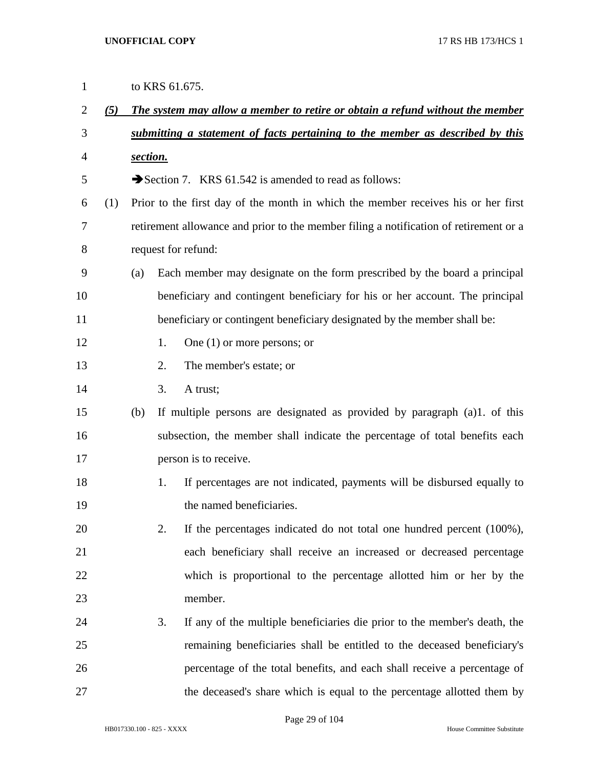to KRS 61.675.

***(5) The system may allow a member to retire or obtain a refund without the member submitting a statement of facts pertaining to the member as described by this section.***

➔Section 7. KRS 61.542 is amended to read as follows:

(1) Prior to the first day of the month in which the member receives his or her first retirement allowance and prior to the member filing a notification of retirement or a request for refund:

(a) Each member may designate on the form prescribed by the board a principal beneficiary and contingent beneficiary for his or her account. The principal beneficiary or contingent beneficiary designated by the member shall be:

1. One (1) or more persons; or
2. The member's estate; or
3. A trust;

(b) If multiple persons are designated as provided by paragraph (a)1. of this subsection, the member shall indicate the percentage of total benefits each person is to receive.

1. If percentages are not indicated, payments will be disbursed equally to the named beneficiaries.
2. If the percentages indicated do not total one hundred percent (100%), each beneficiary shall receive an increased or decreased percentage which is proportional to the percentage allotted him or her by the member.
3. If any of the multiple beneficiaries die prior to the member's death, the remaining beneficiaries shall be entitled to the deceased beneficiary's percentage of the total benefits, and each shall receive a percentage of the deceased's share which is equal to the percentage allotted them by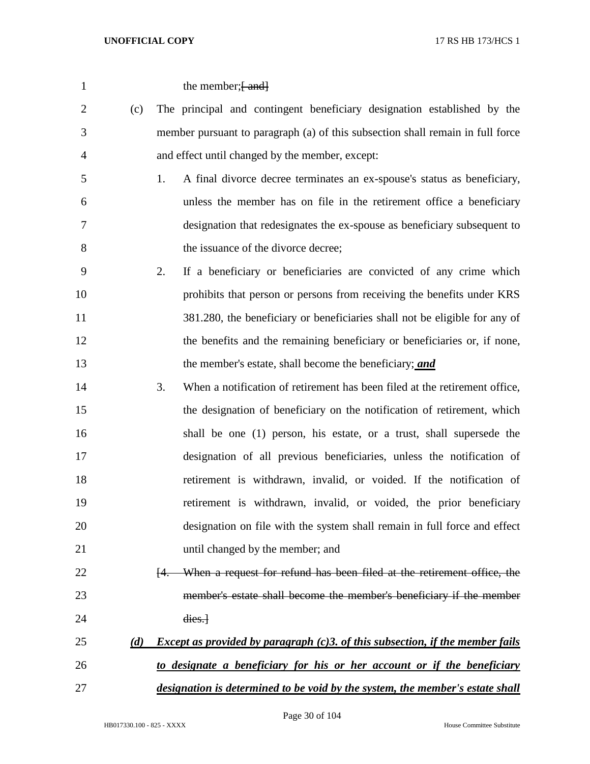the member;~~[ and]~~

(c) The principal and contingent beneficiary designation established by the member pursuant to paragraph (a) of this subsection shall remain in full force and effect until changed by the member, except:

1. A final divorce decree terminates an ex-spouse's status as beneficiary, unless the member has on file in the retirement office a beneficiary designation that redesignates the ex-spouse as beneficiary subsequent to the issuance of the divorce decree;

2. If a beneficiary or beneficiaries are convicted of any crime which prohibits that person or persons from receiving the benefits under KRS 381.280, the beneficiary or beneficiaries shall not be eligible for any of the benefits and the remaining beneficiary or beneficiaries or, if none, the member's estate, shall become the beneficiary; ***and***

3. When a notification of retirement has been filed at the retirement office, the designation of beneficiary on the notification of retirement, which shall be one (1) person, his estate, or a trust, shall supersede the designation of all previous beneficiaries, unless the notification of retirement is withdrawn, invalid, or voided. If the notification of retirement is withdrawn, invalid, or voided, the prior beneficiary designation on file with the system shall remain in full force and effect until changed by the member; and

~~[4. When a request for refund has been filed at the retirement office, the member's estate shall become the member's beneficiary if the member dies.]~~

***(d) Except as provided by paragraph (c)3. of this subsection, if the member fails to designate a beneficiary for his or her account or if the beneficiary designation is determined to be void by the system, the member's estate shall***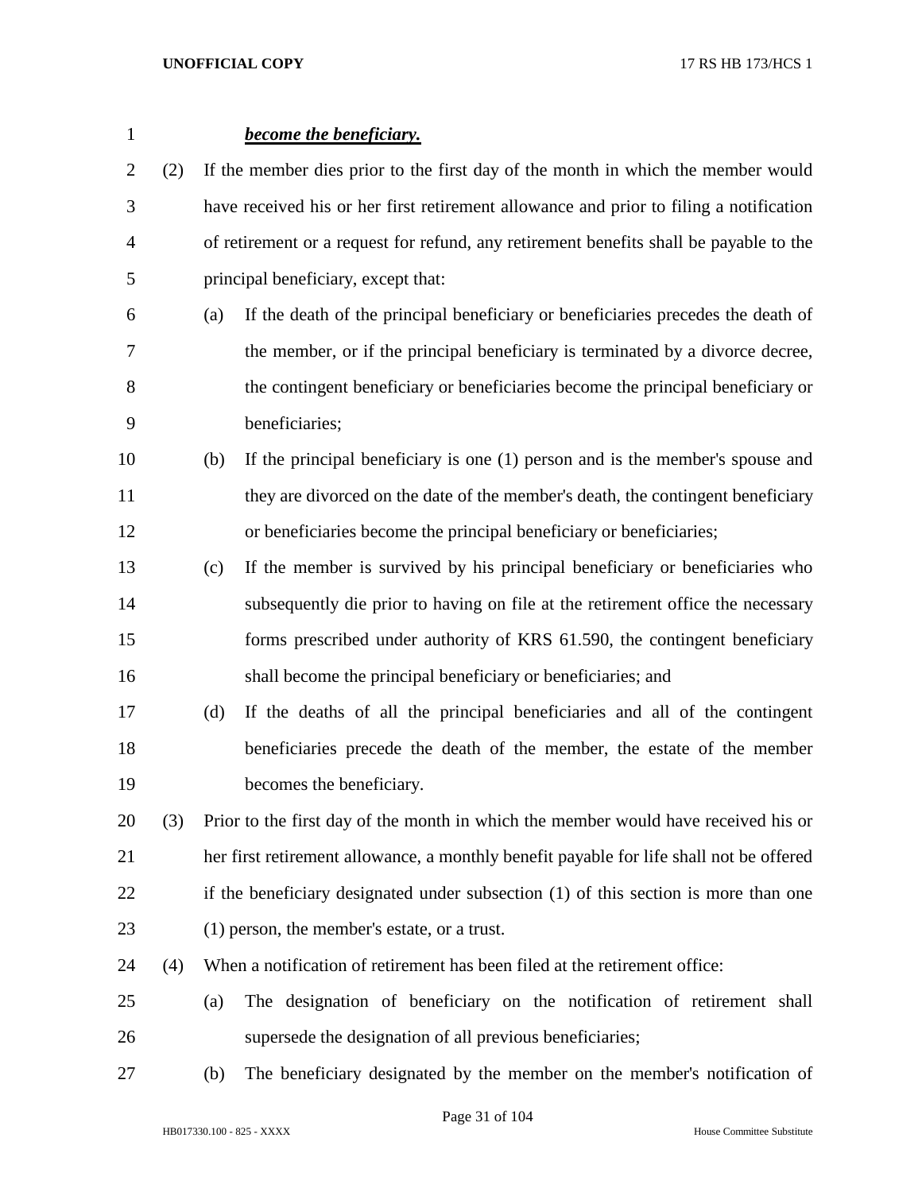***become the beneficiary.***

(2) If the member dies prior to the first day of the month in which the member would have received his or her first retirement allowance and prior to filing a notification of retirement or a request for refund, any retirement benefits shall be payable to the principal beneficiary, except that:

(a) If the death of the principal beneficiary or beneficiaries precedes the death of the member, or if the principal beneficiary is terminated by a divorce decree, the contingent beneficiary or beneficiaries become the principal beneficiary or beneficiaries;

(b) If the principal beneficiary is one (1) person and is the member's spouse and they are divorced on the date of the member's death, the contingent beneficiary or beneficiaries become the principal beneficiary or beneficiaries;

(c) If the member is survived by his principal beneficiary or beneficiaries who subsequently die prior to having on file at the retirement office the necessary forms prescribed under authority of KRS 61.590, the contingent beneficiary shall become the principal beneficiary or beneficiaries; and

(d) If the deaths of all the principal beneficiaries and all of the contingent beneficiaries precede the death of the member, the estate of the member becomes the beneficiary.

(3) Prior to the first day of the month in which the member would have received his or her first retirement allowance, a monthly benefit payable for life shall not be offered if the beneficiary designated under subsection (1) of this section is more than one (1) person, the member's estate, or a trust.

(4) When a notification of retirement has been filed at the retirement office:

(a) The designation of beneficiary on the notification of retirement shall supersede the designation of all previous beneficiaries;

(b) The beneficiary designated by the member on the member's notification of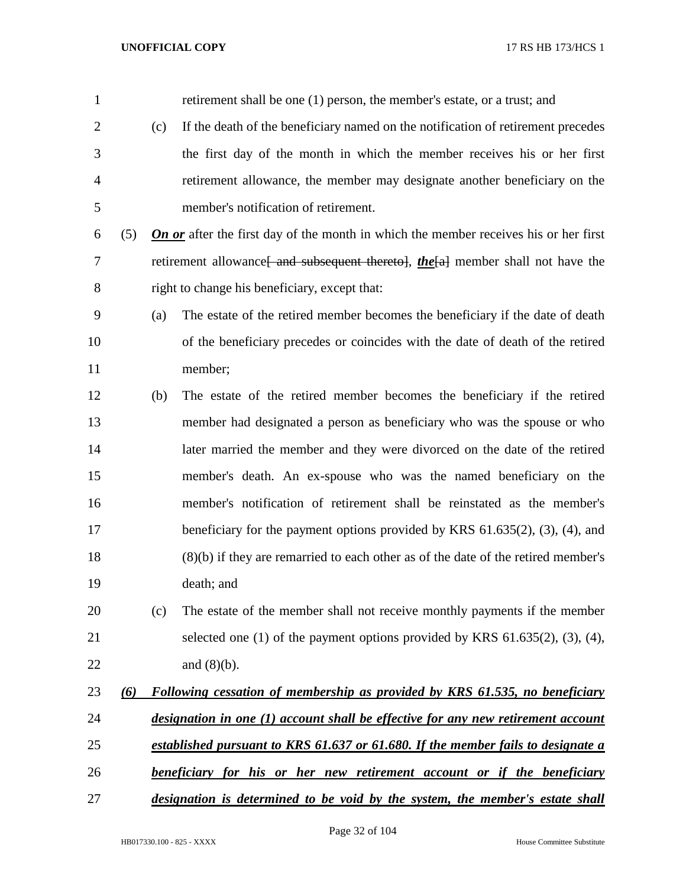retirement shall be one (1) person, the member's estate, or a trust; and

(c) If the death of the beneficiary named on the notification of retirement precedes the first day of the month in which the member receives his or her first retirement allowance, the member may designate another beneficiary on the member's notification of retirement.

(5) ***On or*** after the first day of the month in which the member receives his or her first retirement allowance~~[ and subsequent thereto]~~, ***the***~~[a]~~ member shall not have the right to change his beneficiary, except that:

(a) The estate of the retired member becomes the beneficiary if the date of death of the beneficiary precedes or coincides with the date of death of the retired member;

(b) The estate of the retired member becomes the beneficiary if the retired member had designated a person as beneficiary who was the spouse or who later married the member and they were divorced on the date of the retired member's death. An ex-spouse who was the named beneficiary on the member's notification of retirement shall be reinstated as the member's beneficiary for the payment options provided by KRS 61.635(2), (3), (4), and (8)(b) if they are remarried to each other as of the date of the retired member's death; and

(c) The estate of the member shall not receive monthly payments if the member selected one (1) of the payment options provided by KRS 61.635(2), (3), (4), and (8)(b).

***(6) Following cessation of membership as provided by KRS 61.535, no beneficiary designation in one (1) account shall be effective for any new retirement account established pursuant to KRS 61.637 or 61.680. If the member fails to designate a beneficiary for his or her new retirement account or if the beneficiary designation is determined to be void by the system, the member's estate shall***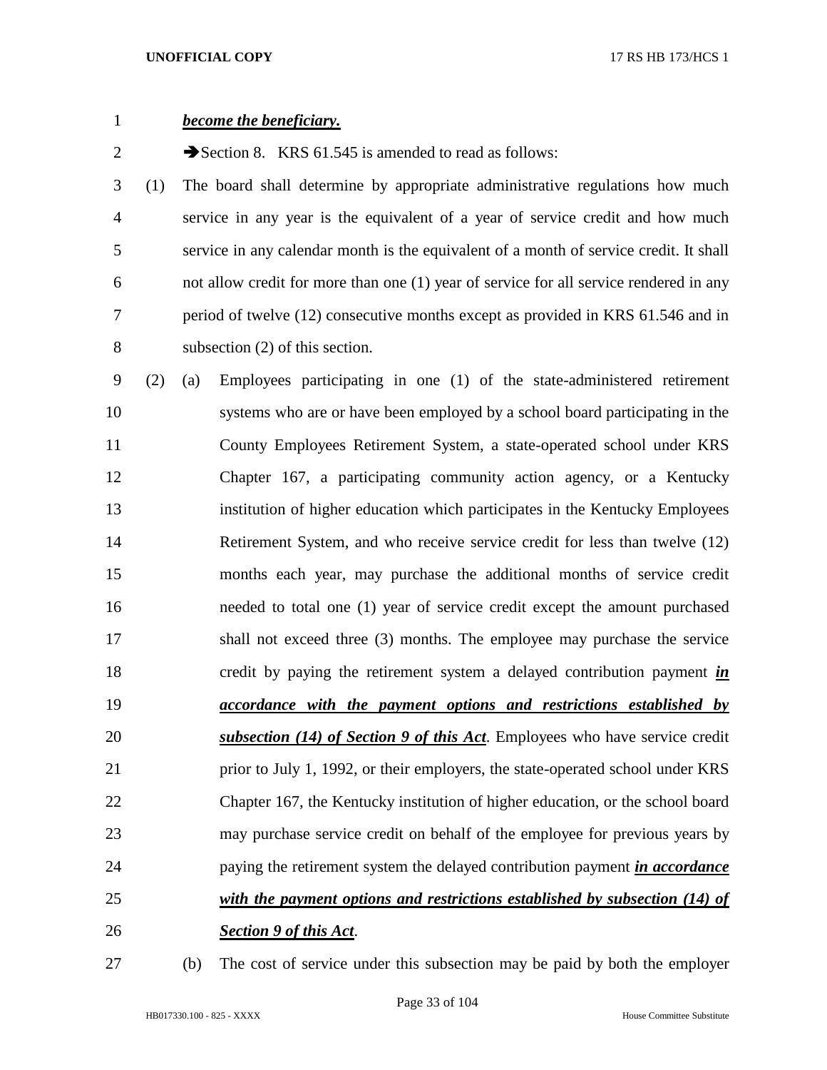***become the beneficiary.***

➔Section 8. KRS 61.545 is amended to read as follows:

(1) The board shall determine by appropriate administrative regulations how much service in any year is the equivalent of a year of service credit and how much service in any calendar month is the equivalent of a month of service credit. It shall not allow credit for more than one (1) year of service for all service rendered in any period of twelve (12) consecutive months except as provided in KRS 61.546 and in subsection (2) of this section.

(2) (a) Employees participating in one (1) of the state-administered retirement systems who are or have been employed by a school board participating in the County Employees Retirement System, a state-operated school under KRS Chapter 167, a participating community action agency, or a Kentucky institution of higher education which participates in the Kentucky Employees Retirement System, and who receive service credit for less than twelve (12) months each year, may purchase the additional months of service credit needed to total one (1) year of service credit except the amount purchased shall not exceed three (3) months. The employee may purchase the service credit by paying the retirement system a delayed contribution payment ***in accordance with the payment options and restrictions established by subsection (14) of Section 9 of this Act***. Employees who have service credit prior to July 1, 1992, or their employers, the state-operated school under KRS Chapter 167, the Kentucky institution of higher education, or the school board may purchase service credit on behalf of the employee for previous years by paying the retirement system the delayed contribution payment ***in accordance with the payment options and restrictions established by subsection (14) of Section 9 of this Act***.

(b) The cost of service under this subsection may be paid by both the employer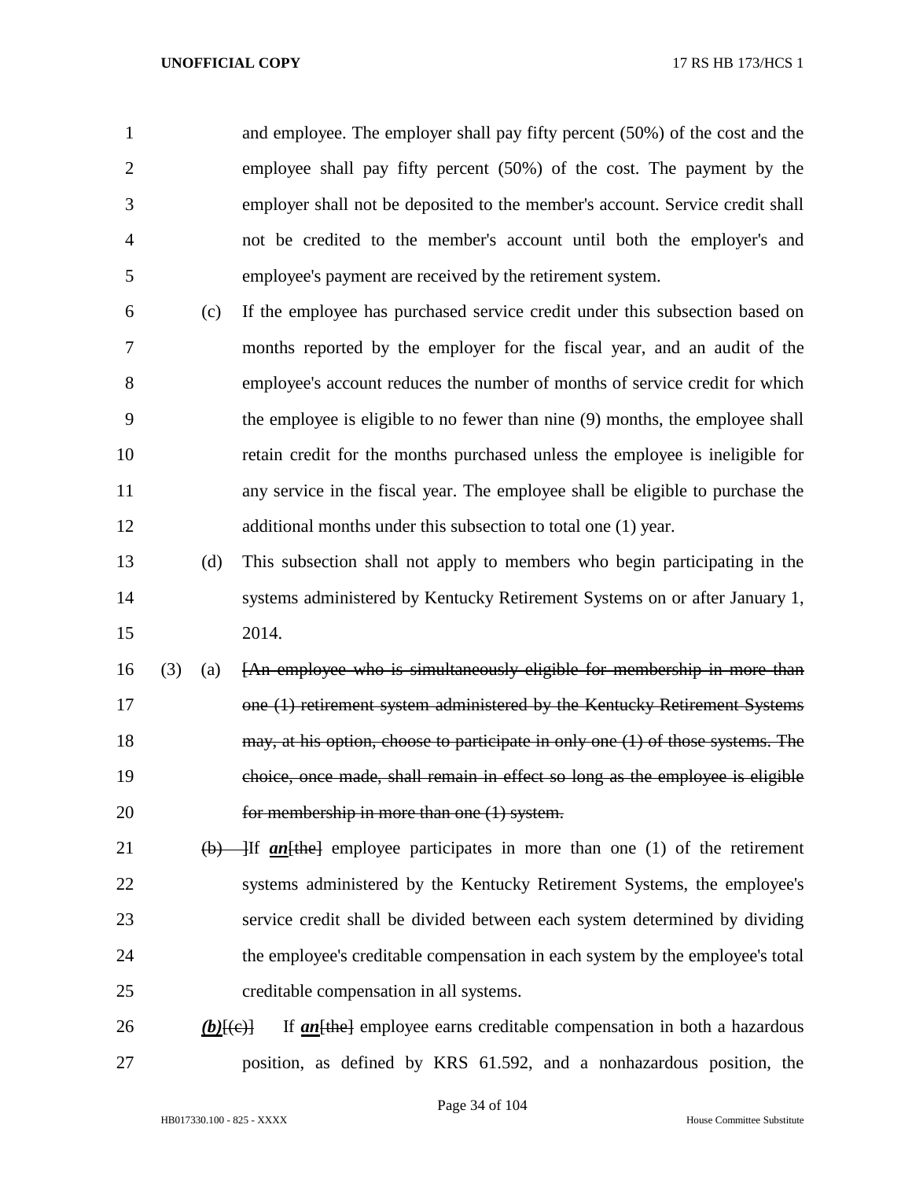and employee. The employer shall pay fifty percent (50%) of the cost and the employee shall pay fifty percent (50%) of the cost. The payment by the employer shall not be deposited to the member's account. Service credit shall not be credited to the member's account until both the employer's and employee's payment are received by the retirement system.

(c) If the employee has purchased service credit under this subsection based on months reported by the employer for the fiscal year, and an audit of the employee's account reduces the number of months of service credit for which the employee is eligible to no fewer than nine (9) months, the employee shall retain credit for the months purchased unless the employee is ineligible for any service in the fiscal year. The employee shall be eligible to purchase the additional months under this subsection to total one (1) year.

(d) This subsection shall not apply to members who begin participating in the systems administered by Kentucky Retirement Systems on or after January 1, 2014.

(3) (a) ~~[An employee who is simultaneously eligible for membership in more than one (1) retirement system administered by the Kentucky Retirement Systems may, at his option, choose to participate in only one (1) of those systems. The choice, once made, shall remain in effect so long as the employee is eligible for membership in more than one (1) system.~~

~~(b)~~ ]If ***an***[~~the~~] employee participates in more than one (1) of the retirement systems administered by the Kentucky Retirement Systems, the employee's service credit shall be divided between each system determined by dividing the employee's creditable compensation in each system by the employee's total creditable compensation in all systems.

***(b)***[~~(c)~~] If ***an***[~~the~~] employee earns creditable compensation in both a hazardous position, as defined by KRS 61.592, and a nonhazardous position, the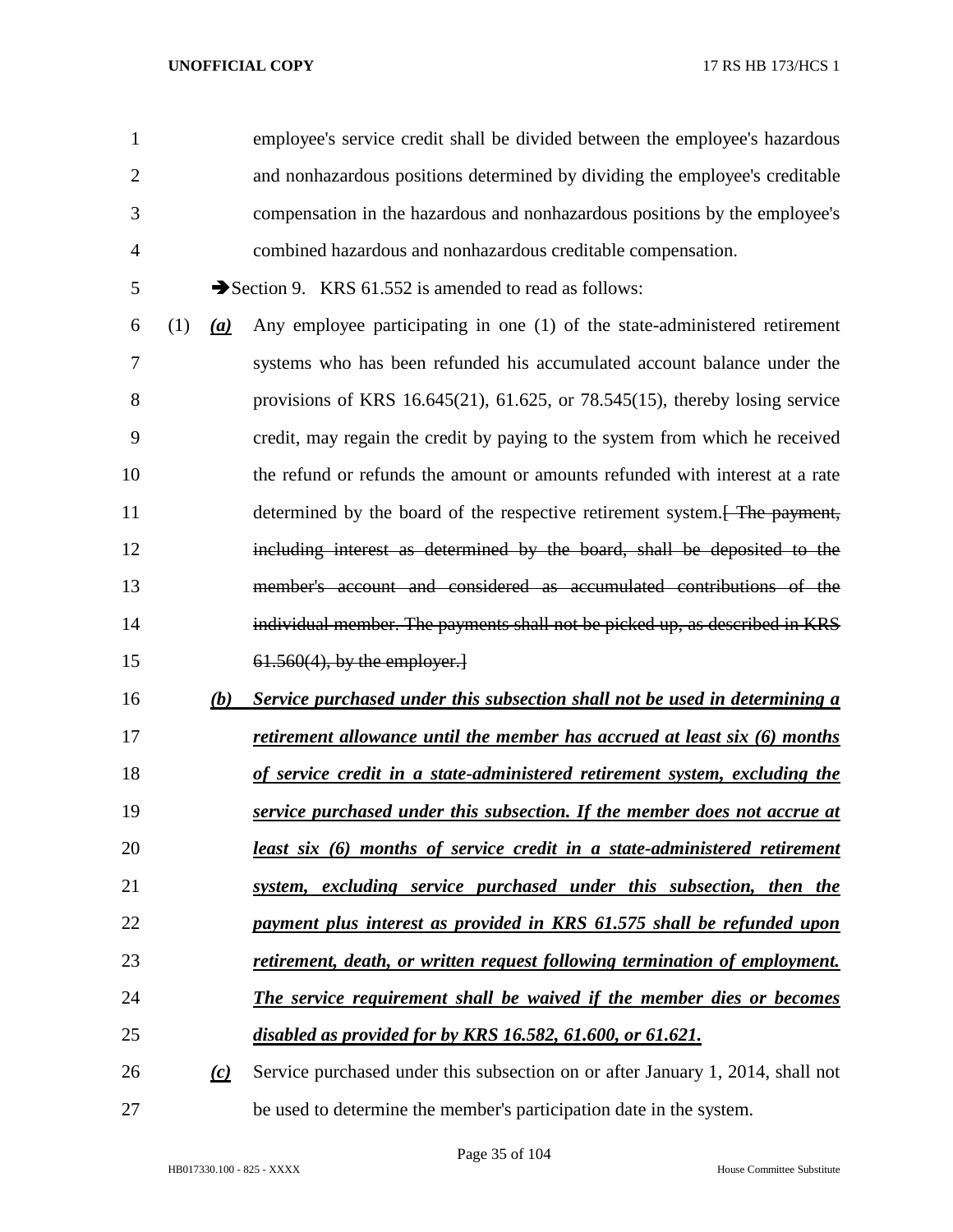employee's service credit shall be divided between the employee's hazardous and nonhazardous positions determined by dividing the employee's creditable compensation in the hazardous and nonhazardous positions by the employee's combined hazardous and nonhazardous creditable compensation.

➔Section 9. KRS 61.552 is amended to read as follows:

(1) ***(a)*** Any employee participating in one (1) of the state-administered retirement systems who has been refunded his accumulated account balance under the provisions of KRS 16.645(21), 61.625, or 78.545(15), thereby losing service credit, may regain the credit by paying to the system from which he received the refund or refunds the amount or amounts refunded with interest at a rate determined by the board of the respective retirement system.~~[ The payment, including interest as determined by the board, shall be deposited to the member's account and considered as accumulated contributions of the individual member. The payments shall not be picked up, as described in KRS 61.560(4), by the employer.]~~

***(b)*** ***Service purchased under this subsection shall not be used in determining a retirement allowance until the member has accrued at least six (6) months of service credit in a state-administered retirement system, excluding the service purchased under this subsection. If the member does not accrue at least six (6) months of service credit in a state-administered retirement system, excluding service purchased under this subsection, then the payment plus interest as provided in KRS 61.575 shall be refunded upon retirement, death, or written request following termination of employment. The service requirement shall be waived if the member dies or becomes disabled as provided for by KRS 16.582, 61.600, or 61.621.***

***(c)*** Service purchased under this subsection on or after January 1, 2014, shall not be used to determine the member's participation date in the system.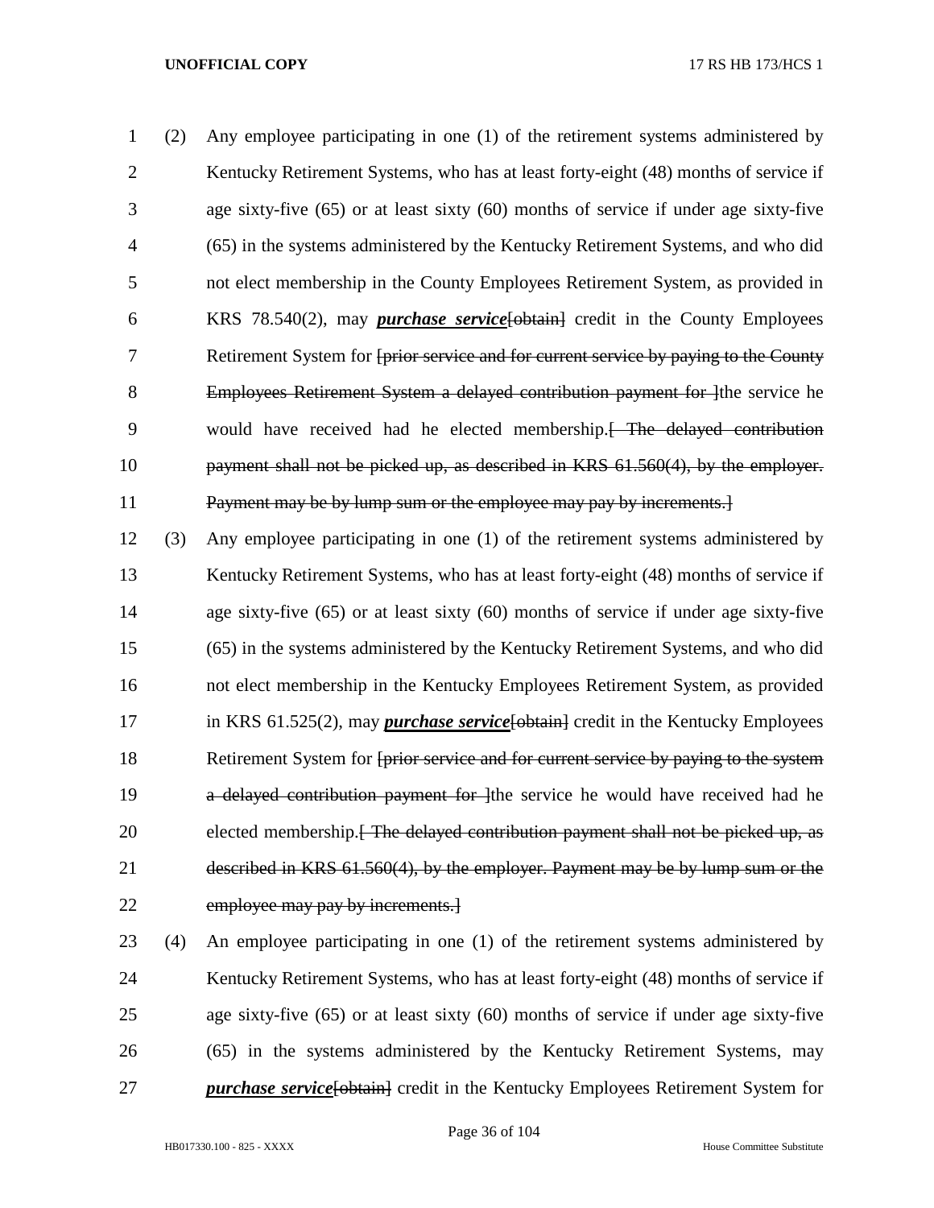(2) Any employee participating in one (1) of the retirement systems administered by Kentucky Retirement Systems, who has at least forty-eight (48) months of service if age sixty-five (65) or at least sixty (60) months of service if under age sixty-five (65) in the systems administered by the Kentucky Retirement Systems, and who did not elect membership in the County Employees Retirement System, as provided in KRS 78.540(2), may ***purchase service***~~[obtain]~~ credit in the County Employees Retirement System for ~~[prior service and for current service by paying to the County Employees Retirement System a delayed contribution payment for ]~~the service he would have received had he elected membership.~~[ The delayed contribution payment shall not be picked up, as described in KRS 61.560(4), by the employer. Payment may be by lump sum or the employee may pay by increments.]~~

(3) Any employee participating in one (1) of the retirement systems administered by Kentucky Retirement Systems, who has at least forty-eight (48) months of service if age sixty-five (65) or at least sixty (60) months of service if under age sixty-five (65) in the systems administered by the Kentucky Retirement Systems, and who did not elect membership in the Kentucky Employees Retirement System, as provided in KRS 61.525(2), may ***purchase service***~~[obtain]~~ credit in the Kentucky Employees Retirement System for ~~[prior service and for current service by paying to the system a delayed contribution payment for ]~~the service he would have received had he elected membership.~~[ The delayed contribution payment shall not be picked up, as described in KRS 61.560(4), by the employer. Payment may be by lump sum or the employee may pay by increments.]~~

(4) An employee participating in one (1) of the retirement systems administered by Kentucky Retirement Systems, who has at least forty-eight (48) months of service if age sixty-five (65) or at least sixty (60) months of service if under age sixty-five (65) in the systems administered by the Kentucky Retirement Systems, may ***purchase service***~~[obtain]~~ credit in the Kentucky Employees Retirement System for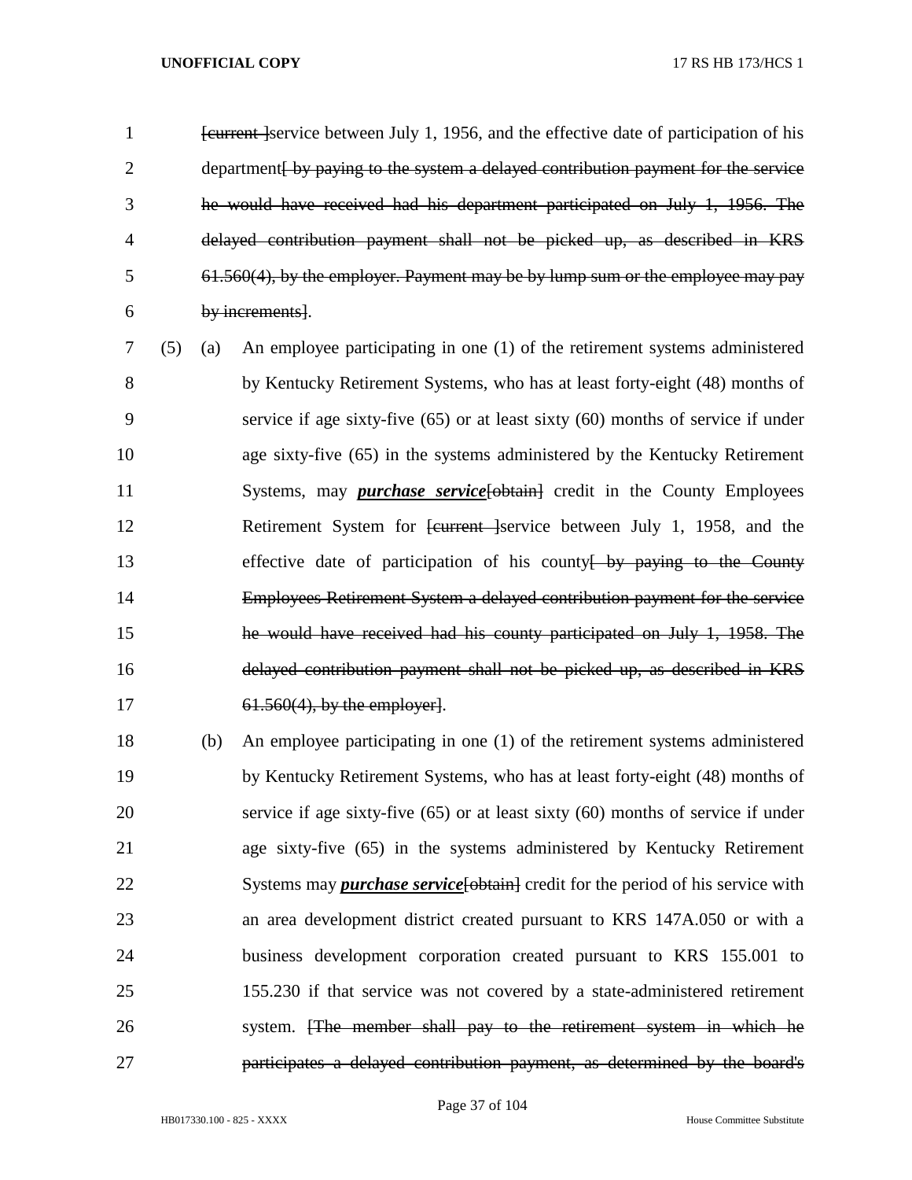[current ]service between July 1, 1956, and the effective date of participation of his department[ by paying to the system a delayed contribution payment for the service he would have received had his department participated on July 1, 1956. The delayed contribution payment shall not be picked up, as described in KRS 61.560(4), by the employer. Payment may be by lump sum or the employee may pay by increments].

(5) (a) An employee participating in one (1) of the retirement systems administered by Kentucky Retirement Systems, who has at least forty-eight (48) months of service if age sixty-five (65) or at least sixty (60) months of service if under age sixty-five (65) in the systems administered by the Kentucky Retirement Systems, may ***purchase service***[obtain] credit in the County Employees Retirement System for [current ]service between July 1, 1958, and the effective date of participation of his county[ by paying to the County Employees Retirement System a delayed contribution payment for the service he would have received had his county participated on July 1, 1958. The delayed contribution payment shall not be picked up, as described in KRS 61.560(4), by the employer].

(b) An employee participating in one (1) of the retirement systems administered by Kentucky Retirement Systems, who has at least forty-eight (48) months of service if age sixty-five (65) or at least sixty (60) months of service if under age sixty-five (65) in the systems administered by Kentucky Retirement Systems may ***purchase service***[obtain] credit for the period of his service with an area development district created pursuant to KRS 147A.050 or with a business development corporation created pursuant to KRS 155.001 to 155.230 if that service was not covered by a state-administered retirement system. [The member shall pay to the retirement system in which he participates a delayed contribution payment, as determined by the board's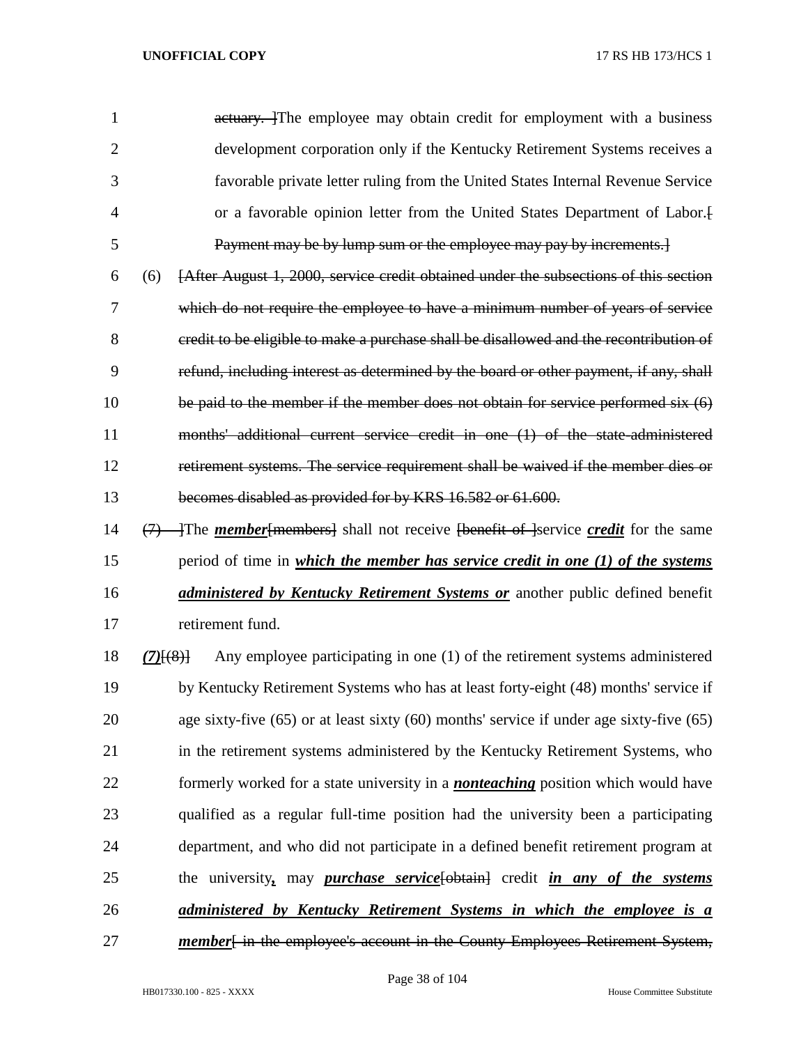actuary. ]The employee may obtain credit for employment with a business development corporation only if the Kentucky Retirement Systems receives a favorable private letter ruling from the United States Internal Revenue Service or a favorable opinion letter from the United States Department of Labor.[ Payment may be by lump sum or the employee may pay by increments.]

(6) [After August 1, 2000, service credit obtained under the subsections of this section which do not require the employee to have a minimum number of years of service credit to be eligible to make a purchase shall be disallowed and the recontribution of refund, including interest as determined by the board or other payment, if any, shall be paid to the member if the member does not obtain for service performed six (6) months' additional current service credit in one (1) of the state-administered retirement systems. The service requirement shall be waived if the member dies or becomes disabled as provided for by KRS 16.582 or 61.600.

(7) ]The ***member***[members] shall not receive [benefit of ]service ***credit*** for the same period of time in ***which the member has service credit in one (1) of the systems administered by Kentucky Retirement Systems or*** another public defined benefit retirement fund.

***(7)***[(8)] Any employee participating in one (1) of the retirement systems administered by Kentucky Retirement Systems who has at least forty-eight (48) months' service if age sixty-five (65) or at least sixty (60) months' service if under age sixty-five (65) in the retirement systems administered by the Kentucky Retirement Systems, who formerly worked for a state university in a ***nonteaching*** position which would have qualified as a regular full-time position had the university been a participating department, and who did not participate in a defined benefit retirement program at the university***,*** may ***purchase service***[obtain] credit ***in any of the systems administered by Kentucky Retirement Systems in which the employee is a member***[ in the employee's account in the County Employees Retirement System,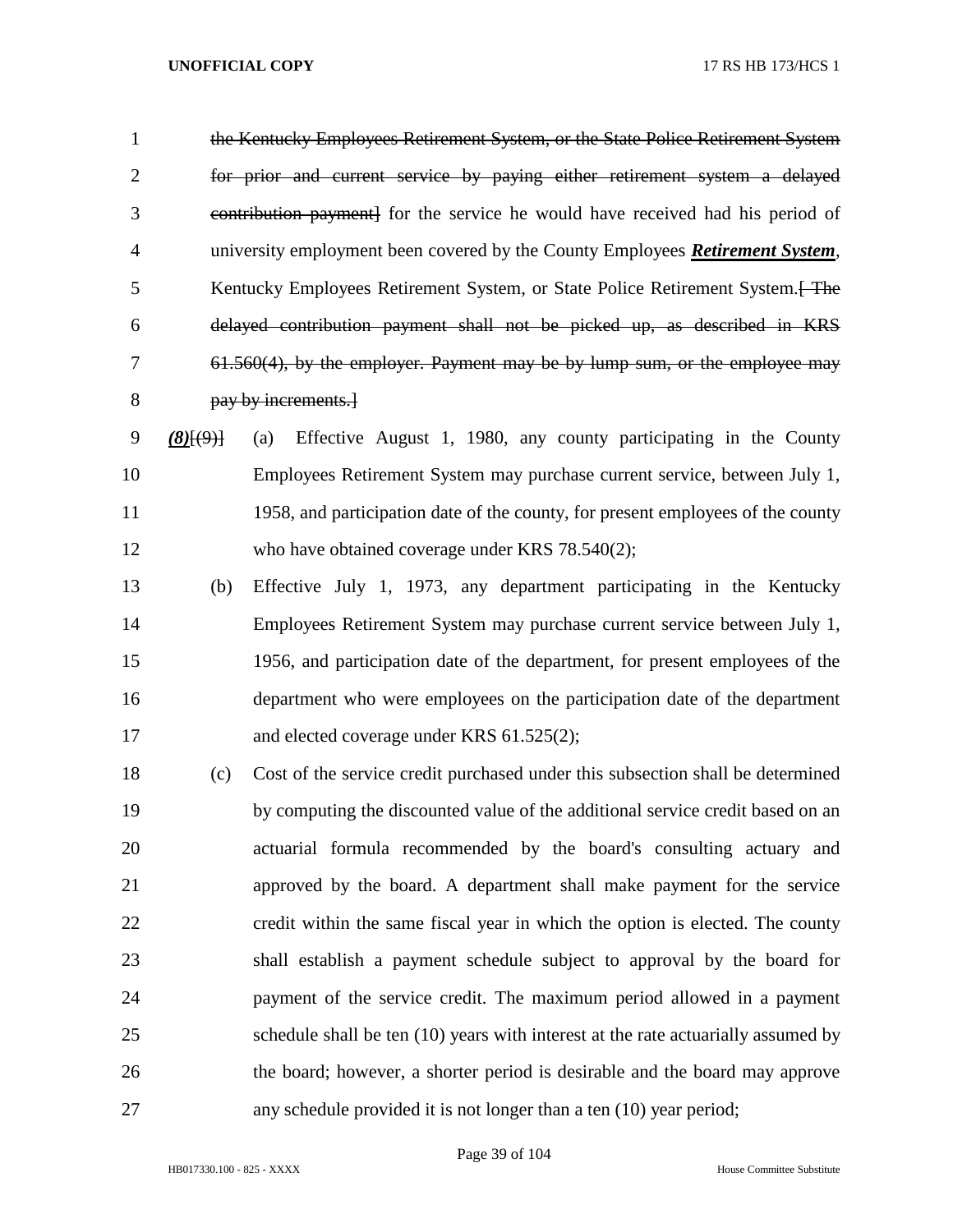~~the Kentucky Employees Retirement System, or the State Police Retirement System for prior and current service by paying either retirement system a delayed contribution payment]~~ for the service he would have received had his period of university employment been covered by the County Employees ***Retirement System***, Kentucky Employees Retirement System, or State Police Retirement System.~~[ The delayed contribution payment shall not be picked up, as described in KRS 61.560(4), by the employer. Payment may be by lump sum, or the employee may pay by increments.]~~

***(8)***~~[(9)]~~ (a) Effective August 1, 1980, any county participating in the County Employees Retirement System may purchase current service, between July 1, 1958, and participation date of the county, for present employees of the county who have obtained coverage under KRS 78.540(2);

(b) Effective July 1, 1973, any department participating in the Kentucky Employees Retirement System may purchase current service between July 1, 1956, and participation date of the department, for present employees of the department who were employees on the participation date of the department and elected coverage under KRS 61.525(2);

(c) Cost of the service credit purchased under this subsection shall be determined by computing the discounted value of the additional service credit based on an actuarial formula recommended by the board's consulting actuary and approved by the board. A department shall make payment for the service credit within the same fiscal year in which the option is elected. The county shall establish a payment schedule subject to approval by the board for payment of the service credit. The maximum period allowed in a payment schedule shall be ten (10) years with interest at the rate actuarially assumed by the board; however, a shorter period is desirable and the board may approve any schedule provided it is not longer than a ten (10) year period;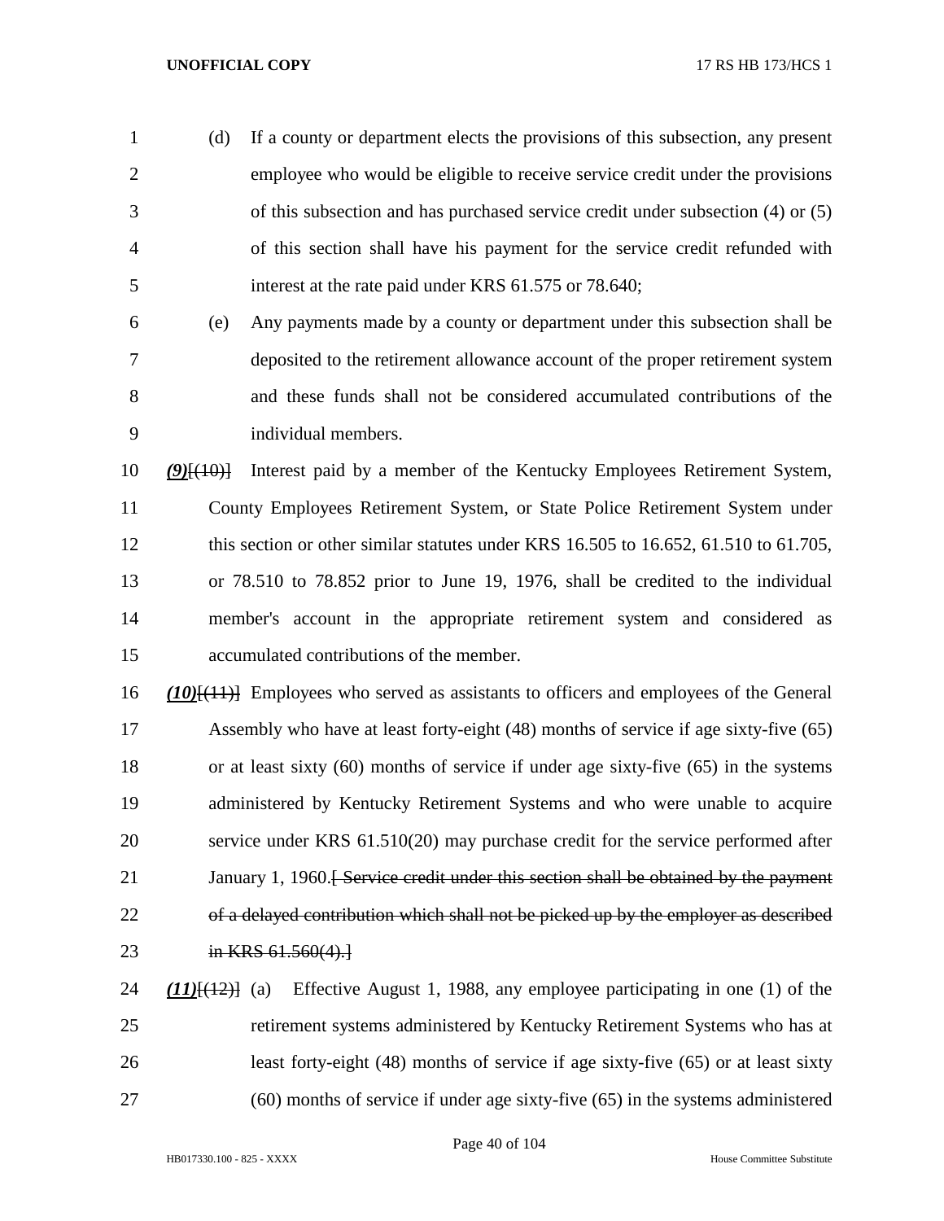(d) If a county or department elects the provisions of this subsection, any present employee who would be eligible to receive service credit under the provisions of this subsection and has purchased service credit under subsection (4) or (5) of this section shall have his payment for the service credit refunded with interest at the rate paid under KRS 61.575 or 78.640;

(e) Any payments made by a county or department under this subsection shall be deposited to the retirement allowance account of the proper retirement system and these funds shall not be considered accumulated contributions of the individual members.

***(9)***~~[(10)]~~ Interest paid by a member of the Kentucky Employees Retirement System, County Employees Retirement System, or State Police Retirement System under this section or other similar statutes under KRS 16.505 to 16.652, 61.510 to 61.705, or 78.510 to 78.852 prior to June 19, 1976, shall be credited to the individual member's account in the appropriate retirement system and considered as accumulated contributions of the member.

***(10)***~~[(11)]~~ Employees who served as assistants to officers and employees of the General Assembly who have at least forty-eight (48) months of service if age sixty-five (65) or at least sixty (60) months of service if under age sixty-five (65) in the systems administered by Kentucky Retirement Systems and who were unable to acquire service under KRS 61.510(20) may purchase credit for the service performed after January 1, 1960.~~[ Service credit under this section shall be obtained by the payment of a delayed contribution which shall not be picked up by the employer as described in KRS 61.560(4).]~~

***(11)***~~[(12)]~~ (a) Effective August 1, 1988, any employee participating in one (1) of the retirement systems administered by Kentucky Retirement Systems who has at least forty-eight (48) months of service if age sixty-five (65) or at least sixty (60) months of service if under age sixty-five (65) in the systems administered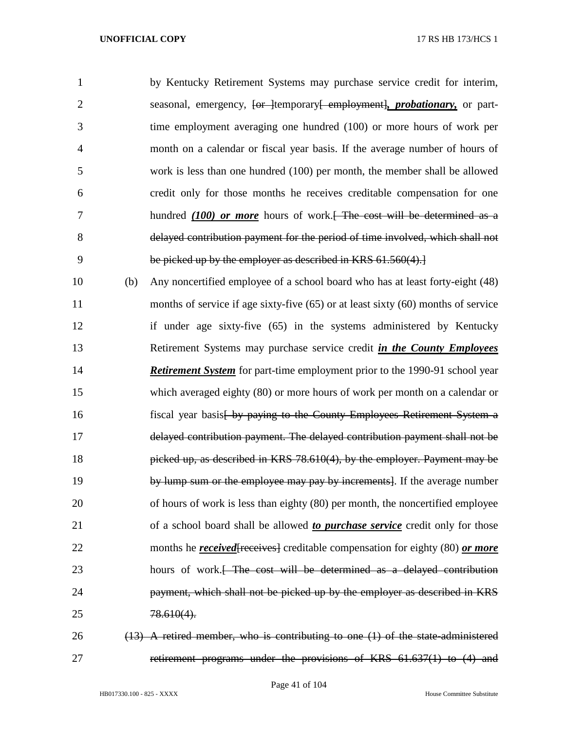by Kentucky Retirement Systems may purchase service credit for interim, seasonal, emergency, ~~[or ]~~temporary~~[ employment]~~***, probationary,*** or part-time employment averaging one hundred (100) or more hours of work per month on a calendar or fiscal year basis. If the average number of hours of work is less than one hundred (100) per month, the member shall be allowed credit only for those months he receives creditable compensation for one hundred ***(100) or more*** hours of work.~~[ The cost will be determined as a delayed contribution payment for the period of time involved, which shall not be picked up by the employer as described in KRS 61.560(4).]~~

(b) Any noncertified employee of a school board who has at least forty-eight (48) months of service if age sixty-five (65) or at least sixty (60) months of service if under age sixty-five (65) in the systems administered by Kentucky Retirement Systems may purchase service credit ***in the County Employees Retirement System*** for part-time employment prior to the 1990-91 school year which averaged eighty (80) or more hours of work per month on a calendar or fiscal year basis~~[ by paying to the County Employees Retirement System a delayed contribution payment. The delayed contribution payment shall not be picked up, as described in KRS 78.610(4), by the employer. Payment may be by lump sum or the employee may pay by increments]~~. If the average number of hours of work is less than eighty (80) per month, the noncertified employee of a school board shall be allowed ***to purchase service*** credit only for those months he ***received***~~[receives]~~ creditable compensation for eighty (80) ***or more*** hours of work.~~[ The cost will be determined as a delayed contribution payment, which shall not be picked up by the employer as described in KRS 78.610(4).~~

~~(13) A retired member, who is contributing to one (1) of the state-administered retirement programs under the provisions of KRS 61.637(1) to (4) and~~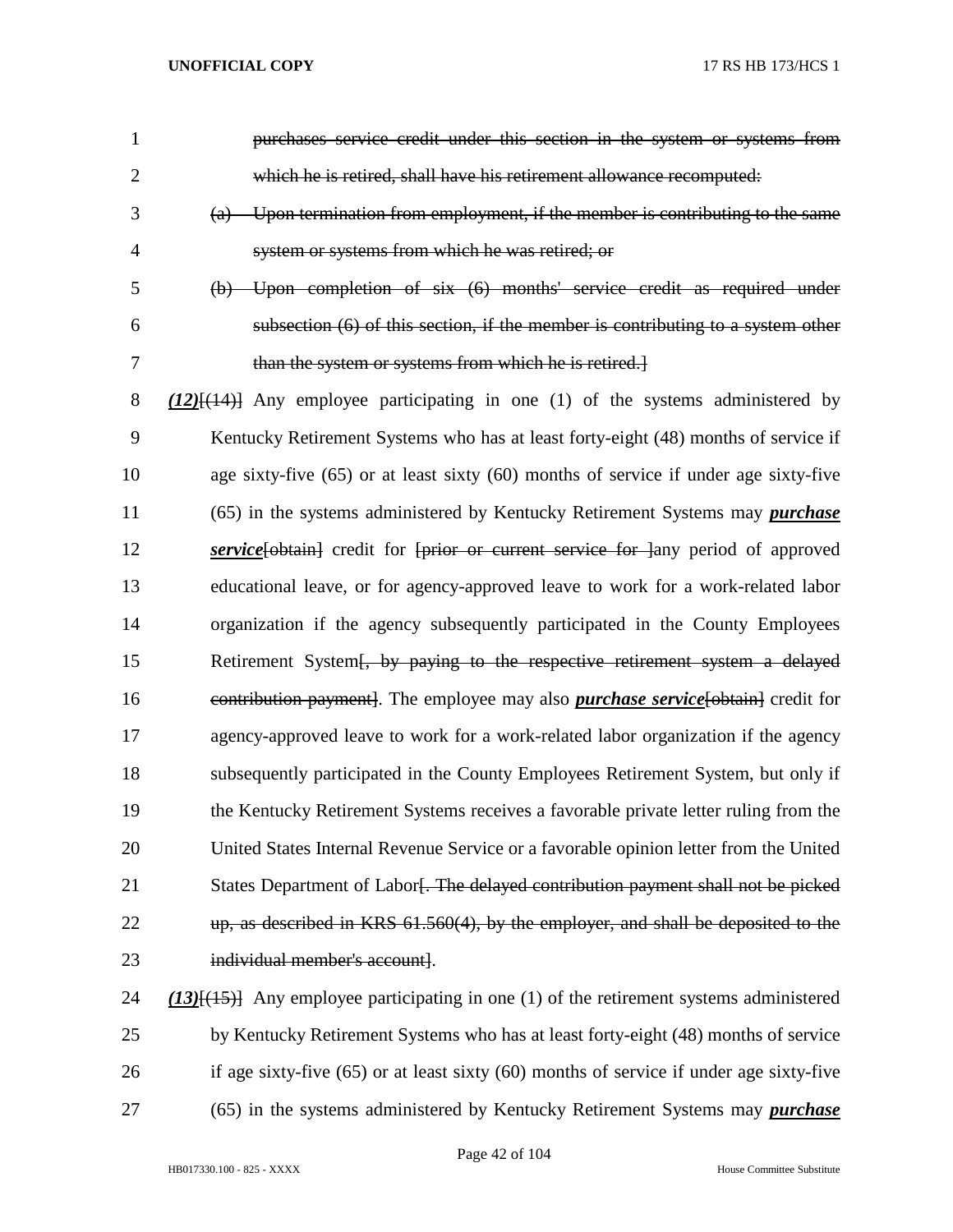~~purchases service credit under this section in the system or systems from which he is retired, shall have his retirement allowance recomputed:~~

~~(a) Upon termination from employment, if the member is contributing to the same system or systems from which he was retired; or~~

~~(b) Upon completion of six (6) months' service credit as required under subsection (6) of this section, if the member is contributing to a system other than the system or systems from which he is retired.]~~

***(12)***[~~(14)~~] Any employee participating in one (1) of the systems administered by Kentucky Retirement Systems who has at least forty-eight (48) months of service if age sixty-five (65) or at least sixty (60) months of service if under age sixty-five (65) in the systems administered by Kentucky Retirement Systems may ***purchase service***[~~obtain~~] credit for [~~prior or current service for~~ ]any period of approved educational leave, or for agency-approved leave to work for a work-related labor organization if the agency subsequently participated in the County Employees Retirement System[~~, by paying to the respective retirement system a delayed contribution payment~~]. The employee may also ***purchase service***[~~obtain~~] credit for agency-approved leave to work for a work-related labor organization if the agency subsequently participated in the County Employees Retirement System, but only if the Kentucky Retirement Systems receives a favorable private letter ruling from the United States Internal Revenue Service or a favorable opinion letter from the United States Department of Labor[~~. The delayed contribution payment shall not be picked up, as described in KRS 61.560(4), by the employer, and shall be deposited to the individual member's account~~].

***(13)***[~~(15)~~] Any employee participating in one (1) of the retirement systems administered by Kentucky Retirement Systems who has at least forty-eight (48) months of service if age sixty-five (65) or at least sixty (60) months of service if under age sixty-five (65) in the systems administered by Kentucky Retirement Systems may ***purchase***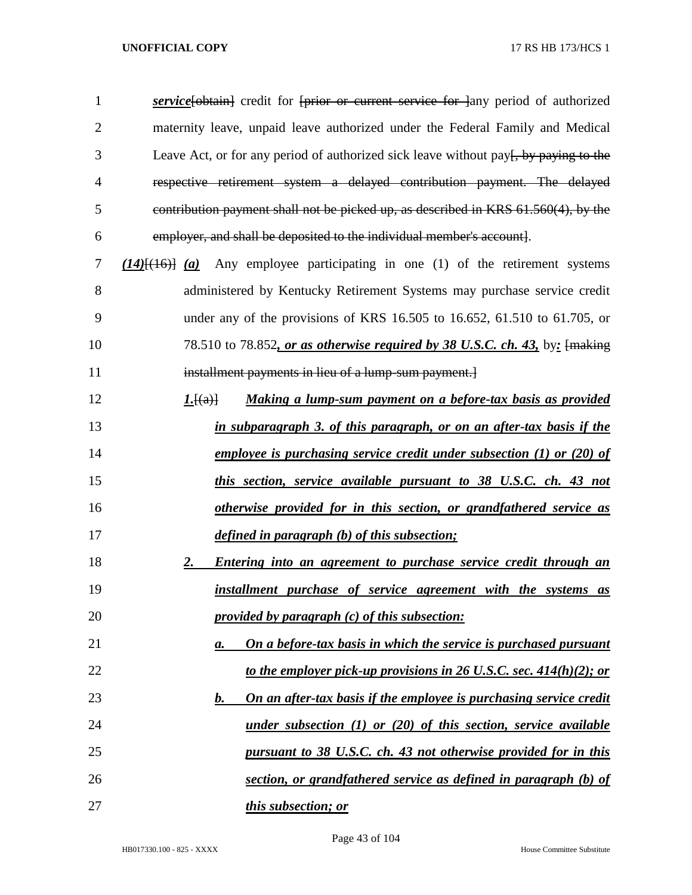*service*[obtain] credit for [prior or current service for ]any period of authorized maternity leave, unpaid leave authorized under the Federal Family and Medical Leave Act, or for any period of authorized sick leave without pay[, by paying to the respective retirement system a delayed contribution payment. The delayed contribution payment shall not be picked up, as described in KRS 61.560(4), by the employer, and shall be deposited to the individual member's account].

*(14)*[(16)] *(a)* Any employee participating in one (1) of the retirement systems administered by Kentucky Retirement Systems may purchase service credit under any of the provisions of KRS 16.505 to 16.652, 61.510 to 61.705, or 78.510 to 78.852*, or as otherwise required by 38 U.S.C. ch. 43,* by*:* [making installment payments in lieu of a lump-sum payment.]

*1.*[(a)] *Making a lump-sum payment on a before-tax basis as provided in subparagraph 3. of this paragraph, or on an after-tax basis if the employee is purchasing service credit under subsection (1) or (20) of this section, service available pursuant to 38 U.S.C. ch. 43 not otherwise provided for in this section, or grandfathered service as defined in paragraph (b) of this subsection;*

*2. Entering into an agreement to purchase service credit through an installment purchase of service agreement with the systems as provided by paragraph (c) of this subsection:*

*a. On a before-tax basis in which the service is purchased pursuant to the employer pick-up provisions in 26 U.S.C. sec. 414(h)(2); or*

*b. On an after-tax basis if the employee is purchasing service credit under subsection (1) or (20) of this section, service available pursuant to 38 U.S.C. ch. 43 not otherwise provided for in this section, or grandfathered service as defined in paragraph (b) of this subsection; or*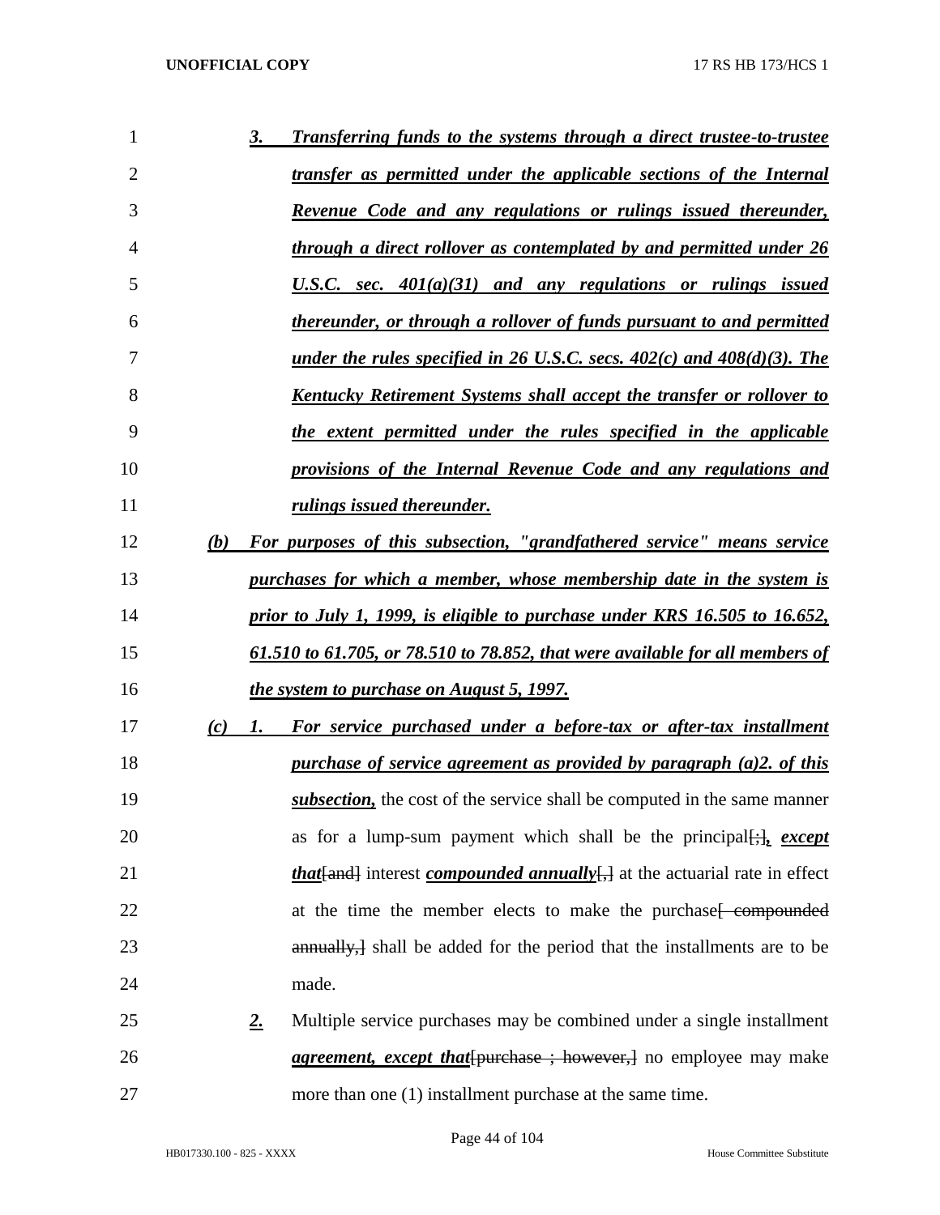3. ***Transferring funds to the systems through a direct trustee-to-trustee transfer as permitted under the applicable sections of the Internal Revenue Code and any regulations or rulings issued thereunder, through a direct rollover as contemplated by and permitted under 26 U.S.C. sec. 401(a)(31) and any regulations or rulings issued thereunder, or through a rollover of funds pursuant to and permitted under the rules specified in 26 U.S.C. secs. 402(c) and 408(d)(3). The Kentucky Retirement Systems shall accept the transfer or rollover to the extent permitted under the rules specified in the applicable provisions of the Internal Revenue Code and any regulations and rulings issued thereunder.***

***(b) For purposes of this subsection, "grandfathered service" means service purchases for which a member, whose membership date in the system is prior to July 1, 1999, is eligible to purchase under KRS 16.505 to 16.652, 61.510 to 61.705, or 78.510 to 78.852, that were available for all members of the system to purchase on August 5, 1997.***

***(c) 1. For service purchased under a before-tax or after-tax installment purchase of service agreement as provided by paragraph (a)2. of this subsection,*** the cost of the service shall be computed in the same manner as for a lump-sum payment which shall be the principal[;]***, except that***[and] interest ***compounded annually***[,] at the actuarial rate in effect at the time the member elects to make the purchase[ compounded annually,] shall be added for the period that the installments are to be made.

***2.*** Multiple service purchases may be combined under a single installment ***agreement, except that***[purchase ; however,] no employee may make more than one (1) installment purchase at the same time.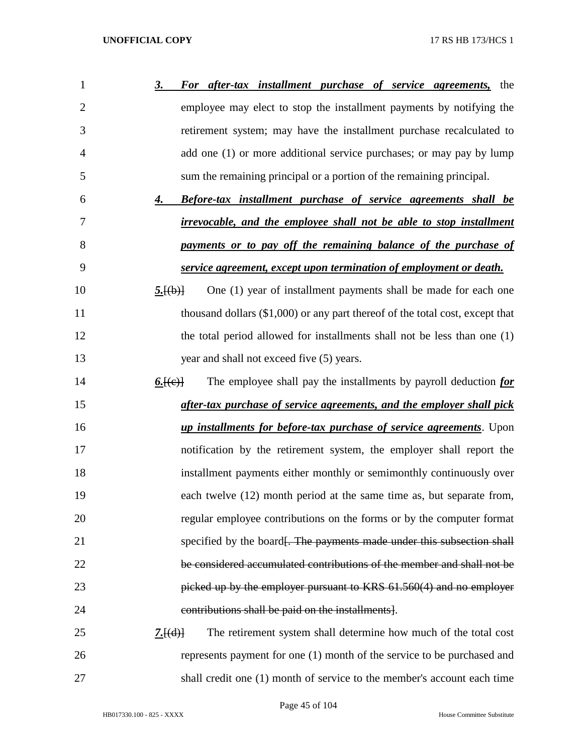***3. For after-tax installment purchase of service agreements,*** the employee may elect to stop the installment payments by notifying the retirement system; may have the installment purchase recalculated to add one (1) or more additional service purchases; or may pay by lump sum the remaining principal or a portion of the remaining principal.

***4. Before-tax installment purchase of service agreements shall be irrevocable, and the employee shall not be able to stop installment payments or to pay off the remaining balance of the purchase of service agreement, except upon termination of employment or death.***

***5.***~~[(b)]~~ One (1) year of installment payments shall be made for each one thousand dollars ($1,000) or any part thereof of the total cost, except that the total period allowed for installments shall not be less than one (1) year and shall not exceed five (5) years.

***6.***~~[(c)]~~ The employee shall pay the installments by payroll deduction ***for after-tax purchase of service agreements, and the employer shall pick up installments for before-tax purchase of service agreements***. Upon notification by the retirement system, the employer shall report the installment payments either monthly or semimonthly continuously over each twelve (12) month period at the same time as, but separate from, regular employee contributions on the forms or by the computer format specified by the board~~[. The payments made under this subsection shall be considered accumulated contributions of the member and shall not be picked up by the employer pursuant to KRS 61.560(4) and no employer contributions shall be paid on the installments]~~.

***7.***~~[(d)]~~ The retirement system shall determine how much of the total cost represents payment for one (1) month of the service to be purchased and shall credit one (1) month of service to the member's account each time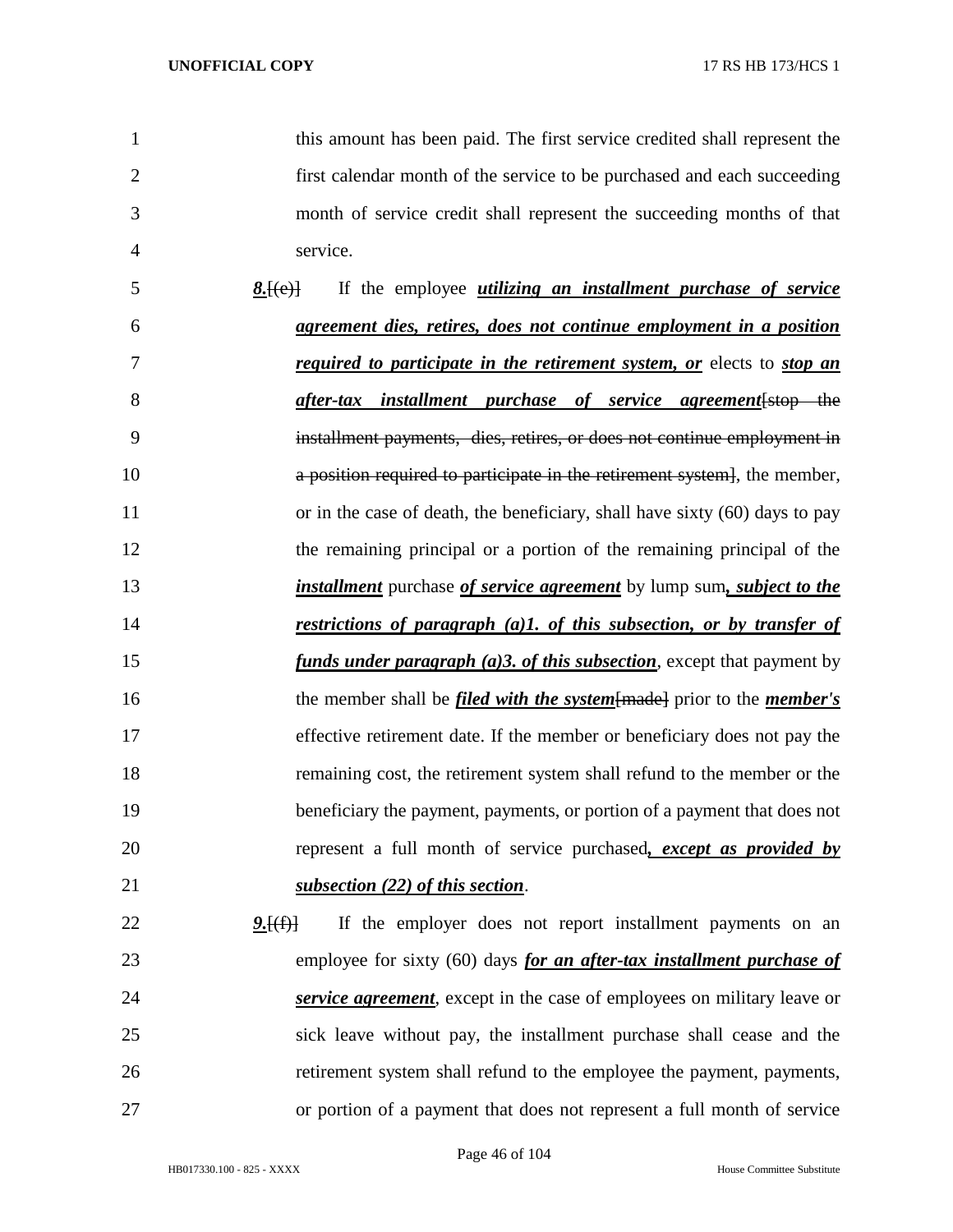this amount has been paid. The first service credited shall represent the first calendar month of the service to be purchased and each succeeding month of service credit shall represent the succeeding months of that service.

***8.***[(e)] If the employee ***utilizing an installment purchase of service agreement dies, retires, does not continue employment in a position required to participate in the retirement system, or*** elects to ***stop an after-tax installment purchase of service agreement***[stop the installment payments, dies, retires, or does not continue employment in a position required to participate in the retirement system], the member, or in the case of death, the beneficiary, shall have sixty (60) days to pay the remaining principal or a portion of the remaining principal of the ***installment*** purchase ***of service agreement*** by lump sum***, subject to the restrictions of paragraph (a)1. of this subsection, or by transfer of funds under paragraph (a)3. of this subsection***, except that payment by the member shall be ***filed with the system***[made] prior to the ***member's*** effective retirement date. If the member or beneficiary does not pay the remaining cost, the retirement system shall refund to the member or the beneficiary the payment, payments, or portion of a payment that does not represent a full month of service purchased***, except as provided by subsection (22) of this section***.

***9.***[(f)] If the employer does not report installment payments on an employee for sixty (60) days ***for an after-tax installment purchase of service agreement***, except in the case of employees on military leave or sick leave without pay, the installment purchase shall cease and the retirement system shall refund to the employee the payment, payments, or portion of a payment that does not represent a full month of service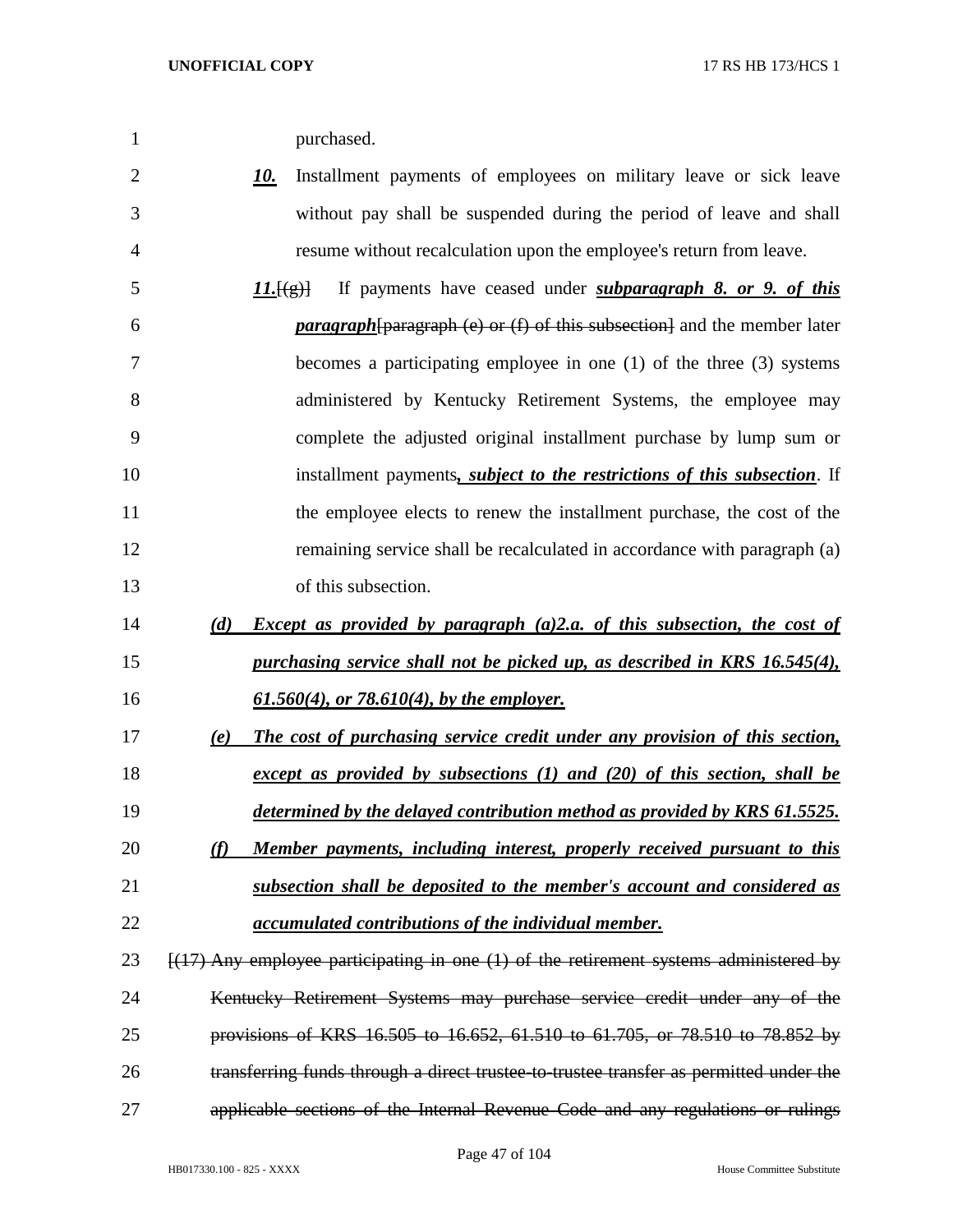purchased.

***10.*** Installment payments of employees on military leave or sick leave without pay shall be suspended during the period of leave and shall resume without recalculation upon the employee's return from leave.

***11.***~~[(g)]~~ If payments have ceased under ***subparagraph 8. or 9. of this paragraph***~~[paragraph (e) or (f) of this subsection]~~ and the member later becomes a participating employee in one (1) of the three (3) systems administered by Kentucky Retirement Systems, the employee may complete the adjusted original installment purchase by lump sum or installment payments***, subject to the restrictions of this subsection***. If the employee elects to renew the installment purchase, the cost of the remaining service shall be recalculated in accordance with paragraph (a) of this subsection.

***(d) Except as provided by paragraph (a)2.a. of this subsection, the cost of purchasing service shall not be picked up, as described in KRS 16.545(4), 61.560(4), or 78.610(4), by the employer.***

***(e) The cost of purchasing service credit under any provision of this section, except as provided by subsections (1) and (20) of this section, shall be determined by the delayed contribution method as provided by KRS 61.5525.***

***(f) Member payments, including interest, properly received pursuant to this subsection shall be deposited to the member's account and considered as accumulated contributions of the individual member.***

~~[(17) Any employee participating in one (1) of the retirement systems administered by Kentucky Retirement Systems may purchase service credit under any of the provisions of KRS 16.505 to 16.652, 61.510 to 61.705, or 78.510 to 78.852 by transferring funds through a direct trustee-to-trustee transfer as permitted under the applicable sections of the Internal Revenue Code and any regulations or rulings~~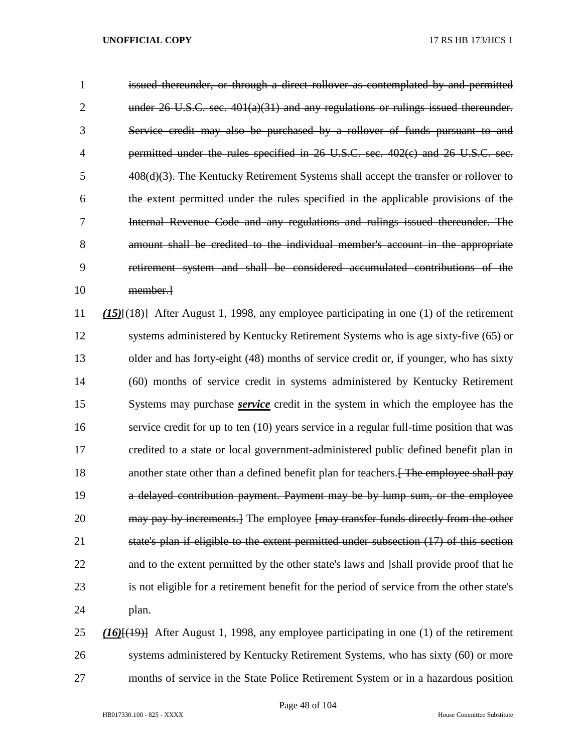~~issued thereunder, or through a direct rollover as contemplated by and permitted under 26 U.S.C. sec. 401(a)(31) and any regulations or rulings issued thereunder. Service credit may also be purchased by a rollover of funds pursuant to and permitted under the rules specified in 26 U.S.C. sec. 402(c) and 26 U.S.C. sec. 408(d)(3). The Kentucky Retirement Systems shall accept the transfer or rollover to the extent permitted under the rules specified in the applicable provisions of the Internal Revenue Code and any regulations and rulings issued thereunder. The amount shall be credited to the individual member's account in the appropriate retirement system and shall be considered accumulated contributions of the member.]~~

***(15)***~~[(18)]~~ After August 1, 1998, any employee participating in one (1) of the retirement systems administered by Kentucky Retirement Systems who is age sixty-five (65) or older and has forty-eight (48) months of service credit or, if younger, who has sixty (60) months of service credit in systems administered by Kentucky Retirement Systems may purchase ***service*** credit in the system in which the employee has the service credit for up to ten (10) years service in a regular full-time position that was credited to a state or local government-administered public defined benefit plan in another state other than a defined benefit plan for teachers.~~[ The employee shall pay a delayed contribution payment. Payment may be by lump sum, or the employee may pay by increments.]~~ The employee ~~[may transfer funds directly from the other state's plan if eligible to the extent permitted under subsection (17) of this section and to the extent permitted by the other state's laws and ]~~shall provide proof that he is not eligible for a retirement benefit for the period of service from the other state's plan.

***(16)***~~[(19)]~~ After August 1, 1998, any employee participating in one (1) of the retirement systems administered by Kentucky Retirement Systems, who has sixty (60) or more months of service in the State Police Retirement System or in a hazardous position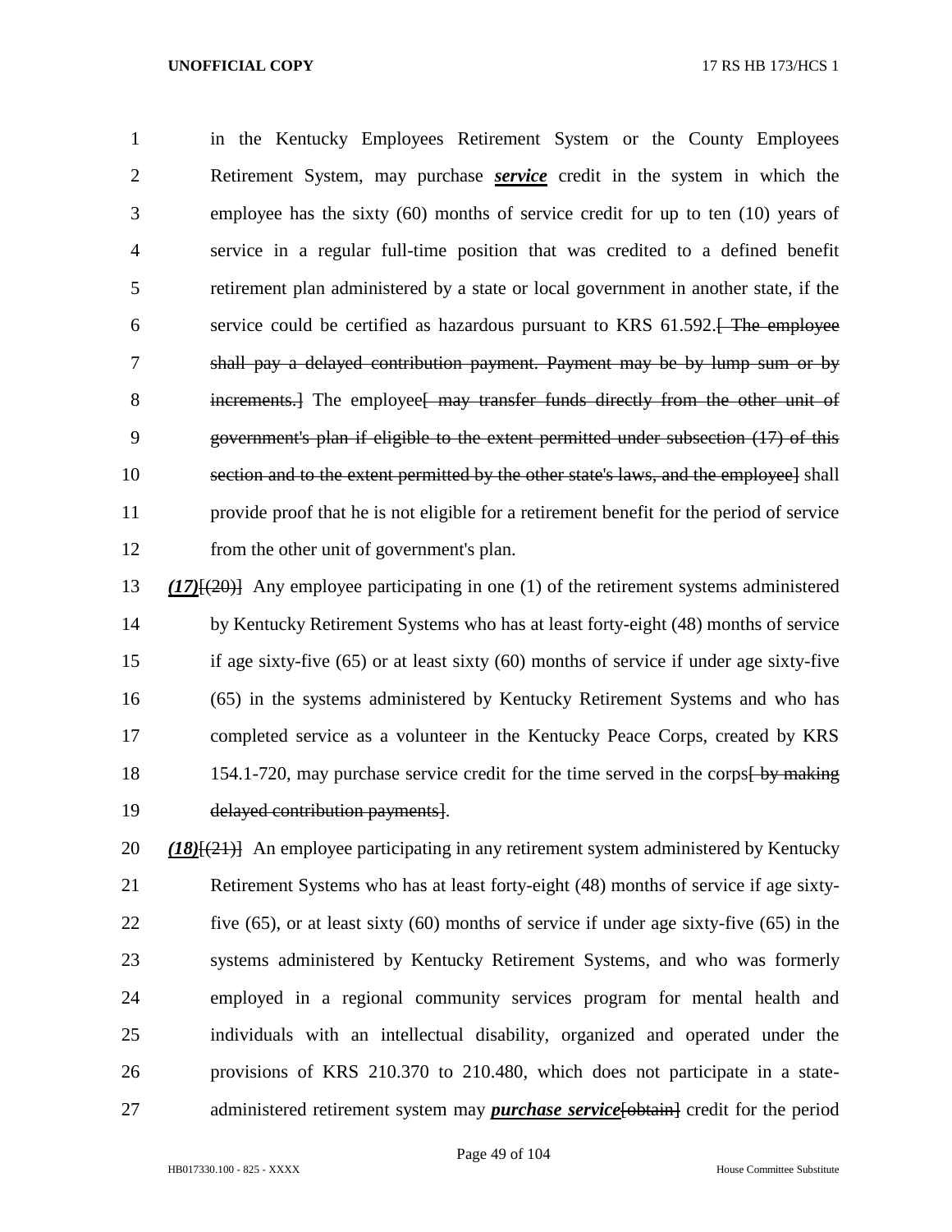in the Kentucky Employees Retirement System or the County Employees Retirement System, may purchase ***service*** credit in the system in which the employee has the sixty (60) months of service credit for up to ten (10) years of service in a regular full-time position that was credited to a defined benefit retirement plan administered by a state or local government in another state, if the service could be certified as hazardous pursuant to KRS 61.592.~~[ The employee shall pay a delayed contribution payment. Payment may be by lump sum or by increments.]~~ The employee~~[ may transfer funds directly from the other unit of government's plan if eligible to the extent permitted under subsection (17) of this section and to the extent permitted by the other state's laws, and the employee]~~ shall provide proof that he is not eligible for a retirement benefit for the period of service from the other unit of government's plan.

***(17)***~~[(20)]~~ Any employee participating in one (1) of the retirement systems administered by Kentucky Retirement Systems who has at least forty-eight (48) months of service if age sixty-five (65) or at least sixty (60) months of service if under age sixty-five (65) in the systems administered by Kentucky Retirement Systems and who has completed service as a volunteer in the Kentucky Peace Corps, created by KRS 154.1-720, may purchase service credit for the time served in the corps~~[ by making delayed contribution payments]~~.

***(18)***~~[(21)]~~ An employee participating in any retirement system administered by Kentucky Retirement Systems who has at least forty-eight (48) months of service if age sixty-five (65), or at least sixty (60) months of service if under age sixty-five (65) in the systems administered by Kentucky Retirement Systems, and who was formerly employed in a regional community services program for mental health and individuals with an intellectual disability, organized and operated under the provisions of KRS 210.370 to 210.480, which does not participate in a state-administered retirement system may ***purchase service***~~[obtain]~~ credit for the period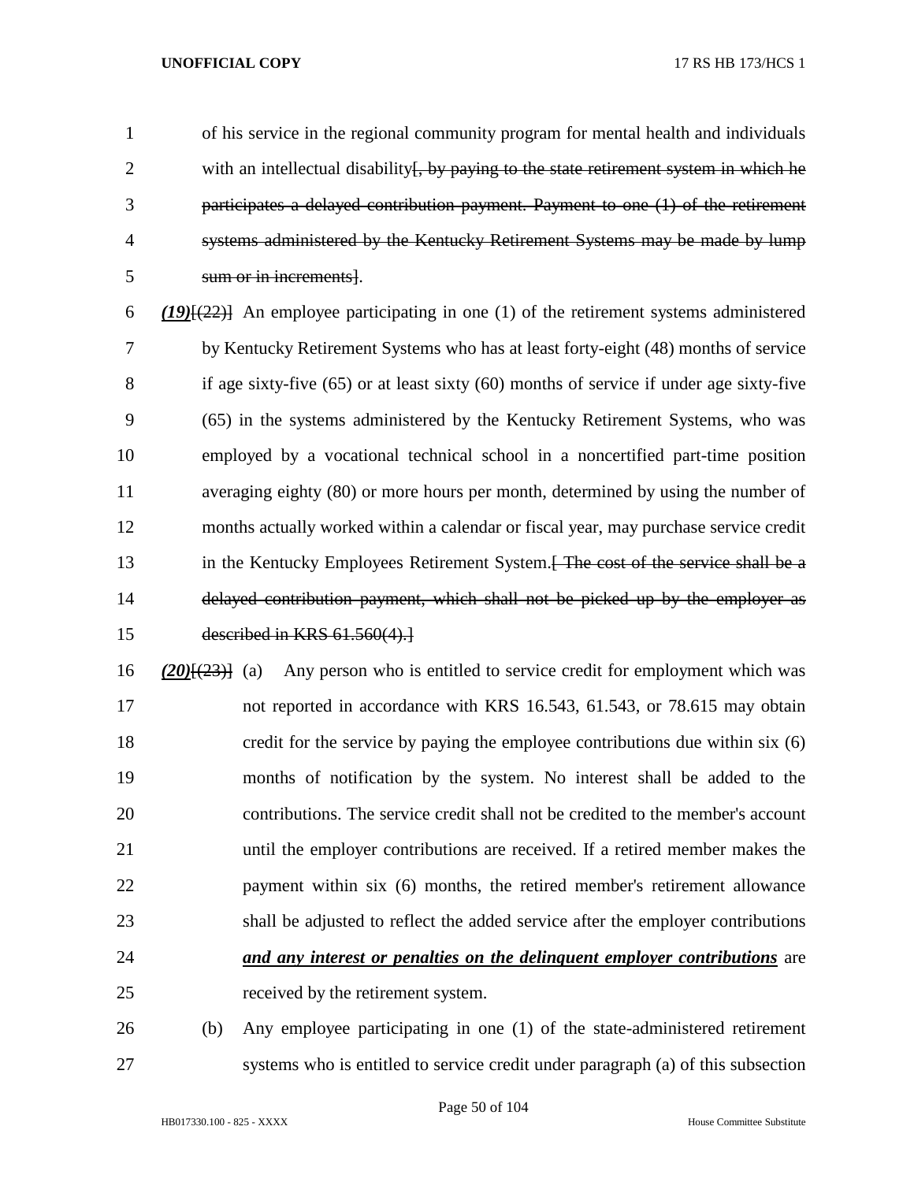of his service in the regional community program for mental health and individuals with an intellectual disability~~[, by paying to the state retirement system in which he participates a delayed contribution payment. Payment to one (1) of the retirement systems administered by the Kentucky Retirement Systems may be made by lump sum or in increments]~~.

***(19)***~~[(22)]~~ An employee participating in one (1) of the retirement systems administered by Kentucky Retirement Systems who has at least forty-eight (48) months of service if age sixty-five (65) or at least sixty (60) months of service if under age sixty-five (65) in the systems administered by the Kentucky Retirement Systems, who was employed by a vocational technical school in a noncertified part-time position averaging eighty (80) or more hours per month, determined by using the number of months actually worked within a calendar or fiscal year, may purchase service credit in the Kentucky Employees Retirement System.~~[ The cost of the service shall be a delayed contribution payment, which shall not be picked up by the employer as described in KRS 61.560(4).]~~

***(20)***~~[(23)]~~ (a) Any person who is entitled to service credit for employment which was not reported in accordance with KRS 16.543, 61.543, or 78.615 may obtain credit for the service by paying the employee contributions due within six (6) months of notification by the system. No interest shall be added to the contributions. The service credit shall not be credited to the member's account until the employer contributions are received. If a retired member makes the payment within six (6) months, the retired member's retirement allowance shall be adjusted to reflect the added service after the employer contributions ***and any interest or penalties on the delinquent employer contributions*** are received by the retirement system.

(b) Any employee participating in one (1) of the state-administered retirement systems who is entitled to service credit under paragraph (a) of this subsection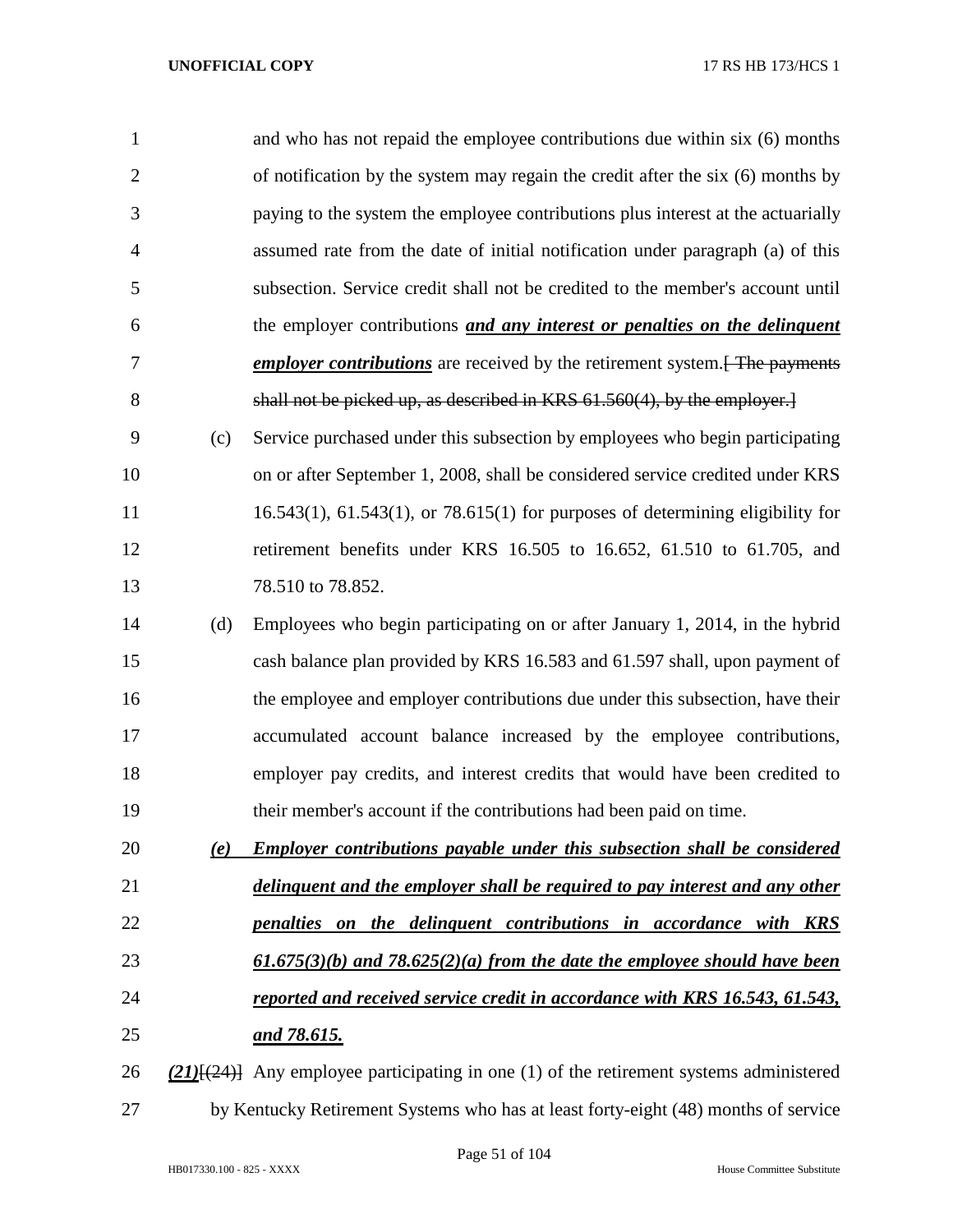and who has not repaid the employee contributions due within six (6) months of notification by the system may regain the credit after the six (6) months by paying to the system the employee contributions plus interest at the actuarially assumed rate from the date of initial notification under paragraph (a) of this subsection. Service credit shall not be credited to the member's account until the employer contributions ***and any interest or penalties on the delinquent employer contributions*** are received by the retirement system.~~[ The payments shall not be picked up, as described in KRS 61.560(4), by the employer.]~~

(c) Service purchased under this subsection by employees who begin participating on or after September 1, 2008, shall be considered service credited under KRS 16.543(1), 61.543(1), or 78.615(1) for purposes of determining eligibility for retirement benefits under KRS 16.505 to 16.652, 61.510 to 61.705, and 78.510 to 78.852.

(d) Employees who begin participating on or after January 1, 2014, in the hybrid cash balance plan provided by KRS 16.583 and 61.597 shall, upon payment of the employee and employer contributions due under this subsection, have their accumulated account balance increased by the employee contributions, employer pay credits, and interest credits that would have been credited to their member's account if the contributions had been paid on time.

***(e) Employer contributions payable under this subsection shall be considered delinquent and the employer shall be required to pay interest and any other penalties on the delinquent contributions in accordance with KRS 61.675(3)(b) and 78.625(2)(a) from the date the employee should have been reported and received service credit in accordance with KRS 16.543, 61.543, and 78.615.***

***(21)***~~[(24)]~~ Any employee participating in one (1) of the retirement systems administered by Kentucky Retirement Systems who has at least forty-eight (48) months of service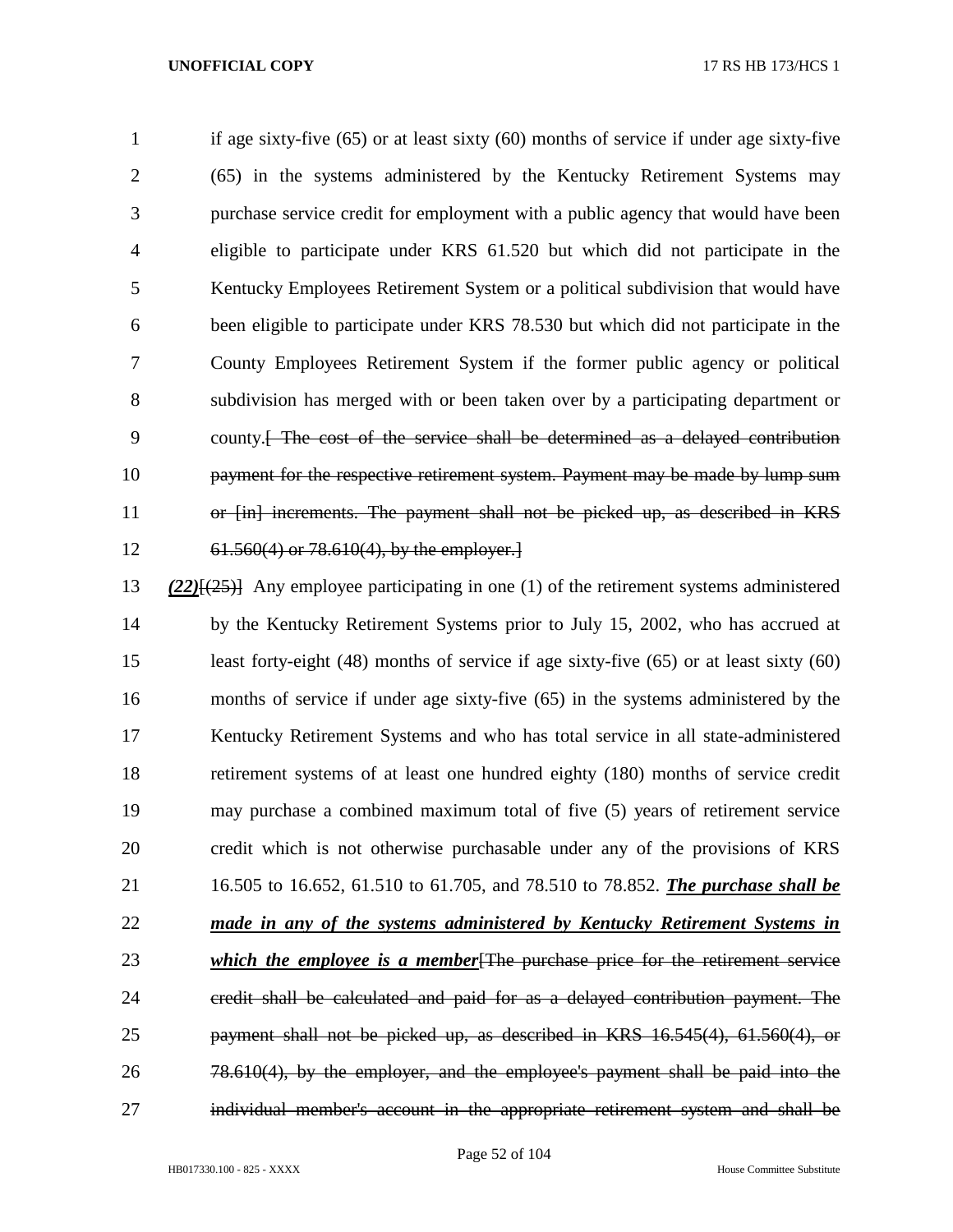if age sixty-five (65) or at least sixty (60) months of service if under age sixty-five (65) in the systems administered by the Kentucky Retirement Systems may purchase service credit for employment with a public agency that would have been eligible to participate under KRS 61.520 but which did not participate in the Kentucky Employees Retirement System or a political subdivision that would have been eligible to participate under KRS 78.530 but which did not participate in the County Employees Retirement System if the former public agency or political subdivision has merged with or been taken over by a participating department or county.~~[ The cost of the service shall be determined as a delayed contribution payment for the respective retirement system. Payment may be made by lump sum or [in] increments. The payment shall not be picked up, as described in KRS 61.560(4) or 78.610(4), by the employer.]~~

***(22)***~~[(25)]~~ Any employee participating in one (1) of the retirement systems administered by the Kentucky Retirement Systems prior to July 15, 2002, who has accrued at least forty-eight (48) months of service if age sixty-five (65) or at least sixty (60) months of service if under age sixty-five (65) in the systems administered by the Kentucky Retirement Systems and who has total service in all state-administered retirement systems of at least one hundred eighty (180) months of service credit may purchase a combined maximum total of five (5) years of retirement service credit which is not otherwise purchasable under any of the provisions of KRS 16.505 to 16.652, 61.510 to 61.705, and 78.510 to 78.852. ***The purchase shall be made in any of the systems administered by Kentucky Retirement Systems in which the employee is a member***~~[The purchase price for the retirement service credit shall be calculated and paid for as a delayed contribution payment. The payment shall not be picked up, as described in KRS 16.545(4), 61.560(4), or 78.610(4), by the employer, and the employee's payment shall be paid into the individual member's account in the appropriate retirement system and shall be~~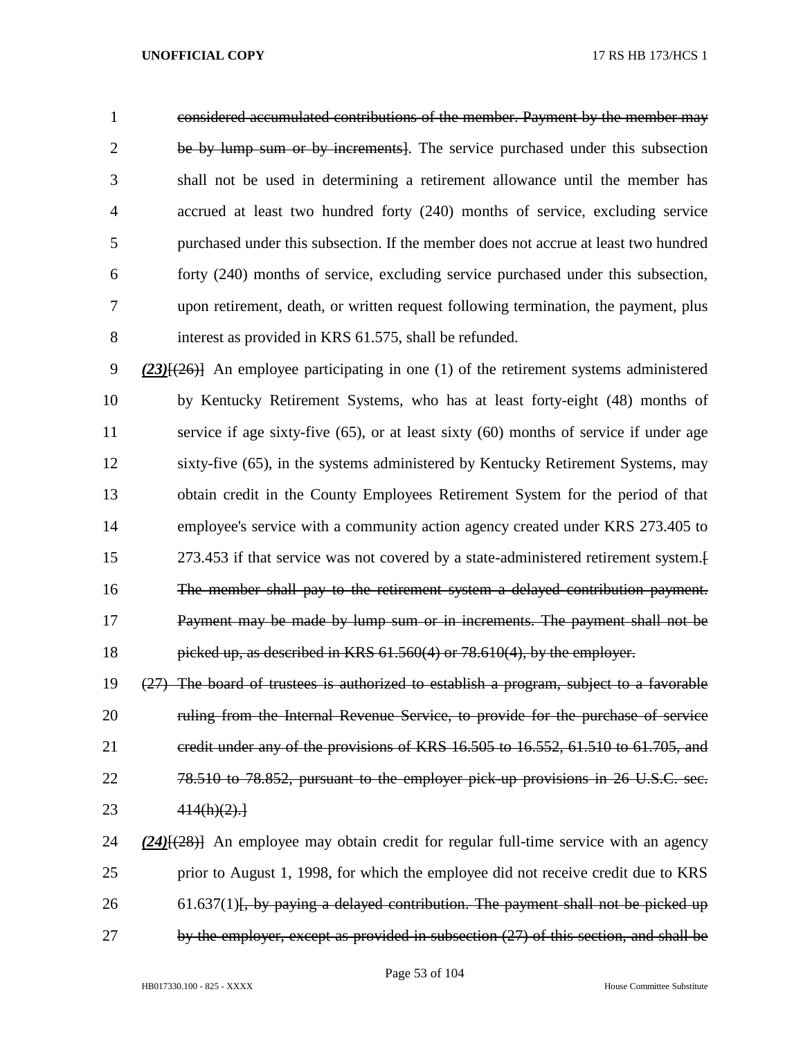considered accumulated contributions of the member. Payment by the member may be by lump sum or by increments]. The service purchased under this subsection shall not be used in determining a retirement allowance until the member has accrued at least two hundred forty (240) months of service, excluding service purchased under this subsection. If the member does not accrue at least two hundred forty (240) months of service, excluding service purchased under this subsection, upon retirement, death, or written request following termination, the payment, plus interest as provided in KRS 61.575, shall be refunded.

***(23)***[(26)] An employee participating in one (1) of the retirement systems administered by Kentucky Retirement Systems, who has at least forty-eight (48) months of service if age sixty-five (65), or at least sixty (60) months of service if under age sixty-five (65), in the systems administered by Kentucky Retirement Systems, may obtain credit in the County Employees Retirement System for the period of that employee's service with a community action agency created under KRS 273.405 to 273.453 if that service was not covered by a state-administered retirement system.[ The member shall pay to the retirement system a delayed contribution payment. Payment may be made by lump sum or in increments. The payment shall not be picked up, as described in KRS 61.560(4) or 78.610(4), by the employer.

(27) The board of trustees is authorized to establish a program, subject to a favorable ruling from the Internal Revenue Service, to provide for the purchase of service credit under any of the provisions of KRS 16.505 to 16.552, 61.510 to 61.705, and 78.510 to 78.852, pursuant to the employer pick-up provisions in 26 U.S.C. sec. 414(h)(2).]

***(24)***[(28)] An employee may obtain credit for regular full-time service with an agency prior to August 1, 1998, for which the employee did not receive credit due to KRS 61.637(1)[, by paying a delayed contribution. The payment shall not be picked up by the employer, except as provided in subsection (27) of this section, and shall be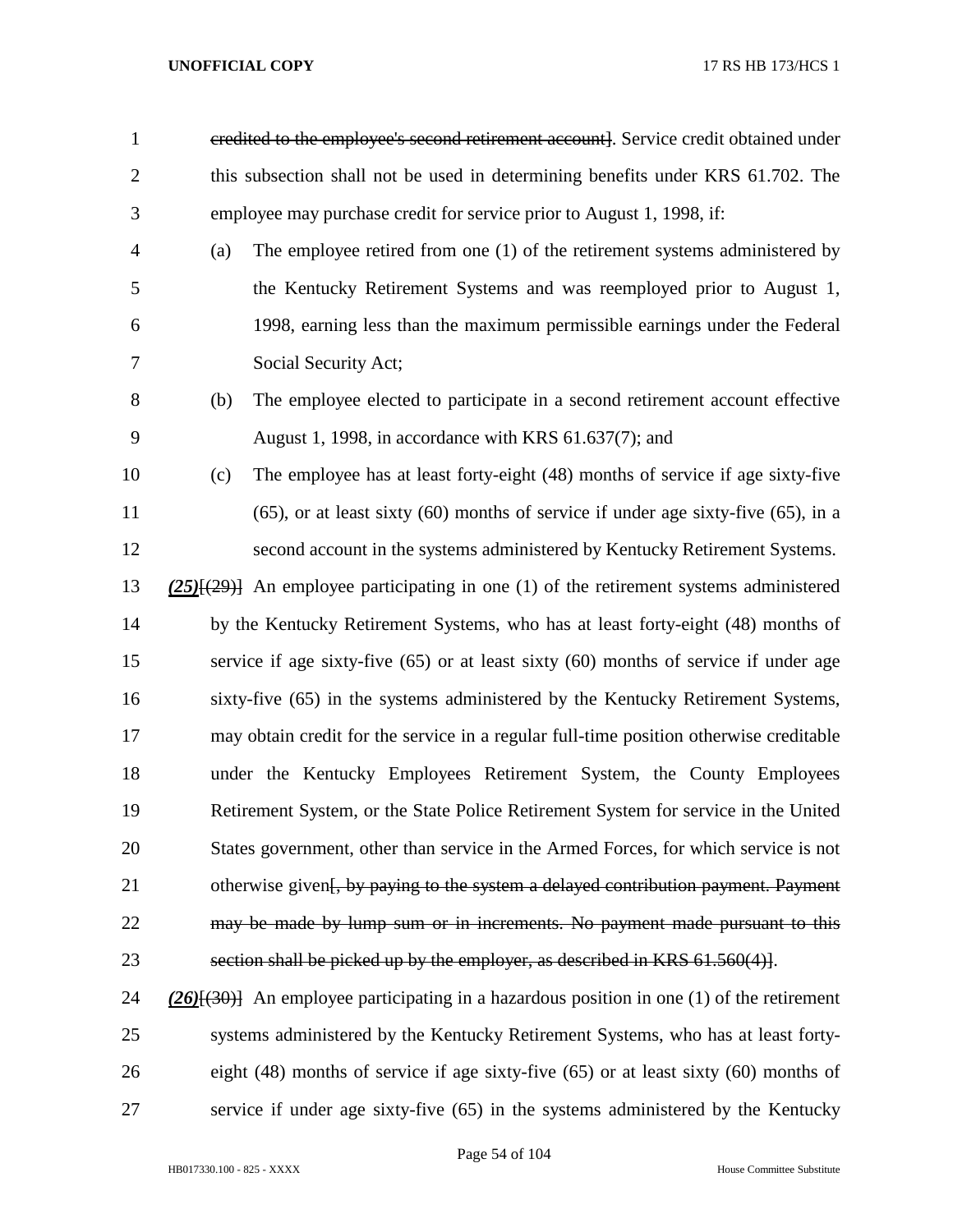~~credited to the employee's second retirement account]~~. Service credit obtained under this subsection shall not be used in determining benefits under KRS 61.702. The employee may purchase credit for service prior to August 1, 1998, if:

(a) The employee retired from one (1) of the retirement systems administered by the Kentucky Retirement Systems and was reemployed prior to August 1, 1998, earning less than the maximum permissible earnings under the Federal Social Security Act;

(b) The employee elected to participate in a second retirement account effective August 1, 1998, in accordance with KRS 61.637(7); and

(c) The employee has at least forty-eight (48) months of service if age sixty-five (65), or at least sixty (60) months of service if under age sixty-five (65), in a second account in the systems administered by Kentucky Retirement Systems.

***(25)***[~~(29)~~] An employee participating in one (1) of the retirement systems administered by the Kentucky Retirement Systems, who has at least forty-eight (48) months of service if age sixty-five (65) or at least sixty (60) months of service if under age sixty-five (65) in the systems administered by the Kentucky Retirement Systems, may obtain credit for the service in a regular full-time position otherwise creditable under the Kentucky Employees Retirement System, the County Employees Retirement System, or the State Police Retirement System for service in the United States government, other than service in the Armed Forces, for which service is not otherwise given[~~, by paying to the system a delayed contribution payment. Payment may be made by lump sum or in increments. No payment made pursuant to this section shall be picked up by the employer, as described in KRS 61.560(4)~~].

***(26)***[~~(30)~~] An employee participating in a hazardous position in one (1) of the retirement systems administered by the Kentucky Retirement Systems, who has at least forty-eight (48) months of service if age sixty-five (65) or at least sixty (60) months of service if under age sixty-five (65) in the systems administered by the Kentucky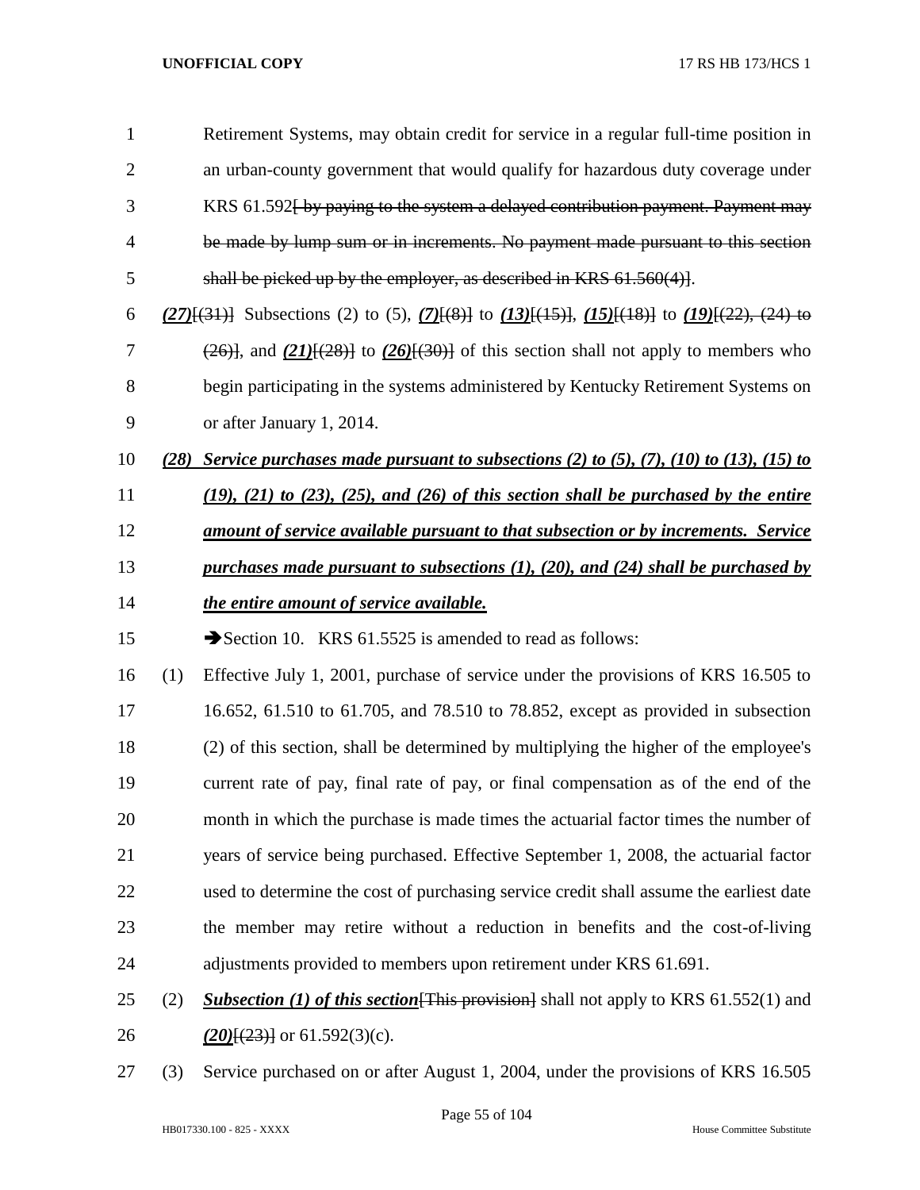Retirement Systems, may obtain credit for service in a regular full-time position in an urban-county government that would qualify for hazardous duty coverage under KRS 61.592~~[ by paying to the system a delayed contribution payment. Payment may be made by lump sum or in increments. No payment made pursuant to this section shall be picked up by the employer, as described in KRS 61.560(4)]~~.

***(27)***~~[(31)]~~ Subsections (2) to (5), ***(7)***~~[(8)]~~ to ***(13)***~~[(15)]~~, ***(15)***~~[(18)]~~ to ***(19)***~~[(22), (24) to (26)]~~, and ***(21)***~~[(28)]~~ to ***(26)***~~[(30)]~~ of this section shall not apply to members who begin participating in the systems administered by Kentucky Retirement Systems on or after January 1, 2014.

***(28) Service purchases made pursuant to subsections (2) to (5), (7), (10) to (13), (15) to (19), (21) to (23), (25), and (26) of this section shall be purchased by the entire amount of service available pursuant to that subsection or by increments. Service purchases made pursuant to subsections (1), (20), and (24) shall be purchased by the entire amount of service available.***

➔Section 10. KRS 61.5525 is amended to read as follows:

(1) Effective July 1, 2001, purchase of service under the provisions of KRS 16.505 to 16.652, 61.510 to 61.705, and 78.510 to 78.852, except as provided in subsection (2) of this section, shall be determined by multiplying the higher of the employee's current rate of pay, final rate of pay, or final compensation as of the end of the month in which the purchase is made times the actuarial factor times the number of years of service being purchased. Effective September 1, 2008, the actuarial factor used to determine the cost of purchasing service credit shall assume the earliest date the member may retire without a reduction in benefits and the cost-of-living adjustments provided to members upon retirement under KRS 61.691.

(2) ***Subsection (1) of this section***~~[This provision]~~ shall not apply to KRS 61.552(1) and ***(20)***~~[(23)]~~ or 61.592(3)(c).

(3) Service purchased on or after August 1, 2004, under the provisions of KRS 16.505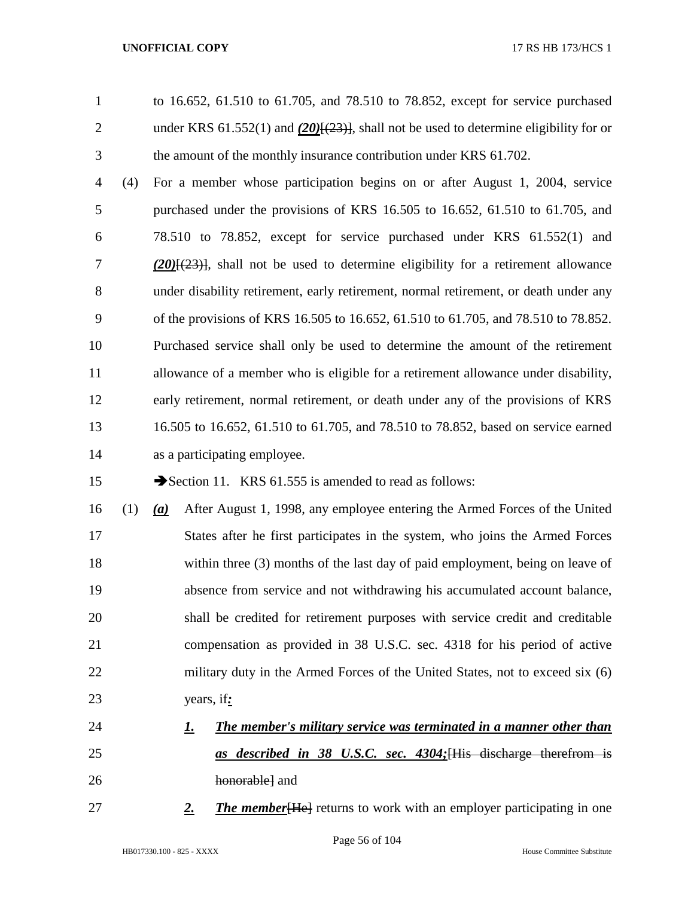to 16.652, 61.510 to 61.705, and 78.510 to 78.852, except for service purchased under KRS 61.552(1) and ***(20)***[(23)], shall not be used to determine eligibility for or the amount of the monthly insurance contribution under KRS 61.702.

(4) For a member whose participation begins on or after August 1, 2004, service purchased under the provisions of KRS 16.505 to 16.652, 61.510 to 61.705, and 78.510 to 78.852, except for service purchased under KRS 61.552(1) and ***(20)***[(23)], shall not be used to determine eligibility for a retirement allowance under disability retirement, early retirement, normal retirement, or death under any of the provisions of KRS 16.505 to 16.652, 61.510 to 61.705, and 78.510 to 78.852. Purchased service shall only be used to determine the amount of the retirement allowance of a member who is eligible for a retirement allowance under disability, early retirement, normal retirement, or death under any of the provisions of KRS 16.505 to 16.652, 61.510 to 61.705, and 78.510 to 78.852, based on service earned as a participating employee.

➔Section 11. KRS 61.555 is amended to read as follows:

(1) ***(a)*** After August 1, 1998, any employee entering the Armed Forces of the United States after he first participates in the system, who joins the Armed Forces within three (3) months of the last day of paid employment, being on leave of absence from service and not withdrawing his accumulated account balance, shall be credited for retirement purposes with service credit and creditable compensation as provided in 38 U.S.C. sec. 4318 for his period of active military duty in the Armed Forces of the United States, not to exceed six (6) years, if***:***

***1.*** ***The member's military service was terminated in a manner other than as described in 38 U.S.C. sec. 4304;***[His discharge therefrom is honorable] and

***2.*** ***The member***[He] returns to work with an employer participating in one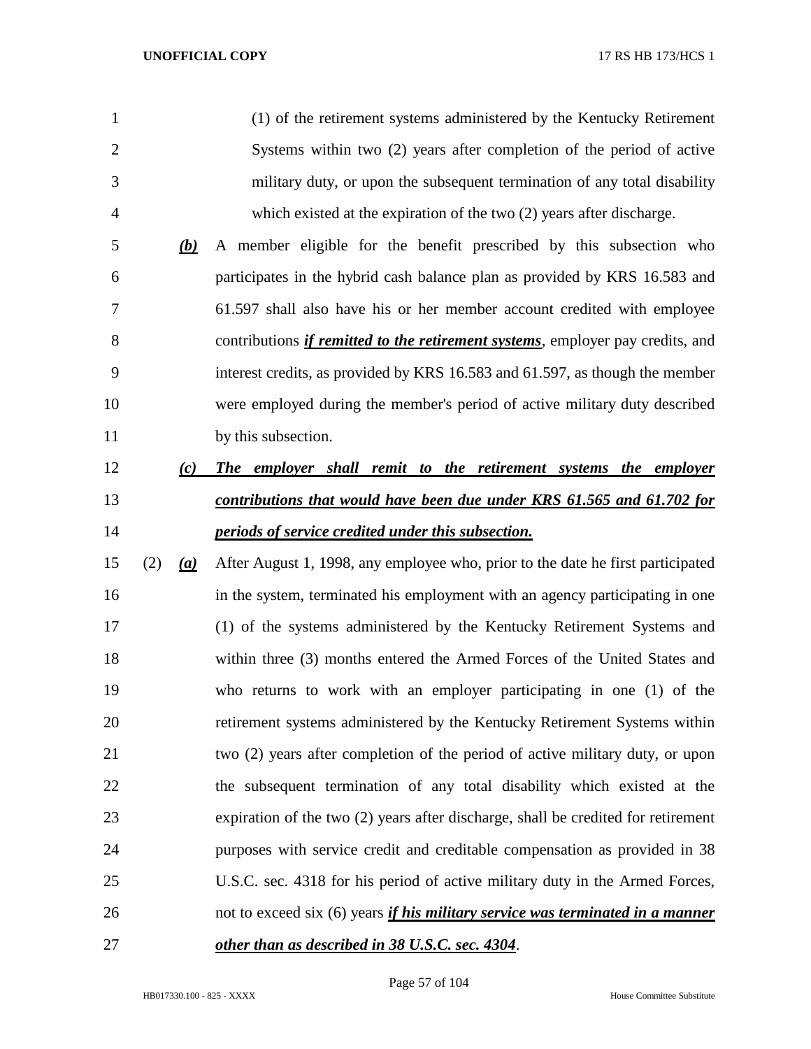(1) of the retirement systems administered by the Kentucky Retirement Systems within two (2) years after completion of the period of active military duty, or upon the subsequent termination of any total disability which existed at the expiration of the two (2) years after discharge.

***(b)*** A member eligible for the benefit prescribed by this subsection who participates in the hybrid cash balance plan as provided by KRS 16.583 and 61.597 shall also have his or her member account credited with employee contributions ***if remitted to the retirement systems***, employer pay credits, and interest credits, as provided by KRS 16.583 and 61.597, as though the member were employed during the member's period of active military duty described by this subsection.

***(c) The employer shall remit to the retirement systems the employer contributions that would have been due under KRS 61.565 and 61.702 for periods of service credited under this subsection.***

(2) ***(a)*** After August 1, 1998, any employee who, prior to the date he first participated in the system, terminated his employment with an agency participating in one (1) of the systems administered by the Kentucky Retirement Systems and within three (3) months entered the Armed Forces of the United States and who returns to work with an employer participating in one (1) of the retirement systems administered by the Kentucky Retirement Systems within two (2) years after completion of the period of active military duty, or upon the subsequent termination of any total disability which existed at the expiration of the two (2) years after discharge, shall be credited for retirement purposes with service credit and creditable compensation as provided in 38 U.S.C. sec. 4318 for his period of active military duty in the Armed Forces, not to exceed six (6) years ***if his military service was terminated in a manner other than as described in 38 U.S.C. sec. 4304***.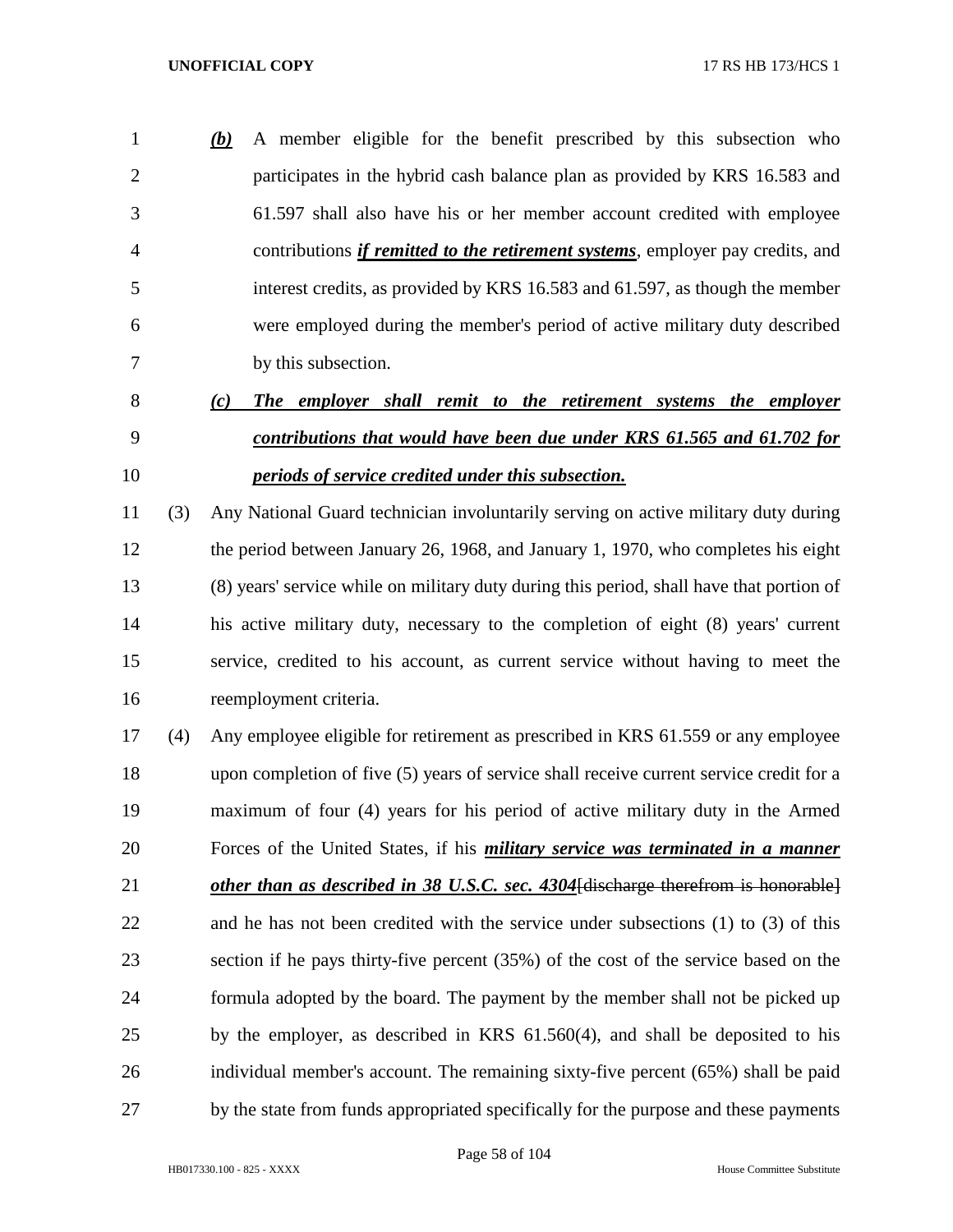***(b)*** A member eligible for the benefit prescribed by this subsection who participates in the hybrid cash balance plan as provided by KRS 16.583 and 61.597 shall also have his or her member account credited with employee contributions ***if remitted to the retirement systems***, employer pay credits, and interest credits, as provided by KRS 16.583 and 61.597, as though the member were employed during the member's period of active military duty described by this subsection.

***(c) The employer shall remit to the retirement systems the employer contributions that would have been due under KRS 61.565 and 61.702 for periods of service credited under this subsection.***

(3) Any National Guard technician involuntarily serving on active military duty during the period between January 26, 1968, and January 1, 1970, who completes his eight (8) years' service while on military duty during this period, shall have that portion of his active military duty, necessary to the completion of eight (8) years' current service, credited to his account, as current service without having to meet the reemployment criteria.

(4) Any employee eligible for retirement as prescribed in KRS 61.559 or any employee upon completion of five (5) years of service shall receive current service credit for a maximum of four (4) years for his period of active military duty in the Armed Forces of the United States, if his ***military service was terminated in a manner other than as described in 38 U.S.C. sec. 4304***~~[discharge therefrom is honorable]~~ and he has not been credited with the service under subsections (1) to (3) of this section if he pays thirty-five percent (35%) of the cost of the service based on the formula adopted by the board. The payment by the member shall not be picked up by the employer, as described in KRS 61.560(4), and shall be deposited to his individual member's account. The remaining sixty-five percent (65%) shall be paid by the state from funds appropriated specifically for the purpose and these payments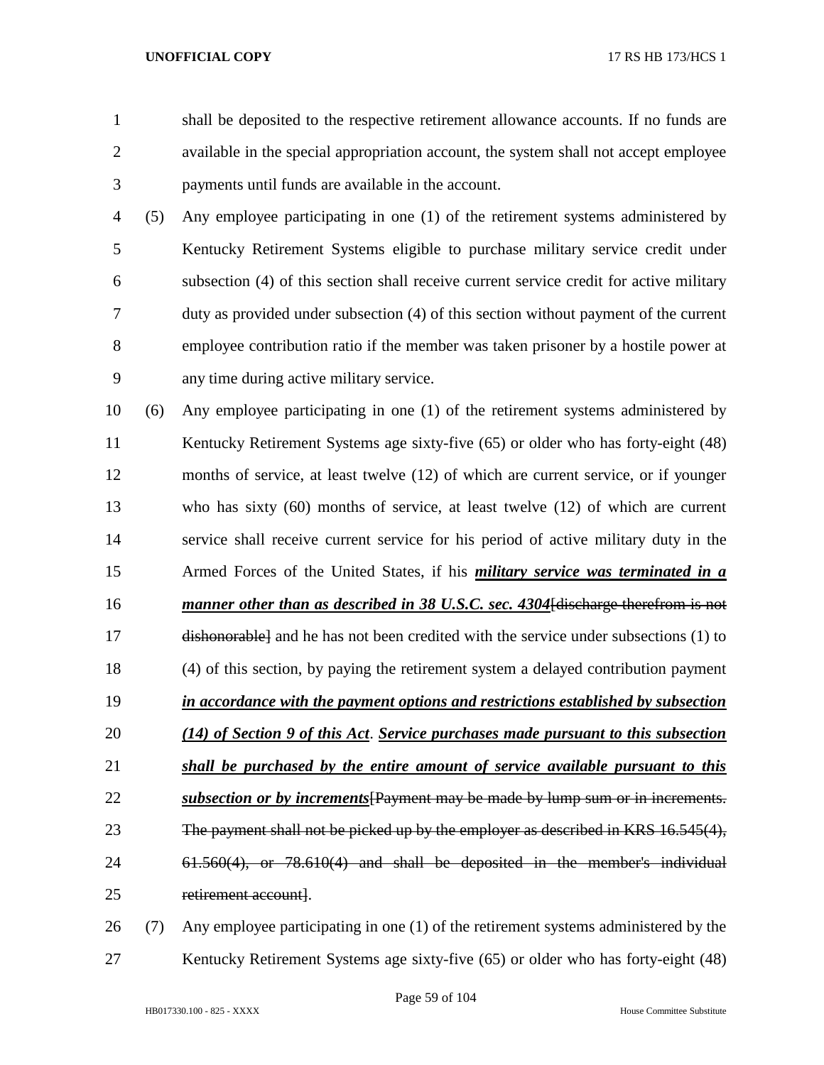shall be deposited to the respective retirement allowance accounts. If no funds are available in the special appropriation account, the system shall not accept employee payments until funds are available in the account.

(5) Any employee participating in one (1) of the retirement systems administered by Kentucky Retirement Systems eligible to purchase military service credit under subsection (4) of this section shall receive current service credit for active military duty as provided under subsection (4) of this section without payment of the current employee contribution ratio if the member was taken prisoner by a hostile power at any time during active military service.

(6) Any employee participating in one (1) of the retirement systems administered by Kentucky Retirement Systems age sixty-five (65) or older who has forty-eight (48) months of service, at least twelve (12) of which are current service, or if younger who has sixty (60) months of service, at least twelve (12) of which are current service shall receive current service for his period of active military duty in the Armed Forces of the United States, if his ***military service was terminated in a manner other than as described in 38 U.S.C. sec. 4304***~~[discharge therefrom is not dishonorable]~~ and he has not been credited with the service under subsections (1) to (4) of this section, by paying the retirement system a delayed contribution payment ***in accordance with the payment options and restrictions established by subsection (14) of Section 9 of this Act***. ***Service purchases made pursuant to this subsection shall be purchased by the entire amount of service available pursuant to this subsection or by increments***~~[Payment may be made by lump sum or in increments. The payment shall not be picked up by the employer as described in KRS 16.545(4), 61.560(4), or 78.610(4) and shall be deposited in the member's individual retirement account]~~.

(7) Any employee participating in one (1) of the retirement systems administered by the Kentucky Retirement Systems age sixty-five (65) or older who has forty-eight (48)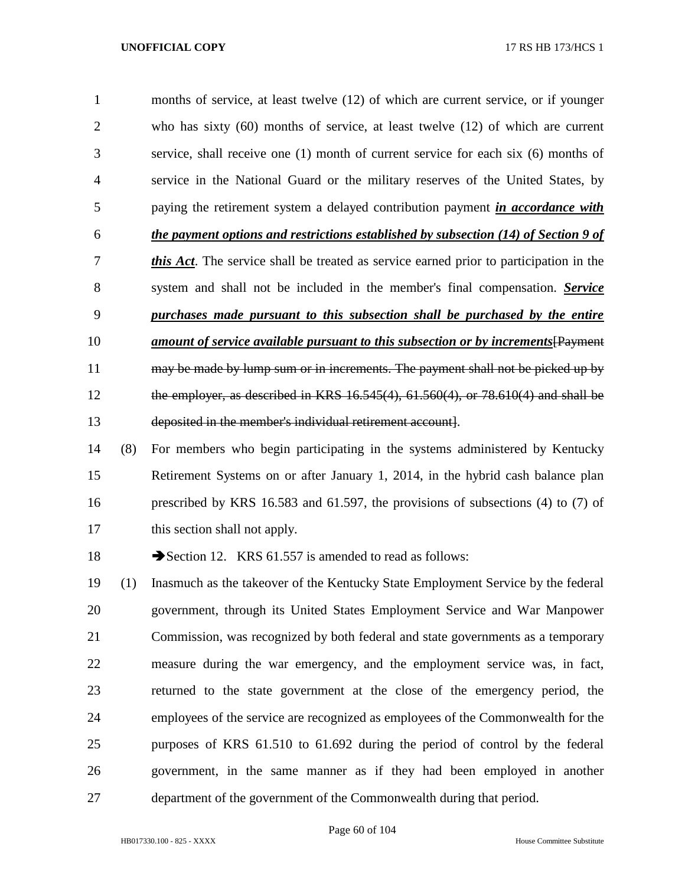months of service, at least twelve (12) of which are current service, or if younger who has sixty (60) months of service, at least twelve (12) of which are current service, shall receive one (1) month of current service for each six (6) months of service in the National Guard or the military reserves of the United States, by paying the retirement system a delayed contribution payment ***in accordance with the payment options and restrictions established by subsection (14) of Section 9 of this Act***. The service shall be treated as service earned prior to participation in the system and shall not be included in the member's final compensation. ***Service purchases made pursuant to this subsection shall be purchased by the entire amount of service available pursuant to this subsection or by increments***[~~Payment may be made by lump sum or in increments. The payment shall not be picked up by the employer, as described in KRS 16.545(4), 61.560(4), or 78.610(4) and shall be deposited in the member's individual retirement account~~].

(8) For members who begin participating in the systems administered by Kentucky Retirement Systems on or after January 1, 2014, in the hybrid cash balance plan prescribed by KRS 16.583 and 61.597, the provisions of subsections (4) to (7) of this section shall not apply.

➔Section 12. KRS 61.557 is amended to read as follows:

(1) Inasmuch as the takeover of the Kentucky State Employment Service by the federal government, through its United States Employment Service and War Manpower Commission, was recognized by both federal and state governments as a temporary measure during the war emergency, and the employment service was, in fact, returned to the state government at the close of the emergency period, the employees of the service are recognized as employees of the Commonwealth for the purposes of KRS 61.510 to 61.692 during the period of control by the federal government, in the same manner as if they had been employed in another department of the government of the Commonwealth during that period.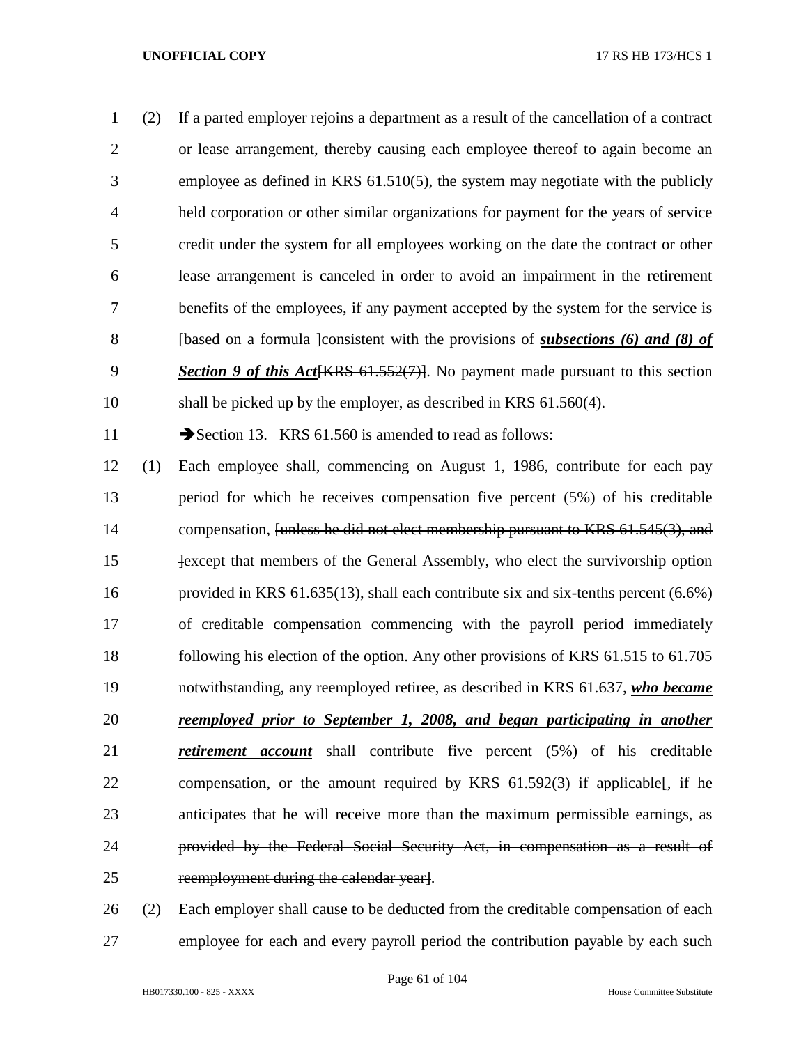(2) If a parted employer rejoins a department as a result of the cancellation of a contract or lease arrangement, thereby causing each employee thereof to again become an employee as defined in KRS 61.510(5), the system may negotiate with the publicly held corporation or other similar organizations for payment for the years of service credit under the system for all employees working on the date the contract or other lease arrangement is canceled in order to avoid an impairment in the retirement benefits of the employees, if any payment accepted by the system for the service is ~~[based on a formula ]~~consistent with the provisions of ***subsections (6) and (8) of Section 9 of this Act***~~[KRS 61.552(7)]~~. No payment made pursuant to this section shall be picked up by the employer, as described in KRS 61.560(4).

➔Section 13. KRS 61.560 is amended to read as follows:

(1) Each employee shall, commencing on August 1, 1986, contribute for each pay period for which he receives compensation five percent (5%) of his creditable compensation, ~~[unless he did not elect membership pursuant to KRS 61.545(3), and ]~~except that members of the General Assembly, who elect the survivorship option provided in KRS 61.635(13), shall each contribute six and six-tenths percent (6.6%) of creditable compensation commencing with the payroll period immediately following his election of the option. Any other provisions of KRS 61.515 to 61.705 notwithstanding, any reemployed retiree, as described in KRS 61.637, ***who became reemployed prior to September 1, 2008, and began participating in another retirement account*** shall contribute five percent (5%) of his creditable compensation, or the amount required by KRS 61.592(3) if applicable~~[, if he anticipates that he will receive more than the maximum permissible earnings, as provided by the Federal Social Security Act, in compensation as a result of reemployment during the calendar year]~~.

(2) Each employer shall cause to be deducted from the creditable compensation of each employee for each and every payroll period the contribution payable by each such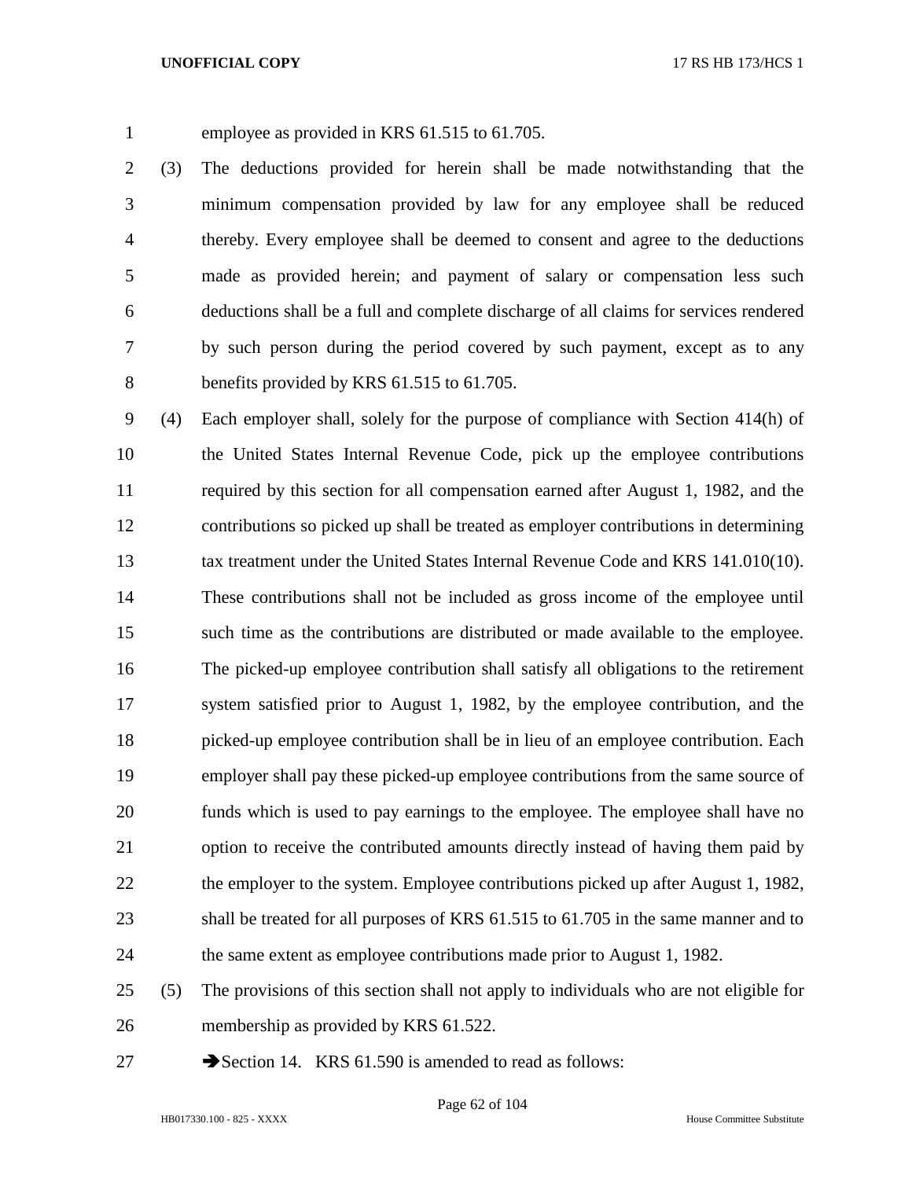employee as provided in KRS 61.515 to 61.705.

(3) The deductions provided for herein shall be made notwithstanding that the minimum compensation provided by law for any employee shall be reduced thereby. Every employee shall be deemed to consent and agree to the deductions made as provided herein; and payment of salary or compensation less such deductions shall be a full and complete discharge of all claims for services rendered by such person during the period covered by such payment, except as to any benefits provided by KRS 61.515 to 61.705.

(4) Each employer shall, solely for the purpose of compliance with Section 414(h) of the United States Internal Revenue Code, pick up the employee contributions required by this section for all compensation earned after August 1, 1982, and the contributions so picked up shall be treated as employer contributions in determining tax treatment under the United States Internal Revenue Code and KRS 141.010(10). These contributions shall not be included as gross income of the employee until such time as the contributions are distributed or made available to the employee. The picked-up employee contribution shall satisfy all obligations to the retirement system satisfied prior to August 1, 1982, by the employee contribution, and the picked-up employee contribution shall be in lieu of an employee contribution. Each employer shall pay these picked-up employee contributions from the same source of funds which is used to pay earnings to the employee. The employee shall have no option to receive the contributed amounts directly instead of having them paid by the employer to the system. Employee contributions picked up after August 1, 1982, shall be treated for all purposes of KRS 61.515 to 61.705 in the same manner and to the same extent as employee contributions made prior to August 1, 1982.

(5) The provisions of this section shall not apply to individuals who are not eligible for membership as provided by KRS 61.522.

➔Section 14. KRS 61.590 is amended to read as follows: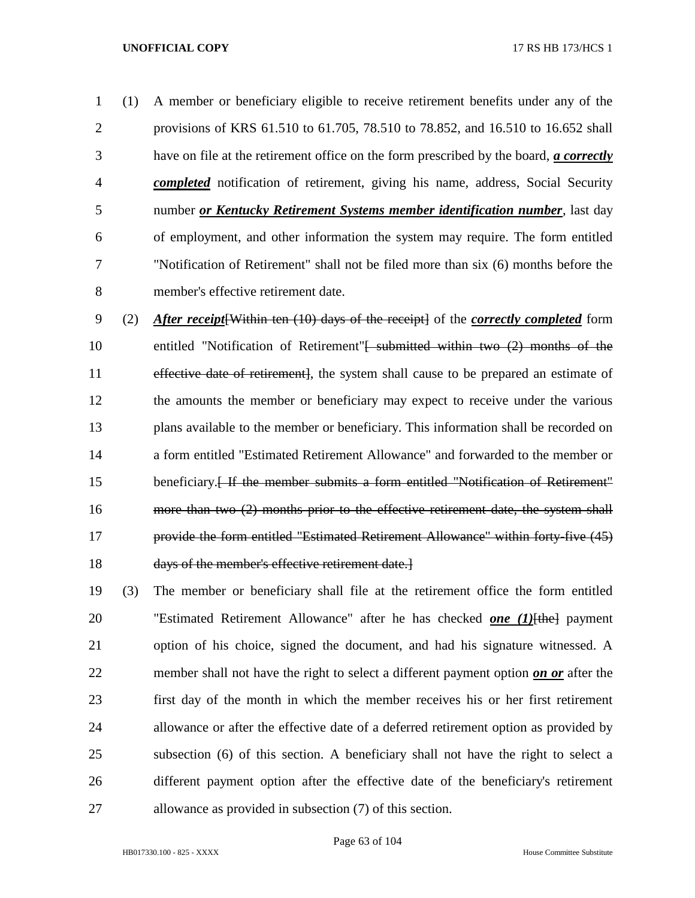(1) A member or beneficiary eligible to receive retirement benefits under any of the provisions of KRS 61.510 to 61.705, 78.510 to 78.852, and 16.510 to 16.652 shall have on file at the retirement office on the form prescribed by the board, ***a correctly completed*** notification of retirement, giving his name, address, Social Security number ***or Kentucky Retirement Systems member identification number***, last day of employment, and other information the system may require. The form entitled "Notification of Retirement" shall not be filed more than six (6) months before the member's effective retirement date.

(2) ***After receipt***~~[Within ten (10) days of the receipt]~~ of the ***correctly completed*** form entitled "Notification of Retirement"~~[ submitted within two (2) months of the effective date of retirement]~~, the system shall cause to be prepared an estimate of the amounts the member or beneficiary may expect to receive under the various plans available to the member or beneficiary. This information shall be recorded on a form entitled "Estimated Retirement Allowance" and forwarded to the member or beneficiary.~~[ If the member submits a form entitled "Notification of Retirement" more than two (2) months prior to the effective retirement date, the system shall provide the form entitled "Estimated Retirement Allowance" within forty-five (45) days of the member's effective retirement date.]~~

(3) The member or beneficiary shall file at the retirement office the form entitled "Estimated Retirement Allowance" after he has checked ***one (1)***~~[the]~~ payment option of his choice, signed the document, and had his signature witnessed. A member shall not have the right to select a different payment option ***on or*** after the first day of the month in which the member receives his or her first retirement allowance or after the effective date of a deferred retirement option as provided by subsection (6) of this section. A beneficiary shall not have the right to select a different payment option after the effective date of the beneficiary's retirement allowance as provided in subsection (7) of this section.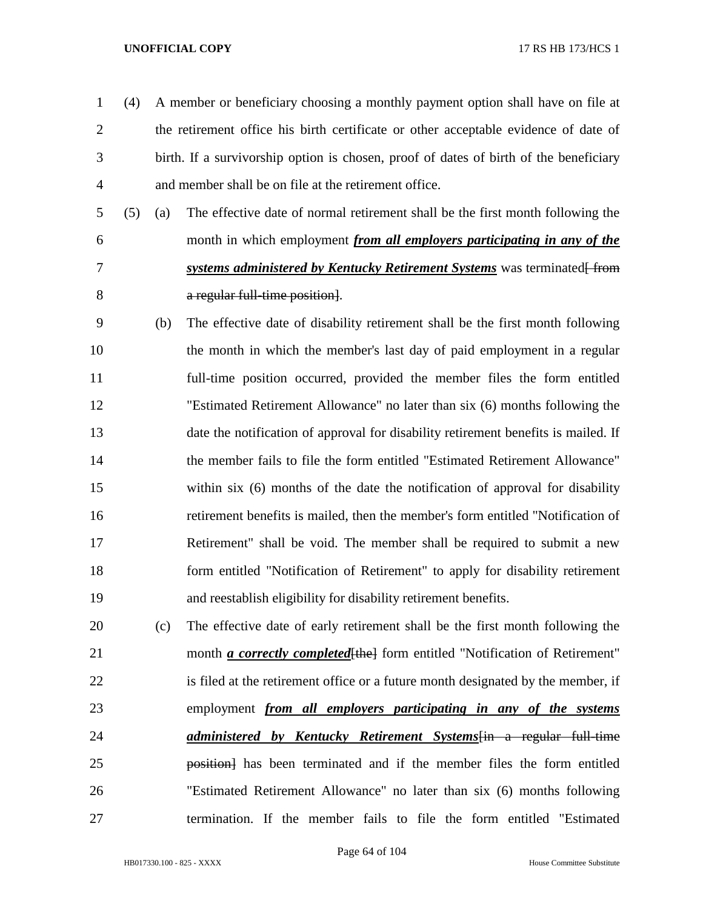(4) A member or beneficiary choosing a monthly payment option shall have on file at the retirement office his birth certificate or other acceptable evidence of date of birth. If a survivorship option is chosen, proof of dates of birth of the beneficiary and member shall be on file at the retirement office.

(5) (a) The effective date of normal retirement shall be the first month following the month in which employment ***from all employers participating in any of the systems administered by Kentucky Retirement Systems*** was terminated~~[ from a regular full-time position]~~.

(b) The effective date of disability retirement shall be the first month following the month in which the member's last day of paid employment in a regular full-time position occurred, provided the member files the form entitled "Estimated Retirement Allowance" no later than six (6) months following the date the notification of approval for disability retirement benefits is mailed. If the member fails to file the form entitled "Estimated Retirement Allowance" within six (6) months of the date the notification of approval for disability retirement benefits is mailed, then the member's form entitled "Notification of Retirement" shall be void. The member shall be required to submit a new form entitled "Notification of Retirement" to apply for disability retirement and reestablish eligibility for disability retirement benefits.

(c) The effective date of early retirement shall be the first month following the month ***a correctly completed***~~[the]~~ form entitled "Notification of Retirement" is filed at the retirement office or a future month designated by the member, if employment ***from all employers participating in any of the systems administered by Kentucky Retirement Systems***~~[in a regular full-time position]~~ has been terminated and if the member files the form entitled "Estimated Retirement Allowance" no later than six (6) months following termination. If the member fails to file the form entitled "Estimated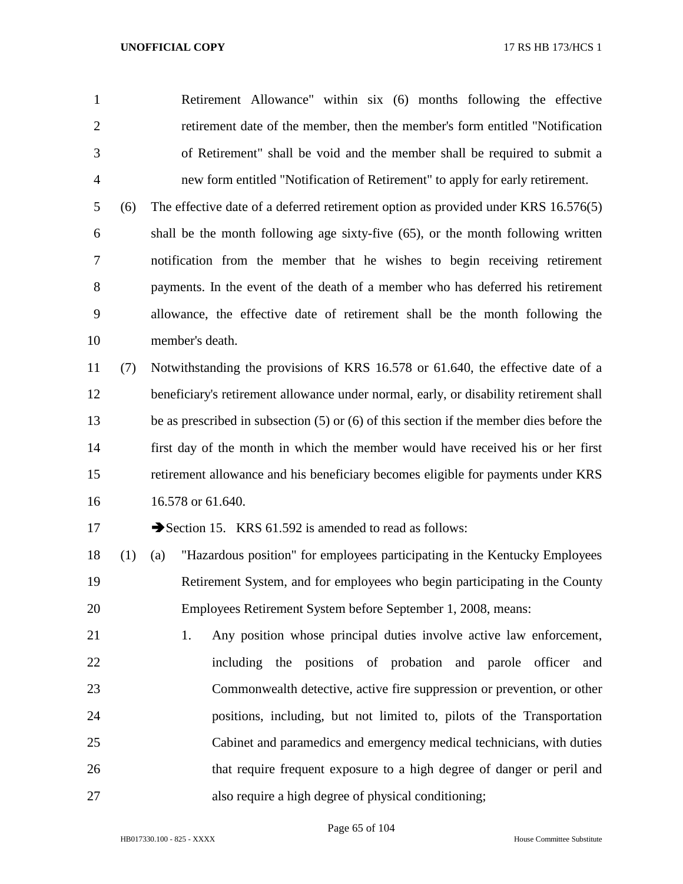Retirement Allowance" within six (6) months following the effective retirement date of the member, then the member's form entitled "Notification of Retirement" shall be void and the member shall be required to submit a new form entitled "Notification of Retirement" to apply for early retirement.

(6) The effective date of a deferred retirement option as provided under KRS 16.576(5) shall be the month following age sixty-five (65), or the month following written notification from the member that he wishes to begin receiving retirement payments. In the event of the death of a member who has deferred his retirement allowance, the effective date of retirement shall be the month following the member's death.

(7) Notwithstanding the provisions of KRS 16.578 or 61.640, the effective date of a beneficiary's retirement allowance under normal, early, or disability retirement shall be as prescribed in subsection (5) or (6) of this section if the member dies before the first day of the month in which the member would have received his or her first retirement allowance and his beneficiary becomes eligible for payments under KRS 16.578 or 61.640.

➔Section 15. KRS 61.592 is amended to read as follows:

(1) (a) "Hazardous position" for employees participating in the Kentucky Employees Retirement System, and for employees who begin participating in the County Employees Retirement System before September 1, 2008, means:

1. Any position whose principal duties involve active law enforcement, including the positions of probation and parole officer and Commonwealth detective, active fire suppression or prevention, or other positions, including, but not limited to, pilots of the Transportation Cabinet and paramedics and emergency medical technicians, with duties that require frequent exposure to a high degree of danger or peril and also require a high degree of physical conditioning;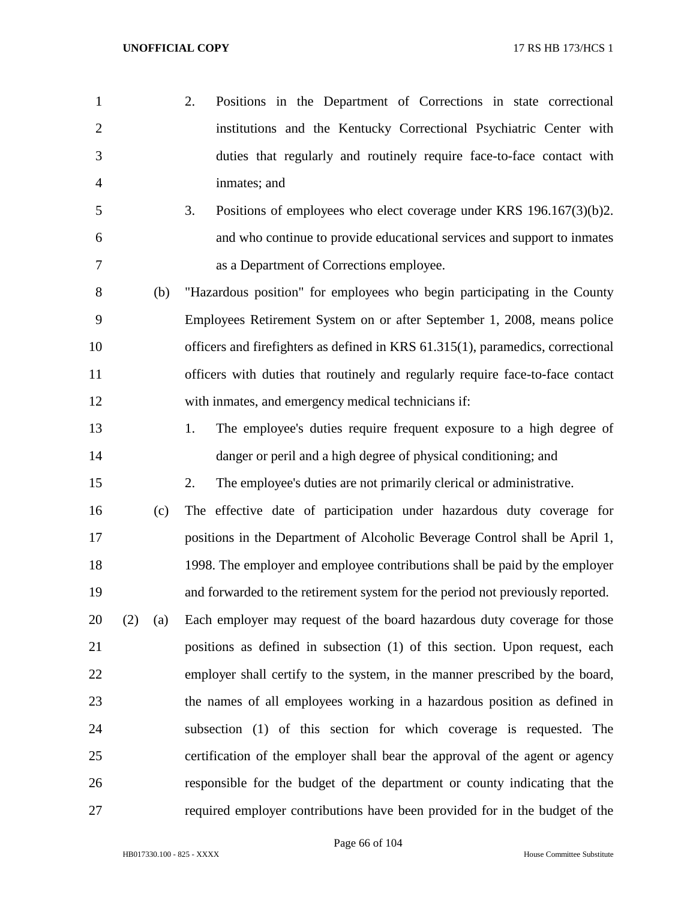2. Positions in the Department of Corrections in state correctional institutions and the Kentucky Correctional Psychiatric Center with duties that regularly and routinely require face-to-face contact with inmates; and

3. Positions of employees who elect coverage under KRS 196.167(3)(b)2. and who continue to provide educational services and support to inmates as a Department of Corrections employee.

(b) "Hazardous position" for employees who begin participating in the County Employees Retirement System on or after September 1, 2008, means police officers and firefighters as defined in KRS 61.315(1), paramedics, correctional officers with duties that routinely and regularly require face-to-face contact with inmates, and emergency medical technicians if:

1. The employee's duties require frequent exposure to a high degree of danger or peril and a high degree of physical conditioning; and

2. The employee's duties are not primarily clerical or administrative.

(c) The effective date of participation under hazardous duty coverage for positions in the Department of Alcoholic Beverage Control shall be April 1, 1998. The employer and employee contributions shall be paid by the employer and forwarded to the retirement system for the period not previously reported.

(2) (a) Each employer may request of the board hazardous duty coverage for those positions as defined in subsection (1) of this section. Upon request, each employer shall certify to the system, in the manner prescribed by the board, the names of all employees working in a hazardous position as defined in subsection (1) of this section for which coverage is requested. The certification of the employer shall bear the approval of the agent or agency responsible for the budget of the department or county indicating that the required employer contributions have been provided for in the budget of the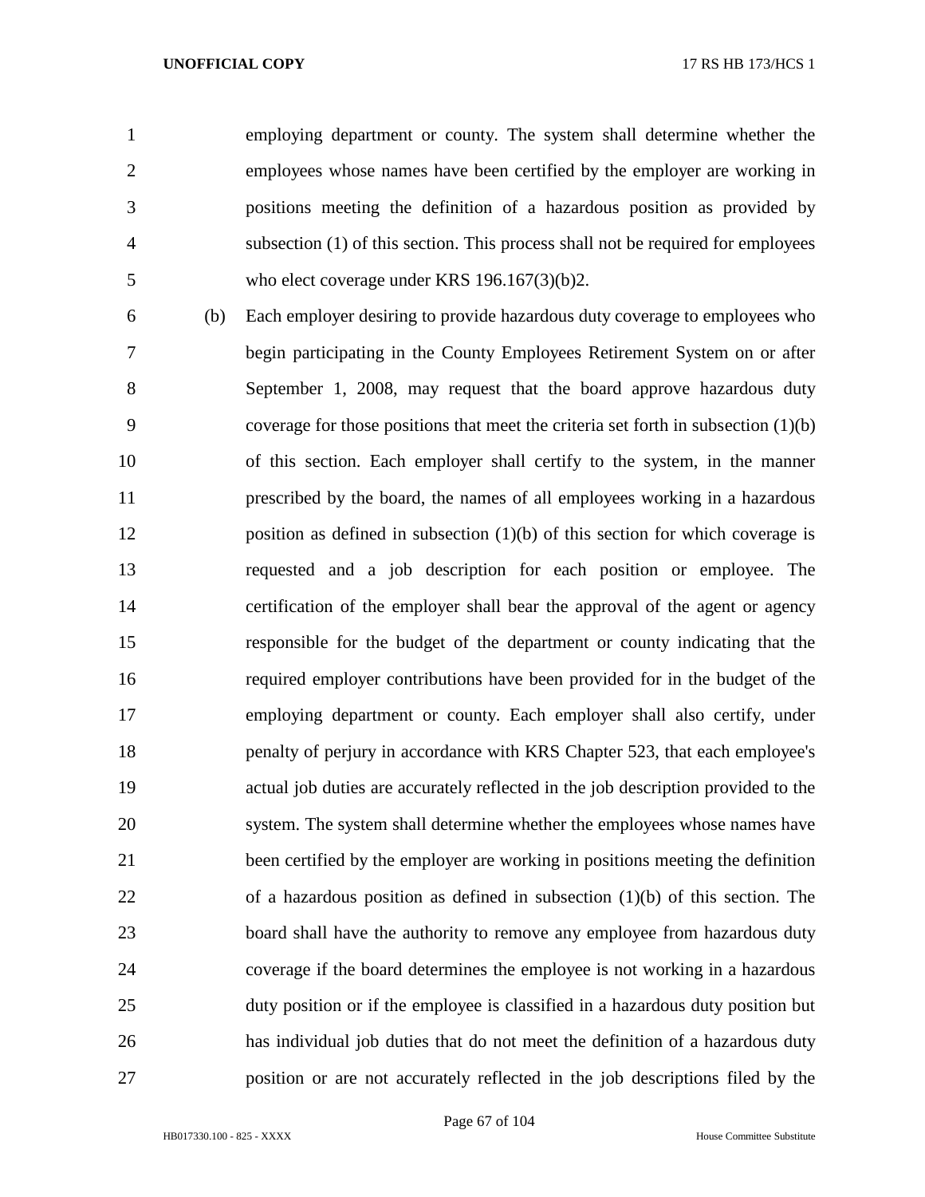employing department or county. The system shall determine whether the employees whose names have been certified by the employer are working in positions meeting the definition of a hazardous position as provided by subsection (1) of this section. This process shall not be required for employees who elect coverage under KRS 196.167(3)(b)2.

(b) Each employer desiring to provide hazardous duty coverage to employees who begin participating in the County Employees Retirement System on or after September 1, 2008, may request that the board approve hazardous duty coverage for those positions that meet the criteria set forth in subsection (1)(b) of this section. Each employer shall certify to the system, in the manner prescribed by the board, the names of all employees working in a hazardous position as defined in subsection (1)(b) of this section for which coverage is requested and a job description for each position or employee. The certification of the employer shall bear the approval of the agent or agency responsible for the budget of the department or county indicating that the required employer contributions have been provided for in the budget of the employing department or county. Each employer shall also certify, under penalty of perjury in accordance with KRS Chapter 523, that each employee's actual job duties are accurately reflected in the job description provided to the system. The system shall determine whether the employees whose names have been certified by the employer are working in positions meeting the definition of a hazardous position as defined in subsection (1)(b) of this section. The board shall have the authority to remove any employee from hazardous duty coverage if the board determines the employee is not working in a hazardous duty position or if the employee is classified in a hazardous duty position but has individual job duties that do not meet the definition of a hazardous duty position or are not accurately reflected in the job descriptions filed by the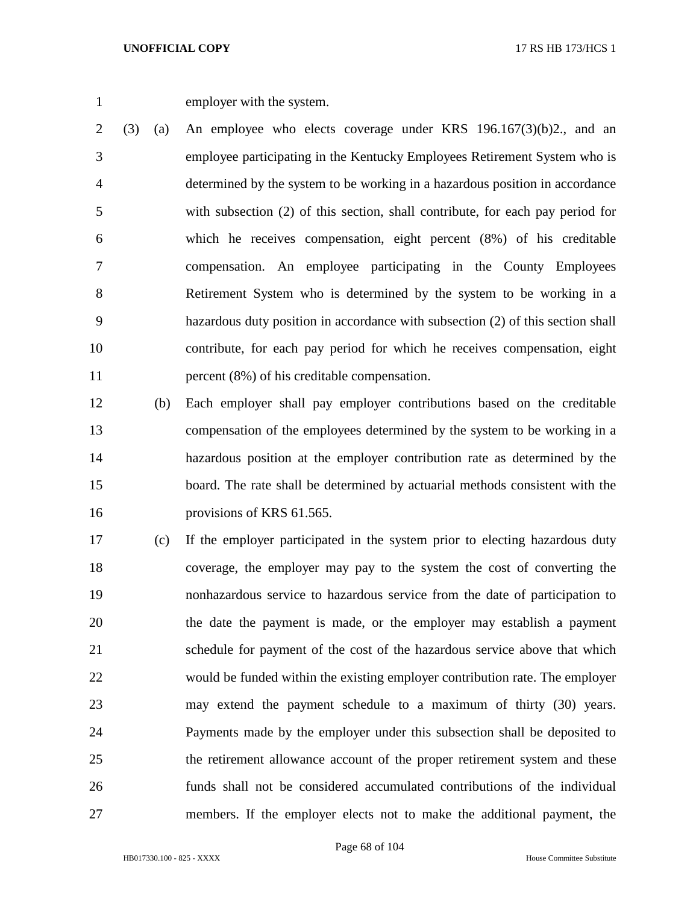employer with the system.

(3) (a) An employee who elects coverage under KRS 196.167(3)(b)2., and an employee participating in the Kentucky Employees Retirement System who is determined by the system to be working in a hazardous position in accordance with subsection (2) of this section, shall contribute, for each pay period for which he receives compensation, eight percent (8%) of his creditable compensation. An employee participating in the County Employees Retirement System who is determined by the system to be working in a hazardous duty position in accordance with subsection (2) of this section shall contribute, for each pay period for which he receives compensation, eight percent (8%) of his creditable compensation.

(b) Each employer shall pay employer contributions based on the creditable compensation of the employees determined by the system to be working in a hazardous position at the employer contribution rate as determined by the board. The rate shall be determined by actuarial methods consistent with the provisions of KRS 61.565.

(c) If the employer participated in the system prior to electing hazardous duty coverage, the employer may pay to the system the cost of converting the nonhazardous service to hazardous service from the date of participation to the date the payment is made, or the employer may establish a payment schedule for payment of the cost of the hazardous service above that which would be funded within the existing employer contribution rate. The employer may extend the payment schedule to a maximum of thirty (30) years. Payments made by the employer under this subsection shall be deposited to the retirement allowance account of the proper retirement system and these funds shall not be considered accumulated contributions of the individual members. If the employer elects not to make the additional payment, the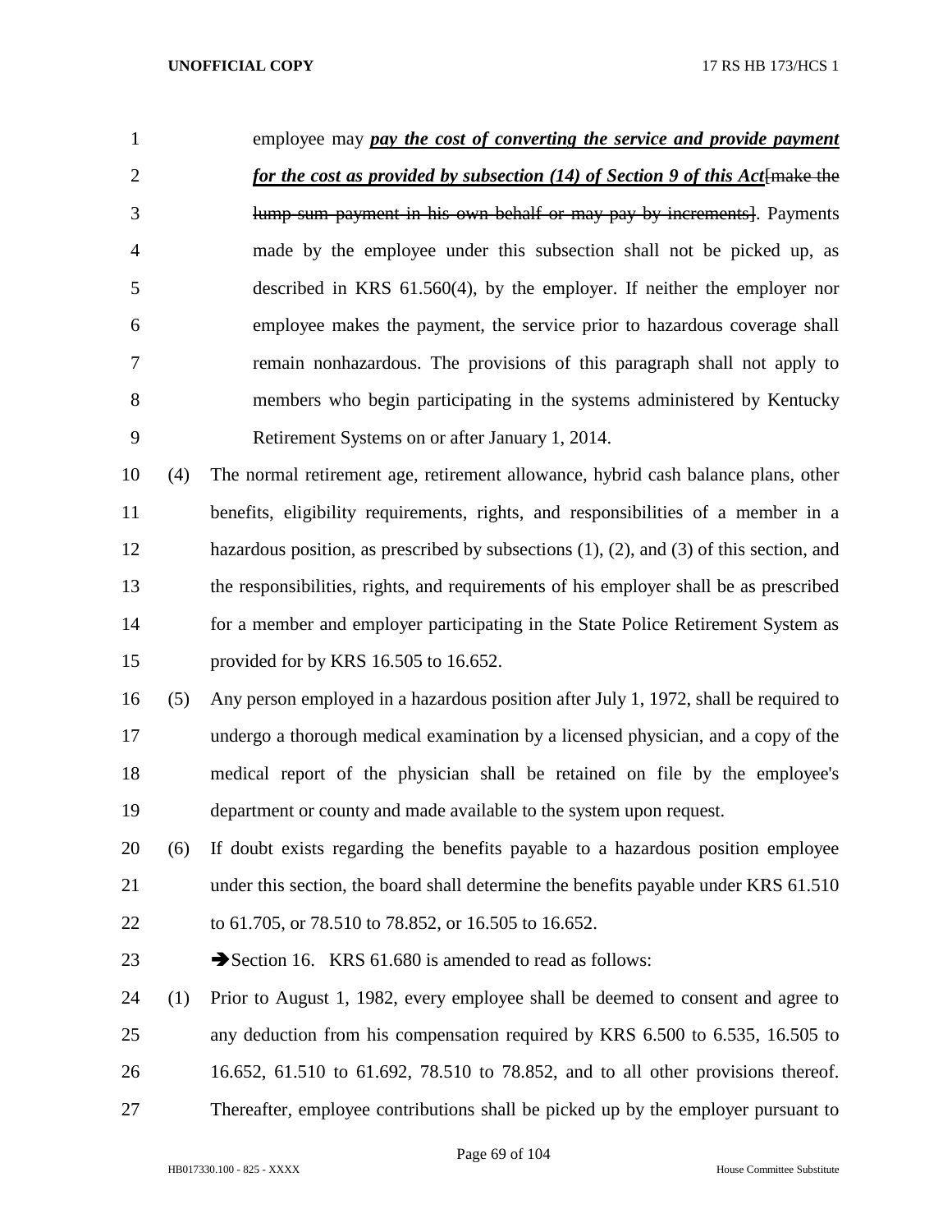employee may ***pay the cost of converting the service and provide payment for the cost as provided by subsection (14) of Section 9 of this Act***~~[make the lump-sum payment in his own behalf or may pay by increments]~~. Payments made by the employee under this subsection shall not be picked up, as described in KRS 61.560(4), by the employer. If neither the employer nor employee makes the payment, the service prior to hazardous coverage shall remain nonhazardous. The provisions of this paragraph shall not apply to members who begin participating in the systems administered by Kentucky Retirement Systems on or after January 1, 2014.

(4) The normal retirement age, retirement allowance, hybrid cash balance plans, other benefits, eligibility requirements, rights, and responsibilities of a member in a hazardous position, as prescribed by subsections (1), (2), and (3) of this section, and the responsibilities, rights, and requirements of his employer shall be as prescribed for a member and employer participating in the State Police Retirement System as provided for by KRS 16.505 to 16.652.

(5) Any person employed in a hazardous position after July 1, 1972, shall be required to undergo a thorough medical examination by a licensed physician, and a copy of the medical report of the physician shall be retained on file by the employee's department or county and made available to the system upon request.

(6) If doubt exists regarding the benefits payable to a hazardous position employee under this section, the board shall determine the benefits payable under KRS 61.510 to 61.705, or 78.510 to 78.852, or 16.505 to 16.652.

➔Section 16. KRS 61.680 is amended to read as follows:

(1) Prior to August 1, 1982, every employee shall be deemed to consent and agree to any deduction from his compensation required by KRS 6.500 to 6.535, 16.505 to 16.652, 61.510 to 61.692, 78.510 to 78.852, and to all other provisions thereof. Thereafter, employee contributions shall be picked up by the employer pursuant to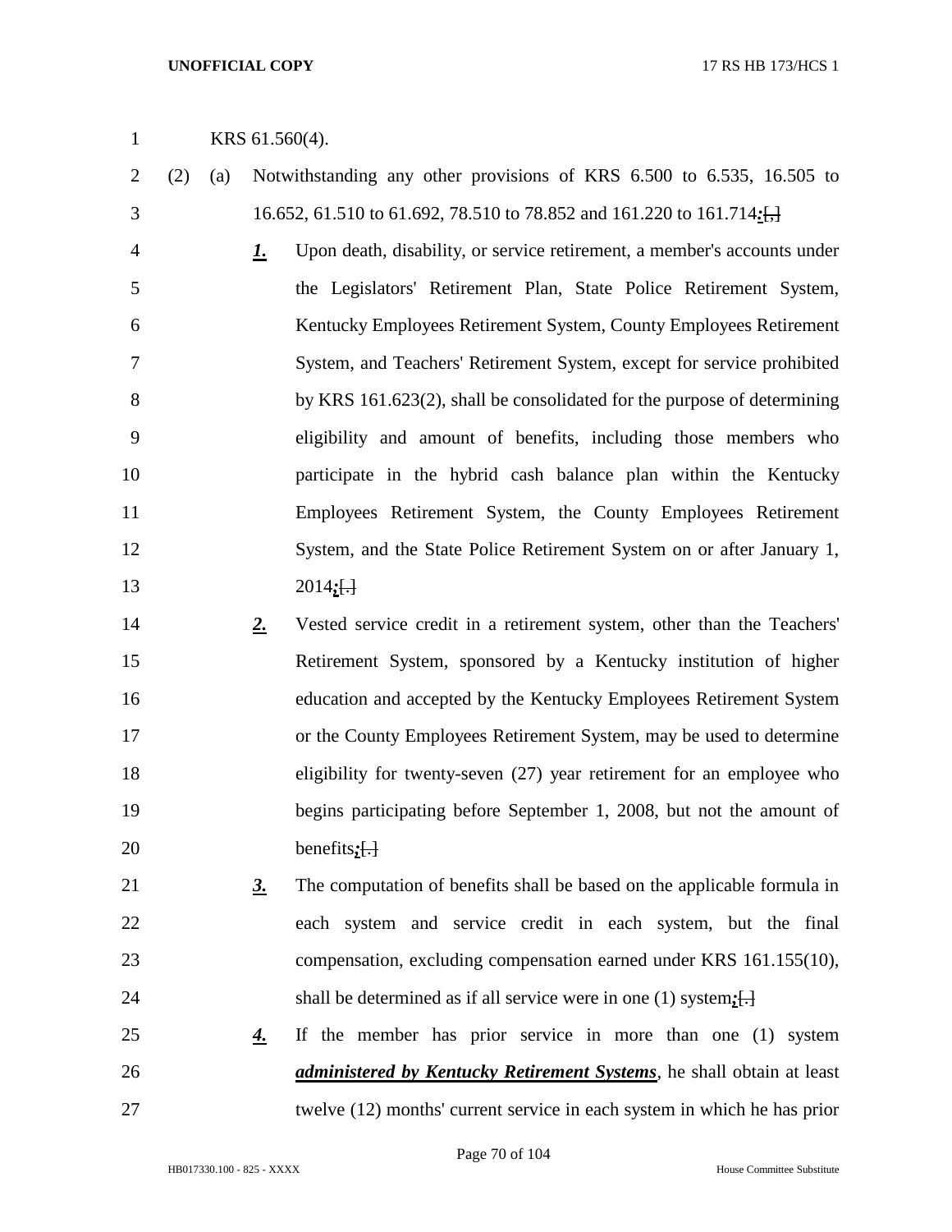KRS 61.560(4).

(2) (a) Notwithstanding any other provisions of KRS 6.500 to 6.535, 16.505 to 16.652, 61.510 to 61.692, 78.510 to 78.852 and 161.220 to 161.714***:***[,]

***1.*** Upon death, disability, or service retirement, a member's accounts under the Legislators' Retirement Plan, State Police Retirement System, Kentucky Employees Retirement System, County Employees Retirement System, and Teachers' Retirement System, except for service prohibited by KRS 161.623(2), shall be consolidated for the purpose of determining eligibility and amount of benefits, including those members who participate in the hybrid cash balance plan within the Kentucky Employees Retirement System, the County Employees Retirement System, and the State Police Retirement System on or after January 1, 2014***;***[.]

***2.*** Vested service credit in a retirement system, other than the Teachers' Retirement System, sponsored by a Kentucky institution of higher education and accepted by the Kentucky Employees Retirement System or the County Employees Retirement System, may be used to determine eligibility for twenty-seven (27) year retirement for an employee who begins participating before September 1, 2008, but not the amount of benefits***;***[.]

***3.*** The computation of benefits shall be based on the applicable formula in each system and service credit in each system, but the final compensation, excluding compensation earned under KRS 161.155(10), shall be determined as if all service were in one (1) system***;***[.]

***4.*** If the member has prior service in more than one (1) system ***administered by Kentucky Retirement Systems***, he shall obtain at least twelve (12) months' current service in each system in which he has prior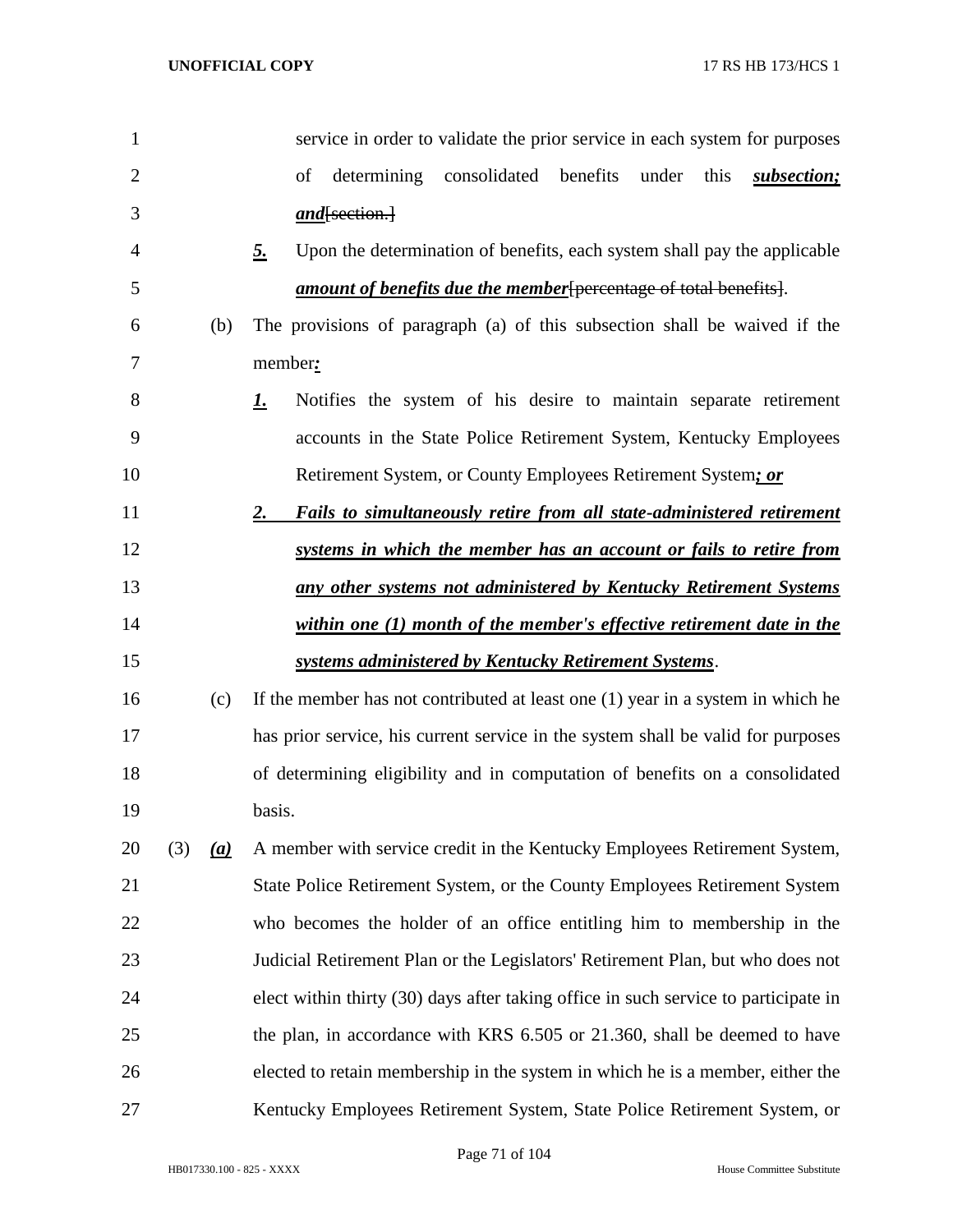service in order to validate the prior service in each system for purposes of determining consolidated benefits under this ***subsection; and***~~[section.]~~

***5.*** Upon the determination of benefits, each system shall pay the applicable ***amount of benefits due the member***~~[percentage of total benefits]~~.

(b) The provisions of paragraph (a) of this subsection shall be waived if the member***:***

***1.*** Notifies the system of his desire to maintain separate retirement accounts in the State Police Retirement System, Kentucky Employees Retirement System, or County Employees Retirement System***; or***

***2. Fails to simultaneously retire from all state-administered retirement systems in which the member has an account or fails to retire from any other systems not administered by Kentucky Retirement Systems within one (1) month of the member's effective retirement date in the systems administered by Kentucky Retirement Systems***.

(c) If the member has not contributed at least one (1) year in a system in which he has prior service, his current service in the system shall be valid for purposes of determining eligibility and in computation of benefits on a consolidated basis.

(3) ***(a)*** A member with service credit in the Kentucky Employees Retirement System, State Police Retirement System, or the County Employees Retirement System who becomes the holder of an office entitling him to membership in the Judicial Retirement Plan or the Legislators' Retirement Plan, but who does not elect within thirty (30) days after taking office in such service to participate in the plan, in accordance with KRS 6.505 or 21.360, shall be deemed to have elected to retain membership in the system in which he is a member, either the Kentucky Employees Retirement System, State Police Retirement System, or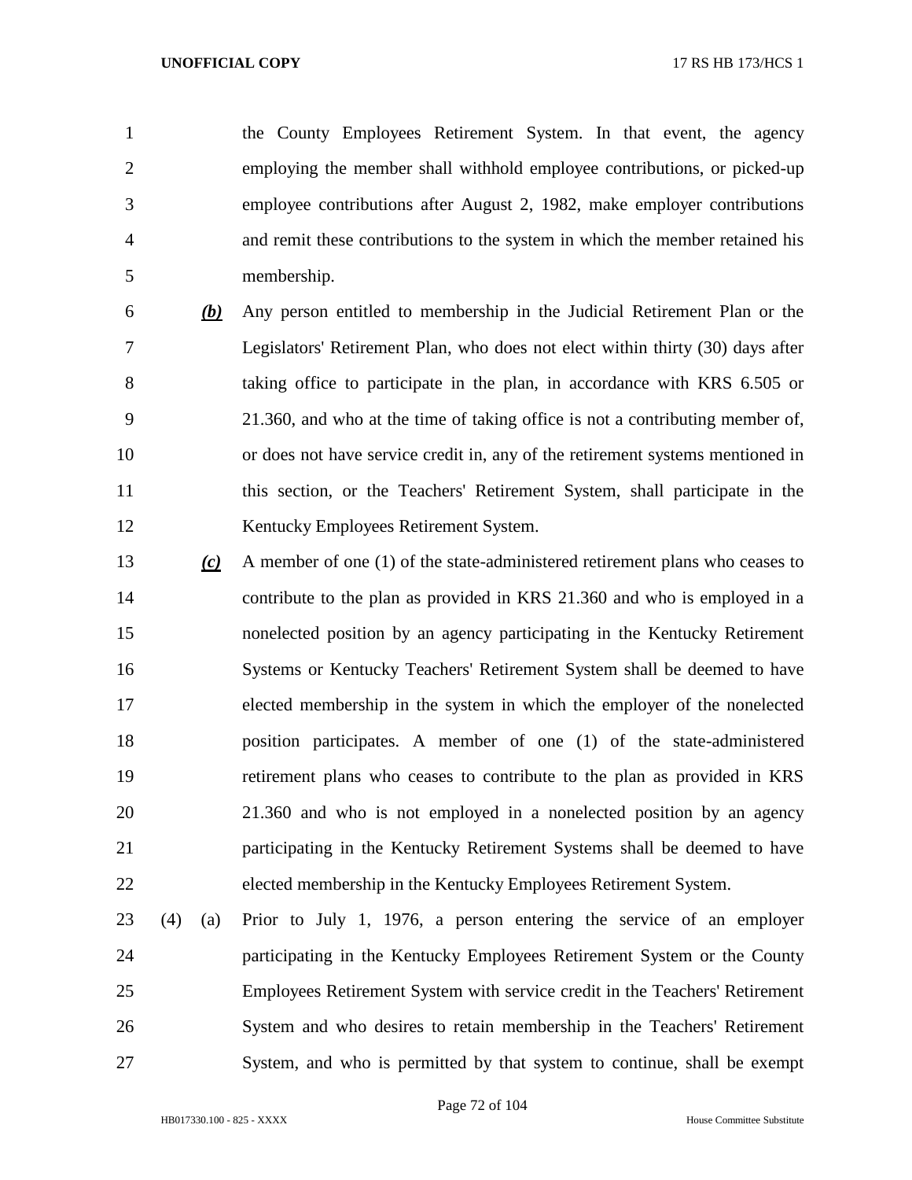the County Employees Retirement System. In that event, the agency employing the member shall withhold employee contributions, or picked-up employee contributions after August 2, 1982, make employer contributions and remit these contributions to the system in which the member retained his membership.

***(b)*** Any person entitled to membership in the Judicial Retirement Plan or the Legislators' Retirement Plan, who does not elect within thirty (30) days after taking office to participate in the plan, in accordance with KRS 6.505 or 21.360, and who at the time of taking office is not a contributing member of, or does not have service credit in, any of the retirement systems mentioned in this section, or the Teachers' Retirement System, shall participate in the Kentucky Employees Retirement System.

***(c)*** A member of one (1) of the state-administered retirement plans who ceases to contribute to the plan as provided in KRS 21.360 and who is employed in a nonelected position by an agency participating in the Kentucky Retirement Systems or Kentucky Teachers' Retirement System shall be deemed to have elected membership in the system in which the employer of the nonelected position participates. A member of one (1) of the state-administered retirement plans who ceases to contribute to the plan as provided in KRS 21.360 and who is not employed in a nonelected position by an agency participating in the Kentucky Retirement Systems shall be deemed to have elected membership in the Kentucky Employees Retirement System.

(4) (a) Prior to July 1, 1976, a person entering the service of an employer participating in the Kentucky Employees Retirement System or the County Employees Retirement System with service credit in the Teachers' Retirement System and who desires to retain membership in the Teachers' Retirement System, and who is permitted by that system to continue, shall be exempt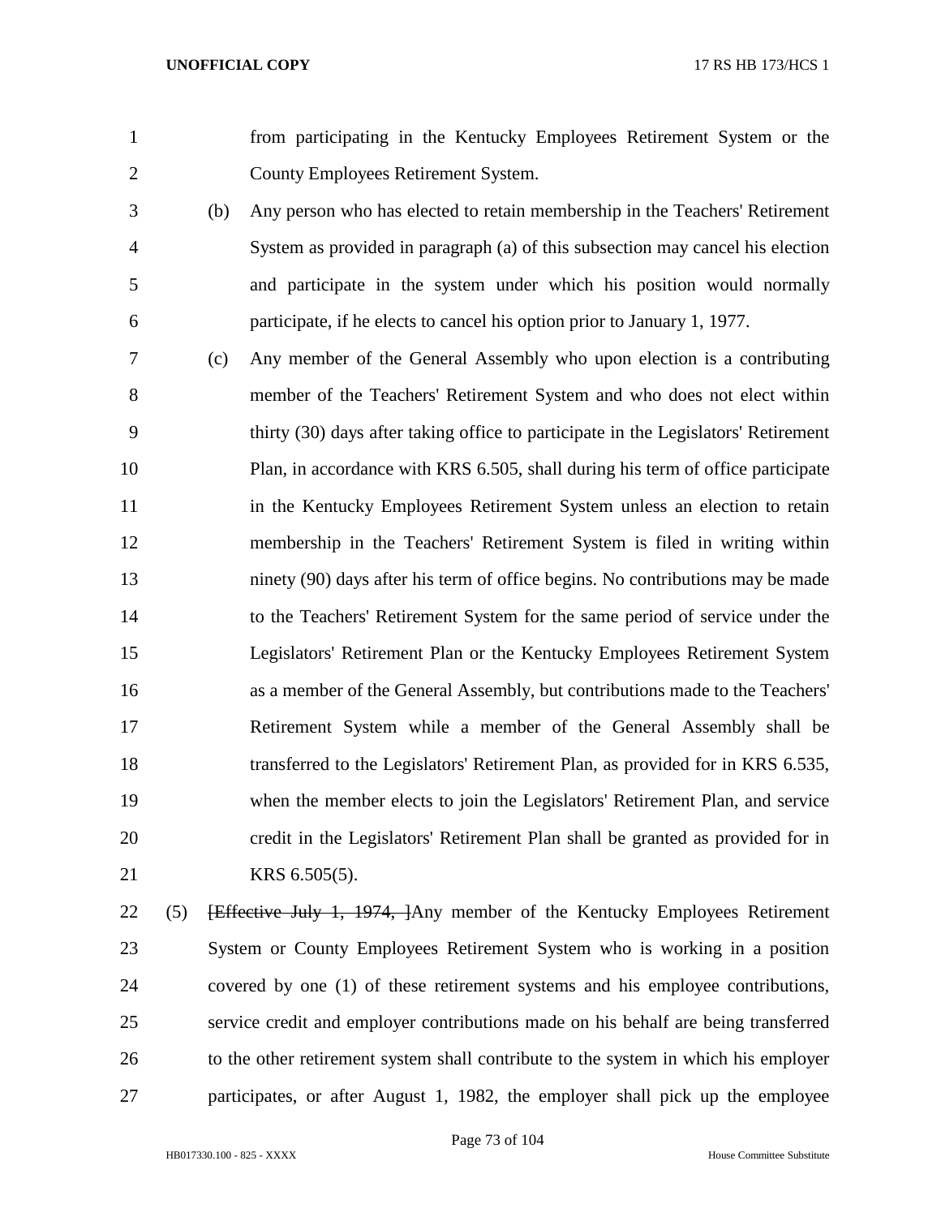from participating in the Kentucky Employees Retirement System or the County Employees Retirement System.

(b) Any person who has elected to retain membership in the Teachers' Retirement System as provided in paragraph (a) of this subsection may cancel his election and participate in the system under which his position would normally participate, if he elects to cancel his option prior to January 1, 1977.

(c) Any member of the General Assembly who upon election is a contributing member of the Teachers' Retirement System and who does not elect within thirty (30) days after taking office to participate in the Legislators' Retirement Plan, in accordance with KRS 6.505, shall during his term of office participate in the Kentucky Employees Retirement System unless an election to retain membership in the Teachers' Retirement System is filed in writing within ninety (90) days after his term of office begins. No contributions may be made to the Teachers' Retirement System for the same period of service under the Legislators' Retirement Plan or the Kentucky Employees Retirement System as a member of the General Assembly, but contributions made to the Teachers' Retirement System while a member of the General Assembly shall be transferred to the Legislators' Retirement Plan, as provided for in KRS 6.535, when the member elects to join the Legislators' Retirement Plan, and service credit in the Legislators' Retirement Plan shall be granted as provided for in KRS 6.505(5).

(5) ~~[Effective July 1, 1974, ]~~Any member of the Kentucky Employees Retirement System or County Employees Retirement System who is working in a position covered by one (1) of these retirement systems and his employee contributions, service credit and employer contributions made on his behalf are being transferred to the other retirement system shall contribute to the system in which his employer participates, or after August 1, 1982, the employer shall pick up the employee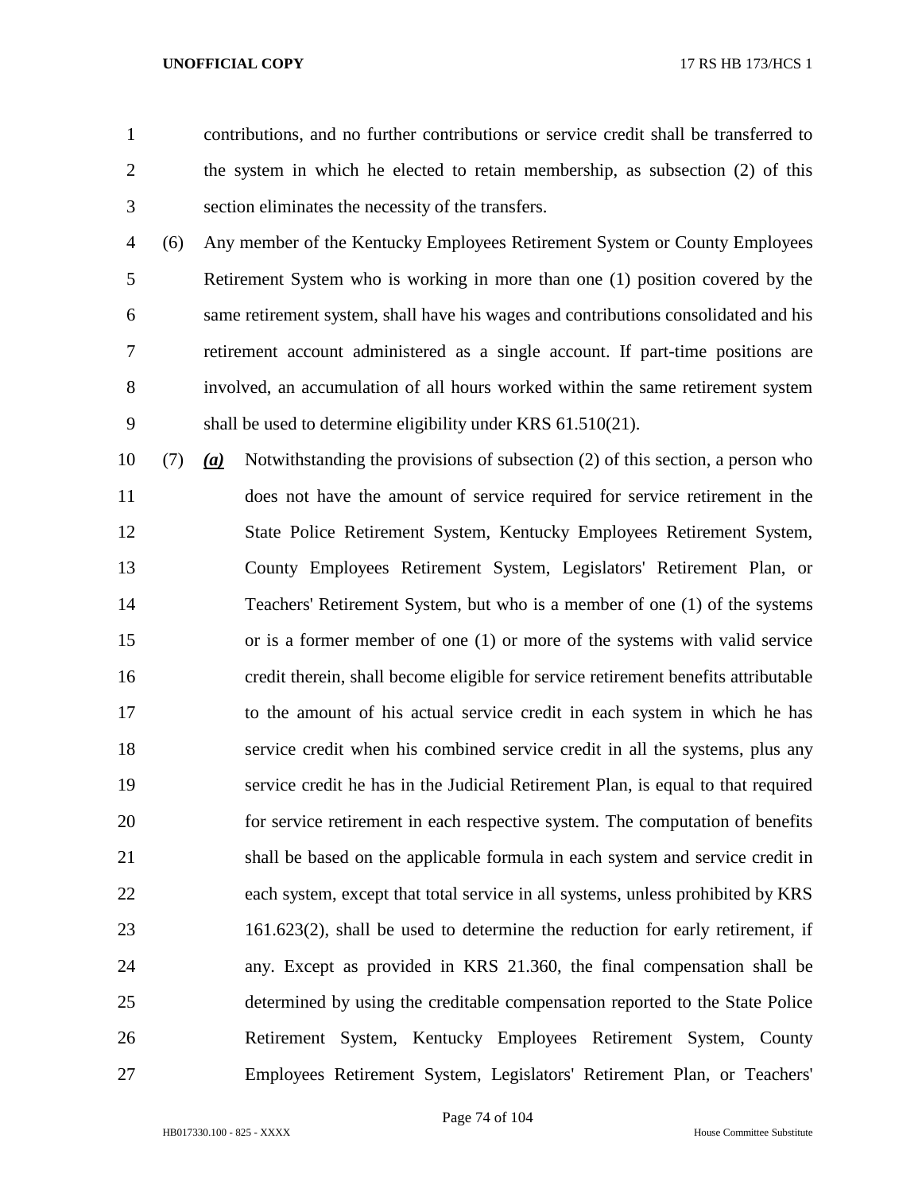contributions, and no further contributions or service credit shall be transferred to the system in which he elected to retain membership, as subsection (2) of this section eliminates the necessity of the transfers.

(6) Any member of the Kentucky Employees Retirement System or County Employees Retirement System who is working in more than one (1) position covered by the same retirement system, shall have his wages and contributions consolidated and his retirement account administered as a single account. If part-time positions are involved, an accumulation of all hours worked within the same retirement system shall be used to determine eligibility under KRS 61.510(21).

(7) ***(a)*** Notwithstanding the provisions of subsection (2) of this section, a person who does not have the amount of service required for service retirement in the State Police Retirement System, Kentucky Employees Retirement System, County Employees Retirement System, Legislators' Retirement Plan, or Teachers' Retirement System, but who is a member of one (1) of the systems or is a former member of one (1) or more of the systems with valid service credit therein, shall become eligible for service retirement benefits attributable to the amount of his actual service credit in each system in which he has service credit when his combined service credit in all the systems, plus any service credit he has in the Judicial Retirement Plan, is equal to that required for service retirement in each respective system. The computation of benefits shall be based on the applicable formula in each system and service credit in each system, except that total service in all systems, unless prohibited by KRS 161.623(2), shall be used to determine the reduction for early retirement, if any. Except as provided in KRS 21.360, the final compensation shall be determined by using the creditable compensation reported to the State Police Retirement System, Kentucky Employees Retirement System, County Employees Retirement System, Legislators' Retirement Plan, or Teachers'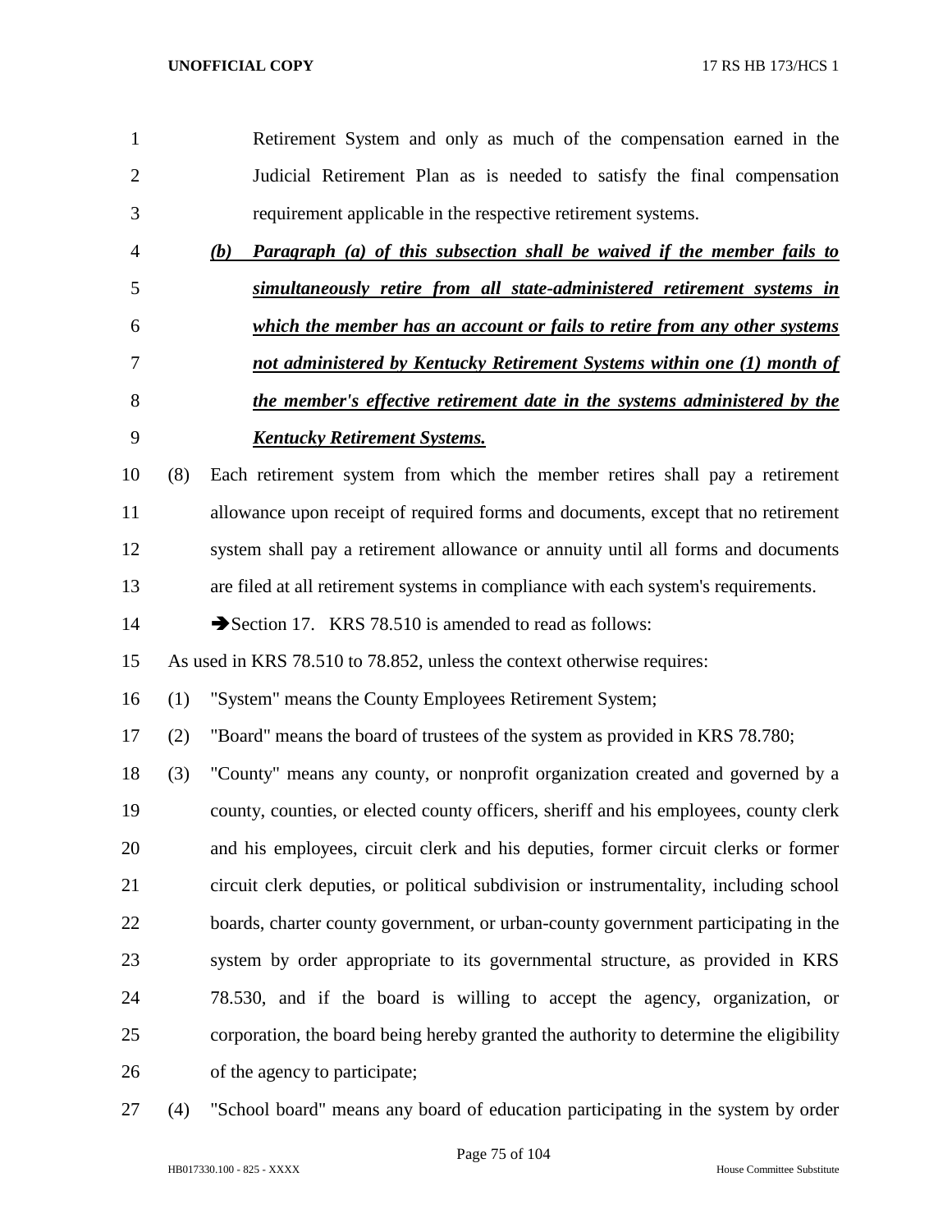Retirement System and only as much of the compensation earned in the Judicial Retirement Plan as is needed to satisfy the final compensation requirement applicable in the respective retirement systems.

***(b) Paragraph (a) of this subsection shall be waived if the member fails to simultaneously retire from all state-administered retirement systems in which the member has an account or fails to retire from any other systems not administered by Kentucky Retirement Systems within one (1) month of the member's effective retirement date in the systems administered by the Kentucky Retirement Systems.***

(8) Each retirement system from which the member retires shall pay a retirement allowance upon receipt of required forms and documents, except that no retirement system shall pay a retirement allowance or annuity until all forms and documents are filed at all retirement systems in compliance with each system's requirements.

➔Section 17. KRS 78.510 is amended to read as follows:

As used in KRS 78.510 to 78.852, unless the context otherwise requires:

(1) "System" means the County Employees Retirement System;

(2) "Board" means the board of trustees of the system as provided in KRS 78.780;

(3) "County" means any county, or nonprofit organization created and governed by a county, counties, or elected county officers, sheriff and his employees, county clerk and his employees, circuit clerk and his deputies, former circuit clerks or former circuit clerk deputies, or political subdivision or instrumentality, including school boards, charter county government, or urban-county government participating in the system by order appropriate to its governmental structure, as provided in KRS 78.530, and if the board is willing to accept the agency, organization, or corporation, the board being hereby granted the authority to determine the eligibility of the agency to participate;

(4) "School board" means any board of education participating in the system by order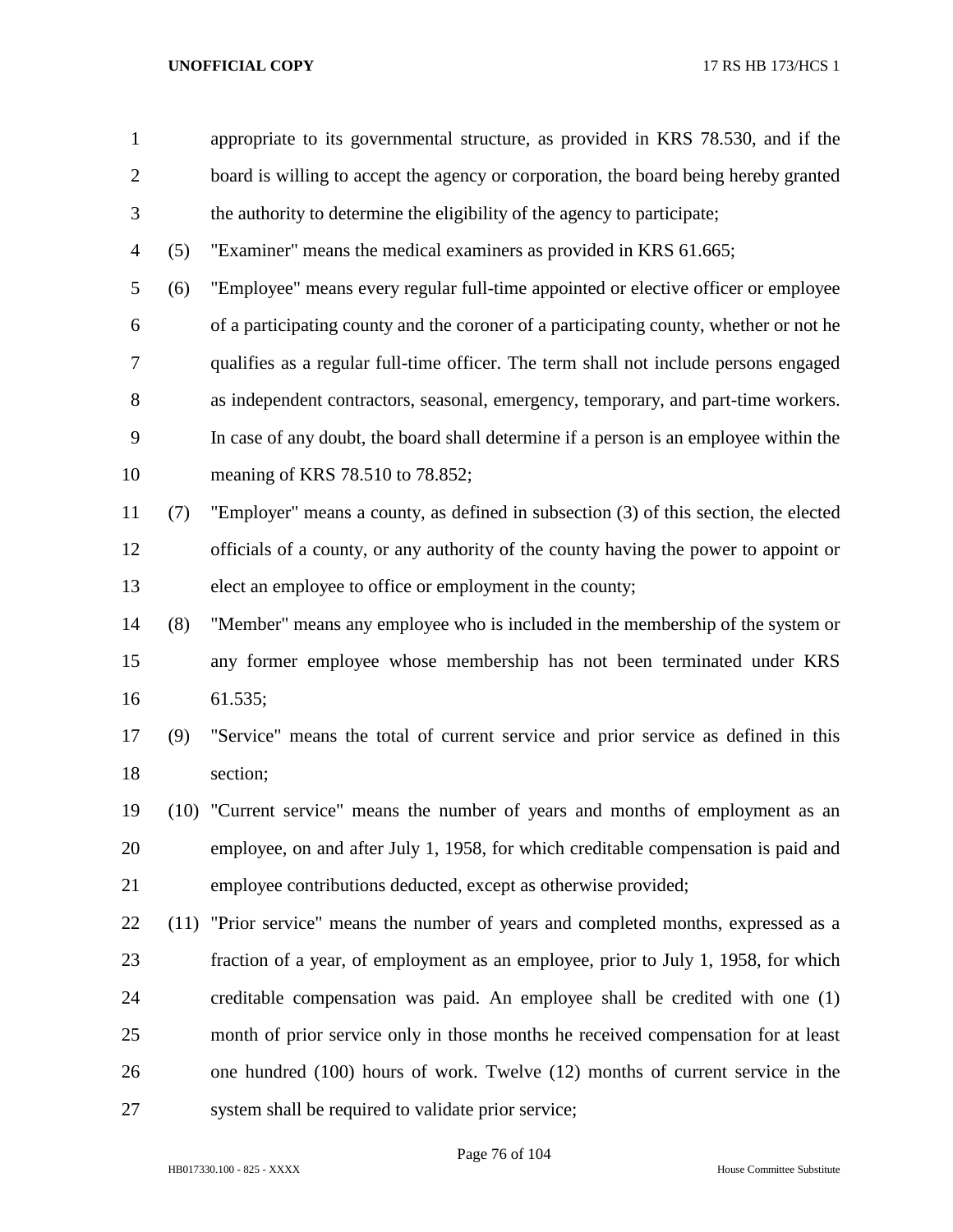appropriate to its governmental structure, as provided in KRS 78.530, and if the board is willing to accept the agency or corporation, the board being hereby granted the authority to determine the eligibility of the agency to participate;

(5) "Examiner" means the medical examiners as provided in KRS 61.665;

(6) "Employee" means every regular full-time appointed or elective officer or employee of a participating county and the coroner of a participating county, whether or not he qualifies as a regular full-time officer. The term shall not include persons engaged as independent contractors, seasonal, emergency, temporary, and part-time workers. In case of any doubt, the board shall determine if a person is an employee within the meaning of KRS 78.510 to 78.852;

(7) "Employer" means a county, as defined in subsection (3) of this section, the elected officials of a county, or any authority of the county having the power to appoint or elect an employee to office or employment in the county;

(8) "Member" means any employee who is included in the membership of the system or any former employee whose membership has not been terminated under KRS 61.535;

(9) "Service" means the total of current service and prior service as defined in this section;

(10) "Current service" means the number of years and months of employment as an employee, on and after July 1, 1958, for which creditable compensation is paid and employee contributions deducted, except as otherwise provided;

(11) "Prior service" means the number of years and completed months, expressed as a fraction of a year, of employment as an employee, prior to July 1, 1958, for which creditable compensation was paid. An employee shall be credited with one (1) month of prior service only in those months he received compensation for at least one hundred (100) hours of work. Twelve (12) months of current service in the system shall be required to validate prior service;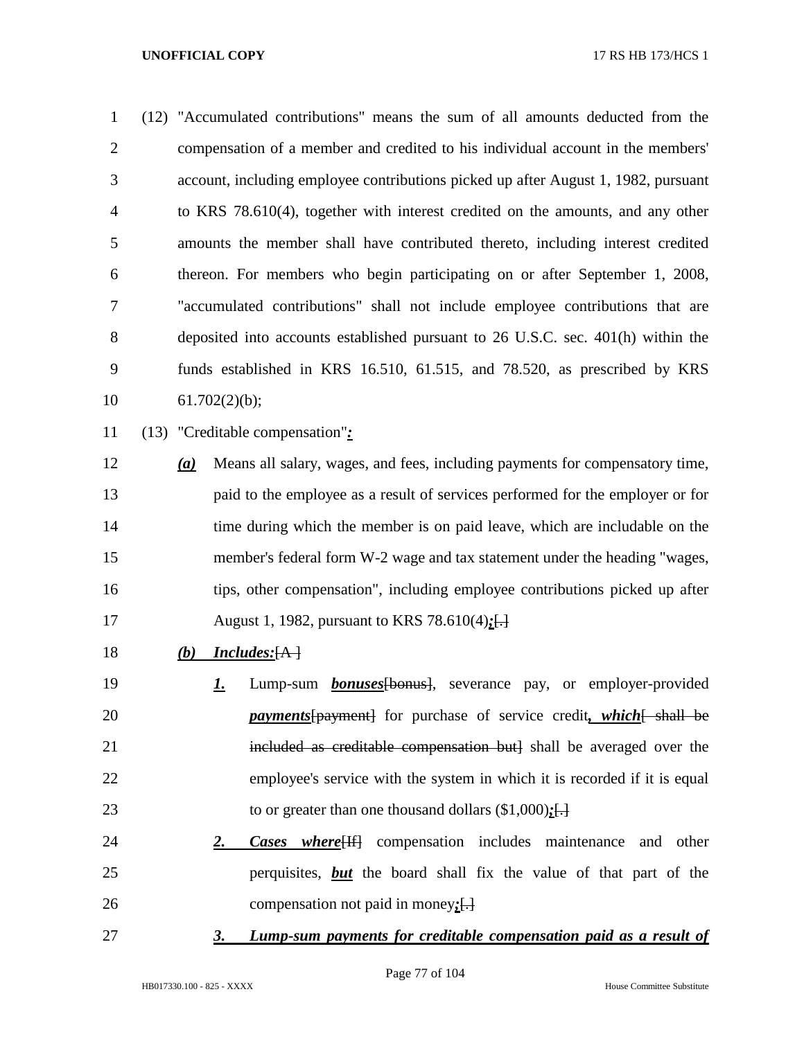(12) "Accumulated contributions" means the sum of all amounts deducted from the compensation of a member and credited to his individual account in the members' account, including employee contributions picked up after August 1, 1982, pursuant to KRS 78.610(4), together with interest credited on the amounts, and any other amounts the member shall have contributed thereto, including interest credited thereon. For members who begin participating on or after September 1, 2008, "accumulated contributions" shall not include employee contributions that are deposited into accounts established pursuant to 26 U.S.C. sec. 401(h) within the funds established in KRS 16.510, 61.515, and 78.520, as prescribed by KRS 61.702(2)(b);

(13) "Creditable compensation"***:***

***(a)*** Means all salary, wages, and fees, including payments for compensatory time, paid to the employee as a result of services performed for the employer or for time during which the member is on paid leave, which are includable on the member's federal form W-2 wage and tax statement under the heading "wages, tips, other compensation", including employee contributions picked up after August 1, 1982, pursuant to KRS 78.610(4)***;***~~[.]~~

***(b)*** ***Includes:***~~[A ]~~

***1.*** Lump-sum ***bonuses***~~[bonus]~~, severance pay, or employer-provided ***payments***~~[payment]~~ for purchase of service credit***, which***~~[ shall be included as creditable compensation but]~~ shall be averaged over the employee's service with the system in which it is recorded if it is equal to or greater than one thousand dollars ($1,000)***;***~~[.]~~

***2.*** ***Cases where***~~[If]~~ compensation includes maintenance and other perquisites, ***but*** the board shall fix the value of that part of the compensation not paid in money***;***~~[.]~~

***3.*** ***Lump-sum payments for creditable compensation paid as a result of***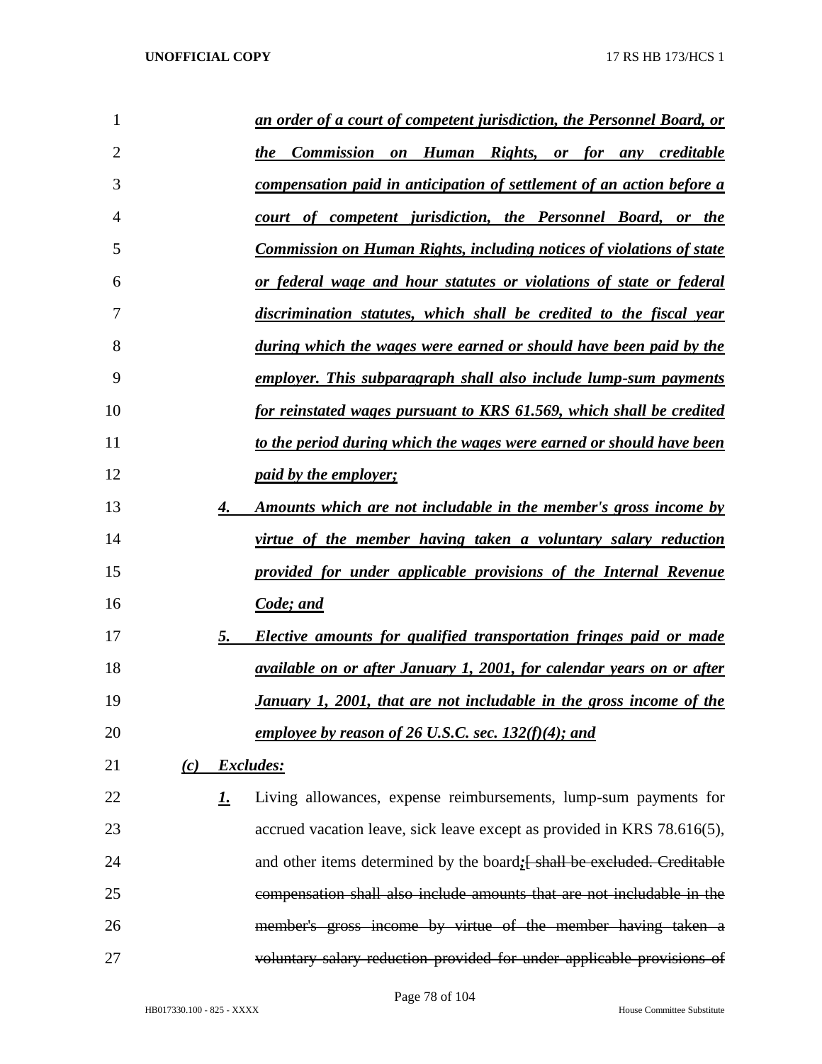*an order of a court of competent jurisdiction, the Personnel Board, or the Commission on Human Rights, or for any creditable compensation paid in anticipation of settlement of an action before a court of competent jurisdiction, the Personnel Board, or the Commission on Human Rights, including notices of violations of state or federal wage and hour statutes or violations of state or federal discrimination statutes, which shall be credited to the fiscal year during which the wages were earned or should have been paid by the employer. This subparagraph shall also include lump-sum payments for reinstated wages pursuant to KRS 61.569, which shall be credited to the period during which the wages were earned or should have been paid by the employer;*

*4. Amounts which are not includable in the member's gross income by virtue of the member having taken a voluntary salary reduction provided for under applicable provisions of the Internal Revenue Code; and*

*5. Elective amounts for qualified transportation fringes paid or made available on or after January 1, 2001, for calendar years on or after January 1, 2001, that are not includable in the gross income of the employee by reason of 26 U.S.C. sec. 132(f)(4); and*

*(c) Excludes:*

*1.* Living allowances, expense reimbursements, lump-sum payments for accrued vacation leave, sick leave except as provided in KRS 78.616(5), and other items determined by the board*;*~~[ shall be excluded. Creditable compensation shall also include amounts that are not includable in the member's gross income by virtue of the member having taken a voluntary salary reduction provided for under applicable provisions of~~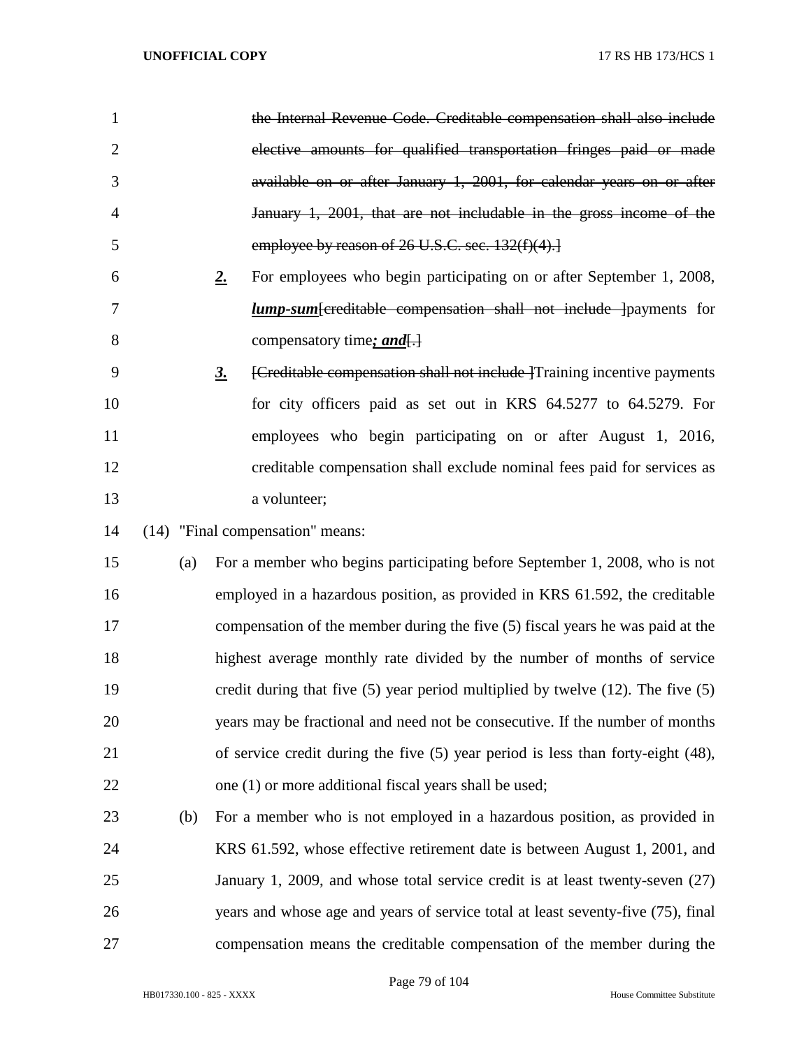~~the Internal Revenue Code. Creditable compensation shall also include elective amounts for qualified transportation fringes paid or made available on or after January 1, 2001, for calendar years on or after January 1, 2001, that are not includable in the gross income of the employee by reason of 26 U.S.C. sec. 132(f)(4).]~~

***2.*** For employees who begin participating on or after September 1, 2008, ***lump-sum***[~~creditable compensation shall not include~~ ]payments for compensatory time***; and***[.]

***3.*** [~~Creditable compensation shall not include~~ ]Training incentive payments for city officers paid as set out in KRS 64.5277 to 64.5279. For employees who begin participating on or after August 1, 2016, creditable compensation shall exclude nominal fees paid for services as a volunteer;

(14) "Final compensation" means:

(a) For a member who begins participating before September 1, 2008, who is not employed in a hazardous position, as provided in KRS 61.592, the creditable compensation of the member during the five (5) fiscal years he was paid at the highest average monthly rate divided by the number of months of service credit during that five (5) year period multiplied by twelve (12). The five (5) years may be fractional and need not be consecutive. If the number of months of service credit during the five (5) year period is less than forty-eight (48), one (1) or more additional fiscal years shall be used;

(b) For a member who is not employed in a hazardous position, as provided in KRS 61.592, whose effective retirement date is between August 1, 2001, and January 1, 2009, and whose total service credit is at least twenty-seven (27) years and whose age and years of service total at least seventy-five (75), final compensation means the creditable compensation of the member during the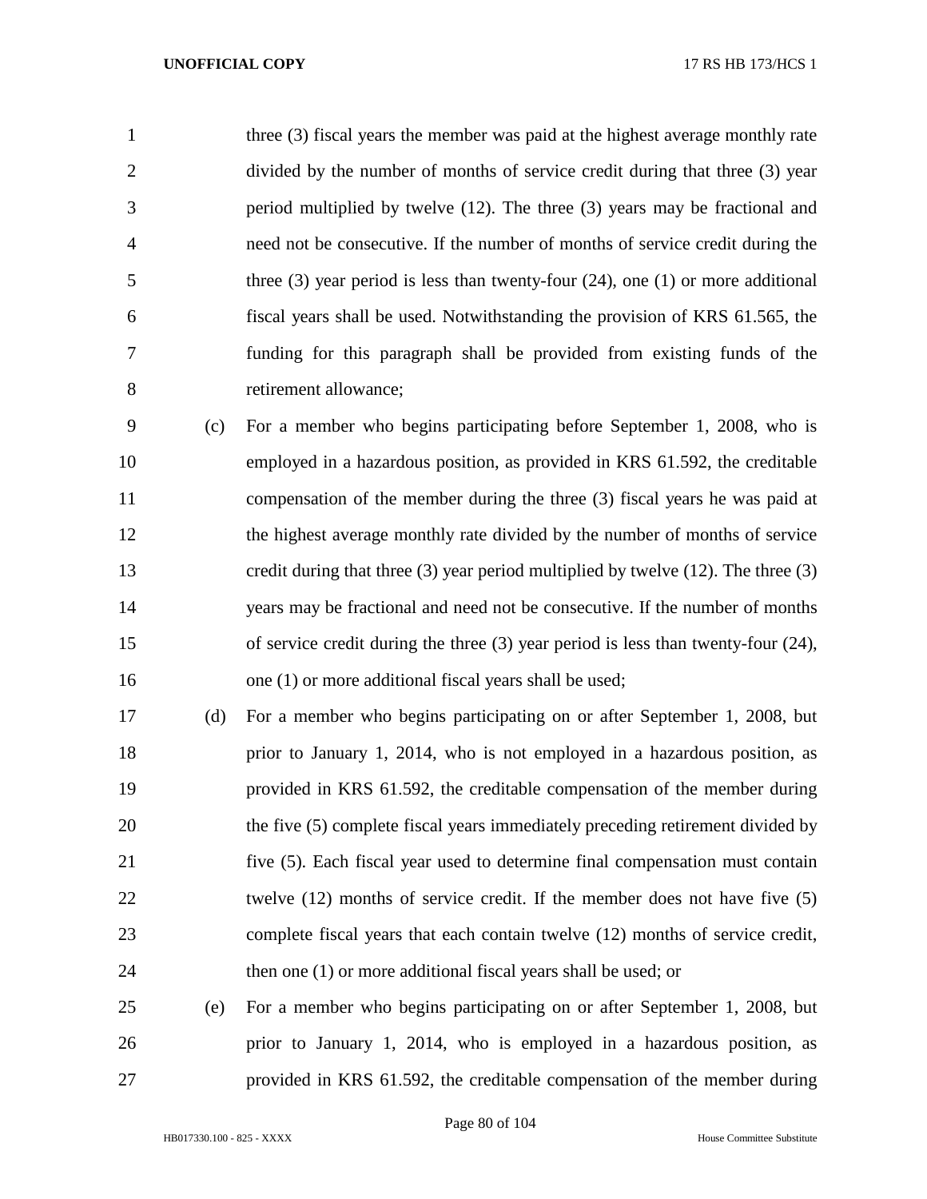three (3) fiscal years the member was paid at the highest average monthly rate divided by the number of months of service credit during that three (3) year period multiplied by twelve (12). The three (3) years may be fractional and need not be consecutive. If the number of months of service credit during the three (3) year period is less than twenty-four (24), one (1) or more additional fiscal years shall be used. Notwithstanding the provision of KRS 61.565, the funding for this paragraph shall be provided from existing funds of the retirement allowance;

(c) For a member who begins participating before September 1, 2008, who is employed in a hazardous position, as provided in KRS 61.592, the creditable compensation of the member during the three (3) fiscal years he was paid at the highest average monthly rate divided by the number of months of service credit during that three (3) year period multiplied by twelve (12). The three (3) years may be fractional and need not be consecutive. If the number of months of service credit during the three (3) year period is less than twenty-four (24), one (1) or more additional fiscal years shall be used;

(d) For a member who begins participating on or after September 1, 2008, but prior to January 1, 2014, who is not employed in a hazardous position, as provided in KRS 61.592, the creditable compensation of the member during the five (5) complete fiscal years immediately preceding retirement divided by five (5). Each fiscal year used to determine final compensation must contain twelve (12) months of service credit. If the member does not have five (5) complete fiscal years that each contain twelve (12) months of service credit, then one (1) or more additional fiscal years shall be used; or

(e) For a member who begins participating on or after September 1, 2008, but prior to January 1, 2014, who is employed in a hazardous position, as provided in KRS 61.592, the creditable compensation of the member during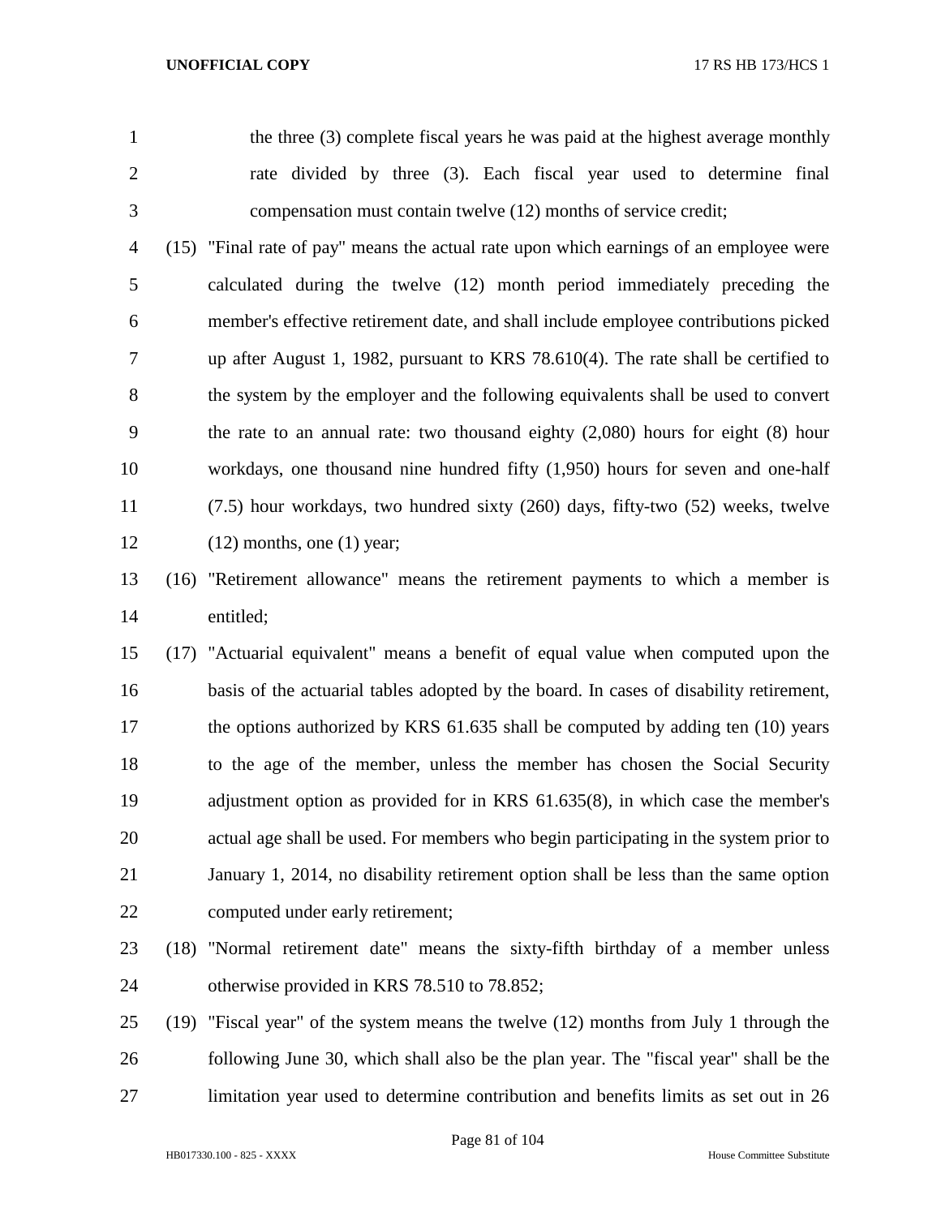the three (3) complete fiscal years he was paid at the highest average monthly rate divided by three (3). Each fiscal year used to determine final compensation must contain twelve (12) months of service credit;

(15) "Final rate of pay" means the actual rate upon which earnings of an employee were calculated during the twelve (12) month period immediately preceding the member's effective retirement date, and shall include employee contributions picked up after August 1, 1982, pursuant to KRS 78.610(4). The rate shall be certified to the system by the employer and the following equivalents shall be used to convert the rate to an annual rate: two thousand eighty (2,080) hours for eight (8) hour workdays, one thousand nine hundred fifty (1,950) hours for seven and one-half (7.5) hour workdays, two hundred sixty (260) days, fifty-two (52) weeks, twelve (12) months, one (1) year;

(16) "Retirement allowance" means the retirement payments to which a member is entitled;

(17) "Actuarial equivalent" means a benefit of equal value when computed upon the basis of the actuarial tables adopted by the board. In cases of disability retirement, the options authorized by KRS 61.635 shall be computed by adding ten (10) years to the age of the member, unless the member has chosen the Social Security adjustment option as provided for in KRS 61.635(8), in which case the member's actual age shall be used. For members who begin participating in the system prior to January 1, 2014, no disability retirement option shall be less than the same option computed under early retirement;

(18) "Normal retirement date" means the sixty-fifth birthday of a member unless otherwise provided in KRS 78.510 to 78.852;

(19) "Fiscal year" of the system means the twelve (12) months from July 1 through the following June 30, which shall also be the plan year. The "fiscal year" shall be the limitation year used to determine contribution and benefits limits as set out in 26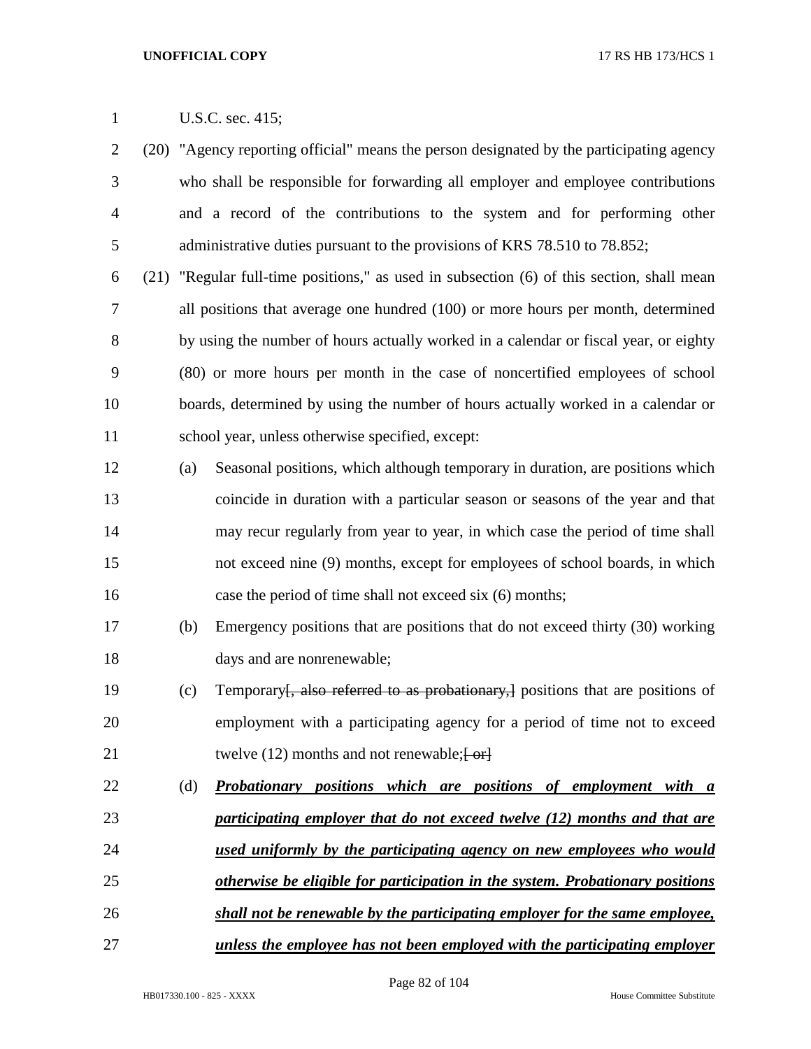U.S.C. sec. 415;

(20) "Agency reporting official" means the person designated by the participating agency who shall be responsible for forwarding all employer and employee contributions and a record of the contributions to the system and for performing other administrative duties pursuant to the provisions of KRS 78.510 to 78.852;

(21) "Regular full-time positions," as used in subsection (6) of this section, shall mean all positions that average one hundred (100) or more hours per month, determined by using the number of hours actually worked in a calendar or fiscal year, or eighty (80) or more hours per month in the case of noncertified employees of school boards, determined by using the number of hours actually worked in a calendar or school year, unless otherwise specified, except:

(a) Seasonal positions, which although temporary in duration, are positions which coincide in duration with a particular season or seasons of the year and that may recur regularly from year to year, in which case the period of time shall not exceed nine (9) months, except for employees of school boards, in which case the period of time shall not exceed six (6) months;

(b) Emergency positions that are positions that do not exceed thirty (30) working days and are nonrenewable;

(c) Temporary~~[, also referred to as probationary,]~~ positions that are positions of employment with a participating agency for a period of time not to exceed twelve (12) months and not renewable;~~[ or]~~

(d) ***Probationary positions which are positions of employment with a participating employer that do not exceed twelve (12) months and that are used uniformly by the participating agency on new employees who would otherwise be eligible for participation in the system. Probationary positions shall not be renewable by the participating employer for the same employee, unless the employee has not been employed with the participating employer***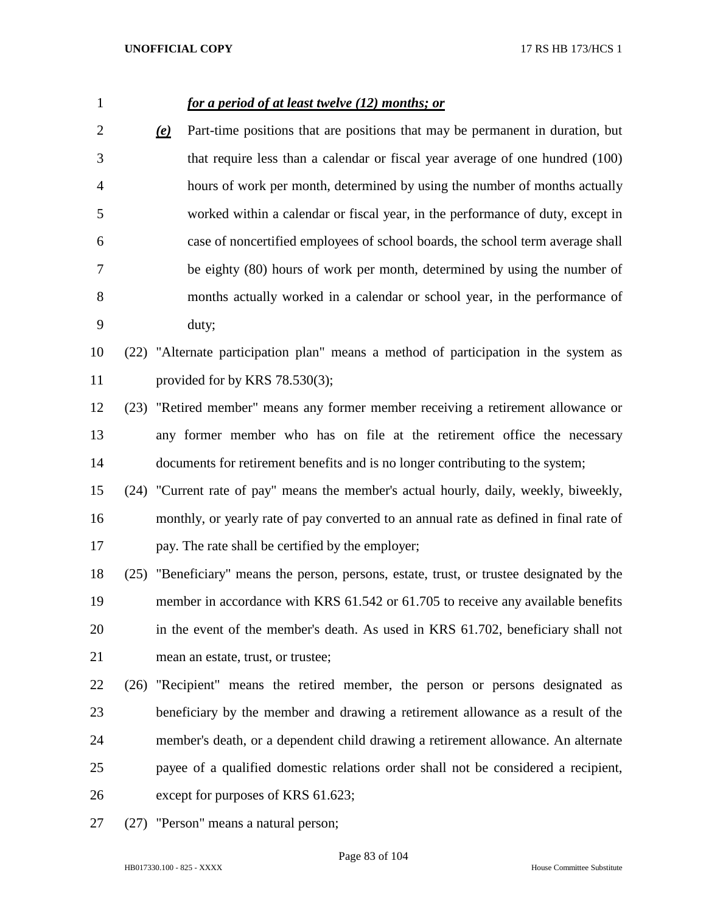***for a period of at least twelve (12) months; or***

***(e)*** Part-time positions that are positions that may be permanent in duration, but that require less than a calendar or fiscal year average of one hundred (100) hours of work per month, determined by using the number of months actually worked within a calendar or fiscal year, in the performance of duty, except in case of noncertified employees of school boards, the school term average shall be eighty (80) hours of work per month, determined by using the number of months actually worked in a calendar or school year, in the performance of duty;

(22) "Alternate participation plan" means a method of participation in the system as provided for by KRS 78.530(3);

(23) "Retired member" means any former member receiving a retirement allowance or any former member who has on file at the retirement office the necessary documents for retirement benefits and is no longer contributing to the system;

(24) "Current rate of pay" means the member's actual hourly, daily, weekly, biweekly, monthly, or yearly rate of pay converted to an annual rate as defined in final rate of pay. The rate shall be certified by the employer;

(25) "Beneficiary" means the person, persons, estate, trust, or trustee designated by the member in accordance with KRS 61.542 or 61.705 to receive any available benefits in the event of the member's death. As used in KRS 61.702, beneficiary shall not mean an estate, trust, or trustee;

(26) "Recipient" means the retired member, the person or persons designated as beneficiary by the member and drawing a retirement allowance as a result of the member's death, or a dependent child drawing a retirement allowance. An alternate payee of a qualified domestic relations order shall not be considered a recipient, except for purposes of KRS 61.623;

(27) "Person" means a natural person;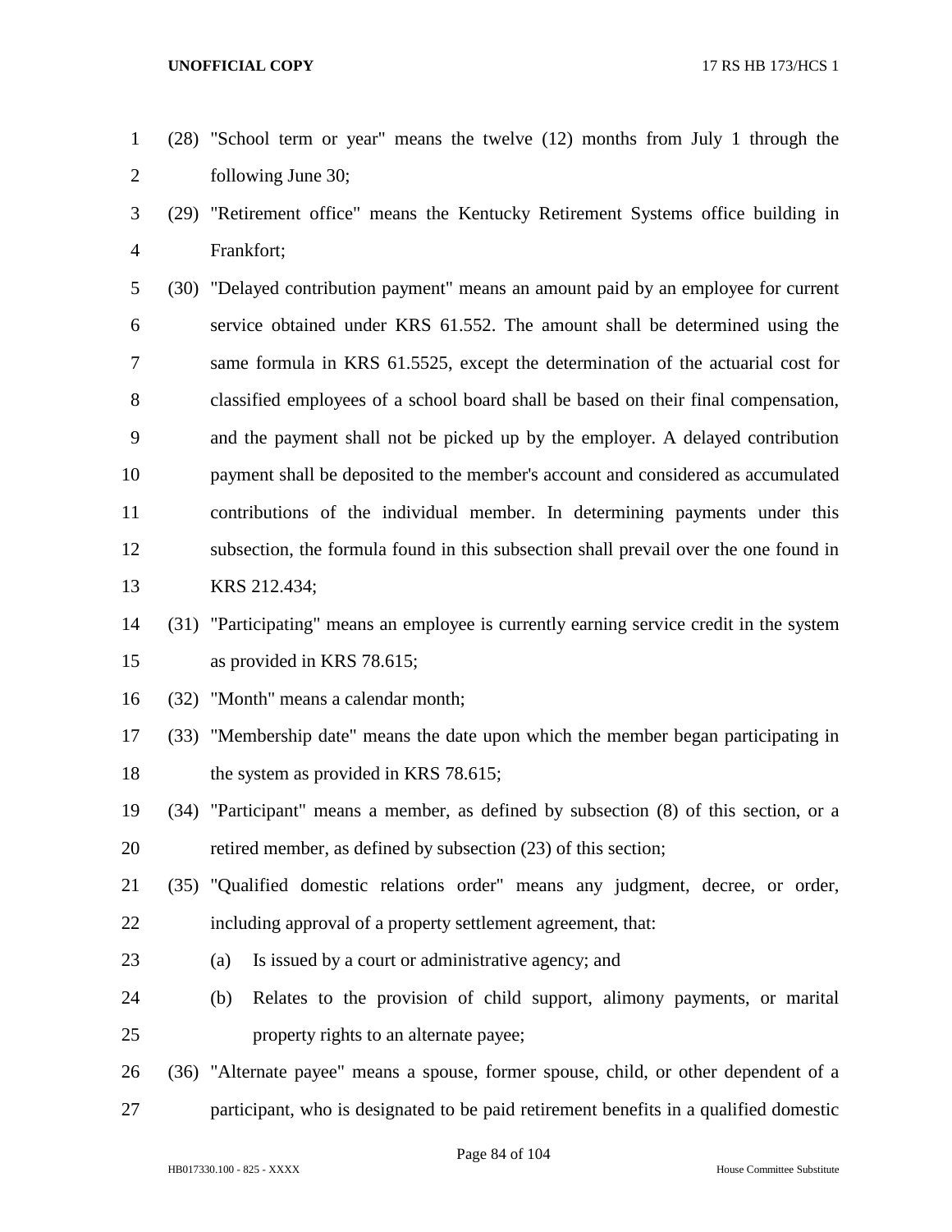(28) "School term or year" means the twelve (12) months from July 1 through the following June 30;

(29) "Retirement office" means the Kentucky Retirement Systems office building in Frankfort;

(30) "Delayed contribution payment" means an amount paid by an employee for current service obtained under KRS 61.552. The amount shall be determined using the same formula in KRS 61.5525, except the determination of the actuarial cost for classified employees of a school board shall be based on their final compensation, and the payment shall not be picked up by the employer. A delayed contribution payment shall be deposited to the member's account and considered as accumulated contributions of the individual member. In determining payments under this subsection, the formula found in this subsection shall prevail over the one found in KRS 212.434;

(31) "Participating" means an employee is currently earning service credit in the system as provided in KRS 78.615;

(32) "Month" means a calendar month;

(33) "Membership date" means the date upon which the member began participating in the system as provided in KRS 78.615;

(34) "Participant" means a member, as defined by subsection (8) of this section, or a retired member, as defined by subsection (23) of this section;

(35) "Qualified domestic relations order" means any judgment, decree, or order, including approval of a property settlement agreement, that:

(a) Is issued by a court or administrative agency; and

(b) Relates to the provision of child support, alimony payments, or marital property rights to an alternate payee;

(36) "Alternate payee" means a spouse, former spouse, child, or other dependent of a participant, who is designated to be paid retirement benefits in a qualified domestic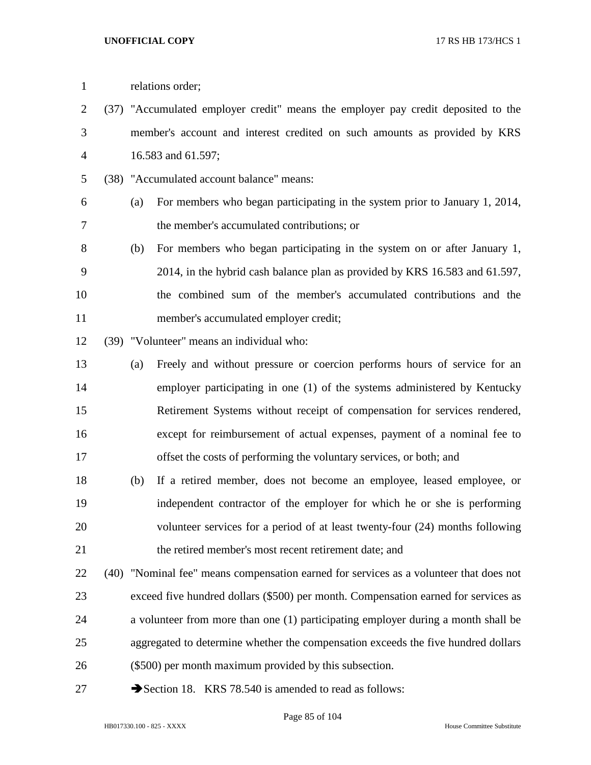relations order;

(37) "Accumulated employer credit" means the employer pay credit deposited to the member's account and interest credited on such amounts as provided by KRS 16.583 and 61.597;

(38) "Accumulated account balance" means:

(a) For members who began participating in the system prior to January 1, 2014, the member's accumulated contributions; or

(b) For members who began participating in the system on or after January 1, 2014, in the hybrid cash balance plan as provided by KRS 16.583 and 61.597, the combined sum of the member's accumulated contributions and the member's accumulated employer credit;

(39) "Volunteer" means an individual who:

(a) Freely and without pressure or coercion performs hours of service for an employer participating in one (1) of the systems administered by Kentucky Retirement Systems without receipt of compensation for services rendered, except for reimbursement of actual expenses, payment of a nominal fee to offset the costs of performing the voluntary services, or both; and

(b) If a retired member, does not become an employee, leased employee, or independent contractor of the employer for which he or she is performing volunteer services for a period of at least twenty-four (24) months following the retired member's most recent retirement date; and

(40) "Nominal fee" means compensation earned for services as a volunteer that does not exceed five hundred dollars ($500) per month. Compensation earned for services as a volunteer from more than one (1) participating employer during a month shall be aggregated to determine whether the compensation exceeds the five hundred dollars ($500) per month maximum provided by this subsection.

➔Section 18. KRS 78.540 is amended to read as follows: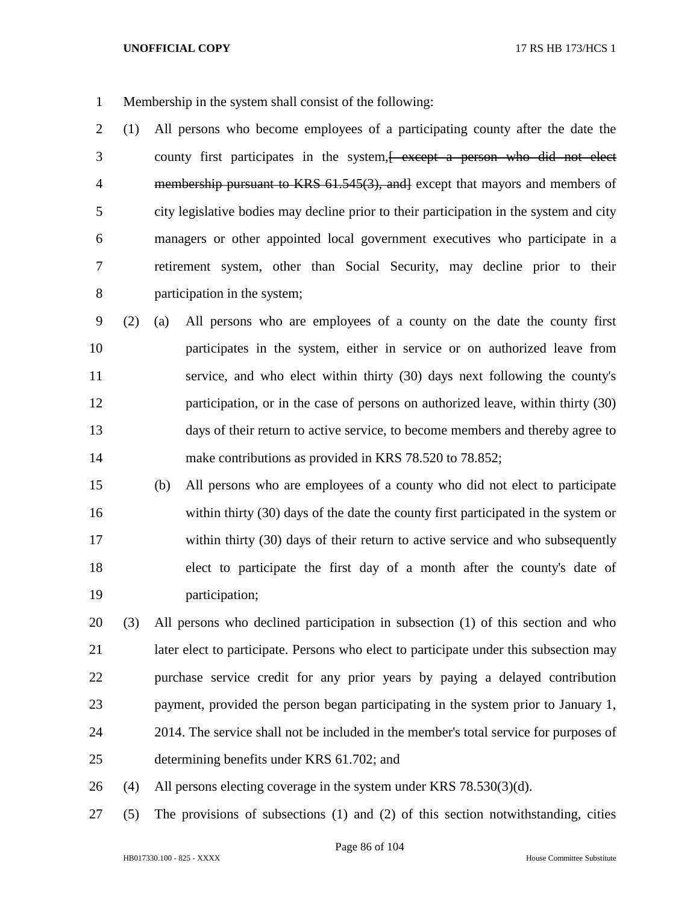Membership in the system shall consist of the following:

(1) All persons who become employees of a participating county after the date the county first participates in the system,~~[ except a person who did not elect membership pursuant to KRS 61.545(3), and]~~ except that mayors and members of city legislative bodies may decline prior to their participation in the system and city managers or other appointed local government executives who participate in a retirement system, other than Social Security, may decline prior to their participation in the system;

(2) (a) All persons who are employees of a county on the date the county first participates in the system, either in service or on authorized leave from service, and who elect within thirty (30) days next following the county's participation, or in the case of persons on authorized leave, within thirty (30) days of their return to active service, to become members and thereby agree to make contributions as provided in KRS 78.520 to 78.852;

(b) All persons who are employees of a county who did not elect to participate within thirty (30) days of the date the county first participated in the system or within thirty (30) days of their return to active service and who subsequently elect to participate the first day of a month after the county's date of participation;

(3) All persons who declined participation in subsection (1) of this section and who later elect to participate. Persons who elect to participate under this subsection may purchase service credit for any prior years by paying a delayed contribution payment, provided the person began participating in the system prior to January 1, 2014. The service shall not be included in the member's total service for purposes of determining benefits under KRS 61.702; and

(4) All persons electing coverage in the system under KRS 78.530(3)(d).

(5) The provisions of subsections (1) and (2) of this section notwithstanding, cities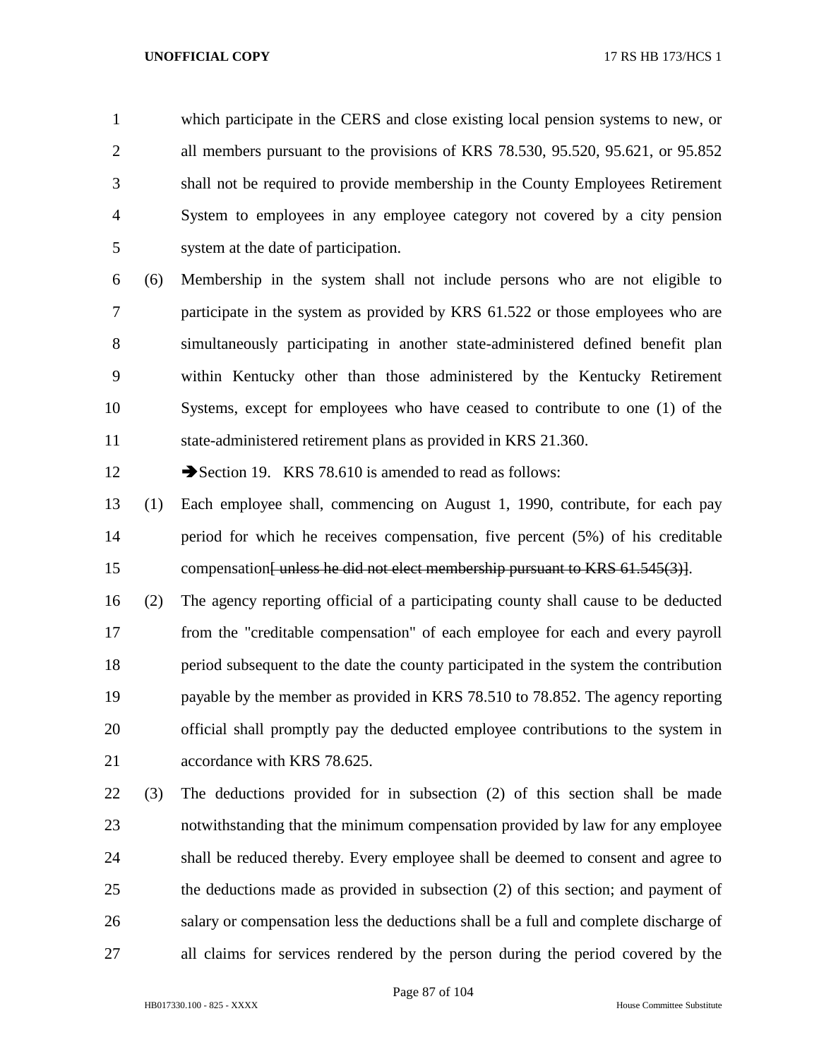which participate in the CERS and close existing local pension systems to new, or all members pursuant to the provisions of KRS 78.530, 95.520, 95.621, or 95.852 shall not be required to provide membership in the County Employees Retirement System to employees in any employee category not covered by a city pension system at the date of participation.

(6) Membership in the system shall not include persons who are not eligible to participate in the system as provided by KRS 61.522 or those employees who are simultaneously participating in another state-administered defined benefit plan within Kentucky other than those administered by the Kentucky Retirement Systems, except for employees who have ceased to contribute to one (1) of the state-administered retirement plans as provided in KRS 21.360.

➔Section 19. KRS 78.610 is amended to read as follows:

(1) Each employee shall, commencing on August 1, 1990, contribute, for each pay period for which he receives compensation, five percent (5%) of his creditable compensation~~[ unless he did not elect membership pursuant to KRS 61.545(3)]~~.

(2) The agency reporting official of a participating county shall cause to be deducted from the "creditable compensation" of each employee for each and every payroll period subsequent to the date the county participated in the system the contribution payable by the member as provided in KRS 78.510 to 78.852. The agency reporting official shall promptly pay the deducted employee contributions to the system in accordance with KRS 78.625.

(3) The deductions provided for in subsection (2) of this section shall be made notwithstanding that the minimum compensation provided by law for any employee shall be reduced thereby. Every employee shall be deemed to consent and agree to the deductions made as provided in subsection (2) of this section; and payment of salary or compensation less the deductions shall be a full and complete discharge of all claims for services rendered by the person during the period covered by the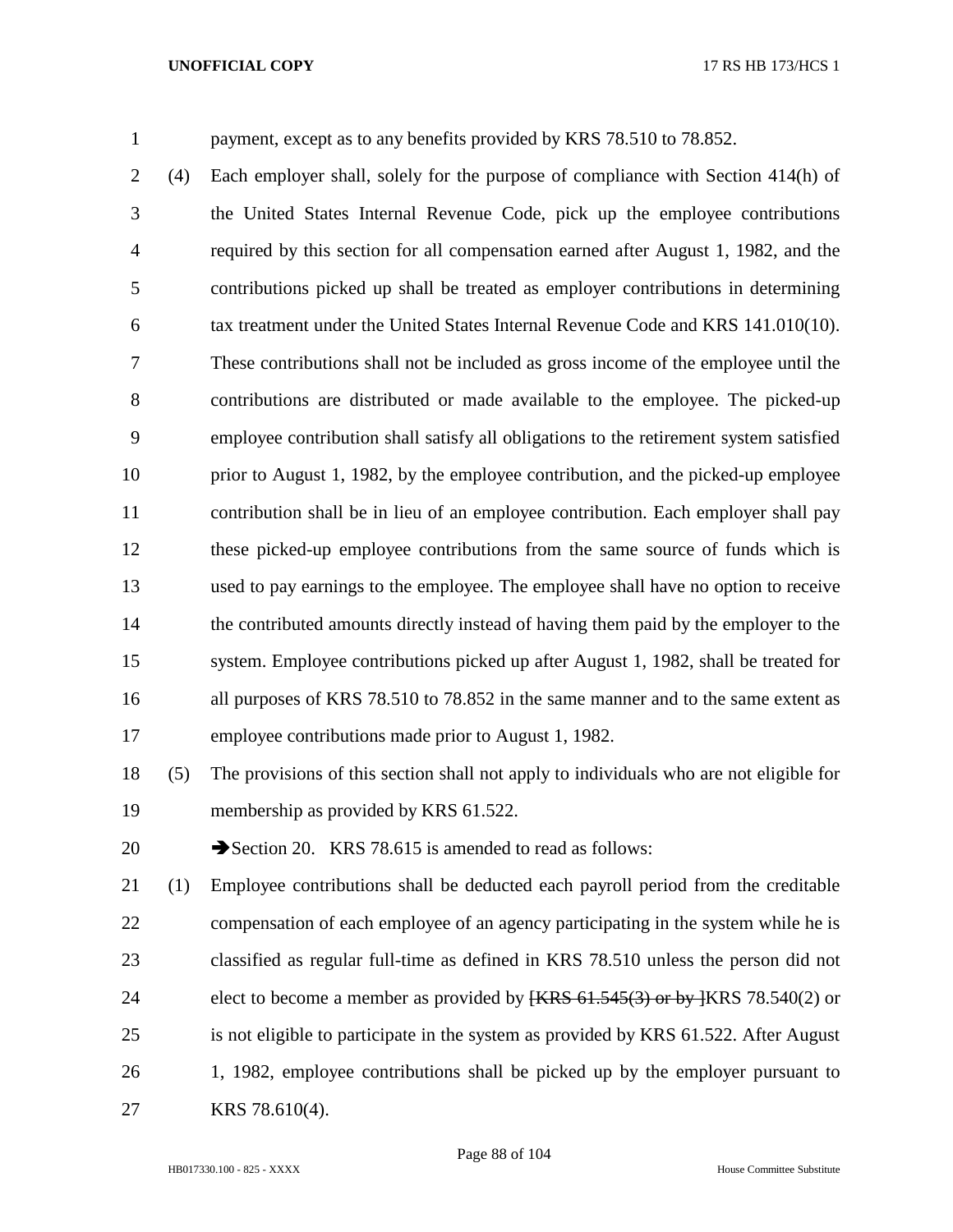payment, except as to any benefits provided by KRS 78.510 to 78.852.

(4) Each employer shall, solely for the purpose of compliance with Section 414(h) of the United States Internal Revenue Code, pick up the employee contributions required by this section for all compensation earned after August 1, 1982, and the contributions picked up shall be treated as employer contributions in determining tax treatment under the United States Internal Revenue Code and KRS 141.010(10). These contributions shall not be included as gross income of the employee until the contributions are distributed or made available to the employee. The picked-up employee contribution shall satisfy all obligations to the retirement system satisfied prior to August 1, 1982, by the employee contribution, and the picked-up employee contribution shall be in lieu of an employee contribution. Each employer shall pay these picked-up employee contributions from the same source of funds which is used to pay earnings to the employee. The employee shall have no option to receive the contributed amounts directly instead of having them paid by the employer to the system. Employee contributions picked up after August 1, 1982, shall be treated for all purposes of KRS 78.510 to 78.852 in the same manner and to the same extent as employee contributions made prior to August 1, 1982.

(5) The provisions of this section shall not apply to individuals who are not eligible for membership as provided by KRS 61.522.

➔Section 20. KRS 78.615 is amended to read as follows:

(1) Employee contributions shall be deducted each payroll period from the creditable compensation of each employee of an agency participating in the system while he is classified as regular full-time as defined in KRS 78.510 unless the person did not elect to become a member as provided by ~~[KRS 61.545(3) or by ]~~KRS 78.540(2) or is not eligible to participate in the system as provided by KRS 61.522. After August 1, 1982, employee contributions shall be picked up by the employer pursuant to KRS 78.610(4).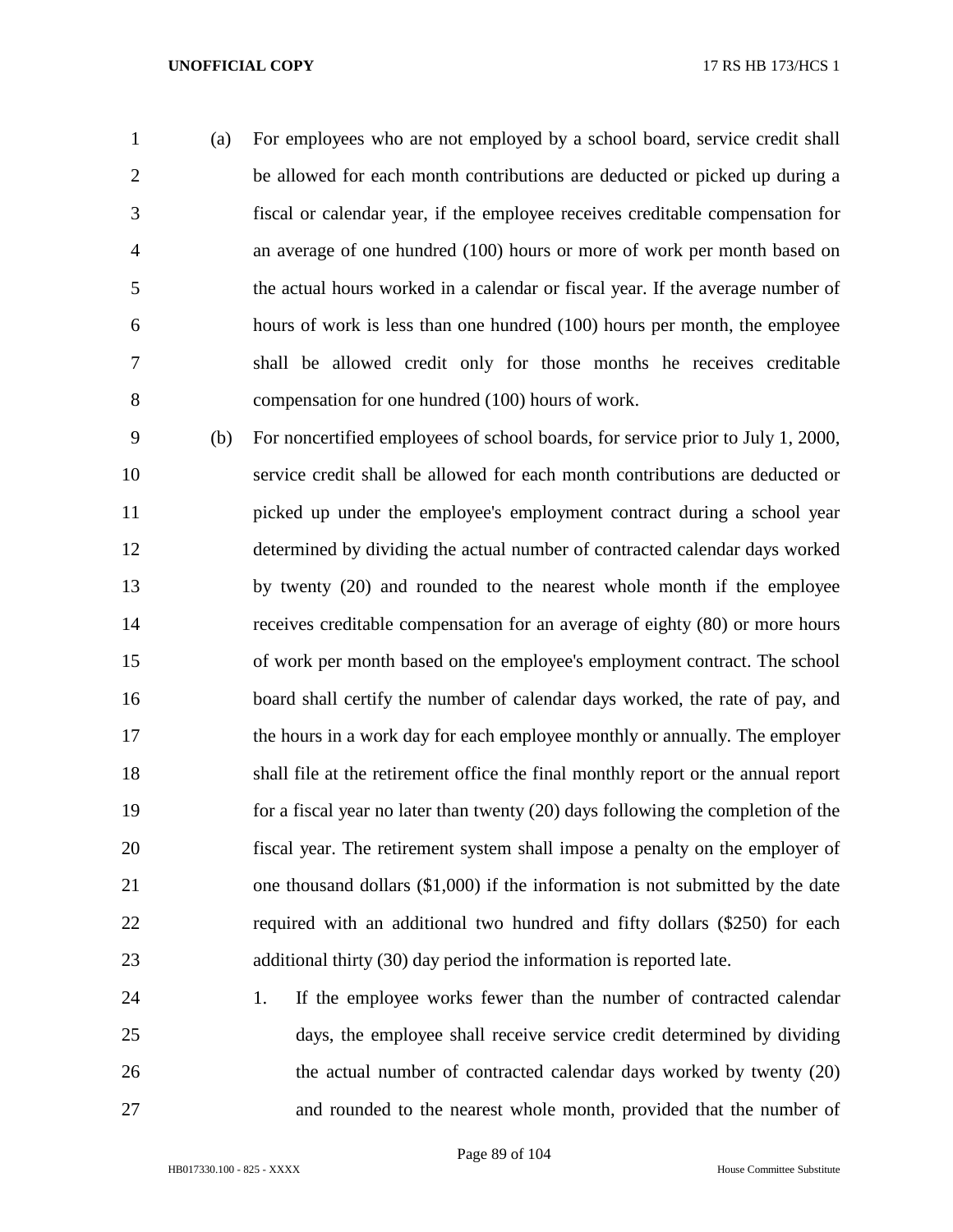(a) For employees who are not employed by a school board, service credit shall be allowed for each month contributions are deducted or picked up during a fiscal or calendar year, if the employee receives creditable compensation for an average of one hundred (100) hours or more of work per month based on the actual hours worked in a calendar or fiscal year. If the average number of hours of work is less than one hundred (100) hours per month, the employee shall be allowed credit only for those months he receives creditable compensation for one hundred (100) hours of work.

(b) For noncertified employees of school boards, for service prior to July 1, 2000, service credit shall be allowed for each month contributions are deducted or picked up under the employee's employment contract during a school year determined by dividing the actual number of contracted calendar days worked by twenty (20) and rounded to the nearest whole month if the employee receives creditable compensation for an average of eighty (80) or more hours of work per month based on the employee's employment contract. The school board shall certify the number of calendar days worked, the rate of pay, and the hours in a work day for each employee monthly or annually. The employer shall file at the retirement office the final monthly report or the annual report for a fiscal year no later than twenty (20) days following the completion of the fiscal year. The retirement system shall impose a penalty on the employer of one thousand dollars ($1,000) if the information is not submitted by the date required with an additional two hundred and fifty dollars ($250) for each additional thirty (30) day period the information is reported late.

1. If the employee works fewer than the number of contracted calendar days, the employee shall receive service credit determined by dividing the actual number of contracted calendar days worked by twenty (20) and rounded to the nearest whole month, provided that the number of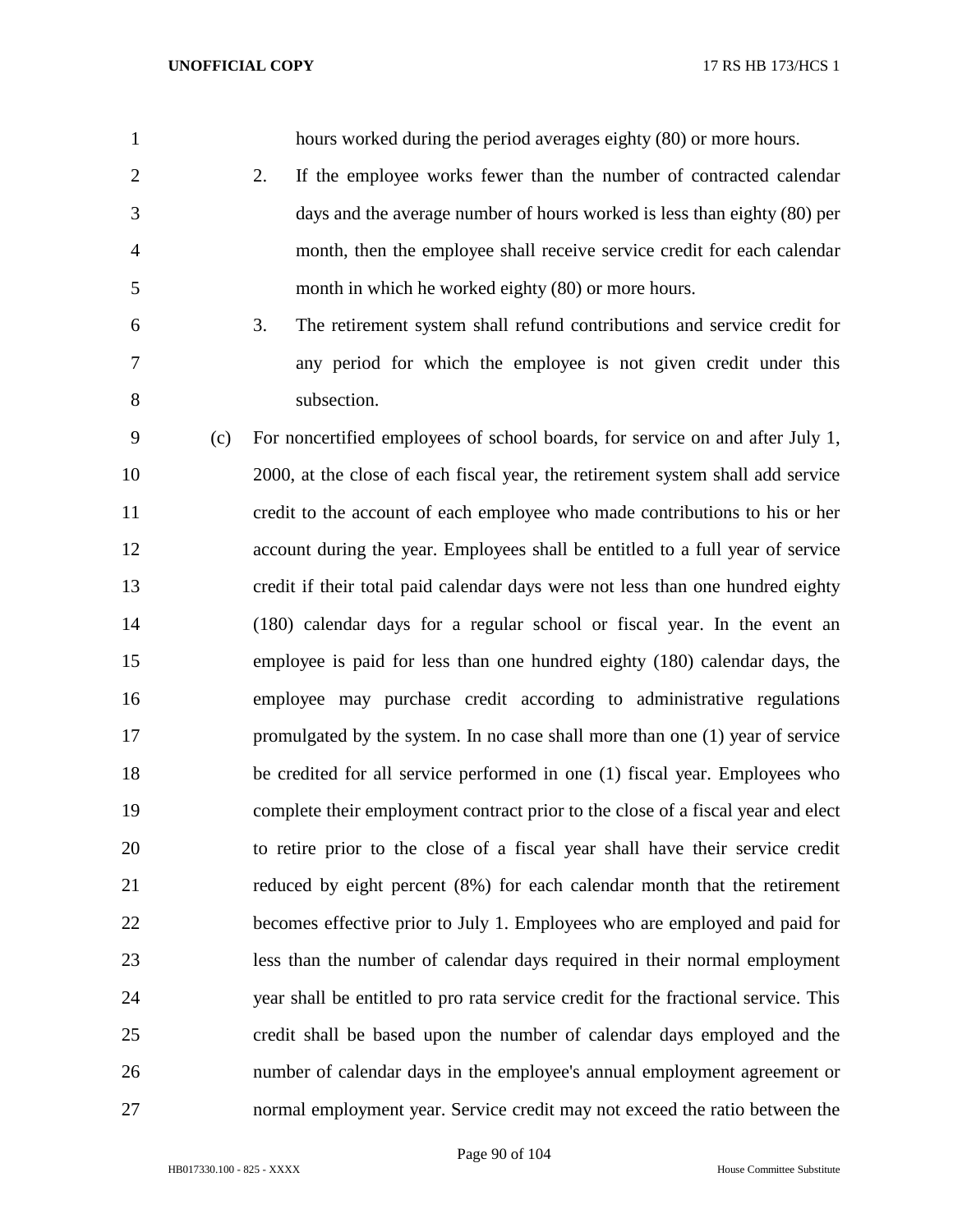hours worked during the period averages eighty (80) or more hours.

2. If the employee works fewer than the number of contracted calendar days and the average number of hours worked is less than eighty (80) per month, then the employee shall receive service credit for each calendar month in which he worked eighty (80) or more hours.

3. The retirement system shall refund contributions and service credit for any period for which the employee is not given credit under this subsection.

(c) For noncertified employees of school boards, for service on and after July 1, 2000, at the close of each fiscal year, the retirement system shall add service credit to the account of each employee who made contributions to his or her account during the year. Employees shall be entitled to a full year of service credit if their total paid calendar days were not less than one hundred eighty (180) calendar days for a regular school or fiscal year. In the event an employee is paid for less than one hundred eighty (180) calendar days, the employee may purchase credit according to administrative regulations promulgated by the system. In no case shall more than one (1) year of service be credited for all service performed in one (1) fiscal year. Employees who complete their employment contract prior to the close of a fiscal year and elect to retire prior to the close of a fiscal year shall have their service credit reduced by eight percent (8%) for each calendar month that the retirement becomes effective prior to July 1. Employees who are employed and paid for less than the number of calendar days required in their normal employment year shall be entitled to pro rata service credit for the fractional service. This credit shall be based upon the number of calendar days employed and the number of calendar days in the employee's annual employment agreement or normal employment year. Service credit may not exceed the ratio between the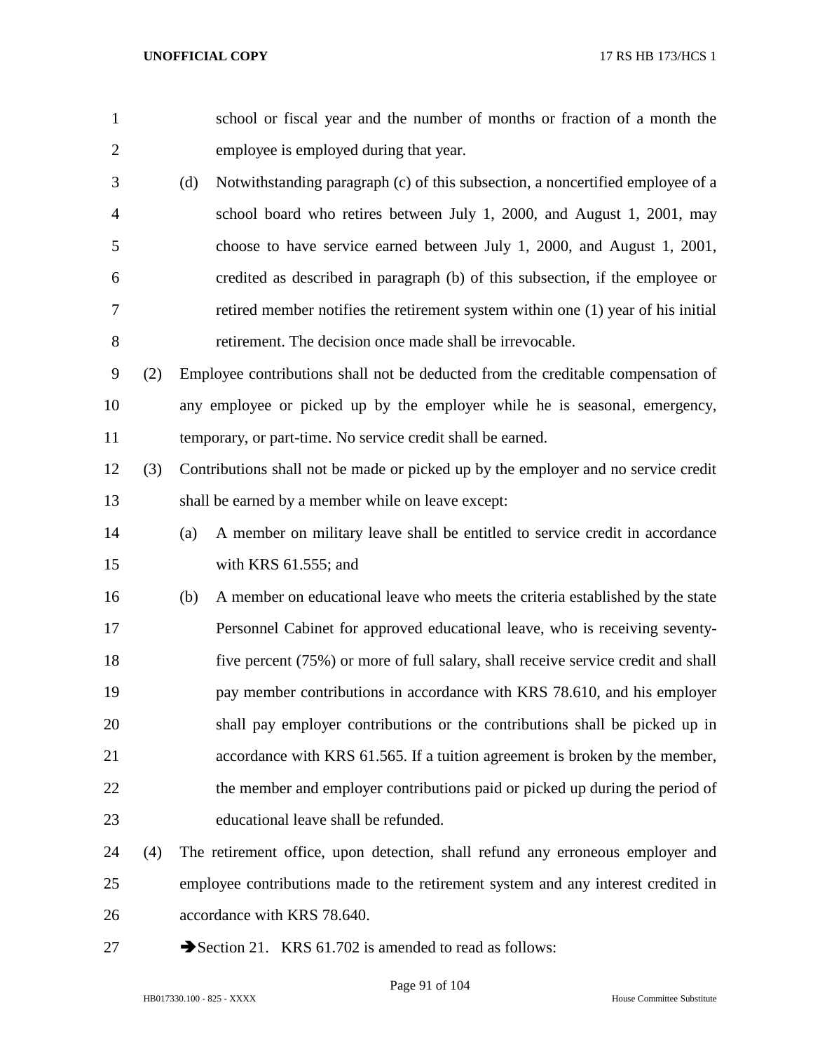school or fiscal year and the number of months or fraction of a month the employee is employed during that year.

(d) Notwithstanding paragraph (c) of this subsection, a noncertified employee of a school board who retires between July 1, 2000, and August 1, 2001, may choose to have service earned between July 1, 2000, and August 1, 2001, credited as described in paragraph (b) of this subsection, if the employee or retired member notifies the retirement system within one (1) year of his initial retirement. The decision once made shall be irrevocable.

(2) Employee contributions shall not be deducted from the creditable compensation of any employee or picked up by the employer while he is seasonal, emergency, temporary, or part-time. No service credit shall be earned.

(3) Contributions shall not be made or picked up by the employer and no service credit shall be earned by a member while on leave except:

(a) A member on military leave shall be entitled to service credit in accordance with KRS 61.555; and

(b) A member on educational leave who meets the criteria established by the state Personnel Cabinet for approved educational leave, who is receiving seventy-five percent (75%) or more of full salary, shall receive service credit and shall pay member contributions in accordance with KRS 78.610, and his employer shall pay employer contributions or the contributions shall be picked up in accordance with KRS 61.565. If a tuition agreement is broken by the member, the member and employer contributions paid or picked up during the period of educational leave shall be refunded.

(4) The retirement office, upon detection, shall refund any erroneous employer and employee contributions made to the retirement system and any interest credited in accordance with KRS 78.640.

➔Section 21. KRS 61.702 is amended to read as follows: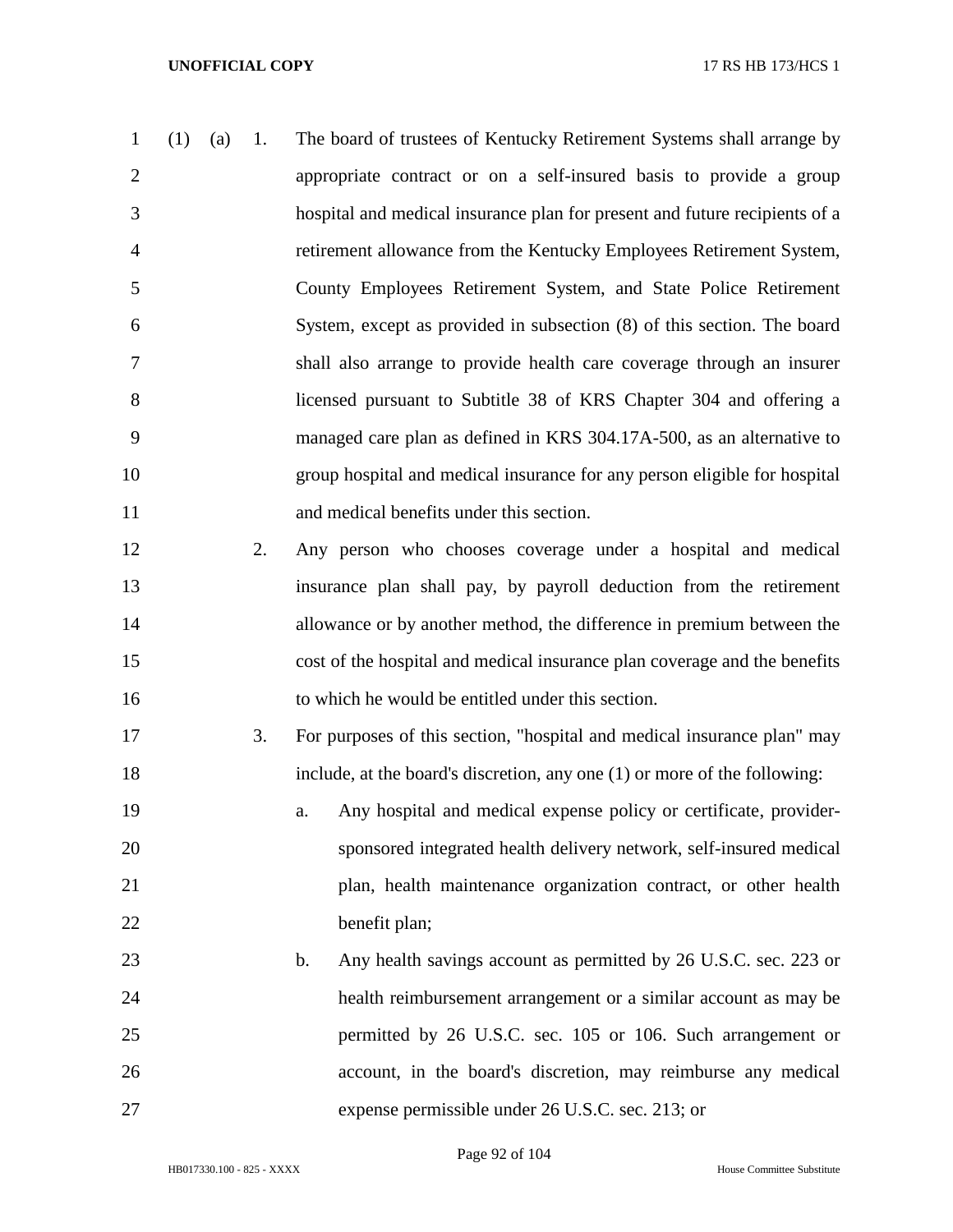(1) (a) 1. The board of trustees of Kentucky Retirement Systems shall arrange by appropriate contract or on a self-insured basis to provide a group hospital and medical insurance plan for present and future recipients of a retirement allowance from the Kentucky Employees Retirement System, County Employees Retirement System, and State Police Retirement System, except as provided in subsection (8) of this section. The board shall also arrange to provide health care coverage through an insurer licensed pursuant to Subtitle 38 of KRS Chapter 304 and offering a managed care plan as defined in KRS 304.17A-500, as an alternative to group hospital and medical insurance for any person eligible for hospital and medical benefits under this section.

2. Any person who chooses coverage under a hospital and medical insurance plan shall pay, by payroll deduction from the retirement allowance or by another method, the difference in premium between the cost of the hospital and medical insurance plan coverage and the benefits to which he would be entitled under this section.

3. For purposes of this section, "hospital and medical insurance plan" may include, at the board's discretion, any one (1) or more of the following:

a. Any hospital and medical expense policy or certificate, provider-sponsored integrated health delivery network, self-insured medical plan, health maintenance organization contract, or other health benefit plan;

b. Any health savings account as permitted by 26 U.S.C. sec. 223 or health reimbursement arrangement or a similar account as may be permitted by 26 U.S.C. sec. 105 or 106. Such arrangement or account, in the board's discretion, may reimburse any medical expense permissible under 26 U.S.C. sec. 213; or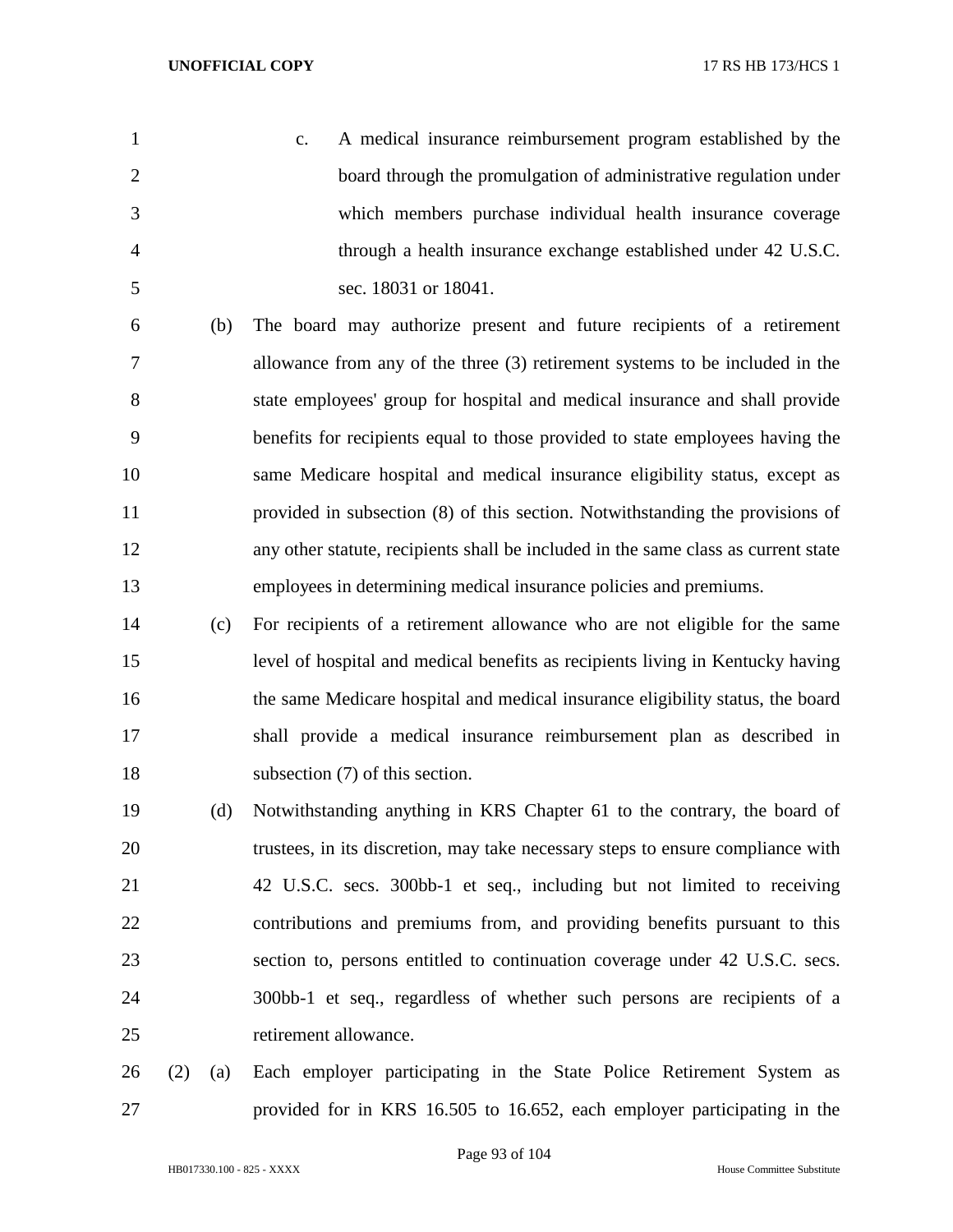c. A medical insurance reimbursement program established by the board through the promulgation of administrative regulation under which members purchase individual health insurance coverage through a health insurance exchange established under 42 U.S.C. sec. 18031 or 18041.

(b) The board may authorize present and future recipients of a retirement allowance from any of the three (3) retirement systems to be included in the state employees' group for hospital and medical insurance and shall provide benefits for recipients equal to those provided to state employees having the same Medicare hospital and medical insurance eligibility status, except as provided in subsection (8) of this section. Notwithstanding the provisions of any other statute, recipients shall be included in the same class as current state employees in determining medical insurance policies and premiums.

(c) For recipients of a retirement allowance who are not eligible for the same level of hospital and medical benefits as recipients living in Kentucky having the same Medicare hospital and medical insurance eligibility status, the board shall provide a medical insurance reimbursement plan as described in subsection (7) of this section.

(d) Notwithstanding anything in KRS Chapter 61 to the contrary, the board of trustees, in its discretion, may take necessary steps to ensure compliance with 42 U.S.C. secs. 300bb-1 et seq., including but not limited to receiving contributions and premiums from, and providing benefits pursuant to this section to, persons entitled to continuation coverage under 42 U.S.C. secs. 300bb-1 et seq., regardless of whether such persons are recipients of a retirement allowance.

(2) (a) Each employer participating in the State Police Retirement System as provided for in KRS 16.505 to 16.652, each employer participating in the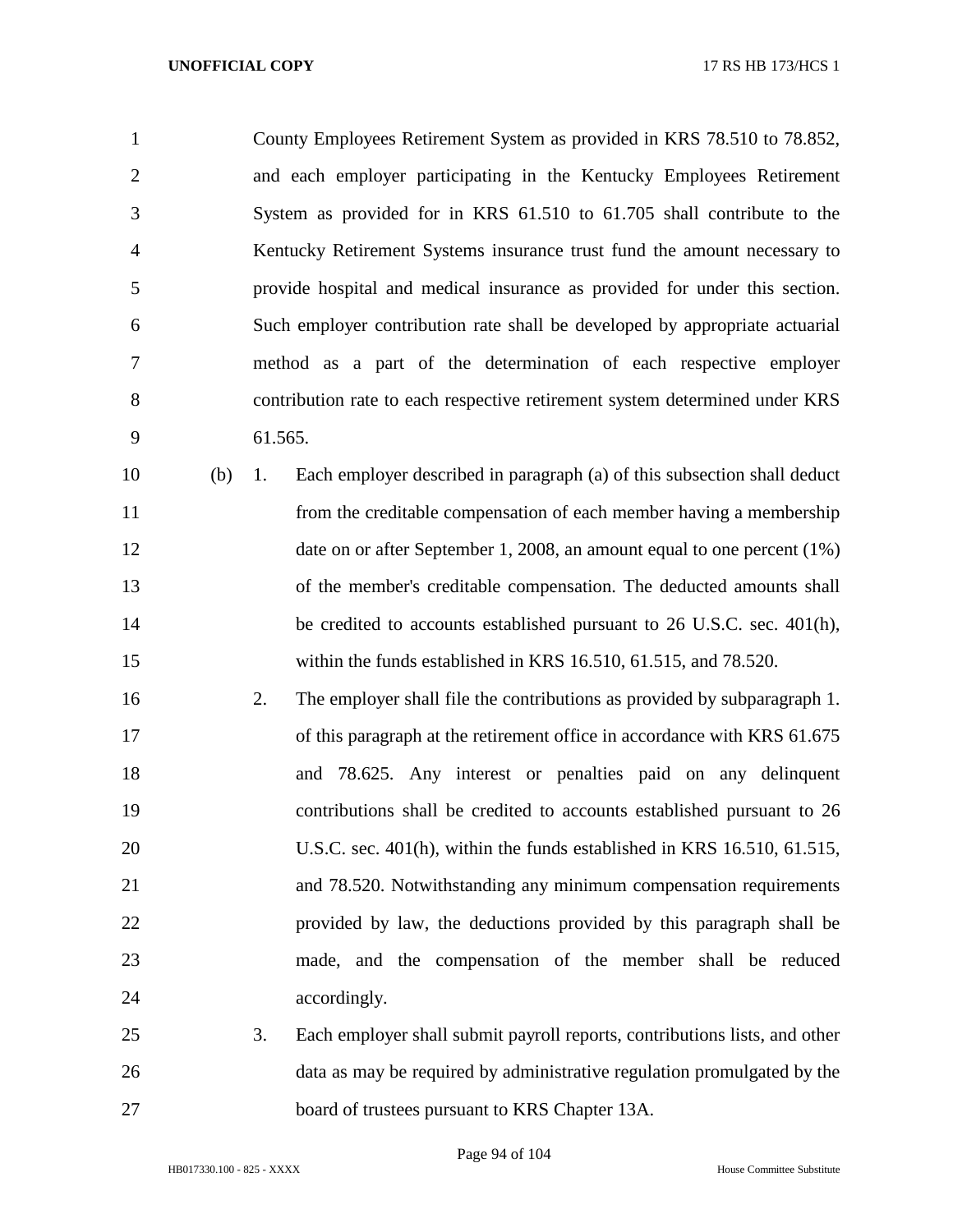County Employees Retirement System as provided in KRS 78.510 to 78.852, and each employer participating in the Kentucky Employees Retirement System as provided for in KRS 61.510 to 61.705 shall contribute to the Kentucky Retirement Systems insurance trust fund the amount necessary to provide hospital and medical insurance as provided for under this section. Such employer contribution rate shall be developed by appropriate actuarial method as a part of the determination of each respective employer contribution rate to each respective retirement system determined under KRS 61.565.

(b) 1. Each employer described in paragraph (a) of this subsection shall deduct from the creditable compensation of each member having a membership date on or after September 1, 2008, an amount equal to one percent (1%) of the member's creditable compensation. The deducted amounts shall be credited to accounts established pursuant to 26 U.S.C. sec. 401(h), within the funds established in KRS 16.510, 61.515, and 78.520.

2. The employer shall file the contributions as provided by subparagraph 1. of this paragraph at the retirement office in accordance with KRS 61.675 and 78.625. Any interest or penalties paid on any delinquent contributions shall be credited to accounts established pursuant to 26 U.S.C. sec. 401(h), within the funds established in KRS 16.510, 61.515, and 78.520. Notwithstanding any minimum compensation requirements provided by law, the deductions provided by this paragraph shall be made, and the compensation of the member shall be reduced accordingly.

3. Each employer shall submit payroll reports, contributions lists, and other data as may be required by administrative regulation promulgated by the board of trustees pursuant to KRS Chapter 13A.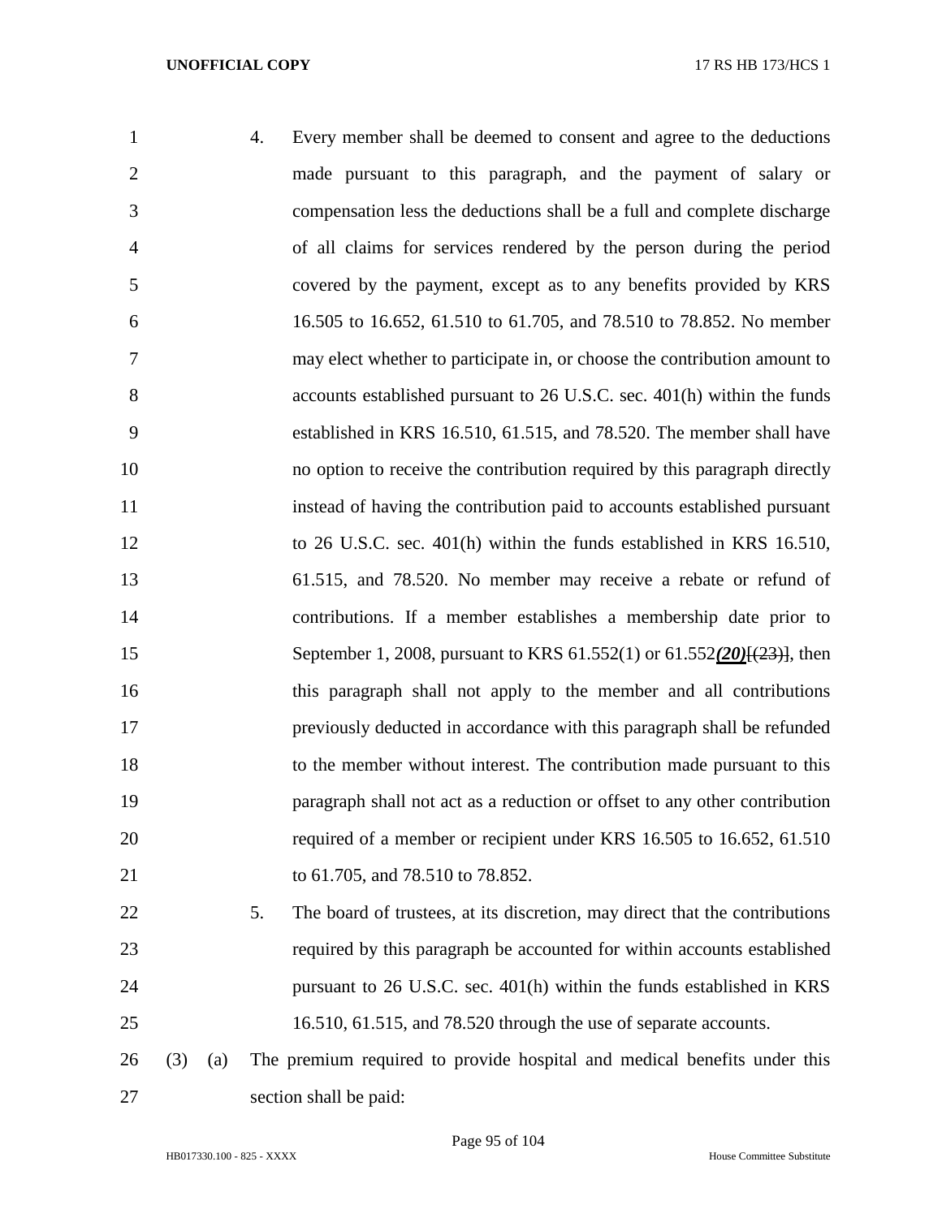4. Every member shall be deemed to consent and agree to the deductions made pursuant to this paragraph, and the payment of salary or compensation less the deductions shall be a full and complete discharge of all claims for services rendered by the person during the period covered by the payment, except as to any benefits provided by KRS 16.505 to 16.652, 61.510 to 61.705, and 78.510 to 78.852. No member may elect whether to participate in, or choose the contribution amount to accounts established pursuant to 26 U.S.C. sec. 401(h) within the funds established in KRS 16.510, 61.515, and 78.520. The member shall have no option to receive the contribution required by this paragraph directly instead of having the contribution paid to accounts established pursuant to 26 U.S.C. sec. 401(h) within the funds established in KRS 16.510, 61.515, and 78.520. No member may receive a rebate or refund of contributions. If a member establishes a membership date prior to September 1, 2008, pursuant to KRS 61.552(1) or 61.552***(20)***[~~(23)~~], then this paragraph shall not apply to the member and all contributions previously deducted in accordance with this paragraph shall be refunded to the member without interest. The contribution made pursuant to this paragraph shall not act as a reduction or offset to any other contribution required of a member or recipient under KRS 16.505 to 16.652, 61.510 to 61.705, and 78.510 to 78.852.

5. The board of trustees, at its discretion, may direct that the contributions required by this paragraph be accounted for within accounts established pursuant to 26 U.S.C. sec. 401(h) within the funds established in KRS 16.510, 61.515, and 78.520 through the use of separate accounts.

(3) (a) The premium required to provide hospital and medical benefits under this section shall be paid: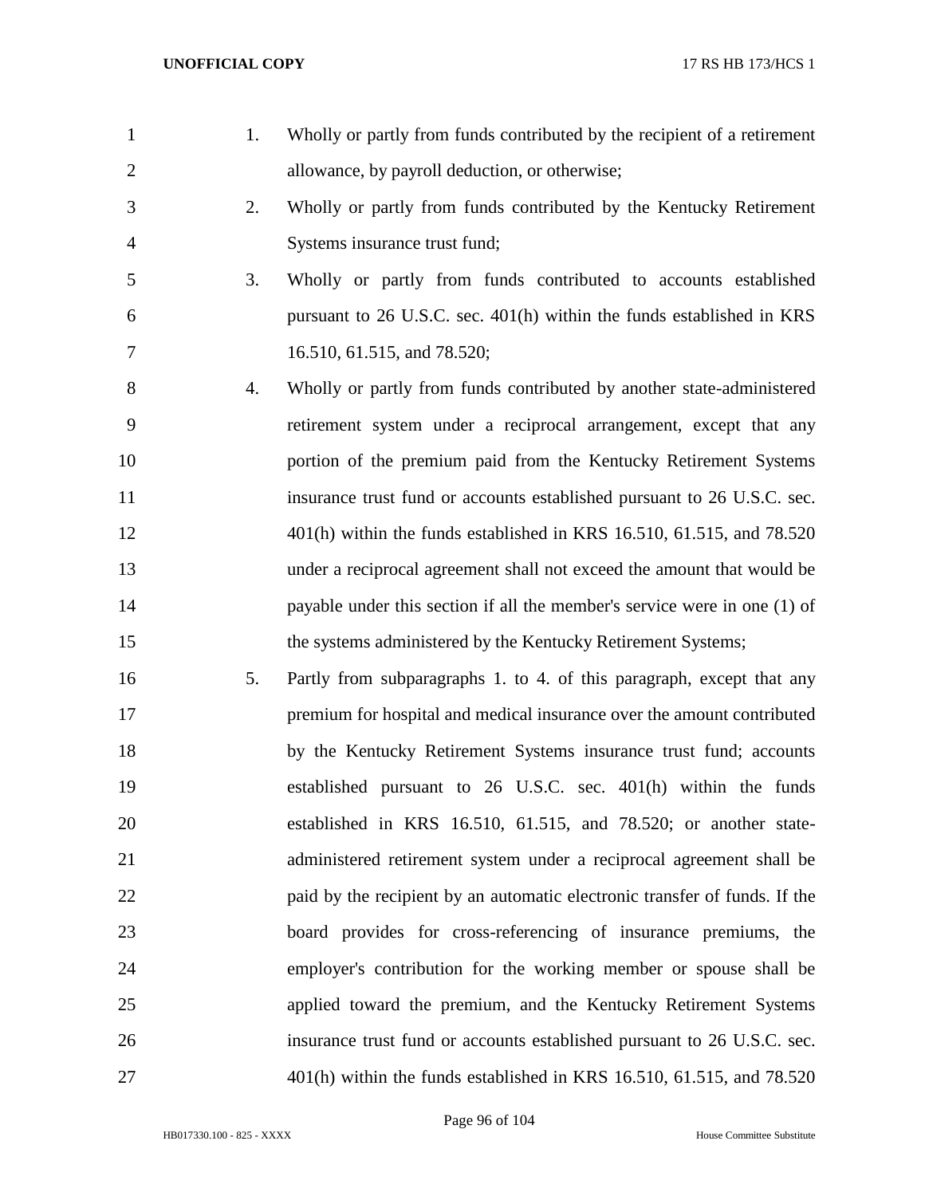1. Wholly or partly from funds contributed by the recipient of a retirement allowance, by payroll deduction, or otherwise;
2. Wholly or partly from funds contributed by the Kentucky Retirement Systems insurance trust fund;
3. Wholly or partly from funds contributed to accounts established pursuant to 26 U.S.C. sec. 401(h) within the funds established in KRS 16.510, 61.515, and 78.520;
4. Wholly or partly from funds contributed by another state-administered retirement system under a reciprocal arrangement, except that any portion of the premium paid from the Kentucky Retirement Systems insurance trust fund or accounts established pursuant to 26 U.S.C. sec. 401(h) within the funds established in KRS 16.510, 61.515, and 78.520 under a reciprocal agreement shall not exceed the amount that would be payable under this section if all the member's service were in one (1) of the systems administered by the Kentucky Retirement Systems;
5. Partly from subparagraphs 1. to 4. of this paragraph, except that any premium for hospital and medical insurance over the amount contributed by the Kentucky Retirement Systems insurance trust fund; accounts established pursuant to 26 U.S.C. sec. 401(h) within the funds established in KRS 16.510, 61.515, and 78.520; or another state-administered retirement system under a reciprocal agreement shall be paid by the recipient by an automatic electronic transfer of funds. If the board provides for cross-referencing of insurance premiums, the employer's contribution for the working member or spouse shall be applied toward the premium, and the Kentucky Retirement Systems insurance trust fund or accounts established pursuant to 26 U.S.C. sec. 401(h) within the funds established in KRS 16.510, 61.515, and 78.520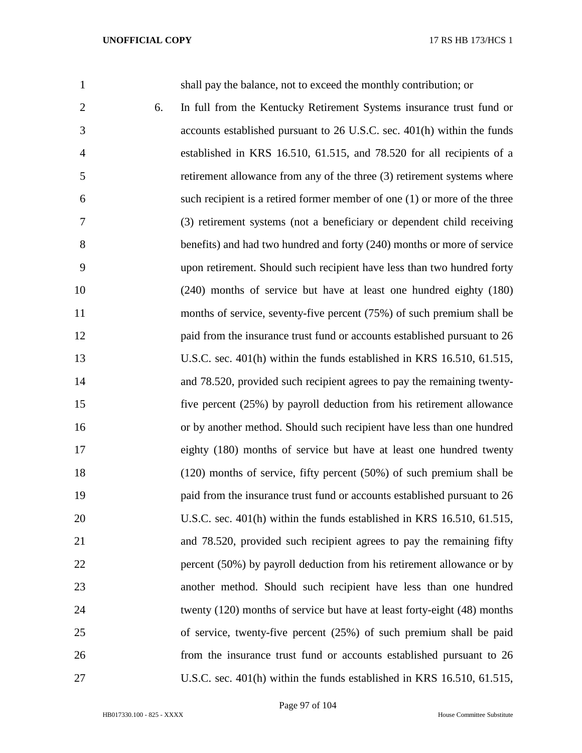shall pay the balance, not to exceed the monthly contribution; or

6. In full from the Kentucky Retirement Systems insurance trust fund or accounts established pursuant to 26 U.S.C. sec. 401(h) within the funds established in KRS 16.510, 61.515, and 78.520 for all recipients of a retirement allowance from any of the three (3) retirement systems where such recipient is a retired former member of one (1) or more of the three (3) retirement systems (not a beneficiary or dependent child receiving benefits) and had two hundred and forty (240) months or more of service upon retirement. Should such recipient have less than two hundred forty (240) months of service but have at least one hundred eighty (180) months of service, seventy-five percent (75%) of such premium shall be paid from the insurance trust fund or accounts established pursuant to 26 U.S.C. sec. 401(h) within the funds established in KRS 16.510, 61.515, and 78.520, provided such recipient agrees to pay the remaining twenty-five percent (25%) by payroll deduction from his retirement allowance or by another method. Should such recipient have less than one hundred eighty (180) months of service but have at least one hundred twenty (120) months of service, fifty percent (50%) of such premium shall be paid from the insurance trust fund or accounts established pursuant to 26 U.S.C. sec. 401(h) within the funds established in KRS 16.510, 61.515, and 78.520, provided such recipient agrees to pay the remaining fifty percent (50%) by payroll deduction from his retirement allowance or by another method. Should such recipient have less than one hundred twenty (120) months of service but have at least forty-eight (48) months of service, twenty-five percent (25%) of such premium shall be paid from the insurance trust fund or accounts established pursuant to 26 U.S.C. sec. 401(h) within the funds established in KRS 16.510, 61.515,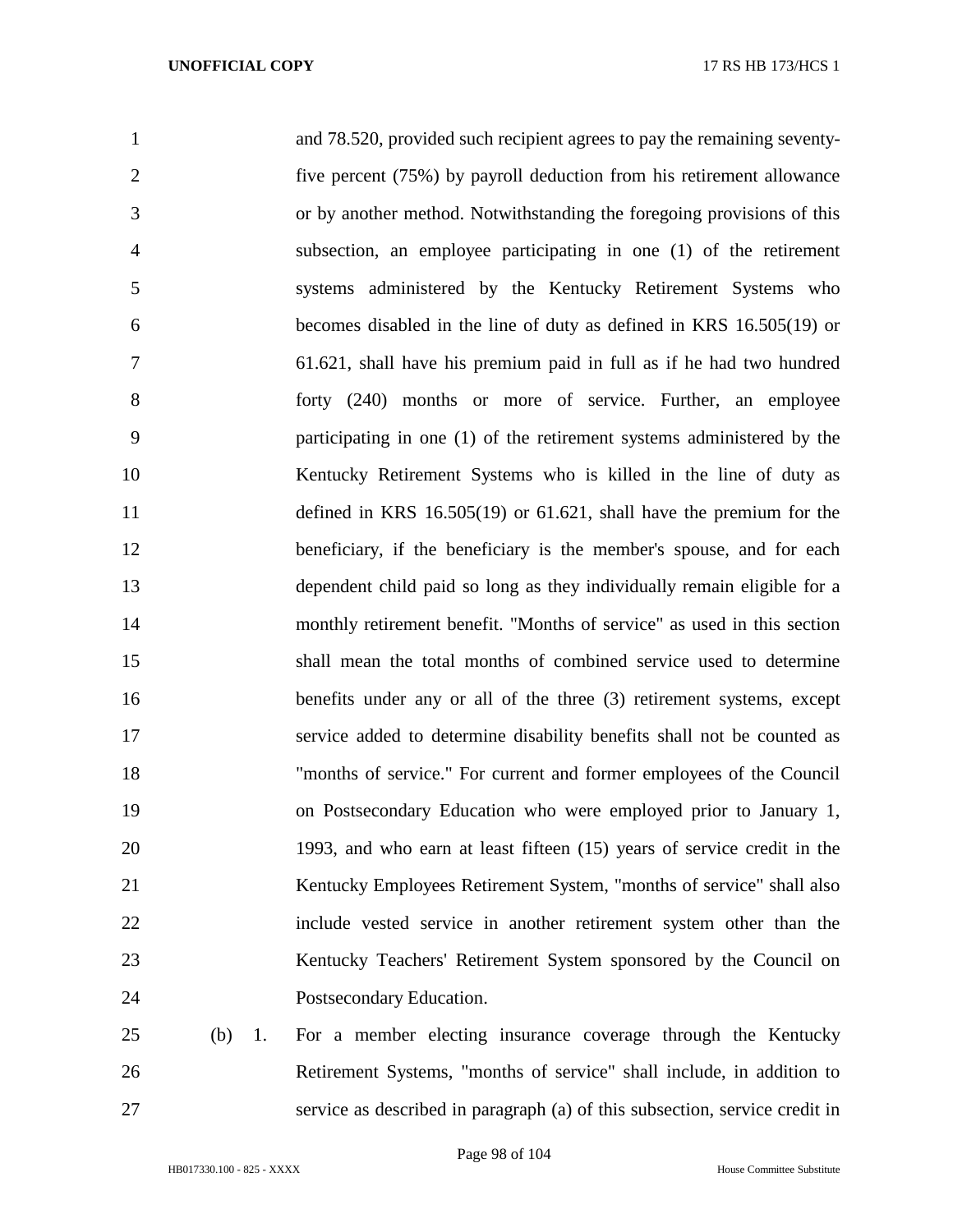and 78.520, provided such recipient agrees to pay the remaining seventy-five percent (75%) by payroll deduction from his retirement allowance or by another method. Notwithstanding the foregoing provisions of this subsection, an employee participating in one (1) of the retirement systems administered by the Kentucky Retirement Systems who becomes disabled in the line of duty as defined in KRS 16.505(19) or 61.621, shall have his premium paid in full as if he had two hundred forty (240) months or more of service. Further, an employee participating in one (1) of the retirement systems administered by the Kentucky Retirement Systems who is killed in the line of duty as defined in KRS 16.505(19) or 61.621, shall have the premium for the beneficiary, if the beneficiary is the member's spouse, and for each dependent child paid so long as they individually remain eligible for a monthly retirement benefit. "Months of service" as used in this section shall mean the total months of combined service used to determine benefits under any or all of the three (3) retirement systems, except service added to determine disability benefits shall not be counted as "months of service." For current and former employees of the Council on Postsecondary Education who were employed prior to January 1, 1993, and who earn at least fifteen (15) years of service credit in the Kentucky Employees Retirement System, "months of service" shall also include vested service in another retirement system other than the Kentucky Teachers' Retirement System sponsored by the Council on Postsecondary Education.

(b) 1. For a member electing insurance coverage through the Kentucky Retirement Systems, "months of service" shall include, in addition to service as described in paragraph (a) of this subsection, service credit in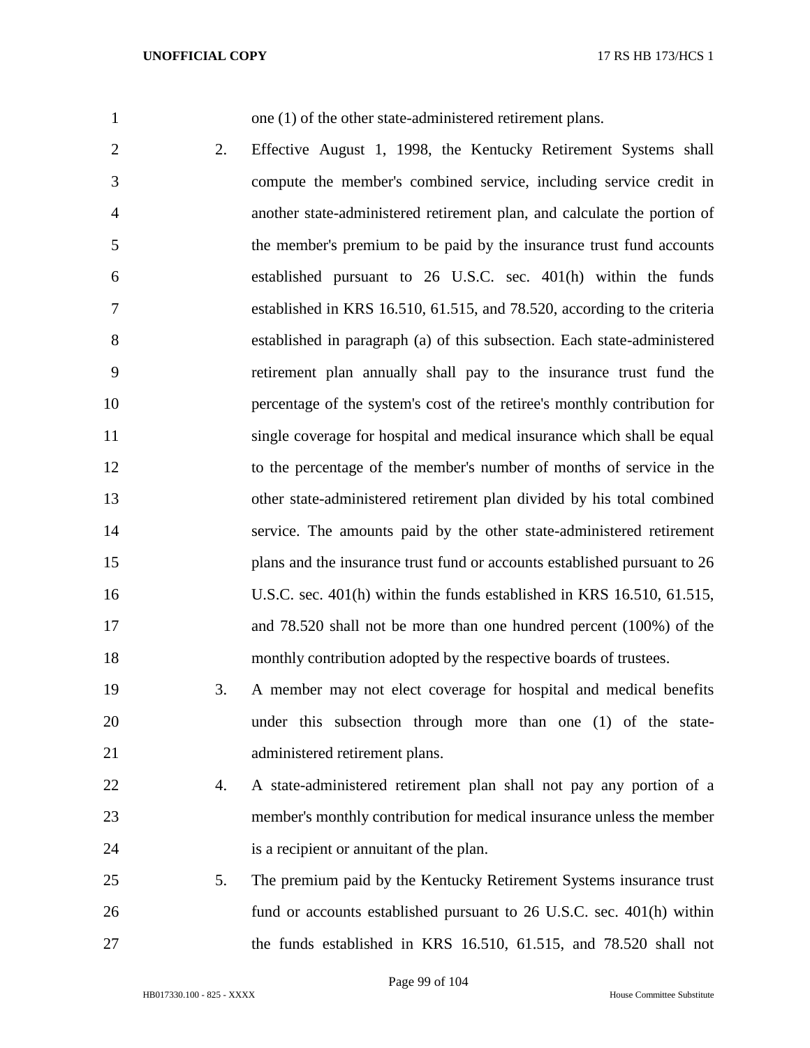one (1) of the other state-administered retirement plans.

2. Effective August 1, 1998, the Kentucky Retirement Systems shall compute the member's combined service, including service credit in another state-administered retirement plan, and calculate the portion of the member's premium to be paid by the insurance trust fund accounts established pursuant to 26 U.S.C. sec. 401(h) within the funds established in KRS 16.510, 61.515, and 78.520, according to the criteria established in paragraph (a) of this subsection. Each state-administered retirement plan annually shall pay to the insurance trust fund the percentage of the system's cost of the retiree's monthly contribution for single coverage for hospital and medical insurance which shall be equal to the percentage of the member's number of months of service in the other state-administered retirement plan divided by his total combined service. The amounts paid by the other state-administered retirement plans and the insurance trust fund or accounts established pursuant to 26 U.S.C. sec. 401(h) within the funds established in KRS 16.510, 61.515, and 78.520 shall not be more than one hundred percent (100%) of the monthly contribution adopted by the respective boards of trustees.

3. A member may not elect coverage for hospital and medical benefits under this subsection through more than one (1) of the state-administered retirement plans.

4. A state-administered retirement plan shall not pay any portion of a member's monthly contribution for medical insurance unless the member is a recipient or annuitant of the plan.

5. The premium paid by the Kentucky Retirement Systems insurance trust fund or accounts established pursuant to 26 U.S.C. sec. 401(h) within the funds established in KRS 16.510, 61.515, and 78.520 shall not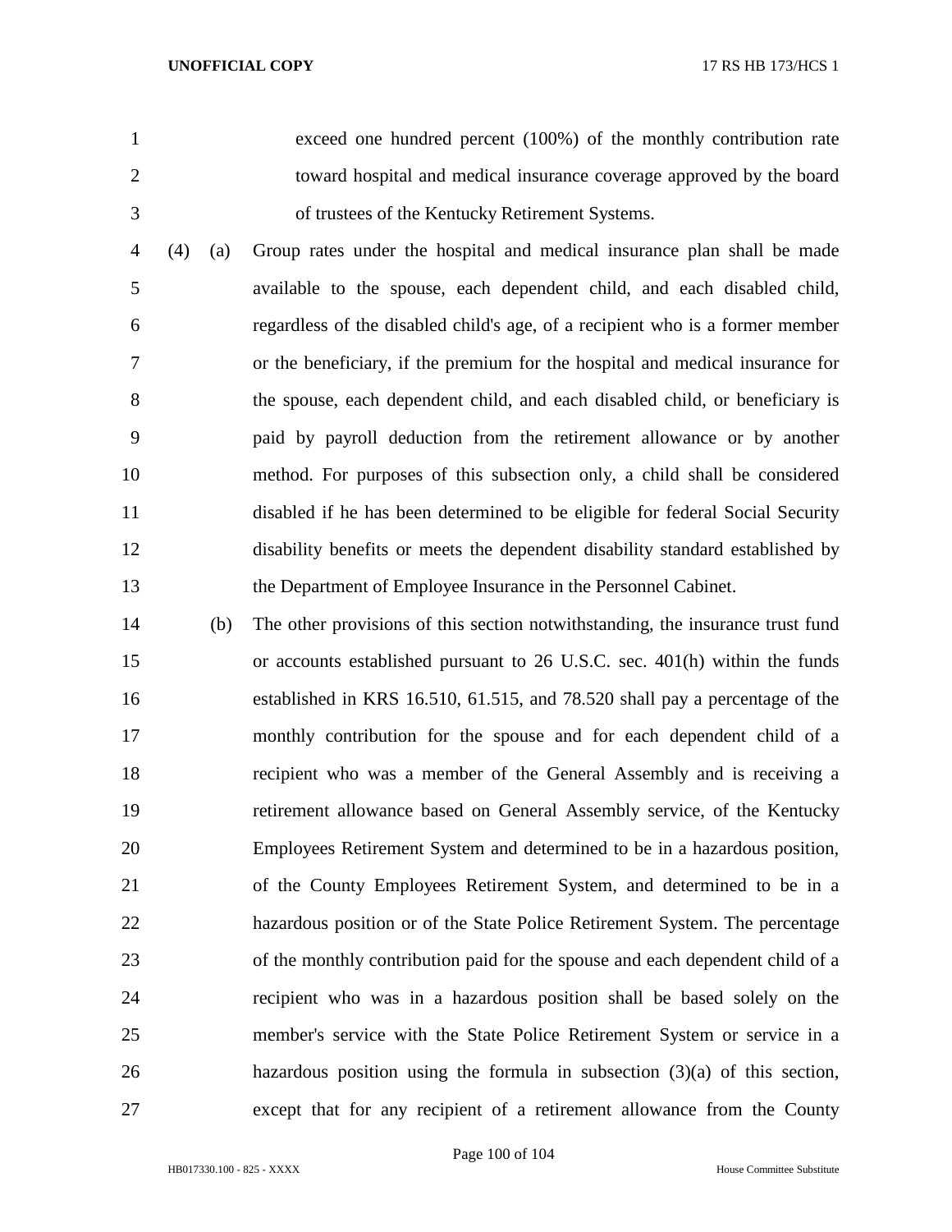exceed one hundred percent (100%) of the monthly contribution rate toward hospital and medical insurance coverage approved by the board of trustees of the Kentucky Retirement Systems.

(4) (a) Group rates under the hospital and medical insurance plan shall be made available to the spouse, each dependent child, and each disabled child, regardless of the disabled child's age, of a recipient who is a former member or the beneficiary, if the premium for the hospital and medical insurance for the spouse, each dependent child, and each disabled child, or beneficiary is paid by payroll deduction from the retirement allowance or by another method. For purposes of this subsection only, a child shall be considered disabled if he has been determined to be eligible for federal Social Security disability benefits or meets the dependent disability standard established by the Department of Employee Insurance in the Personnel Cabinet.

(b) The other provisions of this section notwithstanding, the insurance trust fund or accounts established pursuant to 26 U.S.C. sec. 401(h) within the funds established in KRS 16.510, 61.515, and 78.520 shall pay a percentage of the monthly contribution for the spouse and for each dependent child of a recipient who was a member of the General Assembly and is receiving a retirement allowance based on General Assembly service, of the Kentucky Employees Retirement System and determined to be in a hazardous position, of the County Employees Retirement System, and determined to be in a hazardous position or of the State Police Retirement System. The percentage of the monthly contribution paid for the spouse and each dependent child of a recipient who was in a hazardous position shall be based solely on the member's service with the State Police Retirement System or service in a hazardous position using the formula in subsection (3)(a) of this section, except that for any recipient of a retirement allowance from the County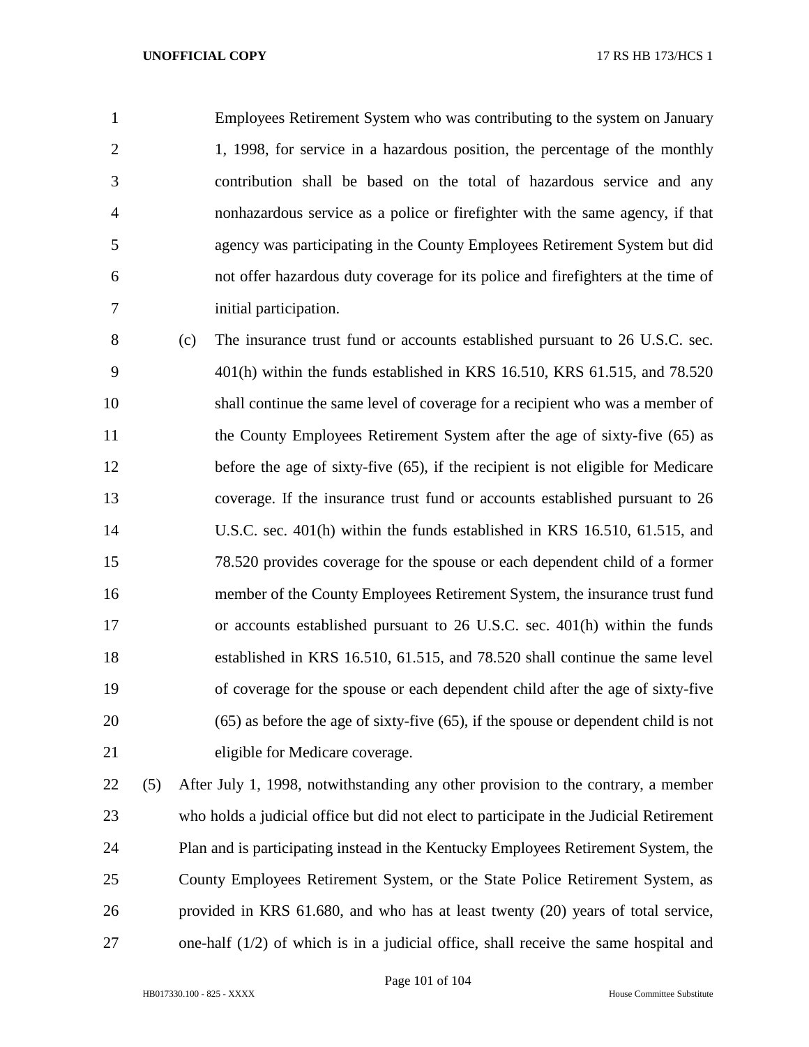Employees Retirement System who was contributing to the system on January 1, 1998, for service in a hazardous position, the percentage of the monthly contribution shall be based on the total of hazardous service and any nonhazardous service as a police or firefighter with the same agency, if that agency was participating in the County Employees Retirement System but did not offer hazardous duty coverage for its police and firefighters at the time of initial participation.

(c) The insurance trust fund or accounts established pursuant to 26 U.S.C. sec. 401(h) within the funds established in KRS 16.510, KRS 61.515, and 78.520 shall continue the same level of coverage for a recipient who was a member of the County Employees Retirement System after the age of sixty-five (65) as before the age of sixty-five (65), if the recipient is not eligible for Medicare coverage. If the insurance trust fund or accounts established pursuant to 26 U.S.C. sec. 401(h) within the funds established in KRS 16.510, 61.515, and 78.520 provides coverage for the spouse or each dependent child of a former member of the County Employees Retirement System, the insurance trust fund or accounts established pursuant to 26 U.S.C. sec. 401(h) within the funds established in KRS 16.510, 61.515, and 78.520 shall continue the same level of coverage for the spouse or each dependent child after the age of sixty-five (65) as before the age of sixty-five (65), if the spouse or dependent child is not eligible for Medicare coverage.

(5) After July 1, 1998, notwithstanding any other provision to the contrary, a member who holds a judicial office but did not elect to participate in the Judicial Retirement Plan and is participating instead in the Kentucky Employees Retirement System, the County Employees Retirement System, or the State Police Retirement System, as provided in KRS 61.680, and who has at least twenty (20) years of total service, one-half (1/2) of which is in a judicial office, shall receive the same hospital and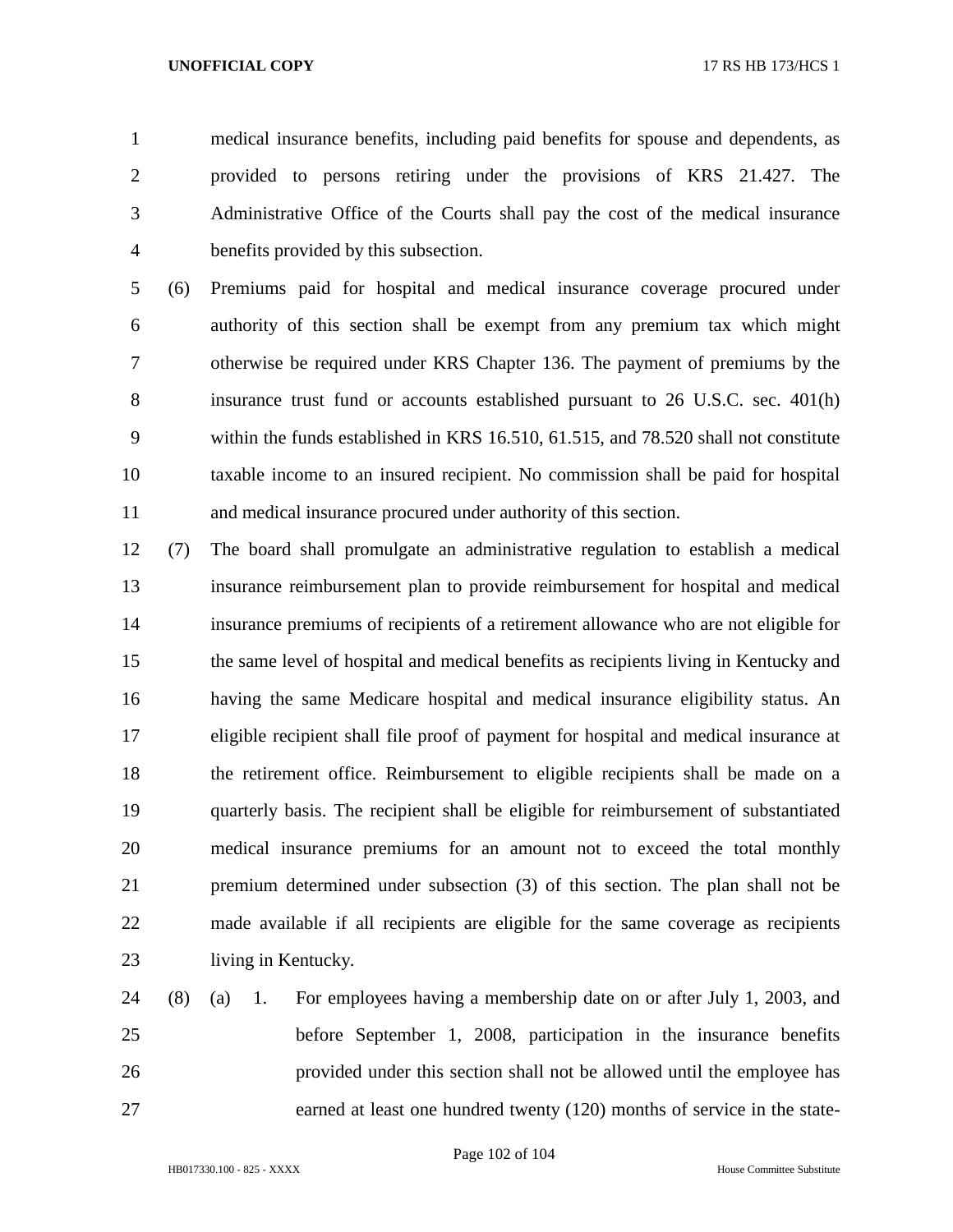medical insurance benefits, including paid benefits for spouse and dependents, as provided to persons retiring under the provisions of KRS 21.427. The Administrative Office of the Courts shall pay the cost of the medical insurance benefits provided by this subsection.

(6) Premiums paid for hospital and medical insurance coverage procured under authority of this section shall be exempt from any premium tax which might otherwise be required under KRS Chapter 136. The payment of premiums by the insurance trust fund or accounts established pursuant to 26 U.S.C. sec. 401(h) within the funds established in KRS 16.510, 61.515, and 78.520 shall not constitute taxable income to an insured recipient. No commission shall be paid for hospital and medical insurance procured under authority of this section.

(7) The board shall promulgate an administrative regulation to establish a medical insurance reimbursement plan to provide reimbursement for hospital and medical insurance premiums of recipients of a retirement allowance who are not eligible for the same level of hospital and medical benefits as recipients living in Kentucky and having the same Medicare hospital and medical insurance eligibility status. An eligible recipient shall file proof of payment for hospital and medical insurance at the retirement office. Reimbursement to eligible recipients shall be made on a quarterly basis. The recipient shall be eligible for reimbursement of substantiated medical insurance premiums for an amount not to exceed the total monthly premium determined under subsection (3) of this section. The plan shall not be made available if all recipients are eligible for the same coverage as recipients living in Kentucky.

(8) (a) 1. For employees having a membership date on or after July 1, 2003, and before September 1, 2008, participation in the insurance benefits provided under this section shall not be allowed until the employee has earned at least one hundred twenty (120) months of service in the state-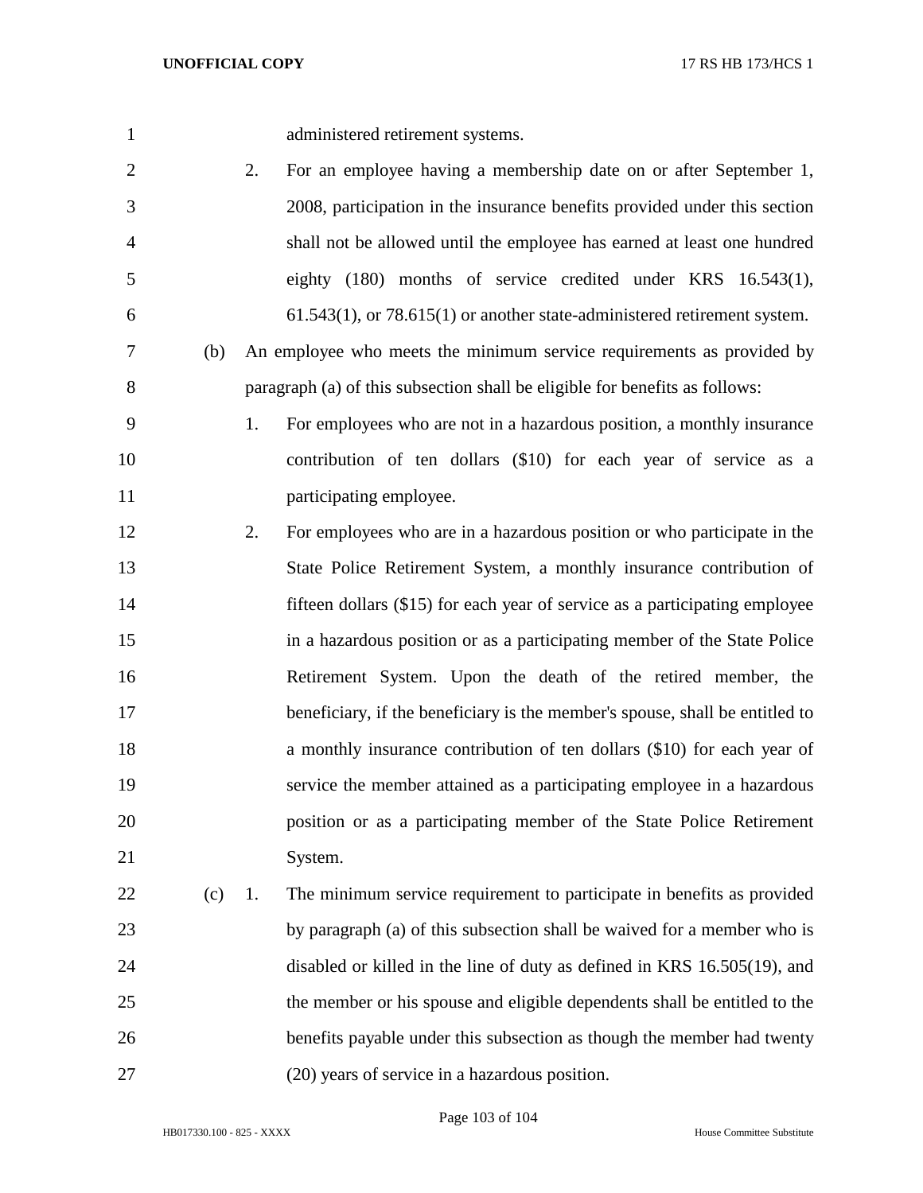administered retirement systems.

2. For an employee having a membership date on or after September 1, 2008, participation in the insurance benefits provided under this section shall not be allowed until the employee has earned at least one hundred eighty (180) months of service credited under KRS 16.543(1), 61.543(1), or 78.615(1) or another state-administered retirement system.

(b) An employee who meets the minimum service requirements as provided by paragraph (a) of this subsection shall be eligible for benefits as follows:

1. For employees who are not in a hazardous position, a monthly insurance contribution of ten dollars ($10) for each year of service as a participating employee.

2. For employees who are in a hazardous position or who participate in the State Police Retirement System, a monthly insurance contribution of fifteen dollars ($15) for each year of service as a participating employee in a hazardous position or as a participating member of the State Police Retirement System. Upon the death of the retired member, the beneficiary, if the beneficiary is the member's spouse, shall be entitled to a monthly insurance contribution of ten dollars ($10) for each year of service the member attained as a participating employee in a hazardous position or as a participating member of the State Police Retirement System.

(c) 1. The minimum service requirement to participate in benefits as provided by paragraph (a) of this subsection shall be waived for a member who is disabled or killed in the line of duty as defined in KRS 16.505(19), and the member or his spouse and eligible dependents shall be entitled to the benefits payable under this subsection as though the member had twenty (20) years of service in a hazardous position.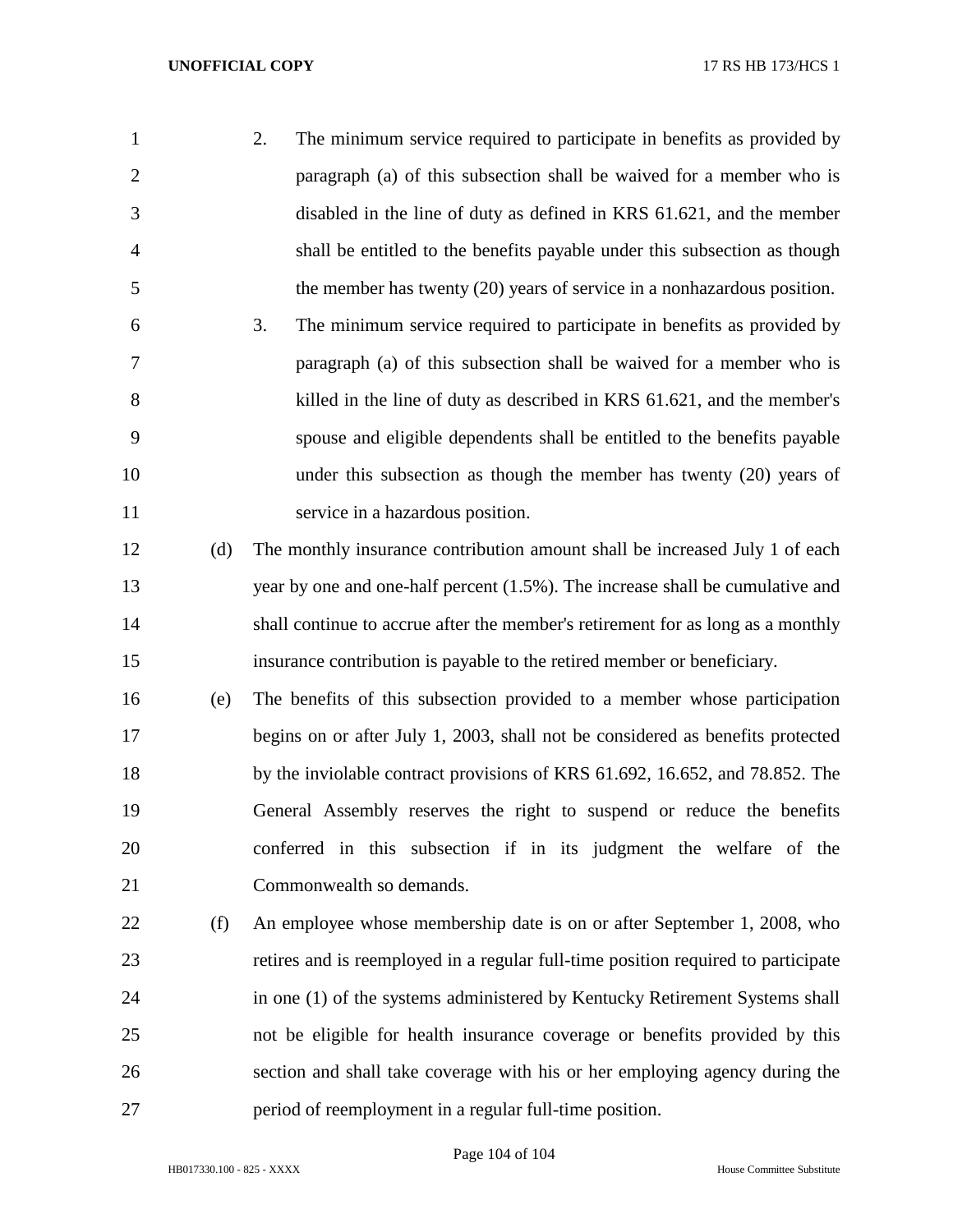2. The minimum service required to participate in benefits as provided by paragraph (a) of this subsection shall be waived for a member who is disabled in the line of duty as defined in KRS 61.621, and the member shall be entitled to the benefits payable under this subsection as though the member has twenty (20) years of service in a nonhazardous position.

3. The minimum service required to participate in benefits as provided by paragraph (a) of this subsection shall be waived for a member who is killed in the line of duty as described in KRS 61.621, and the member's spouse and eligible dependents shall be entitled to the benefits payable under this subsection as though the member has twenty (20) years of service in a hazardous position.

(d) The monthly insurance contribution amount shall be increased July 1 of each year by one and one-half percent (1.5%). The increase shall be cumulative and shall continue to accrue after the member's retirement for as long as a monthly insurance contribution is payable to the retired member or beneficiary.

(e) The benefits of this subsection provided to a member whose participation begins on or after July 1, 2003, shall not be considered as benefits protected by the inviolable contract provisions of KRS 61.692, 16.652, and 78.852. The General Assembly reserves the right to suspend or reduce the benefits conferred in this subsection if in its judgment the welfare of the Commonwealth so demands.

(f) An employee whose membership date is on or after September 1, 2008, who retires and is reemployed in a regular full-time position required to participate in one (1) of the systems administered by Kentucky Retirement Systems shall not be eligible for health insurance coverage or benefits provided by this section and shall take coverage with his or her employing agency during the period of reemployment in a regular full-time position.